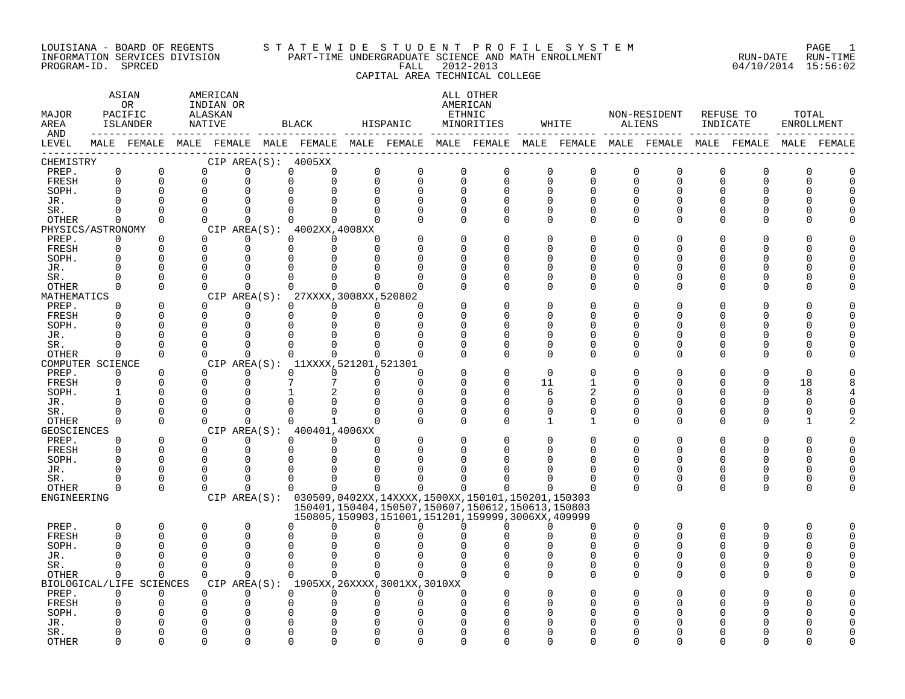LOUISIANA - BOARD OF REGENTS
INFORMATION SERVICES DIVISION
PROGRAM-ID. SPRCED

STATEWIDE STUDENT PROFILE SYSTEM
PART-TIME UNDERGRADUATE SCIENCE AND MATH ENROLLMENT
FALL 2012-2013
CAPITAL AREA TECHNICAL COLLEGE

RUN-DATE 04/10/2014 RUN-TIME 15:56:02

| MAJOR AREA AND LEVEL | ASIAN OR PACIFIC ISLANDER | | AMERICAN INDIAN OR ALASKAN NATIVE | | BLACK | | HISPANIC | | ALL OTHER AMERICAN ETHNIC MINORITIES | | WHITE | | NON-RESIDENT ALIENS | | REFUSE TO INDICATE | | TOTAL ENROLLMENT | |
|---|---|---|---|---|---|---|---|---|---|---|---|---|---|---|---|---|---|---|
| | MALE | FEMALE | MALE | FEMALE | MALE | FEMALE | MALE | FEMALE | MALE | FEMALE | MALE | FEMALE | MALE | FEMALE | MALE | FEMALE | MALE | FEMALE |
| CHEMISTRY CIP AREA(S): 4005XX | | | | | | | | | | | | | | | | | | |
| PREP. | 0 | 0 | 0 | 0 | 0 | 0 | 0 | 0 | 0 | 0 | 0 | 0 | 0 | 0 | 0 | 0 | 0 | 0 |
| FRESH | 0 | 0 | 0 | 0 | 0 | 0 | 0 | 0 | 0 | 0 | 0 | 0 | 0 | 0 | 0 | 0 | 0 | 0 |
| SOPH. | 0 | 0 | 0 | 0 | 0 | 0 | 0 | 0 | 0 | 0 | 0 | 0 | 0 | 0 | 0 | 0 | 0 | 0 |
| JR. | 0 | 0 | 0 | 0 | 0 | 0 | 0 | 0 | 0 | 0 | 0 | 0 | 0 | 0 | 0 | 0 | 0 | 0 |
| SR. | 0 | 0 | 0 | 0 | 0 | 0 | 0 | 0 | 0 | 0 | 0 | 0 | 0 | 0 | 0 | 0 | 0 | 0 |
| OTHER | 0 | 0 | 0 | 0 | 0 | 0 | 0 | 0 | 0 | 0 | 0 | 0 | 0 | 0 | 0 | 0 | 0 | 0 |
| PHYSICS/ASTRONOMY CIP AREA(S): 4002XX,4008XX | | | | | | | | | | | | | | | | | | |
| PREP. | 0 | 0 | 0 | 0 | 0 | 0 | 0 | 0 | 0 | 0 | 0 | 0 | 0 | 0 | 0 | 0 | 0 | 0 |
| FRESH | 0 | 0 | 0 | 0 | 0 | 0 | 0 | 0 | 0 | 0 | 0 | 0 | 0 | 0 | 0 | 0 | 0 | 0 |
| SOPH. | 0 | 0 | 0 | 0 | 0 | 0 | 0 | 0 | 0 | 0 | 0 | 0 | 0 | 0 | 0 | 0 | 0 | 0 |
| JR. | 0 | 0 | 0 | 0 | 0 | 0 | 0 | 0 | 0 | 0 | 0 | 0 | 0 | 0 | 0 | 0 | 0 | 0 |
| SR. | 0 | 0 | 0 | 0 | 0 | 0 | 0 | 0 | 0 | 0 | 0 | 0 | 0 | 0 | 0 | 0 | 0 | 0 |
| OTHER | 0 | 0 | 0 | 0 | 0 | 0 | 0 | 0 | 0 | 0 | 0 | 0 | 0 | 0 | 0 | 0 | 0 | 0 |
| MATHEMATICS CIP AREA(S): 27XXXX,3008XX,520802 | | | | | | | | | | | | | | | | | | |
| PREP. | 0 | 0 | 0 | 0 | 0 | 0 | 0 | 0 | 0 | 0 | 0 | 0 | 0 | 0 | 0 | 0 | 0 | 0 |
| FRESH | 0 | 0 | 0 | 0 | 0 | 0 | 0 | 0 | 0 | 0 | 0 | 0 | 0 | 0 | 0 | 0 | 0 | 0 |
| SOPH. | 0 | 0 | 0 | 0 | 0 | 0 | 0 | 0 | 0 | 0 | 0 | 0 | 0 | 0 | 0 | 0 | 0 | 0 |
| JR. | 0 | 0 | 0 | 0 | 0 | 0 | 0 | 0 | 0 | 0 | 0 | 0 | 0 | 0 | 0 | 0 | 0 | 0 |
| SR. | 0 | 0 | 0 | 0 | 0 | 0 | 0 | 0 | 0 | 0 | 0 | 0 | 0 | 0 | 0 | 0 | 0 | 0 |
| OTHER | 0 | 0 | 0 | 0 | 0 | 0 | 0 | 0 | 0 | 0 | 0 | 0 | 0 | 0 | 0 | 0 | 0 | 0 |
| COMPUTER SCIENCE CIP AREA(S): 11XXXX,521201,521301 | | | | | | | | | | | | | | | | | | |
| PREP. | 0 | 0 | 0 | 0 | 0 | 0 | 0 | 0 | 0 | 0 | 0 | 0 | 0 | 0 | 0 | 0 | 0 | 0 |
| FRESH | 0 | 0 | 0 | 0 | 7 | 7 | 0 | 0 | 0 | 0 | 11 | 1 | 0 | 0 | 0 | 0 | 18 | 8 |
| SOPH. | 1 | 0 | 0 | 0 | 1 | 2 | 0 | 0 | 0 | 0 | 6 | 2 | 0 | 0 | 0 | 0 | 8 | 4 |
| JR. | 0 | 0 | 0 | 0 | 0 | 0 | 0 | 0 | 0 | 0 | 0 | 0 | 0 | 0 | 0 | 0 | 0 | 0 |
| SR. | 0 | 0 | 0 | 0 | 0 | 0 | 0 | 0 | 0 | 0 | 0 | 0 | 0 | 0 | 0 | 0 | 0 | 0 |
| OTHER | 0 | 0 | 0 | 0 | 0 | 1 | 0 | 0 | 0 | 0 | 1 | 1 | 0 | 0 | 0 | 0 | 1 | 2 |
| GEOSCIENCES CIP AREA(S): 400401,4006XX | | | | | | | | | | | | | | | | | | |
| PREP. | 0 | 0 | 0 | 0 | 0 | 0 | 0 | 0 | 0 | 0 | 0 | 0 | 0 | 0 | 0 | 0 | 0 | 0 |
| FRESH | 0 | 0 | 0 | 0 | 0 | 0 | 0 | 0 | 0 | 0 | 0 | 0 | 0 | 0 | 0 | 0 | 0 | 0 |
| SOPH. | 0 | 0 | 0 | 0 | 0 | 0 | 0 | 0 | 0 | 0 | 0 | 0 | 0 | 0 | 0 | 0 | 0 | 0 |
| JR. | 0 | 0 | 0 | 0 | 0 | 0 | 0 | 0 | 0 | 0 | 0 | 0 | 0 | 0 | 0 | 0 | 0 | 0 |
| SR. | 0 | 0 | 0 | 0 | 0 | 0 | 0 | 0 | 0 | 0 | 0 | 0 | 0 | 0 | 0 | 0 | 0 | 0 |
| OTHER | 0 | 0 | 0 | 0 | 0 | 0 | 0 | 0 | 0 | 0 | 0 | 0 | 0 | 0 | 0 | 0 | 0 | 0 |
| ENGINEERING CIP AREA(S): 030509,0402XX,14XXXX,1500XX,150101,150201,150303 150401,150404,150507,150607,150612,150613,150803 150805,150903,151001,151201,159999,3006XX,409999 | | | | | | | | | | | | | | | | | | |
| PREP. | 0 | 0 | 0 | 0 | 0 | 0 | 0 | 0 | 0 | 0 | 0 | 0 | 0 | 0 | 0 | 0 | 0 | 0 |
| FRESH | 0 | 0 | 0 | 0 | 0 | 0 | 0 | 0 | 0 | 0 | 0 | 0 | 0 | 0 | 0 | 0 | 0 | 0 |
| SOPH. | 0 | 0 | 0 | 0 | 0 | 0 | 0 | 0 | 0 | 0 | 0 | 0 | 0 | 0 | 0 | 0 | 0 | 0 |
| JR. | 0 | 0 | 0 | 0 | 0 | 0 | 0 | 0 | 0 | 0 | 0 | 0 | 0 | 0 | 0 | 0 | 0 | 0 |
| SR. | 0 | 0 | 0 | 0 | 0 | 0 | 0 | 0 | 0 | 0 | 0 | 0 | 0 | 0 | 0 | 0 | 0 | 0 |
| OTHER | 0 | 0 | 0 | 0 | 0 | 0 | 0 | 0 | 0 | 0 | 0 | 0 | 0 | 0 | 0 | 0 | 0 | 0 |
| BIOLOGICAL/LIFE SCIENCES CIP AREA(S): 1905XX,26XXXX,3001XX,3010XX | | | | | | | | | | | | | | | | | | |
| PREP. | 0 | 0 | 0 | 0 | 0 | 0 | 0 | 0 | 0 | 0 | 0 | 0 | 0 | 0 | 0 | 0 | 0 | 0 |
| FRESH | 0 | 0 | 0 | 0 | 0 | 0 | 0 | 0 | 0 | 0 | 0 | 0 | 0 | 0 | 0 | 0 | 0 | 0 |
| SOPH. | 0 | 0 | 0 | 0 | 0 | 0 | 0 | 0 | 0 | 0 | 0 | 0 | 0 | 0 | 0 | 0 | 0 | 0 |
| JR. | 0 | 0 | 0 | 0 | 0 | 0 | 0 | 0 | 0 | 0 | 0 | 0 | 0 | 0 | 0 | 0 | 0 | 0 |
| SR. | 0 | 0 | 0 | 0 | 0 | 0 | 0 | 0 | 0 | 0 | 0 | 0 | 0 | 0 | 0 | 0 | 0 | 0 |
| OTHER | 0 | 0 | 0 | 0 | 0 | 0 | 0 | 0 | 0 | 0 | 0 | 0 | 0 | 0 | 0 | 0 | 0 | 0 |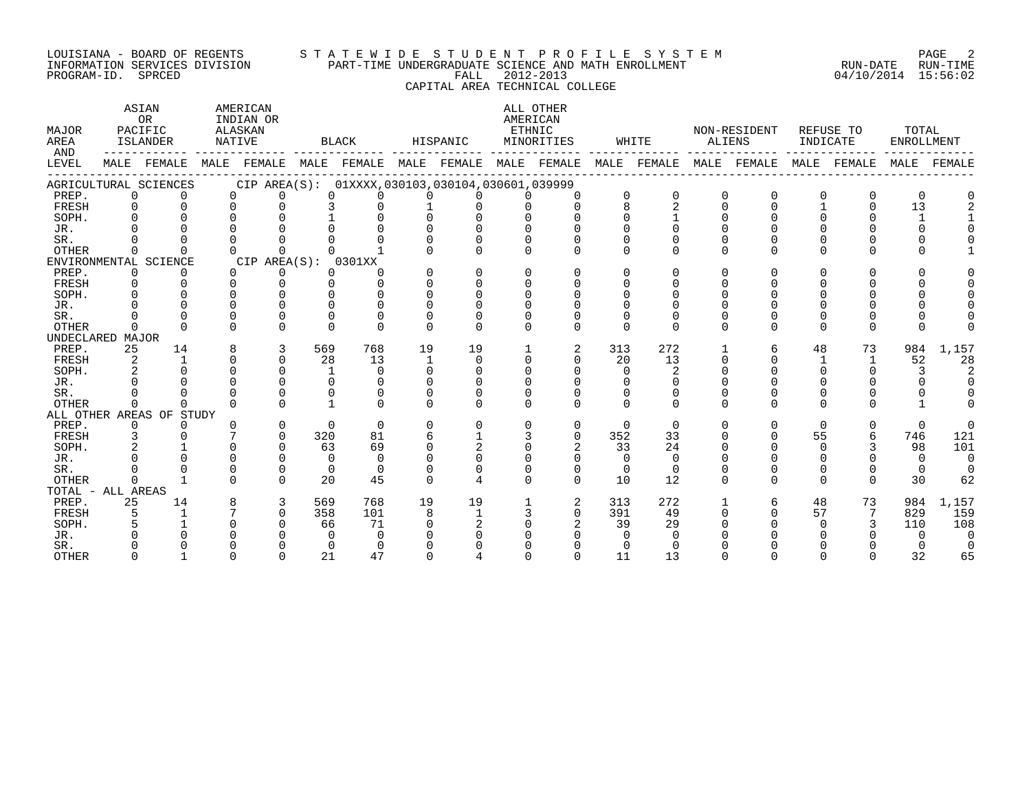LOUISIANA - BOARD OF REGENTS
INFORMATION SERVICES DIVISION
PROGRAM-ID. SPRCED

STATEWIDE STUDENT PROFILE SYSTEM
PART-TIME UNDERGRADUATE SCIENCE AND MATH ENROLLMENT
FALL 2012-2013
CAPITAL AREA TECHNICAL COLLEGE

RUN-DATE 04/10/2014 RUN-TIME 15:56:02

| MAJOR AREA AND LEVEL | ASIAN OR PACIFIC ISLANDER MALE | ASIAN OR PACIFIC ISLANDER FEMALE | AMERICAN INDIAN OR ALASKAN NATIVE MALE | AMERICAN INDIAN OR ALASKAN NATIVE FEMALE | BLACK MALE | BLACK FEMALE | HISPANIC MALE | HISPANIC FEMALE | ALL OTHER AMERICAN ETHNIC MINORITIES MALE | ALL OTHER AMERICAN ETHNIC MINORITIES FEMALE | WHITE MALE | WHITE FEMALE | NON-RESIDENT ALIENS MALE | NON-RESIDENT ALIENS FEMALE | REFUSE TO INDICATE MALE | REFUSE TO INDICATE FEMALE | TOTAL ENROLLMENT MALE | TOTAL ENROLLMENT FEMALE |
|---|---|---|---|---|---|---|---|---|---|---|---|---|---|---|---|---|---|---|
| AGRICULTURAL SCIENCES CIP AREA(S): 01XXXX,030103,030104,030601,039999 | | | | | | | | | | | | | | | | | | |
| PREP. | 0 | 0 | 0 | 0 | 0 | 0 | 0 | 0 | 0 | 0 | 0 | 0 | 0 | 0 | 0 | 0 | 0 | 0 |
| FRESH | 0 | 0 | 0 | 0 | 3 | 0 | 1 | 0 | 0 | 0 | 8 | 2 | 0 | 0 | 1 | 0 | 13 | 2 |
| SOPH. | 0 | 0 | 0 | 0 | 1 | 0 | 0 | 0 | 0 | 0 | 0 | 1 | 0 | 0 | 0 | 0 | 1 | 1 |
| JR. | 0 | 0 | 0 | 0 | 0 | 0 | 0 | 0 | 0 | 0 | 0 | 0 | 0 | 0 | 0 | 0 | 0 | 0 |
| SR. | 0 | 0 | 0 | 0 | 0 | 0 | 0 | 0 | 0 | 0 | 0 | 0 | 0 | 0 | 0 | 0 | 0 | 0 |
| OTHER | 0 | 0 | 0 | 0 | 0 | 1 | 0 | 0 | 0 | 0 | 0 | 0 | 0 | 0 | 0 | 0 | 0 | 1 |
| ENVIRONMENTAL SCIENCE CIP AREA(S): 0301XX | | | | | | | | | | | | | | | | | | |
| PREP. | 0 | 0 | 0 | 0 | 0 | 0 | 0 | 0 | 0 | 0 | 0 | 0 | 0 | 0 | 0 | 0 | 0 | 0 |
| FRESH | 0 | 0 | 0 | 0 | 0 | 0 | 0 | 0 | 0 | 0 | 0 | 0 | 0 | 0 | 0 | 0 | 0 | 0 |
| SOPH. | 0 | 0 | 0 | 0 | 0 | 0 | 0 | 0 | 0 | 0 | 0 | 0 | 0 | 0 | 0 | 0 | 0 | 0 |
| JR. | 0 | 0 | 0 | 0 | 0 | 0 | 0 | 0 | 0 | 0 | 0 | 0 | 0 | 0 | 0 | 0 | 0 | 0 |
| SR. | 0 | 0 | 0 | 0 | 0 | 0 | 0 | 0 | 0 | 0 | 0 | 0 | 0 | 0 | 0 | 0 | 0 | 0 |
| OTHER | 0 | 0 | 0 | 0 | 0 | 0 | 0 | 0 | 0 | 0 | 0 | 0 | 0 | 0 | 0 | 0 | 0 | 0 |
| UNDECLARED MAJOR | | | | | | | | | | | | | | | | | | |
| PREP. | 25 | 14 | 8 | 3 | 569 | 768 | 19 | 19 | 1 | 2 | 313 | 272 | 1 | 6 | 48 | 73 | 984 | 1,157 |
| FRESH | 2 | 1 | 0 | 0 | 28 | 13 | 1 | 0 | 0 | 0 | 20 | 13 | 0 | 0 | 1 | 1 | 52 | 28 |
| SOPH. | 2 | 0 | 0 | 0 | 1 | 0 | 0 | 0 | 0 | 0 | 0 | 2 | 0 | 0 | 0 | 0 | 3 | 2 |
| JR. | 0 | 0 | 0 | 0 | 0 | 0 | 0 | 0 | 0 | 0 | 0 | 0 | 0 | 0 | 0 | 0 | 0 | 0 |
| SR. | 0 | 0 | 0 | 0 | 0 | 0 | 0 | 0 | 0 | 0 | 0 | 0 | 0 | 0 | 0 | 0 | 0 | 0 |
| OTHER | 0 | 0 | 0 | 0 | 1 | 0 | 0 | 0 | 0 | 0 | 0 | 0 | 0 | 0 | 0 | 0 | 1 | 0 |
| ALL OTHER AREAS OF STUDY | | | | | | | | | | | | | | | | | | |
| PREP. | 0 | 0 | 0 | 0 | 0 | 0 | 0 | 0 | 0 | 0 | 0 | 0 | 0 | 0 | 0 | 0 | 0 | 0 |
| FRESH | 3 | 0 | 7 | 0 | 320 | 81 | 6 | 1 | 3 | 0 | 352 | 33 | 0 | 0 | 55 | 6 | 746 | 121 |
| SOPH. | 2 | 1 | 0 | 0 | 63 | 69 | 0 | 2 | 0 | 2 | 33 | 24 | 0 | 0 | 0 | 3 | 98 | 101 |
| JR. | 0 | 0 | 0 | 0 | 0 | 0 | 0 | 0 | 0 | 0 | 0 | 0 | 0 | 0 | 0 | 0 | 0 | 0 |
| SR. | 0 | 0 | 0 | 0 | 0 | 0 | 0 | 0 | 0 | 0 | 0 | 0 | 0 | 0 | 0 | 0 | 0 | 0 |
| OTHER | 0 | 1 | 0 | 0 | 20 | 45 | 0 | 4 | 0 | 0 | 10 | 12 | 0 | 0 | 0 | 0 | 30 | 62 |
| TOTAL - ALL AREAS | | | | | | | | | | | | | | | | | | |
| PREP. | 25 | 14 | 8 | 3 | 569 | 768 | 19 | 19 | 1 | 2 | 313 | 272 | 1 | 6 | 48 | 73 | 984 | 1,157 |
| FRESH | 5 | 1 | 7 | 0 | 358 | 101 | 8 | 1 | 3 | 0 | 391 | 49 | 0 | 0 | 57 | 7 | 829 | 159 |
| SOPH. | 5 | 1 | 0 | 0 | 66 | 71 | 0 | 2 | 0 | 2 | 39 | 29 | 0 | 0 | 0 | 3 | 110 | 108 |
| JR. | 0 | 0 | 0 | 0 | 0 | 0 | 0 | 0 | 0 | 0 | 0 | 0 | 0 | 0 | 0 | 0 | 0 | 0 |
| SR. | 0 | 0 | 0 | 0 | 0 | 0 | 0 | 0 | 0 | 0 | 0 | 0 | 0 | 0 | 0 | 0 | 0 | 0 |
| OTHER | 0 | 1 | 0 | 0 | 21 | 47 | 0 | 4 | 0 | 0 | 11 | 13 | 0 | 0 | 0 | 0 | 32 | 65 |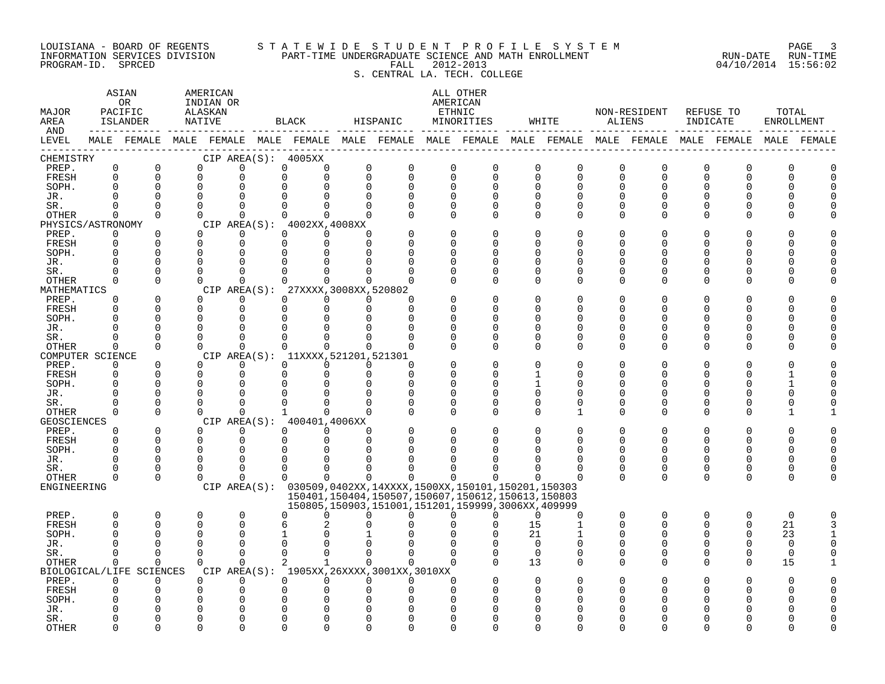LOUISIANA - BOARD OF REGENTS
INFORMATION SERVICES DIVISION
PROGRAM-ID. SPRCED

STATEWIDE STUDENT PROFILE SYSTEM
PART-TIME UNDERGRADUATE SCIENCE AND MATH ENROLLMENT
FALL 2012-2013
S. CENTRAL LA. TECH. COLLEGE

RUN-DATE 04/10/2014 RUN-TIME 15:56:02

| MAJOR AREA AND LEVEL | ASIAN OR PACIFIC ISLANDER MALE | ASIAN OR PACIFIC ISLANDER FEMALE | AMERICAN INDIAN OR ALASKAN NATIVE MALE | AMERICAN INDIAN OR ALASKAN NATIVE FEMALE | BLACK MALE | BLACK FEMALE | HISPANIC MALE | HISPANIC FEMALE | ALL OTHER AMERICAN ETHNIC MINORITIES MALE | ALL OTHER AMERICAN ETHNIC MINORITIES FEMALE | WHITE MALE | WHITE FEMALE | NON-RESIDENT ALIENS MALE | NON-RESIDENT ALIENS FEMALE | REFUSE TO INDICATE MALE | REFUSE TO INDICATE FEMALE | TOTAL ENROLLMENT MALE | TOTAL ENROLLMENT FEMALE |
|---|---|---|---|---|---|---|---|---|---|---|---|---|---|---|---|---|---|---|
| CHEMISTRY CIP AREA(S): 4005XX | | | | | | | | | | | | | | | | | | |
| PREP. | 0 | 0 | 0 | 0 | 0 | 0 | 0 | 0 | 0 | 0 | 0 | 0 | 0 | 0 | 0 | 0 | 0 | 0 |
| FRESH | 0 | 0 | 0 | 0 | 0 | 0 | 0 | 0 | 0 | 0 | 0 | 0 | 0 | 0 | 0 | 0 | 0 | 0 |
| SOPH. | 0 | 0 | 0 | 0 | 0 | 0 | 0 | 0 | 0 | 0 | 0 | 0 | 0 | 0 | 0 | 0 | 0 | 0 |
| JR. | 0 | 0 | 0 | 0 | 0 | 0 | 0 | 0 | 0 | 0 | 0 | 0 | 0 | 0 | 0 | 0 | 0 | 0 |
| SR. | 0 | 0 | 0 | 0 | 0 | 0 | 0 | 0 | 0 | 0 | 0 | 0 | 0 | 0 | 0 | 0 | 0 | 0 |
| OTHER | 0 | 0 | 0 | 0 | 0 | 0 | 0 | 0 | 0 | 0 | 0 | 0 | 0 | 0 | 0 | 0 | 0 | 0 |
| PHYSICS/ASTRONOMY CIP AREA(S): 4002XX,4008XX | | | | | | | | | | | | | | | | | | |
| PREP. | 0 | 0 | 0 | 0 | 0 | 0 | 0 | 0 | 0 | 0 | 0 | 0 | 0 | 0 | 0 | 0 | 0 | 0 |
| FRESH | 0 | 0 | 0 | 0 | 0 | 0 | 0 | 0 | 0 | 0 | 0 | 0 | 0 | 0 | 0 | 0 | 0 | 0 |
| SOPH. | 0 | 0 | 0 | 0 | 0 | 0 | 0 | 0 | 0 | 0 | 0 | 0 | 0 | 0 | 0 | 0 | 0 | 0 |
| JR. | 0 | 0 | 0 | 0 | 0 | 0 | 0 | 0 | 0 | 0 | 0 | 0 | 0 | 0 | 0 | 0 | 0 | 0 |
| SR. | 0 | 0 | 0 | 0 | 0 | 0 | 0 | 0 | 0 | 0 | 0 | 0 | 0 | 0 | 0 | 0 | 0 | 0 |
| OTHER | 0 | 0 | 0 | 0 | 0 | 0 | 0 | 0 | 0 | 0 | 0 | 0 | 0 | 0 | 0 | 0 | 0 | 0 |
| MATHEMATICS CIP AREA(S): 27XXXX,3008XX,520802 | | | | | | | | | | | | | | | | | | |
| PREP. | 0 | 0 | 0 | 0 | 0 | 0 | 0 | 0 | 0 | 0 | 0 | 0 | 0 | 0 | 0 | 0 | 0 | 0 |
| FRESH | 0 | 0 | 0 | 0 | 0 | 0 | 0 | 0 | 0 | 0 | 0 | 0 | 0 | 0 | 0 | 0 | 0 | 0 |
| SOPH. | 0 | 0 | 0 | 0 | 0 | 0 | 0 | 0 | 0 | 0 | 0 | 0 | 0 | 0 | 0 | 0 | 0 | 0 |
| JR. | 0 | 0 | 0 | 0 | 0 | 0 | 0 | 0 | 0 | 0 | 0 | 0 | 0 | 0 | 0 | 0 | 0 | 0 |
| SR. | 0 | 0 | 0 | 0 | 0 | 0 | 0 | 0 | 0 | 0 | 0 | 0 | 0 | 0 | 0 | 0 | 0 | 0 |
| OTHER | 0 | 0 | 0 | 0 | 0 | 0 | 0 | 0 | 0 | 0 | 0 | 0 | 0 | 0 | 0 | 0 | 0 | 0 |
| COMPUTER SCIENCE CIP AREA(S): 11XXXX,521201,521301 | | | | | | | | | | | | | | | | | | |
| PREP. | 0 | 0 | 0 | 0 | 0 | 0 | 0 | 0 | 0 | 0 | 0 | 0 | 0 | 0 | 0 | 0 | 0 | 0 |
| FRESH | 0 | 0 | 0 | 0 | 0 | 0 | 0 | 0 | 0 | 0 | 1 | 0 | 0 | 0 | 0 | 0 | 1 | 0 |
| SOPH. | 0 | 0 | 0 | 0 | 0 | 0 | 0 | 0 | 0 | 0 | 1 | 0 | 0 | 0 | 0 | 0 | 1 | 0 |
| JR. | 0 | 0 | 0 | 0 | 0 | 0 | 0 | 0 | 0 | 0 | 0 | 0 | 0 | 0 | 0 | 0 | 0 | 0 |
| SR. | 0 | 0 | 0 | 0 | 0 | 0 | 0 | 0 | 0 | 0 | 0 | 0 | 0 | 0 | 0 | 0 | 0 | 0 |
| OTHER | 0 | 0 | 0 | 0 | 1 | 0 | 0 | 0 | 0 | 0 | 0 | 1 | 0 | 0 | 0 | 0 | 1 | 1 |
| GEOSCIENCES CIP AREA(S): 400401,4006XX | | | | | | | | | | | | | | | | | | |
| PREP. | 0 | 0 | 0 | 0 | 0 | 0 | 0 | 0 | 0 | 0 | 0 | 0 | 0 | 0 | 0 | 0 | 0 | 0 |
| FRESH | 0 | 0 | 0 | 0 | 0 | 0 | 0 | 0 | 0 | 0 | 0 | 0 | 0 | 0 | 0 | 0 | 0 | 0 |
| SOPH. | 0 | 0 | 0 | 0 | 0 | 0 | 0 | 0 | 0 | 0 | 0 | 0 | 0 | 0 | 0 | 0 | 0 | 0 |
| JR. | 0 | 0 | 0 | 0 | 0 | 0 | 0 | 0 | 0 | 0 | 0 | 0 | 0 | 0 | 0 | 0 | 0 | 0 |
| SR. | 0 | 0 | 0 | 0 | 0 | 0 | 0 | 0 | 0 | 0 | 0 | 0 | 0 | 0 | 0 | 0 | 0 | 0 |
| OTHER | 0 | 0 | 0 | 0 | 0 | 0 | 0 | 0 | 0 | 0 | 0 | 0 | 0 | 0 | 0 | 0 | 0 | 0 |
| ENGINEERING CIP AREA(S): 030509,0402XX,14XXXX,1500XX,150101,150201,150303 150401,150404,150507,150607,150612,150613,150803 150805,150903,151001,151201,159999,3006XX,409999 | | | | | | | | | | | | | | | | | | |
| PREP. | 0 | 0 | 0 | 0 | 0 | 0 | 0 | 0 | 0 | 0 | 0 | 0 | 0 | 0 | 0 | 0 | 0 | 0 |
| FRESH | 0 | 0 | 0 | 0 | 6 | 2 | 0 | 0 | 0 | 0 | 15 | 1 | 0 | 0 | 0 | 0 | 21 | 3 |
| SOPH. | 0 | 0 | 0 | 0 | 1 | 0 | 1 | 0 | 0 | 0 | 21 | 1 | 0 | 0 | 0 | 0 | 23 | 1 |
| JR. | 0 | 0 | 0 | 0 | 0 | 0 | 0 | 0 | 0 | 0 | 0 | 0 | 0 | 0 | 0 | 0 | 0 | 0 |
| SR. | 0 | 0 | 0 | 0 | 0 | 0 | 0 | 0 | 0 | 0 | 0 | 0 | 0 | 0 | 0 | 0 | 0 | 0 |
| OTHER | 0 | 0 | 0 | 0 | 2 | 1 | 0 | 0 | 0 | 0 | 13 | 0 | 0 | 0 | 0 | 0 | 15 | 1 |
| BIOLOGICAL/LIFE SCIENCES CIP AREA(S): 1905XX,26XXXX,3001XX,3010XX | | | | | | | | | | | | | | | | | | |
| PREP. | 0 | 0 | 0 | 0 | 0 | 0 | 0 | 0 | 0 | 0 | 0 | 0 | 0 | 0 | 0 | 0 | 0 | 0 |
| FRESH | 0 | 0 | 0 | 0 | 0 | 0 | 0 | 0 | 0 | 0 | 0 | 0 | 0 | 0 | 0 | 0 | 0 | 0 |
| SOPH. | 0 | 0 | 0 | 0 | 0 | 0 | 0 | 0 | 0 | 0 | 0 | 0 | 0 | 0 | 0 | 0 | 0 | 0 |
| JR. | 0 | 0 | 0 | 0 | 0 | 0 | 0 | 0 | 0 | 0 | 0 | 0 | 0 | 0 | 0 | 0 | 0 | 0 |
| SR. | 0 | 0 | 0 | 0 | 0 | 0 | 0 | 0 | 0 | 0 | 0 | 0 | 0 | 0 | 0 | 0 | 0 | 0 |
| OTHER | 0 | 0 | 0 | 0 | 0 | 0 | 0 | 0 | 0 | 0 | 0 | 0 | 0 | 0 | 0 | 0 | 0 | 0 |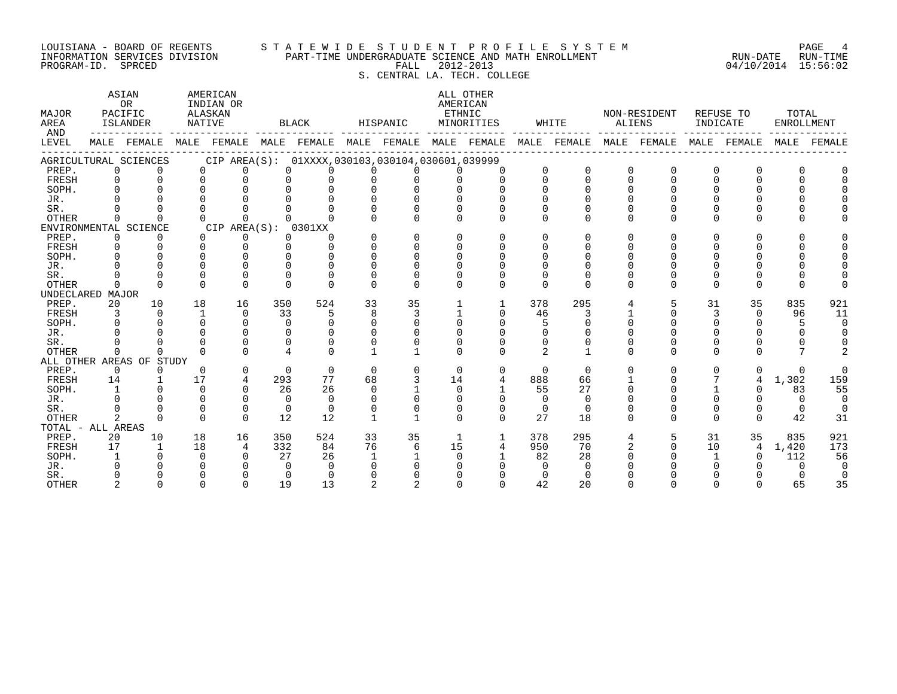LOUISIANA - BOARD OF REGENTS
INFORMATION SERVICES DIVISION
PROGRAM-ID. SPRCED

STATEWIDE STUDENT PROFILE SYSTEM
PART-TIME UNDERGRADUATE SCIENCE AND MATH ENROLLMENT
FALL 2012-2013
S. CENTRAL LA. TECH. COLLEGE

RUN-DATE 04/10/2014 RUN-TIME 15:56:02

| MAJOR AREA AND LEVEL | ASIAN OR PACIFIC ISLANDER | | AMERICAN INDIAN OR ALASKAN NATIVE | | BLACK | | HISPANIC | | ALL OTHER AMERICAN ETHNIC MINORITIES | | WHITE | | NON-RESIDENT ALIENS | | REFUSE TO INDICATE | | TOTAL ENROLLMENT | |
|---|---|---|---|---|---|---|---|---|---|---|---|---|---|---|---|---|---|---|
| | MALE | FEMALE | MALE | FEMALE | MALE | FEMALE | MALE | FEMALE | MALE | FEMALE | MALE | FEMALE | MALE | FEMALE | MALE | FEMALE | MALE | FEMALE |
| **AGRICULTURAL SCIENCES CIP AREA(S): 01XXXX,030103,030104,030601,039999** | | | | | | | | | | | | | | | | | | |
| PREP. | 0 | 0 | 0 | 0 | 0 | 0 | 0 | 0 | 0 | 0 | 0 | 0 | 0 | 0 | 0 | 0 | 0 | 0 |
| FRESH | 0 | 0 | 0 | 0 | 0 | 0 | 0 | 0 | 0 | 0 | 0 | 0 | 0 | 0 | 0 | 0 | 0 | 0 |
| SOPH. | 0 | 0 | 0 | 0 | 0 | 0 | 0 | 0 | 0 | 0 | 0 | 0 | 0 | 0 | 0 | 0 | 0 | 0 |
| JR. | 0 | 0 | 0 | 0 | 0 | 0 | 0 | 0 | 0 | 0 | 0 | 0 | 0 | 0 | 0 | 0 | 0 | 0 |
| SR. | 0 | 0 | 0 | 0 | 0 | 0 | 0 | 0 | 0 | 0 | 0 | 0 | 0 | 0 | 0 | 0 | 0 | 0 |
| OTHER | 0 | 0 | 0 | 0 | 0 | 0 | 0 | 0 | 0 | 0 | 0 | 0 | 0 | 0 | 0 | 0 | 0 | 0 |
| **ENVIRONMENTAL SCIENCE CIP AREA(S): 0301XX** | | | | | | | | | | | | | | | | | | |
| PREP. | 0 | 0 | 0 | 0 | 0 | 0 | 0 | 0 | 0 | 0 | 0 | 0 | 0 | 0 | 0 | 0 | 0 | 0 |
| FRESH | 0 | 0 | 0 | 0 | 0 | 0 | 0 | 0 | 0 | 0 | 0 | 0 | 0 | 0 | 0 | 0 | 0 | 0 |
| SOPH. | 0 | 0 | 0 | 0 | 0 | 0 | 0 | 0 | 0 | 0 | 0 | 0 | 0 | 0 | 0 | 0 | 0 | 0 |
| JR. | 0 | 0 | 0 | 0 | 0 | 0 | 0 | 0 | 0 | 0 | 0 | 0 | 0 | 0 | 0 | 0 | 0 | 0 |
| SR. | 0 | 0 | 0 | 0 | 0 | 0 | 0 | 0 | 0 | 0 | 0 | 0 | 0 | 0 | 0 | 0 | 0 | 0 |
| OTHER | 0 | 0 | 0 | 0 | 0 | 0 | 0 | 0 | 0 | 0 | 0 | 0 | 0 | 0 | 0 | 0 | 0 | 0 |
| **UNDECLARED MAJOR** | | | | | | | | | | | | | | | | | | |
| PREP. | 20 | 10 | 18 | 16 | 350 | 524 | 33 | 35 | 1 | 1 | 378 | 295 | 4 | 5 | 31 | 35 | 835 | 921 |
| FRESH | 3 | 0 | 1 | 0 | 33 | 5 | 8 | 3 | 1 | 0 | 46 | 3 | 1 | 0 | 3 | 0 | 96 | 11 |
| SOPH. | 0 | 0 | 0 | 0 | 0 | 0 | 0 | 0 | 0 | 0 | 5 | 0 | 0 | 0 | 0 | 0 | 5 | 0 |
| JR. | 0 | 0 | 0 | 0 | 0 | 0 | 0 | 0 | 0 | 0 | 0 | 0 | 0 | 0 | 0 | 0 | 0 | 0 |
| SR. | 0 | 0 | 0 | 0 | 0 | 0 | 0 | 0 | 0 | 0 | 0 | 0 | 0 | 0 | 0 | 0 | 0 | 0 |
| OTHER | 0 | 0 | 0 | 0 | 4 | 0 | 1 | 1 | 0 | 0 | 2 | 1 | 0 | 0 | 0 | 0 | 7 | 2 |
| **ALL OTHER AREAS OF STUDY** | | | | | | | | | | | | | | | | | | |
| PREP. | 0 | 0 | 0 | 0 | 0 | 0 | 0 | 0 | 0 | 0 | 0 | 0 | 0 | 0 | 0 | 0 | 0 | 0 |
| FRESH | 14 | 1 | 17 | 4 | 293 | 77 | 68 | 3 | 14 | 4 | 888 | 66 | 1 | 0 | 7 | 4 | 1,302 | 159 |
| SOPH. | 1 | 0 | 0 | 0 | 26 | 26 | 0 | 1 | 0 | 1 | 55 | 27 | 0 | 0 | 1 | 0 | 83 | 55 |
| JR. | 0 | 0 | 0 | 0 | 0 | 0 | 0 | 0 | 0 | 0 | 0 | 0 | 0 | 0 | 0 | 0 | 0 | 0 |
| SR. | 0 | 0 | 0 | 0 | 0 | 0 | 0 | 0 | 0 | 0 | 0 | 0 | 0 | 0 | 0 | 0 | 0 | 0 |
| OTHER | 2 | 0 | 0 | 0 | 12 | 12 | 1 | 1 | 0 | 0 | 27 | 18 | 0 | 0 | 0 | 0 | 42 | 31 |
| **TOTAL - ALL AREAS** | | | | | | | | | | | | | | | | | | |
| PREP. | 20 | 10 | 18 | 16 | 350 | 524 | 33 | 35 | 1 | 1 | 378 | 295 | 4 | 5 | 31 | 35 | 835 | 921 |
| FRESH | 17 | 1 | 18 | 4 | 332 | 84 | 76 | 6 | 15 | 4 | 950 | 70 | 2 | 0 | 10 | 4 | 1,420 | 173 |
| SOPH. | 1 | 0 | 0 | 0 | 27 | 26 | 1 | 1 | 0 | 1 | 82 | 28 | 0 | 0 | 1 | 0 | 112 | 56 |
| JR. | 0 | 0 | 0 | 0 | 0 | 0 | 0 | 0 | 0 | 0 | 0 | 0 | 0 | 0 | 0 | 0 | 0 | 0 |
| SR. | 0 | 0 | 0 | 0 | 0 | 0 | 0 | 0 | 0 | 0 | 0 | 0 | 0 | 0 | 0 | 0 | 0 | 0 |
| OTHER | 2 | 0 | 0 | 0 | 19 | 13 | 2 | 2 | 0 | 0 | 42 | 20 | 0 | 0 | 0 | 0 | 65 | 35 |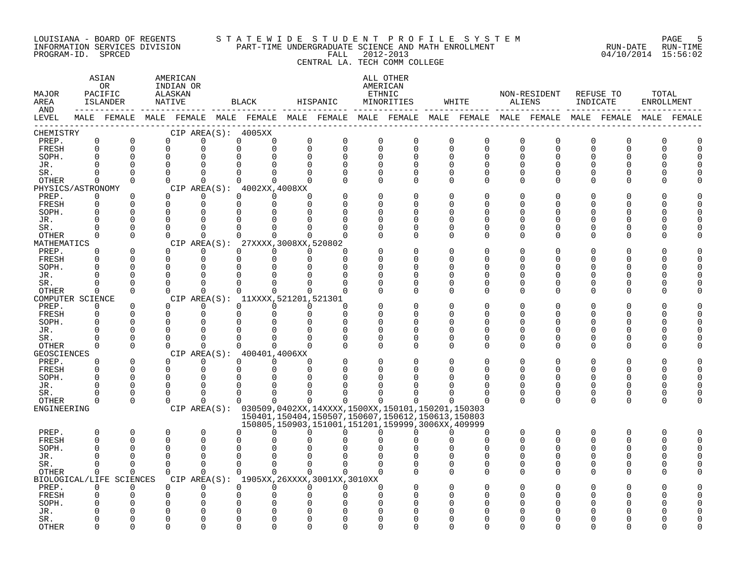LOUISIANA - BOARD OF REGENTS
INFORMATION SERVICES DIVISION
PROGRAM-ID. SPRCED

STATEWIDE STUDENT PROFILE SYSTEM
PART-TIME UNDERGRADUATE SCIENCE AND MATH ENROLLMENT
FALL 2012-2013
CENTRAL LA. TECH COMM COLLEGE

RUN-DATE 04/10/2014 RUN-TIME 15:56:02

| MAJOR AREA AND LEVEL | ASIAN OR PACIFIC ISLANDER | | AMERICAN INDIAN OR ALASKAN NATIVE | | BLACK | | HISPANIC | | ALL OTHER AMERICAN ETHNIC MINORITIES | | WHITE | | NON-RESIDENT ALIENS | | REFUSE TO INDICATE | | TOTAL ENROLLMENT | |
|---|---|---|---|---|---|---|---|---|---|---|---|---|---|---|---|---|---|---|
| | MALE | FEMALE | MALE | FEMALE | MALE | FEMALE | MALE | FEMALE | MALE | FEMALE | MALE | FEMALE | MALE | FEMALE | MALE | FEMALE | MALE | FEMALE |
| CHEMISTRY CIP AREA(S): 4005XX | | | | | | | | | | | | | | | | | | |
| PREP. | 0 | 0 | 0 | 0 | 0 | 0 | 0 | 0 | 0 | 0 | 0 | 0 | 0 | 0 | 0 | 0 | 0 | 0 |
| FRESH | 0 | 0 | 0 | 0 | 0 | 0 | 0 | 0 | 0 | 0 | 0 | 0 | 0 | 0 | 0 | 0 | 0 | 0 |
| SOPH. | 0 | 0 | 0 | 0 | 0 | 0 | 0 | 0 | 0 | 0 | 0 | 0 | 0 | 0 | 0 | 0 | 0 | 0 |
| JR. | 0 | 0 | 0 | 0 | 0 | 0 | 0 | 0 | 0 | 0 | 0 | 0 | 0 | 0 | 0 | 0 | 0 | 0 |
| SR. | 0 | 0 | 0 | 0 | 0 | 0 | 0 | 0 | 0 | 0 | 0 | 0 | 0 | 0 | 0 | 0 | 0 | 0 |
| OTHER | 0 | 0 | 0 | 0 | 0 | 0 | 0 | 0 | 0 | 0 | 0 | 0 | 0 | 0 | 0 | 0 | 0 | 0 |
| PHYSICS/ASTRONOMY CIP AREA(S): 4002XX,4008XX | | | | | | | | | | | | | | | | | | |
| PREP. | 0 | 0 | 0 | 0 | 0 | 0 | 0 | 0 | 0 | 0 | 0 | 0 | 0 | 0 | 0 | 0 | 0 | 0 |
| FRESH | 0 | 0 | 0 | 0 | 0 | 0 | 0 | 0 | 0 | 0 | 0 | 0 | 0 | 0 | 0 | 0 | 0 | 0 |
| SOPH. | 0 | 0 | 0 | 0 | 0 | 0 | 0 | 0 | 0 | 0 | 0 | 0 | 0 | 0 | 0 | 0 | 0 | 0 |
| JR. | 0 | 0 | 0 | 0 | 0 | 0 | 0 | 0 | 0 | 0 | 0 | 0 | 0 | 0 | 0 | 0 | 0 | 0 |
| SR. | 0 | 0 | 0 | 0 | 0 | 0 | 0 | 0 | 0 | 0 | 0 | 0 | 0 | 0 | 0 | 0 | 0 | 0 |
| OTHER | 0 | 0 | 0 | 0 | 0 | 0 | 0 | 0 | 0 | 0 | 0 | 0 | 0 | 0 | 0 | 0 | 0 | 0 |
| MATHEMATICS CIP AREA(S): 27XXXX,3008XX,520802 | | | | | | | | | | | | | | | | | | |
| PREP. | 0 | 0 | 0 | 0 | 0 | 0 | 0 | 0 | 0 | 0 | 0 | 0 | 0 | 0 | 0 | 0 | 0 | 0 |
| FRESH | 0 | 0 | 0 | 0 | 0 | 0 | 0 | 0 | 0 | 0 | 0 | 0 | 0 | 0 | 0 | 0 | 0 | 0 |
| SOPH. | 0 | 0 | 0 | 0 | 0 | 0 | 0 | 0 | 0 | 0 | 0 | 0 | 0 | 0 | 0 | 0 | 0 | 0 |
| JR. | 0 | 0 | 0 | 0 | 0 | 0 | 0 | 0 | 0 | 0 | 0 | 0 | 0 | 0 | 0 | 0 | 0 | 0 |
| SR. | 0 | 0 | 0 | 0 | 0 | 0 | 0 | 0 | 0 | 0 | 0 | 0 | 0 | 0 | 0 | 0 | 0 | 0 |
| OTHER | 0 | 0 | 0 | 0 | 0 | 0 | 0 | 0 | 0 | 0 | 0 | 0 | 0 | 0 | 0 | 0 | 0 | 0 |
| COMPUTER SCIENCE CIP AREA(S): 11XXXX,521201,521301 | | | | | | | | | | | | | | | | | | |
| PREP. | 0 | 0 | 0 | 0 | 0 | 0 | 0 | 0 | 0 | 0 | 0 | 0 | 0 | 0 | 0 | 0 | 0 | 0 |
| FRESH | 0 | 0 | 0 | 0 | 0 | 0 | 0 | 0 | 0 | 0 | 0 | 0 | 0 | 0 | 0 | 0 | 0 | 0 |
| SOPH. | 0 | 0 | 0 | 0 | 0 | 0 | 0 | 0 | 0 | 0 | 0 | 0 | 0 | 0 | 0 | 0 | 0 | 0 |
| JR. | 0 | 0 | 0 | 0 | 0 | 0 | 0 | 0 | 0 | 0 | 0 | 0 | 0 | 0 | 0 | 0 | 0 | 0 |
| SR. | 0 | 0 | 0 | 0 | 0 | 0 | 0 | 0 | 0 | 0 | 0 | 0 | 0 | 0 | 0 | 0 | 0 | 0 |
| OTHER | 0 | 0 | 0 | 0 | 0 | 0 | 0 | 0 | 0 | 0 | 0 | 0 | 0 | 0 | 0 | 0 | 0 | 0 |
| GEOSCIENCES CIP AREA(S): 400401,4006XX | | | | | | | | | | | | | | | | | | |
| PREP. | 0 | 0 | 0 | 0 | 0 | 0 | 0 | 0 | 0 | 0 | 0 | 0 | 0 | 0 | 0 | 0 | 0 | 0 |
| FRESH | 0 | 0 | 0 | 0 | 0 | 0 | 0 | 0 | 0 | 0 | 0 | 0 | 0 | 0 | 0 | 0 | 0 | 0 |
| SOPH. | 0 | 0 | 0 | 0 | 0 | 0 | 0 | 0 | 0 | 0 | 0 | 0 | 0 | 0 | 0 | 0 | 0 | 0 |
| JR. | 0 | 0 | 0 | 0 | 0 | 0 | 0 | 0 | 0 | 0 | 0 | 0 | 0 | 0 | 0 | 0 | 0 | 0 |
| SR. | 0 | 0 | 0 | 0 | 0 | 0 | 0 | 0 | 0 | 0 | 0 | 0 | 0 | 0 | 0 | 0 | 0 | 0 |
| OTHER | 0 | 0 | 0 | 0 | 0 | 0 | 0 | 0 | 0 | 0 | 0 | 0 | 0 | 0 | 0 | 0 | 0 | 0 |
| ENGINEERING CIP AREA(S): 030509,0402XX,14XXXX,1500XX,150101,150201,150303 150401,150404,150507,150607,150612,150613,150803 150805,150903,151001,151201,159999,3006XX,409999 | | | | | | | | | | | | | | | | | | |
| PREP. | 0 | 0 | 0 | 0 | 0 | 0 | 0 | 0 | 0 | 0 | 0 | 0 | 0 | 0 | 0 | 0 | 0 | 0 |
| FRESH | 0 | 0 | 0 | 0 | 0 | 0 | 0 | 0 | 0 | 0 | 0 | 0 | 0 | 0 | 0 | 0 | 0 | 0 |
| SOPH. | 0 | 0 | 0 | 0 | 0 | 0 | 0 | 0 | 0 | 0 | 0 | 0 | 0 | 0 | 0 | 0 | 0 | 0 |
| JR. | 0 | 0 | 0 | 0 | 0 | 0 | 0 | 0 | 0 | 0 | 0 | 0 | 0 | 0 | 0 | 0 | 0 | 0 |
| SR. | 0 | 0 | 0 | 0 | 0 | 0 | 0 | 0 | 0 | 0 | 0 | 0 | 0 | 0 | 0 | 0 | 0 | 0 |
| OTHER | 0 | 0 | 0 | 0 | 0 | 0 | 0 | 0 | 0 | 0 | 0 | 0 | 0 | 0 | 0 | 0 | 0 | 0 |
| BIOLOGICAL/LIFE SCIENCES CIP AREA(S): 1905XX,26XXXX,3001XX,3010XX | | | | | | | | | | | | | | | | | | |
| PREP. | 0 | 0 | 0 | 0 | 0 | 0 | 0 | 0 | 0 | 0 | 0 | 0 | 0 | 0 | 0 | 0 | 0 | 0 |
| FRESH | 0 | 0 | 0 | 0 | 0 | 0 | 0 | 0 | 0 | 0 | 0 | 0 | 0 | 0 | 0 | 0 | 0 | 0 |
| SOPH. | 0 | 0 | 0 | 0 | 0 | 0 | 0 | 0 | 0 | 0 | 0 | 0 | 0 | 0 | 0 | 0 | 0 | 0 |
| JR. | 0 | 0 | 0 | 0 | 0 | 0 | 0 | 0 | 0 | 0 | 0 | 0 | 0 | 0 | 0 | 0 | 0 | 0 |
| SR. | 0 | 0 | 0 | 0 | 0 | 0 | 0 | 0 | 0 | 0 | 0 | 0 | 0 | 0 | 0 | 0 | 0 | 0 |
| OTHER | 0 | 0 | 0 | 0 | 0 | 0 | 0 | 0 | 0 | 0 | 0 | 0 | 0 | 0 | 0 | 0 | 0 | 0 |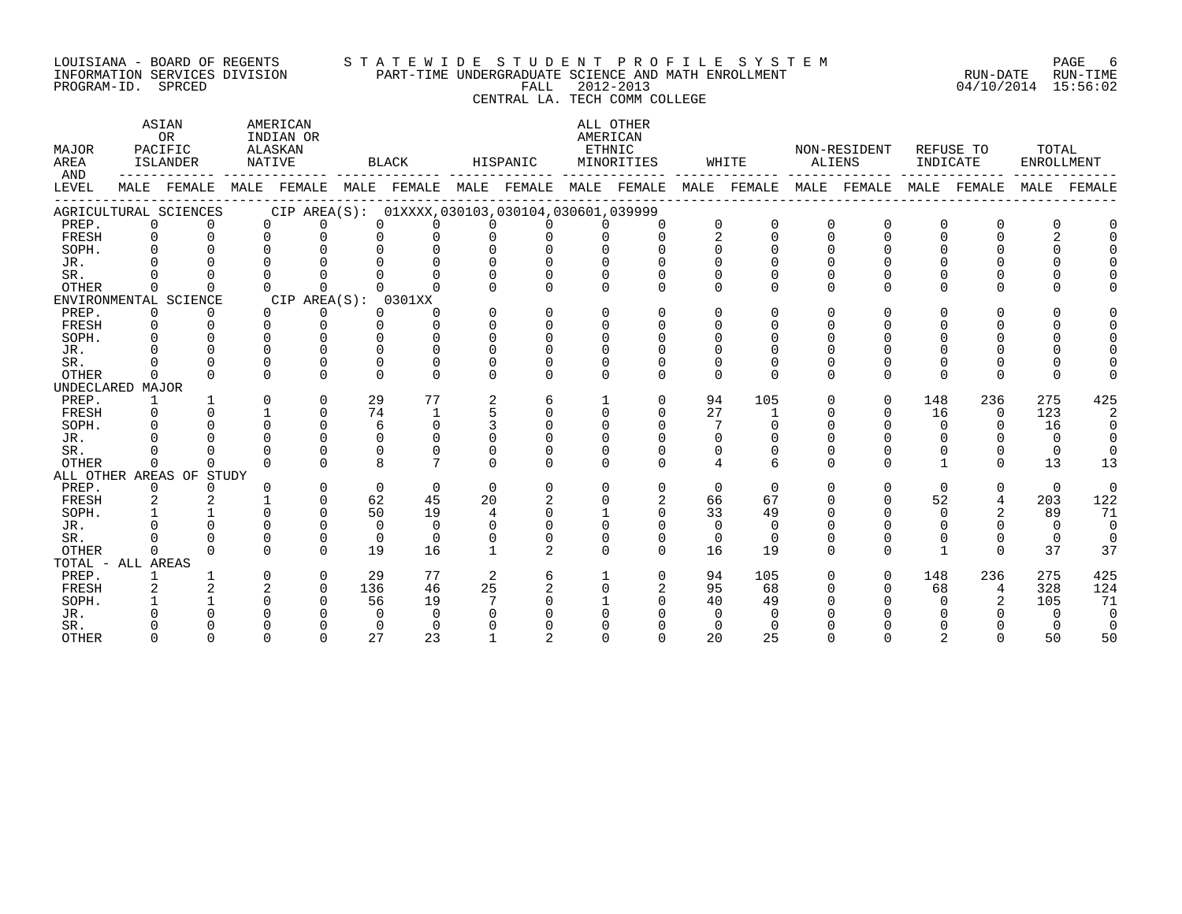LOUISIANA - BOARD OF REGENTS
INFORMATION SERVICES DIVISION
PROGRAM-ID. SPRCED

STATEWIDE STUDENT PROFILE SYSTEM
PART-TIME UNDERGRADUATE SCIENCE AND MATH ENROLLMENT
FALL 2012-2013
CENTRAL LA. TECH COMM COLLEGE

RUN-DATE 04/10/2014 RUN-TIME 15:56:02

| MAJOR AREA AND LEVEL | ASIAN OR PACIFIC ISLANDER | | AMERICAN INDIAN OR ALASKAN NATIVE | | BLACK | | HISPANIC | | ALL OTHER AMERICAN ETHNIC MINORITIES | | WHITE | | NON-RESIDENT ALIENS | | REFUSE TO INDICATE | | TOTAL ENROLLMENT | |
|---|---|---|---|---|---|---|---|---|---|---|---|---|---|---|---|---|---|---|
| | MALE | FEMALE | MALE | FEMALE | MALE | FEMALE | MALE | FEMALE | MALE | FEMALE | MALE | FEMALE | MALE | FEMALE | MALE | FEMALE | MALE | FEMALE |
| **AGRICULTURAL SCIENCES** CIP AREA(S): 01XXXX,030103,030104,030601,039999 | | | | | | | | | | | | | | | | | | |
| PREP. | 0 | 0 | 0 | 0 | 0 | 0 | 0 | 0 | 0 | 0 | 0 | 0 | 0 | 0 | 0 | 0 | 0 | 0 |
| FRESH | 0 | 0 | 0 | 0 | 0 | 0 | 0 | 0 | 0 | 0 | 2 | 0 | 0 | 0 | 0 | 0 | 2 | 0 |
| SOPH. | 0 | 0 | 0 | 0 | 0 | 0 | 0 | 0 | 0 | 0 | 0 | 0 | 0 | 0 | 0 | 0 | 0 | 0 |
| JR. | 0 | 0 | 0 | 0 | 0 | 0 | 0 | 0 | 0 | 0 | 0 | 0 | 0 | 0 | 0 | 0 | 0 | 0 |
| SR. | 0 | 0 | 0 | 0 | 0 | 0 | 0 | 0 | 0 | 0 | 0 | 0 | 0 | 0 | 0 | 0 | 0 | 0 |
| OTHER | 0 | 0 | 0 | 0 | 0 | 0 | 0 | 0 | 0 | 0 | 0 | 0 | 0 | 0 | 0 | 0 | 0 | 0 |
| **ENVIRONMENTAL SCIENCE** CIP AREA(S): 0301XX | | | | | | | | | | | | | | | | | | |
| PREP. | 0 | 0 | 0 | 0 | 0 | 0 | 0 | 0 | 0 | 0 | 0 | 0 | 0 | 0 | 0 | 0 | 0 | 0 |
| FRESH | 0 | 0 | 0 | 0 | 0 | 0 | 0 | 0 | 0 | 0 | 0 | 0 | 0 | 0 | 0 | 0 | 0 | 0 |
| SOPH. | 0 | 0 | 0 | 0 | 0 | 0 | 0 | 0 | 0 | 0 | 0 | 0 | 0 | 0 | 0 | 0 | 0 | 0 |
| JR. | 0 | 0 | 0 | 0 | 0 | 0 | 0 | 0 | 0 | 0 | 0 | 0 | 0 | 0 | 0 | 0 | 0 | 0 |
| SR. | 0 | 0 | 0 | 0 | 0 | 0 | 0 | 0 | 0 | 0 | 0 | 0 | 0 | 0 | 0 | 0 | 0 | 0 |
| OTHER | 0 | 0 | 0 | 0 | 0 | 0 | 0 | 0 | 0 | 0 | 0 | 0 | 0 | 0 | 0 | 0 | 0 | 0 |
| **UNDECLARED MAJOR** | | | | | | | | | | | | | | | | | | |
| PREP. | 1 | 1 | 0 | 0 | 29 | 77 | 2 | 6 | 1 | 0 | 94 | 105 | 0 | 0 | 148 | 236 | 275 | 425 |
| FRESH | 0 | 0 | 1 | 0 | 74 | 1 | 5 | 0 | 0 | 0 | 27 | 1 | 0 | 0 | 16 | 0 | 123 | 2 |
| SOPH. | 0 | 0 | 0 | 0 | 6 | 0 | 3 | 0 | 0 | 0 | 7 | 0 | 0 | 0 | 0 | 0 | 16 | 0 |
| JR. | 0 | 0 | 0 | 0 | 0 | 0 | 0 | 0 | 0 | 0 | 0 | 0 | 0 | 0 | 0 | 0 | 0 | 0 |
| SR. | 0 | 0 | 0 | 0 | 0 | 0 | 0 | 0 | 0 | 0 | 0 | 0 | 0 | 0 | 0 | 0 | 0 | 0 |
| OTHER | 0 | 0 | 0 | 0 | 8 | 7 | 0 | 0 | 0 | 0 | 4 | 6 | 0 | 0 | 1 | 0 | 13 | 13 |
| **ALL OTHER AREAS OF STUDY** | | | | | | | | | | | | | | | | | | |
| PREP. | 0 | 0 | 0 | 0 | 0 | 0 | 0 | 0 | 0 | 0 | 0 | 0 | 0 | 0 | 0 | 0 | 0 | 0 |
| FRESH | 2 | 2 | 1 | 0 | 62 | 45 | 20 | 2 | 0 | 2 | 66 | 67 | 0 | 0 | 52 | 4 | 203 | 122 |
| SOPH. | 1 | 1 | 0 | 0 | 50 | 19 | 4 | 0 | 1 | 0 | 33 | 49 | 0 | 0 | 0 | 2 | 89 | 71 |
| JR. | 0 | 0 | 0 | 0 | 0 | 0 | 0 | 0 | 0 | 0 | 0 | 0 | 0 | 0 | 0 | 0 | 0 | 0 |
| SR. | 0 | 0 | 0 | 0 | 0 | 0 | 0 | 0 | 0 | 0 | 0 | 0 | 0 | 0 | 0 | 0 | 0 | 0 |
| OTHER | 0 | 0 | 0 | 0 | 19 | 16 | 1 | 2 | 0 | 0 | 16 | 19 | 0 | 0 | 1 | 0 | 37 | 37 |
| **TOTAL - ALL AREAS** | | | | | | | | | | | | | | | | | | |
| PREP. | 1 | 1 | 0 | 0 | 29 | 77 | 2 | 6 | 1 | 0 | 94 | 105 | 0 | 0 | 148 | 236 | 275 | 425 |
| FRESH | 2 | 2 | 2 | 0 | 136 | 46 | 25 | 2 | 0 | 2 | 95 | 68 | 0 | 0 | 68 | 4 | 328 | 124 |
| SOPH. | 1 | 1 | 0 | 0 | 56 | 19 | 7 | 0 | 1 | 0 | 40 | 49 | 0 | 0 | 0 | 2 | 105 | 71 |
| JR. | 0 | 0 | 0 | 0 | 0 | 0 | 0 | 0 | 0 | 0 | 0 | 0 | 0 | 0 | 0 | 0 | 0 | 0 |
| SR. | 0 | 0 | 0 | 0 | 0 | 0 | 0 | 0 | 0 | 0 | 0 | 0 | 0 | 0 | 0 | 0 | 0 | 0 |
| OTHER | 0 | 0 | 0 | 0 | 27 | 23 | 1 | 2 | 0 | 0 | 20 | 25 | 0 | 0 | 2 | 0 | 50 | 50 |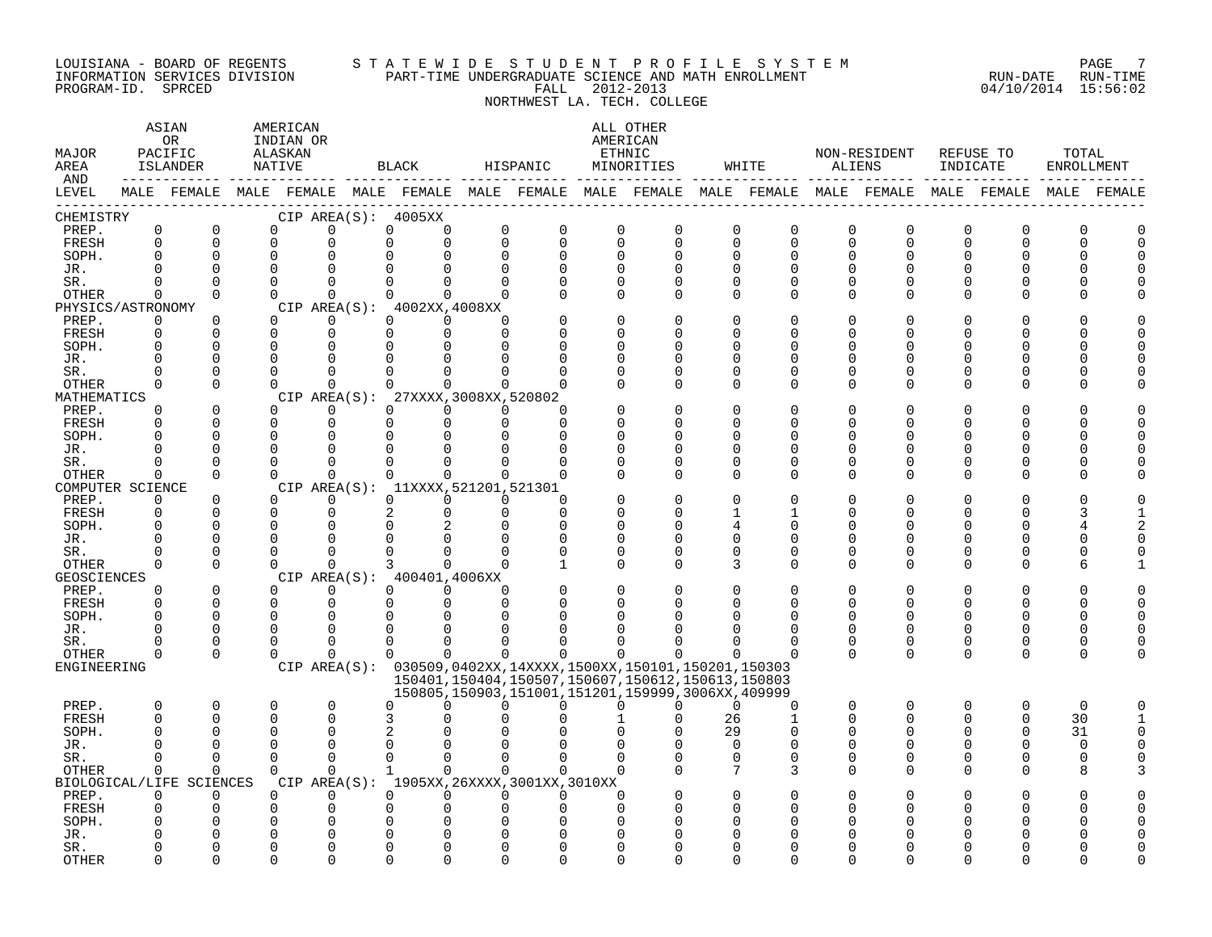LOUISIANA - BOARD OF REGENTS
INFORMATION SERVICES DIVISION
PROGRAM-ID. SPRCED

STATEWIDE STUDENT PROFILE SYSTEM
PART-TIME UNDERGRADUATE SCIENCE AND MATH ENROLLMENT
FALL 2012-2013
NORTHWEST LA. TECH. COLLEGE

RUN-DATE 04/10/2014 RUN-TIME 15:56:02

| MAJOR AREA AND LEVEL | ASIAN OR PACIFIC ISLANDER MALE | ASIAN OR PACIFIC ISLANDER FEMALE | AMERICAN INDIAN OR ALASKAN NATIVE MALE | AMERICAN INDIAN OR ALASKAN NATIVE FEMALE | BLACK MALE | BLACK FEMALE | HISPANIC MALE | HISPANIC FEMALE | ALL OTHER AMERICAN ETHNIC MINORITIES MALE | ALL OTHER AMERICAN ETHNIC MINORITIES FEMALE | WHITE MALE | WHITE FEMALE | NON-RESIDENT ALIENS MALE | NON-RESIDENT ALIENS FEMALE | REFUSE TO INDICATE MALE | REFUSE TO INDICATE FEMALE | TOTAL ENROLLMENT MALE | TOTAL ENROLLMENT FEMALE |
|---|---|---|---|---|---|---|---|---|---|---|---|---|---|---|---|---|---|---|
| CHEMISTRY — CIP AREA(S): 4005XX | | | | | | | | | | | | | | | | | | |
| PREP. | 0 | 0 | 0 | 0 | 0 | 0 | 0 | 0 | 0 | 0 | 0 | 0 | 0 | 0 | 0 | 0 | 0 | 0 |
| FRESH | 0 | 0 | 0 | 0 | 0 | 0 | 0 | 0 | 0 | 0 | 0 | 0 | 0 | 0 | 0 | 0 | 0 | 0 |
| SOPH. | 0 | 0 | 0 | 0 | 0 | 0 | 0 | 0 | 0 | 0 | 0 | 0 | 0 | 0 | 0 | 0 | 0 | 0 |
| JR. | 0 | 0 | 0 | 0 | 0 | 0 | 0 | 0 | 0 | 0 | 0 | 0 | 0 | 0 | 0 | 0 | 0 | 0 |
| SR. | 0 | 0 | 0 | 0 | 0 | 0 | 0 | 0 | 0 | 0 | 0 | 0 | 0 | 0 | 0 | 0 | 0 | 0 |
| OTHER | 0 | 0 | 0 | 0 | 0 | 0 | 0 | 0 | 0 | 0 | 0 | 0 | 0 | 0 | 0 | 0 | 0 | 0 |
| PHYSICS/ASTRONOMY — CIP AREA(S): 4002XX,4008XX | | | | | | | | | | | | | | | | | | |
| PREP. | 0 | 0 | 0 | 0 | 0 | 0 | 0 | 0 | 0 | 0 | 0 | 0 | 0 | 0 | 0 | 0 | 0 | 0 |
| FRESH | 0 | 0 | 0 | 0 | 0 | 0 | 0 | 0 | 0 | 0 | 0 | 0 | 0 | 0 | 0 | 0 | 0 | 0 |
| SOPH. | 0 | 0 | 0 | 0 | 0 | 0 | 0 | 0 | 0 | 0 | 0 | 0 | 0 | 0 | 0 | 0 | 0 | 0 |
| JR. | 0 | 0 | 0 | 0 | 0 | 0 | 0 | 0 | 0 | 0 | 0 | 0 | 0 | 0 | 0 | 0 | 0 | 0 |
| SR. | 0 | 0 | 0 | 0 | 0 | 0 | 0 | 0 | 0 | 0 | 0 | 0 | 0 | 0 | 0 | 0 | 0 | 0 |
| OTHER | 0 | 0 | 0 | 0 | 0 | 0 | 0 | 0 | 0 | 0 | 0 | 0 | 0 | 0 | 0 | 0 | 0 | 0 |
| MATHEMATICS — CIP AREA(S): 27XXXX,3008XX,520802 | | | | | | | | | | | | | | | | | | |
| PREP. | 0 | 0 | 0 | 0 | 0 | 0 | 0 | 0 | 0 | 0 | 0 | 0 | 0 | 0 | 0 | 0 | 0 | 0 |
| FRESH | 0 | 0 | 0 | 0 | 0 | 0 | 0 | 0 | 0 | 0 | 0 | 0 | 0 | 0 | 0 | 0 | 0 | 0 |
| SOPH. | 0 | 0 | 0 | 0 | 0 | 0 | 0 | 0 | 0 | 0 | 0 | 0 | 0 | 0 | 0 | 0 | 0 | 0 |
| JR. | 0 | 0 | 0 | 0 | 0 | 0 | 0 | 0 | 0 | 0 | 0 | 0 | 0 | 0 | 0 | 0 | 0 | 0 |
| SR. | 0 | 0 | 0 | 0 | 0 | 0 | 0 | 0 | 0 | 0 | 0 | 0 | 0 | 0 | 0 | 0 | 0 | 0 |
| OTHER | 0 | 0 | 0 | 0 | 0 | 0 | 0 | 0 | 0 | 0 | 0 | 0 | 0 | 0 | 0 | 0 | 0 | 0 |
| COMPUTER SCIENCE — CIP AREA(S): 11XXXX,521201,521301 | | | | | | | | | | | | | | | | | | |
| PREP. | 0 | 0 | 0 | 0 | 0 | 0 | 0 | 0 | 0 | 0 | 0 | 0 | 0 | 0 | 0 | 0 | 0 | 0 |
| FRESH | 0 | 0 | 0 | 0 | 2 | 0 | 0 | 0 | 0 | 0 | 1 | 1 | 0 | 0 | 0 | 0 | 3 | 1 |
| SOPH. | 0 | 0 | 0 | 0 | 0 | 2 | 0 | 0 | 0 | 0 | 4 | 0 | 0 | 0 | 0 | 0 | 4 | 2 |
| JR. | 0 | 0 | 0 | 0 | 0 | 0 | 0 | 0 | 0 | 0 | 0 | 0 | 0 | 0 | 0 | 0 | 0 | 0 |
| SR. | 0 | 0 | 0 | 0 | 0 | 0 | 0 | 0 | 0 | 0 | 0 | 0 | 0 | 0 | 0 | 0 | 0 | 0 |
| OTHER | 0 | 0 | 0 | 0 | 3 | 0 | 0 | 1 | 0 | 0 | 3 | 0 | 0 | 0 | 0 | 0 | 6 | 1 |
| GEOSCIENCES — CIP AREA(S): 400401,4006XX | | | | | | | | | | | | | | | | | | |
| PREP. | 0 | 0 | 0 | 0 | 0 | 0 | 0 | 0 | 0 | 0 | 0 | 0 | 0 | 0 | 0 | 0 | 0 | 0 |
| FRESH | 0 | 0 | 0 | 0 | 0 | 0 | 0 | 0 | 0 | 0 | 0 | 0 | 0 | 0 | 0 | 0 | 0 | 0 |
| SOPH. | 0 | 0 | 0 | 0 | 0 | 0 | 0 | 0 | 0 | 0 | 0 | 0 | 0 | 0 | 0 | 0 | 0 | 0 |
| JR. | 0 | 0 | 0 | 0 | 0 | 0 | 0 | 0 | 0 | 0 | 0 | 0 | 0 | 0 | 0 | 0 | 0 | 0 |
| SR. | 0 | 0 | 0 | 0 | 0 | 0 | 0 | 0 | 0 | 0 | 0 | 0 | 0 | 0 | 0 | 0 | 0 | 0 |
| OTHER | 0 | 0 | 0 | 0 | 0 | 0 | 0 | 0 | 0 | 0 | 0 | 0 | 0 | 0 | 0 | 0 | 0 | 0 |
| ENGINEERING — CIP AREA(S): 030509,0402XX,14XXXX,1500XX,150101,150201,150303 150401,150404,150507,150607,150612,150613,150803 150805,150903,151001,151201,159999,3006XX,409999 | | | | | | | | | | | | | | | | | | |
| PREP. | 0 | 0 | 0 | 0 | 0 | 0 | 0 | 0 | 0 | 0 | 0 | 0 | 0 | 0 | 0 | 0 | 0 | 0 |
| FRESH | 0 | 0 | 0 | 0 | 3 | 0 | 0 | 0 | 1 | 0 | 26 | 1 | 0 | 0 | 0 | 0 | 30 | 1 |
| SOPH. | 0 | 0 | 0 | 0 | 2 | 0 | 0 | 0 | 0 | 0 | 29 | 0 | 0 | 0 | 0 | 0 | 31 | 0 |
| JR. | 0 | 0 | 0 | 0 | 0 | 0 | 0 | 0 | 0 | 0 | 0 | 0 | 0 | 0 | 0 | 0 | 0 | 0 |
| SR. | 0 | 0 | 0 | 0 | 0 | 0 | 0 | 0 | 0 | 0 | 0 | 0 | 0 | 0 | 0 | 0 | 0 | 0 |
| OTHER | 0 | 0 | 0 | 0 | 1 | 0 | 0 | 0 | 0 | 0 | 7 | 3 | 0 | 0 | 0 | 0 | 8 | 3 |
| BIOLOGICAL/LIFE SCIENCES — CIP AREA(S): 1905XX,26XXXX,3001XX,3010XX | | | | | | | | | | | | | | | | | | |
| PREP. | 0 | 0 | 0 | 0 | 0 | 0 | 0 | 0 | 0 | 0 | 0 | 0 | 0 | 0 | 0 | 0 | 0 | 0 |
| FRESH | 0 | 0 | 0 | 0 | 0 | 0 | 0 | 0 | 0 | 0 | 0 | 0 | 0 | 0 | 0 | 0 | 0 | 0 |
| SOPH. | 0 | 0 | 0 | 0 | 0 | 0 | 0 | 0 | 0 | 0 | 0 | 0 | 0 | 0 | 0 | 0 | 0 | 0 |
| JR. | 0 | 0 | 0 | 0 | 0 | 0 | 0 | 0 | 0 | 0 | 0 | 0 | 0 | 0 | 0 | 0 | 0 | 0 |
| SR. | 0 | 0 | 0 | 0 | 0 | 0 | 0 | 0 | 0 | 0 | 0 | 0 | 0 | 0 | 0 | 0 | 0 | 0 |
| OTHER | 0 | 0 | 0 | 0 | 0 | 0 | 0 | 0 | 0 | 0 | 0 | 0 | 0 | 0 | 0 | 0 | 0 | 0 |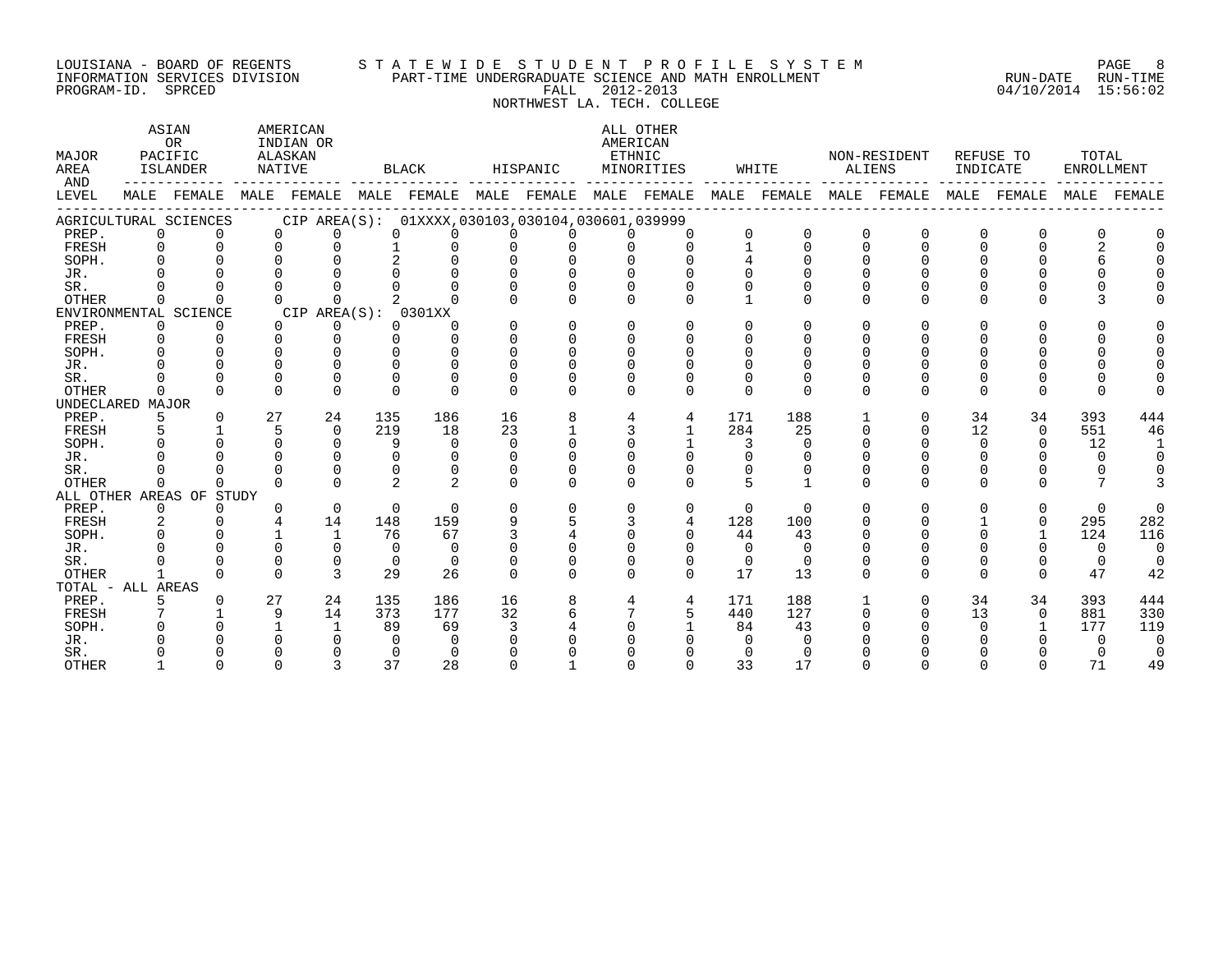LOUISIANA - BOARD OF REGENTS
INFORMATION SERVICES DIVISION
PROGRAM-ID. SPRCED

STATEWIDE STUDENT PROFILE SYSTEM
PART-TIME UNDERGRADUATE SCIENCE AND MATH ENROLLMENT
FALL 2012-2013
NORTHWEST LA. TECH. COLLEGE

RUN-DATE 04/10/2014 RUN-TIME 15:56:02

| MAJOR AREA AND LEVEL | ASIAN OR PACIFIC ISLANDER MALE | ASIAN OR PACIFIC ISLANDER FEMALE | AMERICAN INDIAN OR ALASKAN NATIVE MALE | AMERICAN INDIAN OR ALASKAN NATIVE FEMALE | BLACK MALE | BLACK FEMALE | HISPANIC MALE | HISPANIC FEMALE | ALL OTHER AMERICAN ETHNIC MINORITIES MALE | ALL OTHER AMERICAN ETHNIC MINORITIES FEMALE | WHITE MALE | WHITE FEMALE | NON-RESIDENT ALIENS MALE | NON-RESIDENT ALIENS FEMALE | REFUSE TO INDICATE MALE | REFUSE TO INDICATE FEMALE | TOTAL ENROLLMENT MALE | TOTAL ENROLLMENT FEMALE |
|---|---|---|---|---|---|---|---|---|---|---|---|---|---|---|---|---|---|---|
| AGRICULTURAL SCIENCES CIP AREA(S): 01XXXX,030103,030104,030601,039999 | | | | | | | | | | | | | | | | | | |
| PREP. | 0 | 0 | 0 | 0 | 0 | 0 | 0 | 0 | 0 | 0 | 0 | 0 | 0 | 0 | 0 | 0 | 0 | 0 |
| FRESH | 0 | 0 | 0 | 0 | 1 | 0 | 0 | 0 | 0 | 0 | 1 | 0 | 0 | 0 | 0 | 0 | 2 | 0 |
| SOPH. | 0 | 0 | 0 | 0 | 2 | 0 | 0 | 0 | 0 | 0 | 4 | 0 | 0 | 0 | 0 | 0 | 6 | 0 |
| JR. | 0 | 0 | 0 | 0 | 0 | 0 | 0 | 0 | 0 | 0 | 0 | 0 | 0 | 0 | 0 | 0 | 0 | 0 |
| SR. | 0 | 0 | 0 | 0 | 0 | 0 | 0 | 0 | 0 | 0 | 0 | 0 | 0 | 0 | 0 | 0 | 0 | 0 |
| OTHER | 0 | 0 | 0 | 0 | 2 | 0 | 0 | 0 | 0 | 0 | 1 | 0 | 0 | 0 | 0 | 0 | 3 | 0 |
| ENVIRONMENTAL SCIENCE CIP AREA(S): 0301XX | | | | | | | | | | | | | | | | | | |
| PREP. | 0 | 0 | 0 | 0 | 0 | 0 | 0 | 0 | 0 | 0 | 0 | 0 | 0 | 0 | 0 | 0 | 0 | 0 |
| FRESH | 0 | 0 | 0 | 0 | 0 | 0 | 0 | 0 | 0 | 0 | 0 | 0 | 0 | 0 | 0 | 0 | 0 | 0 |
| SOPH. | 0 | 0 | 0 | 0 | 0 | 0 | 0 | 0 | 0 | 0 | 0 | 0 | 0 | 0 | 0 | 0 | 0 | 0 |
| JR. | 0 | 0 | 0 | 0 | 0 | 0 | 0 | 0 | 0 | 0 | 0 | 0 | 0 | 0 | 0 | 0 | 0 | 0 |
| SR. | 0 | 0 | 0 | 0 | 0 | 0 | 0 | 0 | 0 | 0 | 0 | 0 | 0 | 0 | 0 | 0 | 0 | 0 |
| OTHER | 0 | 0 | 0 | 0 | 0 | 0 | 0 | 0 | 0 | 0 | 0 | 0 | 0 | 0 | 0 | 0 | 0 | 0 |
| UNDECLARED MAJOR | | | | | | | | | | | | | | | | | | |
| PREP. | 5 | 0 | 27 | 24 | 135 | 186 | 16 | 8 | 4 | 4 | 171 | 188 | 1 | 0 | 34 | 34 | 393 | 444 |
| FRESH | 5 | 1 | 5 | 0 | 219 | 18 | 23 | 1 | 3 | 1 | 284 | 25 | 0 | 0 | 12 | 0 | 551 | 46 |
| SOPH. | 0 | 0 | 0 | 0 | 9 | 0 | 0 | 0 | 0 | 1 | 3 | 0 | 0 | 0 | 0 | 0 | 12 | 1 |
| JR. | 0 | 0 | 0 | 0 | 0 | 0 | 0 | 0 | 0 | 0 | 0 | 0 | 0 | 0 | 0 | 0 | 0 | 0 |
| SR. | 0 | 0 | 0 | 0 | 0 | 0 | 0 | 0 | 0 | 0 | 0 | 0 | 0 | 0 | 0 | 0 | 0 | 0 |
| OTHER | 0 | 0 | 0 | 0 | 2 | 2 | 0 | 0 | 0 | 0 | 5 | 1 | 0 | 0 | 0 | 0 | 7 | 3 |
| ALL OTHER AREAS OF STUDY | | | | | | | | | | | | | | | | | | |
| PREP. | 0 | 0 | 0 | 0 | 0 | 0 | 0 | 0 | 0 | 0 | 0 | 0 | 0 | 0 | 0 | 0 | 0 | 0 |
| FRESH | 2 | 0 | 4 | 14 | 148 | 159 | 9 | 5 | 3 | 4 | 128 | 100 | 0 | 0 | 1 | 0 | 295 | 282 |
| SOPH. | 0 | 0 | 1 | 1 | 76 | 67 | 3 | 4 | 0 | 0 | 44 | 43 | 0 | 0 | 0 | 1 | 124 | 116 |
| JR. | 0 | 0 | 0 | 0 | 0 | 0 | 0 | 0 | 0 | 0 | 0 | 0 | 0 | 0 | 0 | 0 | 0 | 0 |
| SR. | 0 | 0 | 0 | 0 | 0 | 0 | 0 | 0 | 0 | 0 | 0 | 0 | 0 | 0 | 0 | 0 | 0 | 0 |
| OTHER | 1 | 0 | 0 | 3 | 29 | 26 | 0 | 0 | 0 | 0 | 17 | 13 | 0 | 0 | 0 | 0 | 47 | 42 |
| TOTAL - ALL AREAS | | | | | | | | | | | | | | | | | | |
| PREP. | 5 | 0 | 27 | 24 | 135 | 186 | 16 | 8 | 4 | 4 | 171 | 188 | 1 | 0 | 34 | 34 | 393 | 444 |
| FRESH | 7 | 1 | 9 | 14 | 373 | 177 | 32 | 6 | 7 | 5 | 440 | 127 | 0 | 0 | 13 | 0 | 881 | 330 |
| SOPH. | 0 | 0 | 1 | 1 | 89 | 69 | 3 | 4 | 0 | 1 | 84 | 43 | 0 | 0 | 0 | 1 | 177 | 119 |
| JR. | 0 | 0 | 0 | 0 | 0 | 0 | 0 | 0 | 0 | 0 | 0 | 0 | 0 | 0 | 0 | 0 | 0 | 0 |
| SR. | 0 | 0 | 0 | 0 | 0 | 0 | 0 | 0 | 0 | 0 | 0 | 0 | 0 | 0 | 0 | 0 | 0 | 0 |
| OTHER | 1 | 0 | 0 | 3 | 37 | 28 | 0 | 1 | 0 | 0 | 33 | 17 | 0 | 0 | 0 | 0 | 71 | 49 |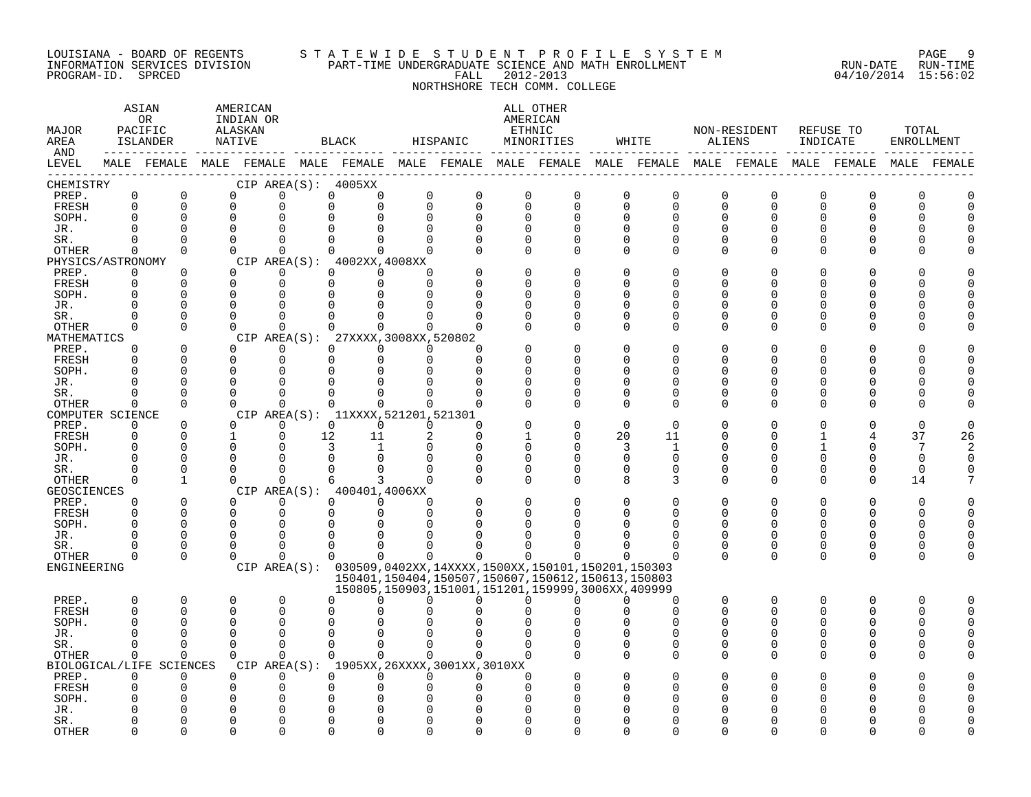LOUISIANA - BOARD OF REGENTS
INFORMATION SERVICES DIVISION
PROGRAM-ID. SPRCED

STATEWIDE STUDENT PROFILE SYSTEM
PART-TIME UNDERGRADUATE SCIENCE AND MATH ENROLLMENT
FALL 2012-2013
NORTHSHORE TECH COMM. COLLEGE

RUN-DATE 04/10/2014 RUN-TIME 15:56:02

| MAJOR AREA AND LEVEL | ASIAN OR PACIFIC ISLANDER MALE | ASIAN OR PACIFIC ISLANDER FEMALE | AMERICAN INDIAN OR ALASKAN NATIVE MALE | AMERICAN INDIAN OR ALASKAN NATIVE FEMALE | BLACK MALE | BLACK FEMALE | HISPANIC MALE | HISPANIC FEMALE | ALL OTHER AMERICAN ETHNIC MINORITIES MALE | ALL OTHER AMERICAN ETHNIC MINORITIES FEMALE | WHITE MALE | WHITE FEMALE | NON-RESIDENT ALIENS MALE | NON-RESIDENT ALIENS FEMALE | REFUSE TO INDICATE MALE | REFUSE TO INDICATE FEMALE | TOTAL ENROLLMENT MALE | TOTAL ENROLLMENT FEMALE |
|---|---|---|---|---|---|---|---|---|---|---|---|---|---|---|---|---|---|---|
| CHEMISTRY — CIP AREA(S): 4005XX | | | | | | | | | | | | | | | | | | |
| PREP. | 0 | 0 | 0 | 0 | 0 | 0 | 0 | 0 | 0 | 0 | 0 | 0 | 0 | 0 | 0 | 0 | 0 | 0 |
| FRESH | 0 | 0 | 0 | 0 | 0 | 0 | 0 | 0 | 0 | 0 | 0 | 0 | 0 | 0 | 0 | 0 | 0 | 0 |
| SOPH. | 0 | 0 | 0 | 0 | 0 | 0 | 0 | 0 | 0 | 0 | 0 | 0 | 0 | 0 | 0 | 0 | 0 | 0 |
| JR. | 0 | 0 | 0 | 0 | 0 | 0 | 0 | 0 | 0 | 0 | 0 | 0 | 0 | 0 | 0 | 0 | 0 | 0 |
| SR. | 0 | 0 | 0 | 0 | 0 | 0 | 0 | 0 | 0 | 0 | 0 | 0 | 0 | 0 | 0 | 0 | 0 | 0 |
| OTHER | 0 | 0 | 0 | 0 | 0 | 0 | 0 | 0 | 0 | 0 | 0 | 0 | 0 | 0 | 0 | 0 | 0 | 0 |
| PHYSICS/ASTRONOMY — CIP AREA(S): 4002XX,4008XX | | | | | | | | | | | | | | | | | | |
| PREP. | 0 | 0 | 0 | 0 | 0 | 0 | 0 | 0 | 0 | 0 | 0 | 0 | 0 | 0 | 0 | 0 | 0 | 0 |
| FRESH | 0 | 0 | 0 | 0 | 0 | 0 | 0 | 0 | 0 | 0 | 0 | 0 | 0 | 0 | 0 | 0 | 0 | 0 |
| SOPH. | 0 | 0 | 0 | 0 | 0 | 0 | 0 | 0 | 0 | 0 | 0 | 0 | 0 | 0 | 0 | 0 | 0 | 0 |
| JR. | 0 | 0 | 0 | 0 | 0 | 0 | 0 | 0 | 0 | 0 | 0 | 0 | 0 | 0 | 0 | 0 | 0 | 0 |
| SR. | 0 | 0 | 0 | 0 | 0 | 0 | 0 | 0 | 0 | 0 | 0 | 0 | 0 | 0 | 0 | 0 | 0 | 0 |
| OTHER | 0 | 0 | 0 | 0 | 0 | 0 | 0 | 0 | 0 | 0 | 0 | 0 | 0 | 0 | 0 | 0 | 0 | 0 |
| MATHEMATICS — CIP AREA(S): 27XXXX,3008XX,520802 | | | | | | | | | | | | | | | | | | |
| PREP. | 0 | 0 | 0 | 0 | 0 | 0 | 0 | 0 | 0 | 0 | 0 | 0 | 0 | 0 | 0 | 0 | 0 | 0 |
| FRESH | 0 | 0 | 0 | 0 | 0 | 0 | 0 | 0 | 0 | 0 | 0 | 0 | 0 | 0 | 0 | 0 | 0 | 0 |
| SOPH. | 0 | 0 | 0 | 0 | 0 | 0 | 0 | 0 | 0 | 0 | 0 | 0 | 0 | 0 | 0 | 0 | 0 | 0 |
| JR. | 0 | 0 | 0 | 0 | 0 | 0 | 0 | 0 | 0 | 0 | 0 | 0 | 0 | 0 | 0 | 0 | 0 | 0 |
| SR. | 0 | 0 | 0 | 0 | 0 | 0 | 0 | 0 | 0 | 0 | 0 | 0 | 0 | 0 | 0 | 0 | 0 | 0 |
| OTHER | 0 | 0 | 0 | 0 | 0 | 0 | 0 | 0 | 0 | 0 | 0 | 0 | 0 | 0 | 0 | 0 | 0 | 0 |
| COMPUTER SCIENCE — CIP AREA(S): 11XXXX,521201,521301 | | | | | | | | | | | | | | | | | | |
| PREP. | 0 | 0 | 0 | 0 | 0 | 0 | 0 | 0 | 0 | 0 | 0 | 0 | 0 | 0 | 0 | 0 | 0 | 0 |
| FRESH | 0 | 0 | 1 | 0 | 12 | 11 | 2 | 0 | 1 | 0 | 20 | 11 | 0 | 0 | 1 | 4 | 37 | 26 |
| SOPH. | 0 | 0 | 0 | 0 | 3 | 1 | 0 | 0 | 0 | 0 | 3 | 1 | 0 | 0 | 1 | 0 | 7 | 2 |
| JR. | 0 | 0 | 0 | 0 | 0 | 0 | 0 | 0 | 0 | 0 | 0 | 0 | 0 | 0 | 0 | 0 | 0 | 0 |
| SR. | 0 | 0 | 0 | 0 | 0 | 0 | 0 | 0 | 0 | 0 | 0 | 0 | 0 | 0 | 0 | 0 | 0 | 0 |
| OTHER | 0 | 1 | 0 | 0 | 6 | 3 | 0 | 0 | 0 | 0 | 8 | 3 | 0 | 0 | 0 | 0 | 14 | 7 |
| GEOSCIENCES — CIP AREA(S): 400401,4006XX | | | | | | | | | | | | | | | | | | |
| PREP. | 0 | 0 | 0 | 0 | 0 | 0 | 0 | 0 | 0 | 0 | 0 | 0 | 0 | 0 | 0 | 0 | 0 | 0 |
| FRESH | 0 | 0 | 0 | 0 | 0 | 0 | 0 | 0 | 0 | 0 | 0 | 0 | 0 | 0 | 0 | 0 | 0 | 0 |
| SOPH. | 0 | 0 | 0 | 0 | 0 | 0 | 0 | 0 | 0 | 0 | 0 | 0 | 0 | 0 | 0 | 0 | 0 | 0 |
| JR. | 0 | 0 | 0 | 0 | 0 | 0 | 0 | 0 | 0 | 0 | 0 | 0 | 0 | 0 | 0 | 0 | 0 | 0 |
| SR. | 0 | 0 | 0 | 0 | 0 | 0 | 0 | 0 | 0 | 0 | 0 | 0 | 0 | 0 | 0 | 0 | 0 | 0 |
| OTHER | 0 | 0 | 0 | 0 | 0 | 0 | 0 | 0 | 0 | 0 | 0 | 0 | 0 | 0 | 0 | 0 | 0 | 0 |
| ENGINEERING — CIP AREA(S): 030509,0402XX,14XXXX,1500XX,150101,150201,150303 150401,150404,150507,150607,150612,150613,150803 150805,150903,151001,151201,159999,3006XX,409999 | | | | | | | | | | | | | | | | | | |
| PREP. | 0 | 0 | 0 | 0 | 0 | 0 | 0 | 0 | 0 | 0 | 0 | 0 | 0 | 0 | 0 | 0 | 0 | 0 |
| FRESH | 0 | 0 | 0 | 0 | 0 | 0 | 0 | 0 | 0 | 0 | 0 | 0 | 0 | 0 | 0 | 0 | 0 | 0 |
| SOPH. | 0 | 0 | 0 | 0 | 0 | 0 | 0 | 0 | 0 | 0 | 0 | 0 | 0 | 0 | 0 | 0 | 0 | 0 |
| JR. | 0 | 0 | 0 | 0 | 0 | 0 | 0 | 0 | 0 | 0 | 0 | 0 | 0 | 0 | 0 | 0 | 0 | 0 |
| SR. | 0 | 0 | 0 | 0 | 0 | 0 | 0 | 0 | 0 | 0 | 0 | 0 | 0 | 0 | 0 | 0 | 0 | 0 |
| OTHER | 0 | 0 | 0 | 0 | 0 | 0 | 0 | 0 | 0 | 0 | 0 | 0 | 0 | 0 | 0 | 0 | 0 | 0 |
| BIOLOGICAL/LIFE SCIENCES — CIP AREA(S): 1905XX,26XXXX,3001XX,3010XX | | | | | | | | | | | | | | | | | | |
| PREP. | 0 | 0 | 0 | 0 | 0 | 0 | 0 | 0 | 0 | 0 | 0 | 0 | 0 | 0 | 0 | 0 | 0 | 0 |
| FRESH | 0 | 0 | 0 | 0 | 0 | 0 | 0 | 0 | 0 | 0 | 0 | 0 | 0 | 0 | 0 | 0 | 0 | 0 |
| SOPH. | 0 | 0 | 0 | 0 | 0 | 0 | 0 | 0 | 0 | 0 | 0 | 0 | 0 | 0 | 0 | 0 | 0 | 0 |
| JR. | 0 | 0 | 0 | 0 | 0 | 0 | 0 | 0 | 0 | 0 | 0 | 0 | 0 | 0 | 0 | 0 | 0 | 0 |
| SR. | 0 | 0 | 0 | 0 | 0 | 0 | 0 | 0 | 0 | 0 | 0 | 0 | 0 | 0 | 0 | 0 | 0 | 0 |
| OTHER | 0 | 0 | 0 | 0 | 0 | 0 | 0 | 0 | 0 | 0 | 0 | 0 | 0 | 0 | 0 | 0 | 0 | 0 |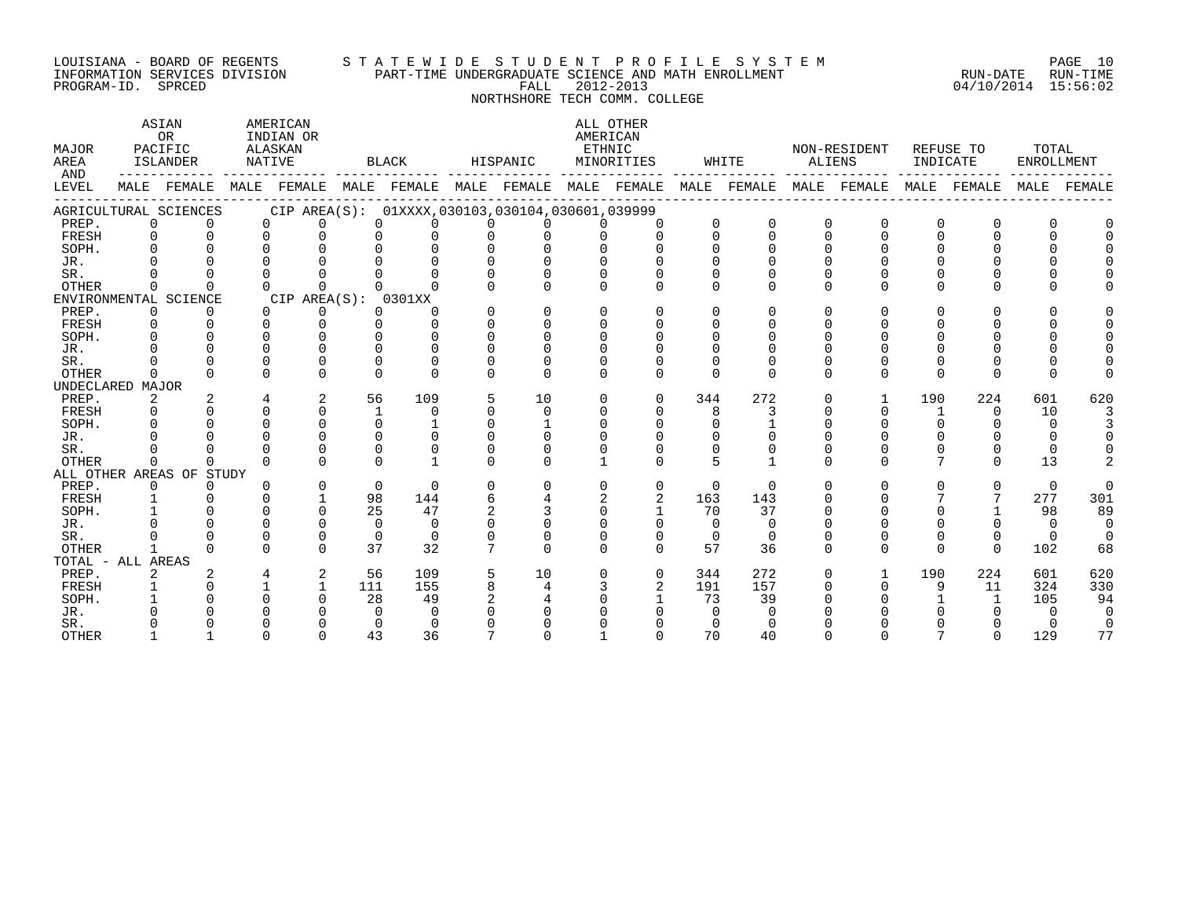LOUISIANA - BOARD OF REGENTS
INFORMATION SERVICES DIVISION
PROGRAM-ID. SPRCED

STATEWIDE STUDENT PROFILE SYSTEM
PART-TIME UNDERGRADUATE SCIENCE AND MATH ENROLLMENT
FALL 2012-2013
NORTHSHORE TECH COMM. COLLEGE

RUN-DATE 04/10/2014 RUN-TIME 15:56:02

| MAJOR AREA AND LEVEL | ASIAN OR PACIFIC ISLANDER MALE | ASIAN OR PACIFIC ISLANDER FEMALE | AMERICAN INDIAN OR ALASKAN NATIVE MALE | AMERICAN INDIAN OR ALASKAN NATIVE FEMALE | BLACK MALE | BLACK FEMALE | HISPANIC MALE | HISPANIC FEMALE | ALL OTHER AMERICAN ETHNIC MINORITIES MALE | ALL OTHER AMERICAN ETHNIC MINORITIES FEMALE | WHITE MALE | WHITE FEMALE | NON-RESIDENT ALIENS MALE | NON-RESIDENT ALIENS FEMALE | REFUSE TO INDICATE MALE | REFUSE TO INDICATE FEMALE | TOTAL ENROLLMENT MALE | TOTAL ENROLLMENT FEMALE |
|---|---|---|---|---|---|---|---|---|---|---|---|---|---|---|---|---|---|---|
| AGRICULTURAL SCIENCES CIP AREA(S): 01XXXX,030103,030104,030601,039999 | | | | | | | | | | | | | | | | | | |
| PREP. | 0 | 0 | 0 | 0 | 0 | 0 | 0 | 0 | 0 | 0 | 0 | 0 | 0 | 0 | 0 | 0 | 0 | 0 |
| FRESH | 0 | 0 | 0 | 0 | 0 | 0 | 0 | 0 | 0 | 0 | 0 | 0 | 0 | 0 | 0 | 0 | 0 | 0 |
| SOPH. | 0 | 0 | 0 | 0 | 0 | 0 | 0 | 0 | 0 | 0 | 0 | 0 | 0 | 0 | 0 | 0 | 0 | 0 |
| JR. | 0 | 0 | 0 | 0 | 0 | 0 | 0 | 0 | 0 | 0 | 0 | 0 | 0 | 0 | 0 | 0 | 0 | 0 |
| SR. | 0 | 0 | 0 | 0 | 0 | 0 | 0 | 0 | 0 | 0 | 0 | 0 | 0 | 0 | 0 | 0 | 0 | 0 |
| OTHER | 0 | 0 | 0 | 0 | 0 | 0 | 0 | 0 | 0 | 0 | 0 | 0 | 0 | 0 | 0 | 0 | 0 | 0 |
| ENVIRONMENTAL SCIENCE CIP AREA(S): 0301XX | | | | | | | | | | | | | | | | | | |
| PREP. | 0 | 0 | 0 | 0 | 0 | 0 | 0 | 0 | 0 | 0 | 0 | 0 | 0 | 0 | 0 | 0 | 0 | 0 |
| FRESH | 0 | 0 | 0 | 0 | 0 | 0 | 0 | 0 | 0 | 0 | 0 | 0 | 0 | 0 | 0 | 0 | 0 | 0 |
| SOPH. | 0 | 0 | 0 | 0 | 0 | 0 | 0 | 0 | 0 | 0 | 0 | 0 | 0 | 0 | 0 | 0 | 0 | 0 |
| JR. | 0 | 0 | 0 | 0 | 0 | 0 | 0 | 0 | 0 | 0 | 0 | 0 | 0 | 0 | 0 | 0 | 0 | 0 |
| SR. | 0 | 0 | 0 | 0 | 0 | 0 | 0 | 0 | 0 | 0 | 0 | 0 | 0 | 0 | 0 | 0 | 0 | 0 |
| OTHER | 0 | 0 | 0 | 0 | 0 | 0 | 0 | 0 | 0 | 0 | 0 | 0 | 0 | 0 | 0 | 0 | 0 | 0 |
| UNDECLARED MAJOR | | | | | | | | | | | | | | | | | | |
| PREP. | 2 | 2 | 4 | 2 | 56 | 109 | 5 | 10 | 0 | 0 | 344 | 272 | 0 | 1 | 190 | 224 | 601 | 620 |
| FRESH | 0 | 0 | 0 | 0 | 1 | 0 | 0 | 0 | 0 | 0 | 8 | 3 | 0 | 0 | 1 | 0 | 10 | 3 |
| SOPH. | 0 | 0 | 0 | 0 | 0 | 1 | 0 | 1 | 0 | 0 | 0 | 1 | 0 | 0 | 0 | 0 | 0 | 3 |
| JR. | 0 | 0 | 0 | 0 | 0 | 0 | 0 | 0 | 0 | 0 | 0 | 0 | 0 | 0 | 0 | 0 | 0 | 0 |
| SR. | 0 | 0 | 0 | 0 | 0 | 0 | 0 | 0 | 0 | 0 | 0 | 0 | 0 | 0 | 0 | 0 | 0 | 0 |
| OTHER | 0 | 0 | 0 | 0 | 0 | 1 | 0 | 0 | 1 | 0 | 5 | 1 | 0 | 0 | 7 | 0 | 13 | 2 |
| ALL OTHER AREAS OF STUDY | | | | | | | | | | | | | | | | | | |
| PREP. | 0 | 0 | 0 | 0 | 0 | 0 | 0 | 0 | 0 | 0 | 0 | 0 | 0 | 0 | 0 | 0 | 0 | 0 |
| FRESH | 1 | 0 | 0 | 1 | 98 | 144 | 6 | 4 | 2 | 2 | 163 | 143 | 0 | 0 | 7 | 7 | 277 | 301 |
| SOPH. | 1 | 0 | 0 | 0 | 25 | 47 | 2 | 3 | 0 | 1 | 70 | 37 | 0 | 0 | 0 | 1 | 98 | 89 |
| JR. | 0 | 0 | 0 | 0 | 0 | 0 | 0 | 0 | 0 | 0 | 0 | 0 | 0 | 0 | 0 | 0 | 0 | 0 |
| SR. | 0 | 0 | 0 | 0 | 0 | 0 | 0 | 0 | 0 | 0 | 0 | 0 | 0 | 0 | 0 | 0 | 0 | 0 |
| OTHER | 1 | 0 | 0 | 0 | 37 | 32 | 7 | 0 | 0 | 0 | 57 | 36 | 0 | 0 | 0 | 0 | 102 | 68 |
| TOTAL - ALL AREAS | | | | | | | | | | | | | | | | | | |
| PREP. | 2 | 2 | 4 | 2 | 56 | 109 | 5 | 10 | 0 | 0 | 344 | 272 | 0 | 1 | 190 | 224 | 601 | 620 |
| FRESH | 1 | 0 | 1 | 1 | 111 | 155 | 8 | 4 | 3 | 2 | 191 | 157 | 0 | 0 | 9 | 11 | 324 | 330 |
| SOPH. | 1 | 0 | 0 | 0 | 28 | 49 | 2 | 4 | 0 | 1 | 73 | 39 | 0 | 0 | 1 | 1 | 105 | 94 |
| JR. | 0 | 0 | 0 | 0 | 0 | 0 | 0 | 0 | 0 | 0 | 0 | 0 | 0 | 0 | 0 | 0 | 0 | 0 |
| SR. | 0 | 0 | 0 | 0 | 0 | 0 | 0 | 0 | 0 | 0 | 0 | 0 | 0 | 0 | 0 | 0 | 0 | 0 |
| OTHER | 1 | 1 | 0 | 0 | 43 | 36 | 7 | 0 | 1 | 0 | 70 | 40 | 0 | 0 | 7 | 0 | 129 | 77 |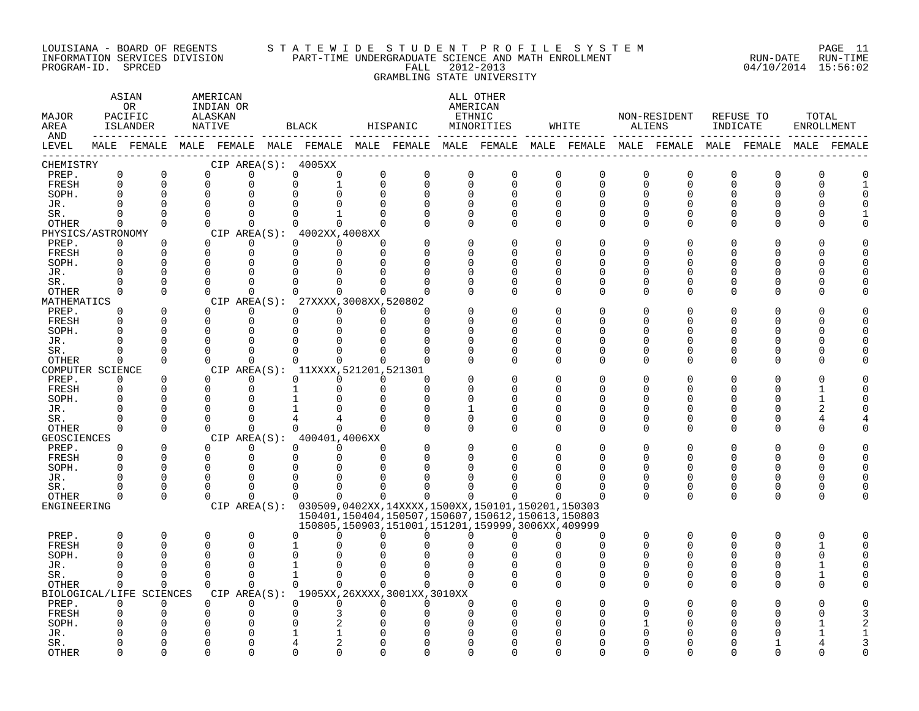LOUISIANA - BOARD OF REGENTS
INFORMATION SERVICES DIVISION
PROGRAM-ID. SPRCED

STATEWIDE STUDENT PROFILE SYSTEM
PART-TIME UNDERGRADUATE SCIENCE AND MATH ENROLLMENT
FALL 2012-2013
GRAMBLING STATE UNIVERSITY

RUN-DATE 04/10/2014 RUN-TIME 15:56:02

| MAJOR AREA AND LEVEL | ASIAN OR PACIFIC ISLANDER | | AMERICAN INDIAN OR ALASKAN NATIVE | | BLACK | | HISPANIC | | ALL OTHER AMERICAN ETHNIC MINORITIES | | WHITE | | NON-RESIDENT ALIENS | | REFUSE TO INDICATE | | TOTAL ENROLLMENT | |
|---|---|---|---|---|---|---|---|---|---|---|---|---|---|---|---|---|---|---|
| | MALE | FEMALE | MALE | FEMALE | MALE | FEMALE | MALE | FEMALE | MALE | FEMALE | MALE | FEMALE | MALE | FEMALE | MALE | FEMALE | MALE | FEMALE |
| **CHEMISTRY** CIP AREA(S): 4005XX | | | | | | | | | | | | | | | | | | |
| PREP. | 0 | 0 | 0 | 0 | 0 | 0 | 0 | 0 | 0 | 0 | 0 | 0 | 0 | 0 | 0 | 0 | 0 | 0 |
| FRESH | 0 | 0 | 0 | 0 | 0 | 1 | 0 | 0 | 0 | 0 | 0 | 0 | 0 | 0 | 0 | 0 | 0 | 1 |
| SOPH. | 0 | 0 | 0 | 0 | 0 | 0 | 0 | 0 | 0 | 0 | 0 | 0 | 0 | 0 | 0 | 0 | 0 | 0 |
| JR. | 0 | 0 | 0 | 0 | 0 | 0 | 0 | 0 | 0 | 0 | 0 | 0 | 0 | 0 | 0 | 0 | 0 | 0 |
| SR. | 0 | 0 | 0 | 0 | 0 | 1 | 0 | 0 | 0 | 0 | 0 | 0 | 0 | 0 | 0 | 0 | 0 | 1 |
| OTHER | 0 | 0 | 0 | 0 | 0 | 0 | 0 | 0 | 0 | 0 | 0 | 0 | 0 | 0 | 0 | 0 | 0 | 0 |
| **PHYSICS/ASTRONOMY** CIP AREA(S): 4002XX,4008XX | | | | | | | | | | | | | | | | | | |
| PREP. | 0 | 0 | 0 | 0 | 0 | 0 | 0 | 0 | 0 | 0 | 0 | 0 | 0 | 0 | 0 | 0 | 0 | 0 |
| FRESH | 0 | 0 | 0 | 0 | 0 | 0 | 0 | 0 | 0 | 0 | 0 | 0 | 0 | 0 | 0 | 0 | 0 | 0 |
| SOPH. | 0 | 0 | 0 | 0 | 0 | 0 | 0 | 0 | 0 | 0 | 0 | 0 | 0 | 0 | 0 | 0 | 0 | 0 |
| JR. | 0 | 0 | 0 | 0 | 0 | 0 | 0 | 0 | 0 | 0 | 0 | 0 | 0 | 0 | 0 | 0 | 0 | 0 |
| SR. | 0 | 0 | 0 | 0 | 0 | 0 | 0 | 0 | 0 | 0 | 0 | 0 | 0 | 0 | 0 | 0 | 0 | 0 |
| OTHER | 0 | 0 | 0 | 0 | 0 | 0 | 0 | 0 | 0 | 0 | 0 | 0 | 0 | 0 | 0 | 0 | 0 | 0 |
| **MATHEMATICS** CIP AREA(S): 27XXXX,3008XX,520802 | | | | | | | | | | | | | | | | | | |
| PREP. | 0 | 0 | 0 | 0 | 0 | 0 | 0 | 0 | 0 | 0 | 0 | 0 | 0 | 0 | 0 | 0 | 0 | 0 |
| FRESH | 0 | 0 | 0 | 0 | 0 | 0 | 0 | 0 | 0 | 0 | 0 | 0 | 0 | 0 | 0 | 0 | 0 | 0 |
| SOPH. | 0 | 0 | 0 | 0 | 0 | 0 | 0 | 0 | 0 | 0 | 0 | 0 | 0 | 0 | 0 | 0 | 0 | 0 |
| JR. | 0 | 0 | 0 | 0 | 0 | 0 | 0 | 0 | 0 | 0 | 0 | 0 | 0 | 0 | 0 | 0 | 0 | 0 |
| SR. | 0 | 0 | 0 | 0 | 0 | 0 | 0 | 0 | 0 | 0 | 0 | 0 | 0 | 0 | 0 | 0 | 0 | 0 |
| OTHER | 0 | 0 | 0 | 0 | 0 | 0 | 0 | 0 | 0 | 0 | 0 | 0 | 0 | 0 | 0 | 0 | 0 | 0 |
| **COMPUTER SCIENCE** CIP AREA(S): 11XXXX,521201,521301 | | | | | | | | | | | | | | | | | | |
| PREP. | 0 | 0 | 0 | 0 | 0 | 0 | 0 | 0 | 0 | 0 | 0 | 0 | 0 | 0 | 0 | 0 | 0 | 0 |
| FRESH | 0 | 0 | 0 | 0 | 1 | 0 | 0 | 0 | 0 | 0 | 0 | 0 | 0 | 0 | 0 | 0 | 1 | 0 |
| SOPH. | 0 | 0 | 0 | 0 | 1 | 0 | 0 | 0 | 0 | 0 | 0 | 0 | 0 | 0 | 0 | 0 | 1 | 0 |
| JR. | 0 | 0 | 0 | 0 | 1 | 0 | 0 | 0 | 1 | 0 | 0 | 0 | 0 | 0 | 0 | 0 | 2 | 0 |
| SR. | 0 | 0 | 0 | 0 | 4 | 4 | 0 | 0 | 0 | 0 | 0 | 0 | 0 | 0 | 0 | 0 | 4 | 4 |
| OTHER | 0 | 0 | 0 | 0 | 0 | 0 | 0 | 0 | 0 | 0 | 0 | 0 | 0 | 0 | 0 | 0 | 0 | 0 |
| **GEOSCIENCES** CIP AREA(S): 400401,4006XX | | | | | | | | | | | | | | | | | | |
| PREP. | 0 | 0 | 0 | 0 | 0 | 0 | 0 | 0 | 0 | 0 | 0 | 0 | 0 | 0 | 0 | 0 | 0 | 0 |
| FRESH | 0 | 0 | 0 | 0 | 0 | 0 | 0 | 0 | 0 | 0 | 0 | 0 | 0 | 0 | 0 | 0 | 0 | 0 |
| SOPH. | 0 | 0 | 0 | 0 | 0 | 0 | 0 | 0 | 0 | 0 | 0 | 0 | 0 | 0 | 0 | 0 | 0 | 0 |
| JR. | 0 | 0 | 0 | 0 | 0 | 0 | 0 | 0 | 0 | 0 | 0 | 0 | 0 | 0 | 0 | 0 | 0 | 0 |
| SR. | 0 | 0 | 0 | 0 | 0 | 0 | 0 | 0 | 0 | 0 | 0 | 0 | 0 | 0 | 0 | 0 | 0 | 0 |
| OTHER | 0 | 0 | 0 | 0 | 0 | 0 | 0 | 0 | 0 | 0 | 0 | 0 | 0 | 0 | 0 | 0 | 0 | 0 |
| **ENGINEERING** CIP AREA(S): 030509,0402XX,14XXXX,1500XX,150101,150201,150303 150401,150404,150507,150607,150612,150613,150803 150805,150903,151001,151201,159999,3006XX,409999 | | | | | | | | | | | | | | | | | | |
| PREP. | 0 | 0 | 0 | 0 | 0 | 0 | 0 | 0 | 0 | 0 | 0 | 0 | 0 | 0 | 0 | 0 | 0 | 0 |
| FRESH | 0 | 0 | 0 | 0 | 1 | 0 | 0 | 0 | 0 | 0 | 0 | 0 | 0 | 0 | 0 | 0 | 1 | 0 |
| SOPH. | 0 | 0 | 0 | 0 | 0 | 0 | 0 | 0 | 0 | 0 | 0 | 0 | 0 | 0 | 0 | 0 | 0 | 0 |
| JR. | 0 | 0 | 0 | 0 | 1 | 0 | 0 | 0 | 0 | 0 | 0 | 0 | 0 | 0 | 0 | 0 | 1 | 0 |
| SR. | 0 | 0 | 0 | 0 | 1 | 0 | 0 | 0 | 0 | 0 | 0 | 0 | 0 | 0 | 0 | 0 | 1 | 0 |
| OTHER | 0 | 0 | 0 | 0 | 0 | 0 | 0 | 0 | 0 | 0 | 0 | 0 | 0 | 0 | 0 | 0 | 0 | 0 |
| **BIOLOGICAL/LIFE SCIENCES** CIP AREA(S): 1905XX,26XXXX,3001XX,3010XX | | | | | | | | | | | | | | | | | | |
| PREP. | 0 | 0 | 0 | 0 | 0 | 0 | 0 | 0 | 0 | 0 | 0 | 0 | 0 | 0 | 0 | 0 | 0 | 0 |
| FRESH | 0 | 0 | 0 | 0 | 0 | 3 | 0 | 0 | 0 | 0 | 0 | 0 | 0 | 0 | 0 | 0 | 0 | 3 |
| SOPH. | 0 | 0 | 0 | 0 | 0 | 2 | 0 | 0 | 0 | 0 | 0 | 0 | 1 | 0 | 0 | 0 | 1 | 2 |
| JR. | 0 | 0 | 0 | 0 | 1 | 1 | 0 | 0 | 0 | 0 | 0 | 0 | 0 | 0 | 0 | 0 | 1 | 1 |
| SR. | 0 | 0 | 0 | 0 | 4 | 2 | 0 | 0 | 0 | 0 | 0 | 0 | 0 | 0 | 0 | 1 | 4 | 3 |
| OTHER | 0 | 0 | 0 | 0 | 0 | 0 | 0 | 0 | 0 | 0 | 0 | 0 | 0 | 0 | 0 | 0 | 0 | 0 |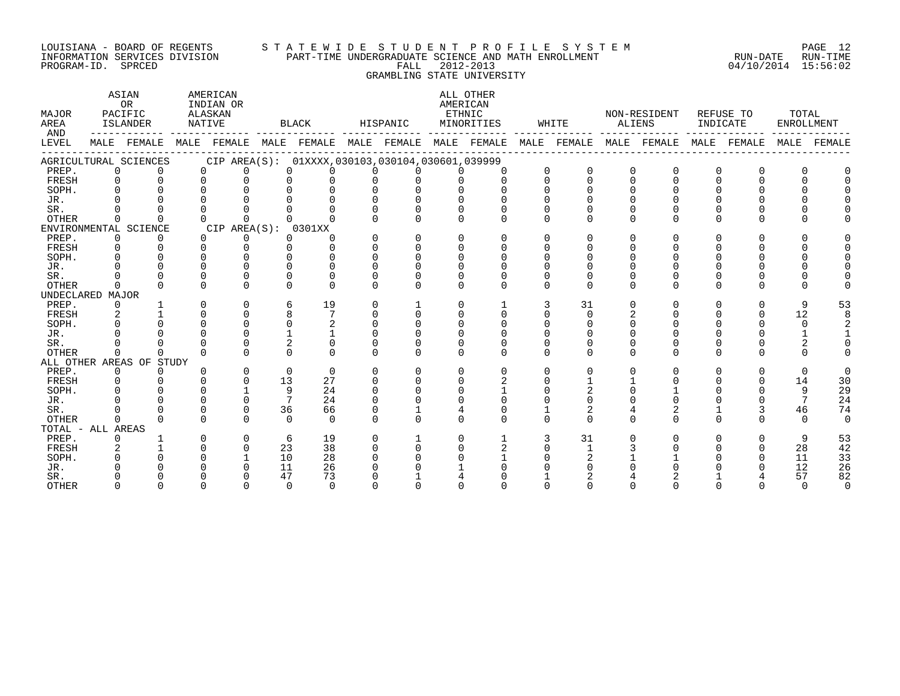LOUISIANA - BOARD OF REGENTS
INFORMATION SERVICES DIVISION
PROGRAM-ID. SPRCED

STATEWIDE STUDENT PROFILE SYSTEM
PART-TIME UNDERGRADUATE SCIENCE AND MATH ENROLLMENT
FALL 2012-2013
GRAMBLING STATE UNIVERSITY

RUN-DATE 04/10/2014 RUN-TIME 15:56:02

| MAJOR AREA AND LEVEL | ASIAN OR PACIFIC ISLANDER | | AMERICAN INDIAN OR ALASKAN NATIVE | | BLACK | | HISPANIC | | ALL OTHER AMERICAN ETHNIC MINORITIES | | WHITE | | NON-RESIDENT ALIENS | | REFUSE TO INDICATE | | TOTAL ENROLLMENT | |
|---|---|---|---|---|---|---|---|---|---|---|---|---|---|---|---|---|---|---|
| | MALE | FEMALE | MALE | FEMALE | MALE | FEMALE | MALE | FEMALE | MALE | FEMALE | MALE | FEMALE | MALE | FEMALE | MALE | FEMALE | MALE | FEMALE |
| AGRICULTURAL SCIENCES CIP AREA(S): 01XXXX,030103,030104,030601,039999 | | | | | | | | | | | | | | | | | | |
| PREP. | 0 | 0 | 0 | 0 | 0 | 0 | 0 | 0 | 0 | 0 | 0 | 0 | 0 | 0 | 0 | 0 | 0 | 0 |
| FRESH | 0 | 0 | 0 | 0 | 0 | 0 | 0 | 0 | 0 | 0 | 0 | 0 | 0 | 0 | 0 | 0 | 0 | 0 |
| SOPH. | 0 | 0 | 0 | 0 | 0 | 0 | 0 | 0 | 0 | 0 | 0 | 0 | 0 | 0 | 0 | 0 | 0 | 0 |
| JR. | 0 | 0 | 0 | 0 | 0 | 0 | 0 | 0 | 0 | 0 | 0 | 0 | 0 | 0 | 0 | 0 | 0 | 0 |
| SR. | 0 | 0 | 0 | 0 | 0 | 0 | 0 | 0 | 0 | 0 | 0 | 0 | 0 | 0 | 0 | 0 | 0 | 0 |
| OTHER | 0 | 0 | 0 | 0 | 0 | 0 | 0 | 0 | 0 | 0 | 0 | 0 | 0 | 0 | 0 | 0 | 0 | 0 |
| ENVIRONMENTAL SCIENCE CIP AREA(S): 0301XX | | | | | | | | | | | | | | | | | | |
| PREP. | 0 | 0 | 0 | 0 | 0 | 0 | 0 | 0 | 0 | 0 | 0 | 0 | 0 | 0 | 0 | 0 | 0 | 0 |
| FRESH | 0 | 0 | 0 | 0 | 0 | 0 | 0 | 0 | 0 | 0 | 0 | 0 | 0 | 0 | 0 | 0 | 0 | 0 |
| SOPH. | 0 | 0 | 0 | 0 | 0 | 0 | 0 | 0 | 0 | 0 | 0 | 0 | 0 | 0 | 0 | 0 | 0 | 0 |
| JR. | 0 | 0 | 0 | 0 | 0 | 0 | 0 | 0 | 0 | 0 | 0 | 0 | 0 | 0 | 0 | 0 | 0 | 0 |
| SR. | 0 | 0 | 0 | 0 | 0 | 0 | 0 | 0 | 0 | 0 | 0 | 0 | 0 | 0 | 0 | 0 | 0 | 0 |
| OTHER | 0 | 0 | 0 | 0 | 0 | 0 | 0 | 0 | 0 | 0 | 0 | 0 | 0 | 0 | 0 | 0 | 0 | 0 |
| UNDECLARED MAJOR | | | | | | | | | | | | | | | | | | |
| PREP. | 0 | 1 | 0 | 0 | 6 | 19 | 0 | 1 | 0 | 1 | 3 | 31 | 0 | 0 | 0 | 0 | 9 | 53 |
| FRESH | 2 | 1 | 0 | 0 | 8 | 7 | 0 | 0 | 0 | 0 | 0 | 0 | 2 | 0 | 0 | 0 | 12 | 8 |
| SOPH. | 0 | 0 | 0 | 0 | 0 | 2 | 0 | 0 | 0 | 0 | 0 | 0 | 0 | 0 | 0 | 0 | 0 | 2 |
| JR. | 0 | 0 | 0 | 0 | 1 | 1 | 0 | 0 | 0 | 0 | 0 | 0 | 0 | 0 | 0 | 0 | 1 | 1 |
| SR. | 0 | 0 | 0 | 0 | 2 | 0 | 0 | 0 | 0 | 0 | 0 | 0 | 0 | 0 | 0 | 0 | 2 | 0 |
| OTHER | 0 | 0 | 0 | 0 | 0 | 0 | 0 | 0 | 0 | 0 | 0 | 0 | 0 | 0 | 0 | 0 | 0 | 0 |
| ALL OTHER AREAS OF STUDY | | | | | | | | | | | | | | | | | | |
| PREP. | 0 | 0 | 0 | 0 | 0 | 0 | 0 | 0 | 0 | 0 | 0 | 0 | 0 | 0 | 0 | 0 | 0 | 0 |
| FRESH | 0 | 0 | 0 | 0 | 13 | 27 | 0 | 0 | 0 | 2 | 0 | 1 | 1 | 0 | 0 | 0 | 14 | 30 |
| SOPH. | 0 | 0 | 0 | 1 | 9 | 24 | 0 | 0 | 0 | 1 | 0 | 2 | 0 | 1 | 0 | 0 | 9 | 29 |
| JR. | 0 | 0 | 0 | 0 | 7 | 24 | 0 | 0 | 0 | 0 | 0 | 0 | 0 | 0 | 0 | 0 | 7 | 24 |
| SR. | 0 | 0 | 0 | 0 | 36 | 66 | 0 | 1 | 4 | 0 | 1 | 2 | 4 | 2 | 1 | 3 | 46 | 74 |
| OTHER | 0 | 0 | 0 | 0 | 0 | 0 | 0 | 0 | 0 | 0 | 0 | 0 | 0 | 0 | 0 | 0 | 0 | 0 |
| TOTAL - ALL AREAS | | | | | | | | | | | | | | | | | | |
| PREP. | 0 | 1 | 0 | 0 | 6 | 19 | 0 | 1 | 0 | 1 | 3 | 31 | 0 | 0 | 0 | 0 | 9 | 53 |
| FRESH | 2 | 1 | 0 | 0 | 23 | 38 | 0 | 0 | 0 | 2 | 0 | 1 | 3 | 0 | 0 | 0 | 28 | 42 |
| SOPH. | 0 | 0 | 0 | 1 | 10 | 28 | 0 | 0 | 0 | 1 | 0 | 2 | 1 | 1 | 0 | 0 | 11 | 33 |
| JR. | 0 | 0 | 0 | 0 | 11 | 26 | 0 | 0 | 1 | 0 | 0 | 0 | 0 | 0 | 0 | 0 | 12 | 26 |
| SR. | 0 | 0 | 0 | 0 | 47 | 73 | 0 | 1 | 4 | 0 | 1 | 2 | 4 | 2 | 1 | 4 | 57 | 82 |
| OTHER | 0 | 0 | 0 | 0 | 0 | 0 | 0 | 0 | 0 | 0 | 0 | 0 | 0 | 0 | 0 | 0 | 0 | 0 |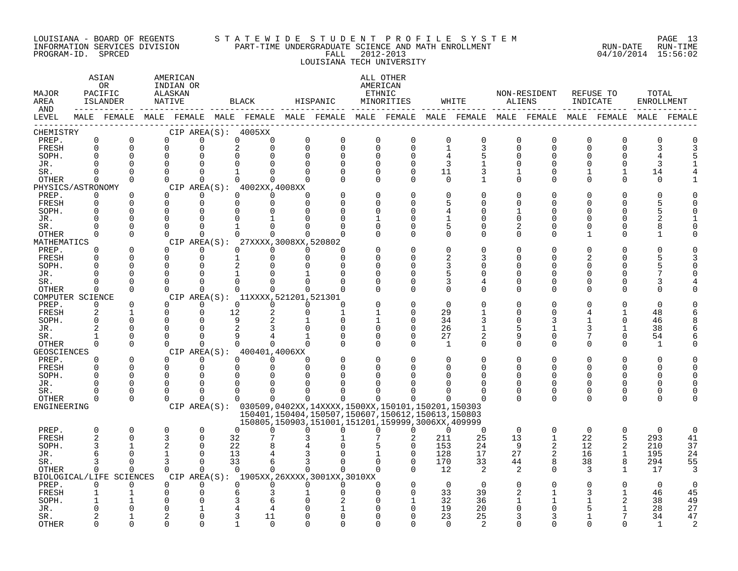LOUISIANA - BOARD OF REGENTS
INFORMATION SERVICES DIVISION
PROGRAM-ID. SPRCED

STATEWIDE STUDENT PROFILE SYSTEM
PART-TIME UNDERGRADUATE SCIENCE AND MATH ENROLLMENT
FALL 2012-2013
LOUISIANA TECH UNIVERSITY

RUN-DATE 04/10/2014 RUN-TIME 15:56:02

| MAJOR AREA AND LEVEL | ASIAN OR PACIFIC ISLANDER MALE | ASIAN OR PACIFIC ISLANDER FEMALE | AMERICAN INDIAN OR ALASKAN NATIVE MALE | AMERICAN INDIAN OR ALASKAN NATIVE FEMALE | BLACK MALE | BLACK FEMALE | HISPANIC MALE | HISPANIC FEMALE | ALL OTHER AMERICAN ETHNIC MINORITIES MALE | ALL OTHER AMERICAN ETHNIC MINORITIES FEMALE | WHITE MALE | WHITE FEMALE | NON-RESIDENT ALIENS MALE | NON-RESIDENT ALIENS FEMALE | REFUSE TO INDICATE MALE | REFUSE TO INDICATE FEMALE | TOTAL ENROLLMENT MALE | TOTAL ENROLLMENT FEMALE |
|---|---|---|---|---|---|---|---|---|---|---|---|---|---|---|---|---|---|---|
| CHEMISTRY CIP AREA(S): 4005XX | | | | | | | | | | | | | | | | | | |
| PREP. | 0 | 0 | 0 | 0 | 0 | 0 | 0 | 0 | 0 | 0 | 0 | 0 | 0 | 0 | 0 | 0 | 0 | 0 |
| FRESH | 0 | 0 | 0 | 0 | 2 | 0 | 0 | 0 | 0 | 0 | 1 | 3 | 0 | 0 | 0 | 0 | 3 | 3 |
| SOPH. | 0 | 0 | 0 | 0 | 0 | 0 | 0 | 0 | 0 | 0 | 4 | 5 | 0 | 0 | 0 | 0 | 4 | 5 |
| JR. | 0 | 0 | 0 | 0 | 0 | 0 | 0 | 0 | 0 | 0 | 3 | 1 | 0 | 0 | 0 | 0 | 3 | 1 |
| SR. | 0 | 0 | 0 | 0 | 1 | 0 | 0 | 0 | 0 | 0 | 11 | 3 | 1 | 0 | 1 | 1 | 14 | 4 |
| OTHER | 0 | 0 | 0 | 0 | 0 | 0 | 0 | 0 | 0 | 0 | 0 | 1 | 0 | 0 | 0 | 0 | 0 | 1 |
| PHYSICS/ASTRONOMY CIP AREA(S): 4002XX,4008XX | | | | | | | | | | | | | | | | | | |
| PREP. | 0 | 0 | 0 | 0 | 0 | 0 | 0 | 0 | 0 | 0 | 0 | 0 | 0 | 0 | 0 | 0 | 0 | 0 |
| FRESH | 0 | 0 | 0 | 0 | 0 | 0 | 0 | 0 | 0 | 0 | 5 | 0 | 0 | 0 | 0 | 0 | 5 | 0 |
| SOPH. | 0 | 0 | 0 | 0 | 0 | 0 | 0 | 0 | 0 | 0 | 4 | 0 | 1 | 0 | 0 | 0 | 5 | 0 |
| JR. | 0 | 0 | 0 | 0 | 0 | 1 | 0 | 0 | 1 | 0 | 1 | 0 | 0 | 0 | 0 | 0 | 2 | 1 |
| SR. | 0 | 0 | 0 | 0 | 1 | 0 | 0 | 0 | 0 | 0 | 5 | 0 | 2 | 0 | 0 | 0 | 8 | 0 |
| OTHER | 0 | 0 | 0 | 0 | 0 | 0 | 0 | 0 | 0 | 0 | 0 | 0 | 0 | 0 | 1 | 0 | 1 | 0 |
| MATHEMATICS CIP AREA(S): 27XXXX,3008XX,520802 | | | | | | | | | | | | | | | | | | |
| PREP. | 0 | 0 | 0 | 0 | 0 | 0 | 0 | 0 | 0 | 0 | 0 | 0 | 0 | 0 | 0 | 0 | 0 | 0 |
| FRESH | 0 | 0 | 0 | 0 | 1 | 0 | 0 | 0 | 0 | 0 | 2 | 3 | 0 | 0 | 2 | 0 | 5 | 3 |
| SOPH. | 0 | 0 | 0 | 0 | 2 | 0 | 0 | 0 | 0 | 0 | 3 | 0 | 0 | 0 | 0 | 0 | 5 | 0 |
| JR. | 0 | 0 | 0 | 0 | 1 | 0 | 1 | 0 | 0 | 0 | 5 | 0 | 0 | 0 | 0 | 0 | 7 | 0 |
| SR. | 0 | 0 | 0 | 0 | 0 | 0 | 0 | 0 | 0 | 0 | 3 | 4 | 0 | 0 | 0 | 0 | 3 | 4 |
| OTHER | 0 | 0 | 0 | 0 | 0 | 0 | 0 | 0 | 0 | 0 | 0 | 0 | 0 | 0 | 0 | 0 | 0 | 0 |
| COMPUTER SCIENCE CIP AREA(S): 11XXXX,521201,521301 | | | | | | | | | | | | | | | | | | |
| PREP. | 0 | 0 | 0 | 0 | 0 | 0 | 0 | 0 | 0 | 0 | 0 | 0 | 0 | 0 | 0 | 0 | 0 | 0 |
| FRESH | 2 | 1 | 0 | 0 | 12 | 2 | 0 | 1 | 1 | 0 | 29 | 1 | 0 | 0 | 4 | 1 | 48 | 6 |
| SOPH. | 0 | 0 | 0 | 0 | 9 | 2 | 1 | 0 | 1 | 0 | 34 | 3 | 0 | 3 | 1 | 0 | 46 | 8 |
| JR. | 2 | 0 | 0 | 0 | 2 | 3 | 0 | 0 | 0 | 0 | 26 | 1 | 5 | 1 | 3 | 1 | 38 | 6 |
| SR. | 1 | 0 | 0 | 0 | 9 | 4 | 1 | 0 | 0 | 0 | 27 | 2 | 9 | 0 | 7 | 0 | 54 | 6 |
| OTHER | 0 | 0 | 0 | 0 | 0 | 0 | 0 | 0 | 0 | 0 | 1 | 0 | 0 | 0 | 0 | 0 | 1 | 0 |
| GEOSCIENCES CIP AREA(S): 400401,4006XX | | | | | | | | | | | | | | | | | | |
| PREP. | 0 | 0 | 0 | 0 | 0 | 0 | 0 | 0 | 0 | 0 | 0 | 0 | 0 | 0 | 0 | 0 | 0 | 0 |
| FRESH | 0 | 0 | 0 | 0 | 0 | 0 | 0 | 0 | 0 | 0 | 0 | 0 | 0 | 0 | 0 | 0 | 0 | 0 |
| SOPH. | 0 | 0 | 0 | 0 | 0 | 0 | 0 | 0 | 0 | 0 | 0 | 0 | 0 | 0 | 0 | 0 | 0 | 0 |
| JR. | 0 | 0 | 0 | 0 | 0 | 0 | 0 | 0 | 0 | 0 | 0 | 0 | 0 | 0 | 0 | 0 | 0 | 0 |
| SR. | 0 | 0 | 0 | 0 | 0 | 0 | 0 | 0 | 0 | 0 | 0 | 0 | 0 | 0 | 0 | 0 | 0 | 0 |
| OTHER | 0 | 0 | 0 | 0 | 0 | 0 | 0 | 0 | 0 | 0 | 0 | 0 | 0 | 0 | 0 | 0 | 0 | 0 |
| ENGINEERING CIP AREA(S): 030509,0402XX,14XXXX,1500XX,150101,150201,150303,150401,150404,150507,150607,150612,150613,150803,150805,150903,151001,151201,159999,3006XX,409999 | | | | | | | | | | | | | | | | | | |
| PREP. | 0 | 0 | 0 | 0 | 0 | 0 | 0 | 0 | 0 | 0 | 0 | 0 | 0 | 0 | 0 | 0 | 0 | 0 |
| FRESH | 2 | 0 | 3 | 0 | 32 | 7 | 3 | 1 | 7 | 2 | 211 | 25 | 13 | 1 | 22 | 5 | 293 | 41 |
| SOPH. | 3 | 1 | 2 | 0 | 22 | 8 | 4 | 0 | 5 | 0 | 153 | 24 | 9 | 2 | 12 | 2 | 210 | 37 |
| JR. | 6 | 0 | 1 | 0 | 13 | 4 | 3 | 0 | 1 | 0 | 128 | 17 | 27 | 2 | 16 | 1 | 195 | 24 |
| SR. | 3 | 0 | 3 | 0 | 33 | 6 | 3 | 0 | 0 | 0 | 170 | 33 | 44 | 8 | 38 | 8 | 294 | 55 |
| OTHER | 0 | 0 | 0 | 0 | 0 | 0 | 0 | 0 | 0 | 0 | 12 | 2 | 2 | 0 | 3 | 1 | 17 | 3 |
| BIOLOGICAL/LIFE SCIENCES CIP AREA(S): 1905XX,26XXXX,3001XX,3010XX | | | | | | | | | | | | | | | | | | |
| PREP. | 0 | 0 | 0 | 0 | 0 | 0 | 0 | 0 | 0 | 0 | 0 | 0 | 0 | 0 | 0 | 0 | 0 | 0 |
| FRESH | 1 | 1 | 0 | 0 | 6 | 3 | 1 | 0 | 0 | 0 | 33 | 39 | 2 | 1 | 3 | 1 | 46 | 45 |
| SOPH. | 1 | 1 | 0 | 0 | 3 | 6 | 0 | 2 | 0 | 1 | 32 | 36 | 1 | 1 | 1 | 2 | 38 | 49 |
| JR. | 0 | 0 | 0 | 1 | 4 | 4 | 0 | 1 | 0 | 0 | 19 | 20 | 0 | 0 | 5 | 1 | 28 | 27 |
| SR. | 2 | 1 | 2 | 0 | 3 | 11 | 0 | 0 | 0 | 0 | 23 | 25 | 3 | 3 | 1 | 7 | 34 | 47 |
| OTHER | 0 | 0 | 0 | 0 | 1 | 0 | 0 | 0 | 0 | 0 | 0 | 2 | 0 | 0 | 0 | 0 | 1 | 2 |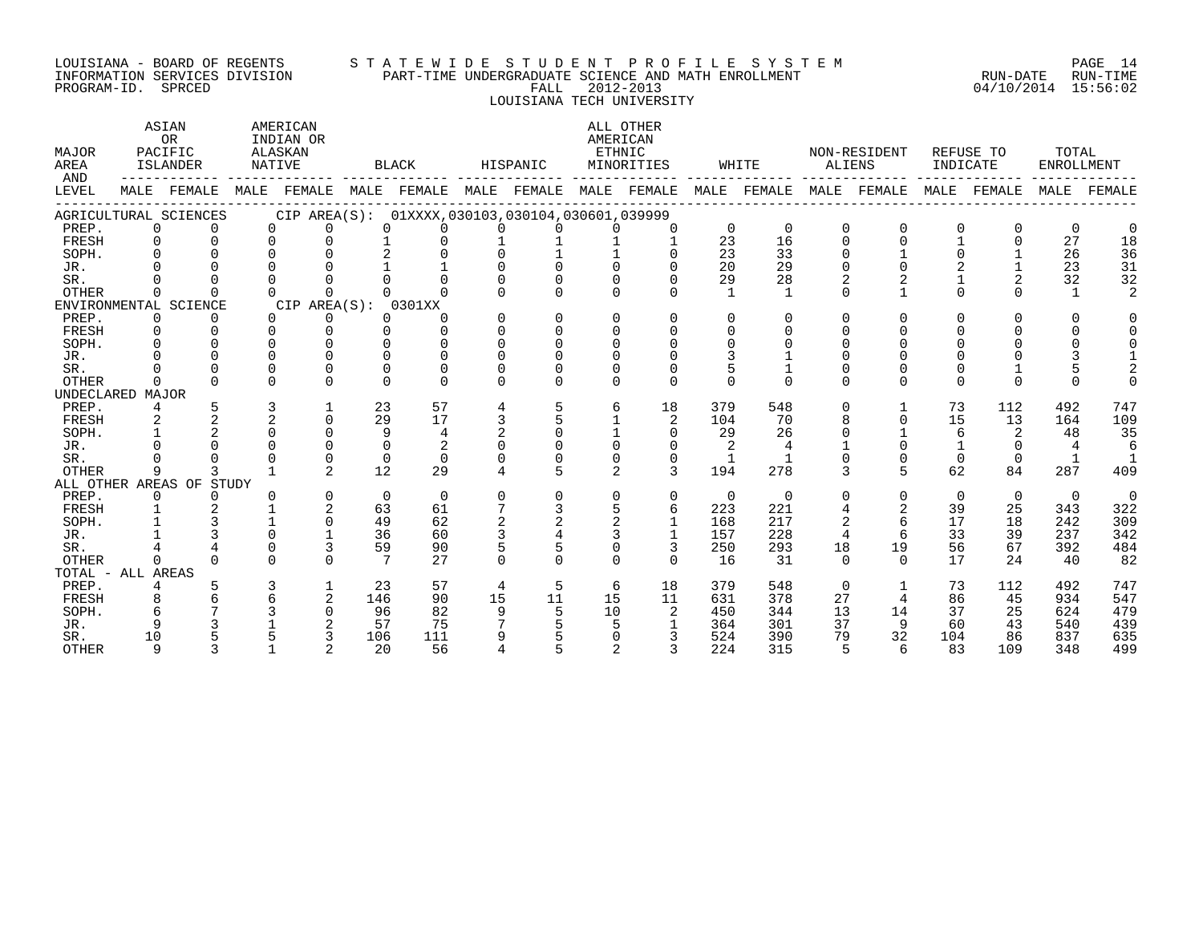LOUISIANA - BOARD OF REGENTS
INFORMATION SERVICES DIVISION
PROGRAM-ID. SPRCED

STATEWIDE STUDENT PROFILE SYSTEM
PART-TIME UNDERGRADUATE SCIENCE AND MATH ENROLLMENT
FALL 2012-2013
LOUISIANA TECH UNIVERSITY

RUN-DATE 04/10/2014 RUN-TIME 15:56:02

| MAJOR AREA AND LEVEL | ASIAN OR PACIFIC ISLANDER | | AMERICAN INDIAN OR ALASKAN NATIVE | | BLACK | | HISPANIC | | ALL OTHER AMERICAN ETHNIC MINORITIES | | WHITE | | NON-RESIDENT ALIENS | | REFUSE TO INDICATE | | TOTAL ENROLLMENT | |
|---|---|---|---|---|---|---|---|---|---|---|---|---|---|---|---|---|---|---|
| | MALE | FEMALE | MALE | FEMALE | MALE | FEMALE | MALE | FEMALE | MALE | FEMALE | MALE | FEMALE | MALE | FEMALE | MALE | FEMALE | MALE | FEMALE |
| **AGRICULTURAL SCIENCES** CIP AREA(S): 01XXXX,030103,030104,030601,039999 | | | | | | | | | | | | | | | | | | |
| PREP. | 0 | 0 | 0 | 0 | 0 | 0 | 0 | 0 | 0 | 0 | 0 | 0 | 0 | 0 | 0 | 0 | 0 | 0 |
| FRESH | 0 | 0 | 0 | 0 | 1 | 0 | 1 | 1 | 1 | 1 | 23 | 16 | 0 | 0 | 1 | 0 | 27 | 18 |
| SOPH. | 0 | 0 | 0 | 0 | 2 | 0 | 0 | 1 | 1 | 0 | 23 | 33 | 0 | 1 | 0 | 1 | 26 | 36 |
| JR. | 0 | 0 | 0 | 0 | 1 | 1 | 0 | 0 | 0 | 0 | 20 | 29 | 0 | 0 | 2 | 1 | 23 | 31 |
| SR. | 0 | 0 | 0 | 0 | 0 | 0 | 0 | 0 | 0 | 0 | 29 | 28 | 2 | 2 | 1 | 2 | 32 | 32 |
| OTHER | 0 | 0 | 0 | 0 | 0 | 0 | 0 | 0 | 0 | 0 | 1 | 1 | 0 | 1 | 0 | 0 | 1 | 2 |
| **ENVIRONMENTAL SCIENCE** CIP AREA(S): 0301XX | | | | | | | | | | | | | | | | | | |
| PREP. | 0 | 0 | 0 | 0 | 0 | 0 | 0 | 0 | 0 | 0 | 0 | 0 | 0 | 0 | 0 | 0 | 0 | 0 |
| FRESH | 0 | 0 | 0 | 0 | 0 | 0 | 0 | 0 | 0 | 0 | 0 | 0 | 0 | 0 | 0 | 0 | 0 | 0 |
| SOPH. | 0 | 0 | 0 | 0 | 0 | 0 | 0 | 0 | 0 | 0 | 0 | 0 | 0 | 0 | 0 | 0 | 0 | 0 |
| JR. | 0 | 0 | 0 | 0 | 0 | 0 | 0 | 0 | 0 | 0 | 3 | 1 | 0 | 0 | 0 | 0 | 3 | 1 |
| SR. | 0 | 0 | 0 | 0 | 0 | 0 | 0 | 0 | 0 | 0 | 5 | 1 | 0 | 0 | 0 | 1 | 5 | 2 |
| OTHER | 0 | 0 | 0 | 0 | 0 | 0 | 0 | 0 | 0 | 0 | 0 | 0 | 0 | 0 | 0 | 0 | 0 | 0 |
| **UNDECLARED MAJOR** | | | | | | | | | | | | | | | | | | |
| PREP. | 4 | 5 | 3 | 1 | 23 | 57 | 4 | 5 | 6 | 18 | 379 | 548 | 0 | 1 | 73 | 112 | 492 | 747 |
| FRESH | 2 | 2 | 2 | 0 | 29 | 17 | 3 | 5 | 1 | 2 | 104 | 70 | 8 | 0 | 15 | 13 | 164 | 109 |
| SOPH. | 1 | 2 | 0 | 0 | 9 | 4 | 2 | 0 | 1 | 0 | 29 | 26 | 0 | 1 | 6 | 2 | 48 | 35 |
| JR. | 0 | 0 | 0 | 0 | 0 | 2 | 0 | 0 | 0 | 0 | 2 | 4 | 1 | 0 | 1 | 0 | 4 | 6 |
| SR. | 0 | 0 | 0 | 0 | 0 | 0 | 0 | 0 | 0 | 0 | 1 | 1 | 0 | 0 | 0 | 0 | 1 | 1 |
| OTHER | 9 | 3 | 1 | 2 | 12 | 29 | 4 | 5 | 2 | 3 | 194 | 278 | 3 | 5 | 62 | 84 | 287 | 409 |
| **ALL OTHER AREAS OF STUDY** | | | | | | | | | | | | | | | | | | |
| PREP. | 0 | 0 | 0 | 0 | 0 | 0 | 0 | 0 | 0 | 0 | 0 | 0 | 0 | 0 | 0 | 0 | 0 | 0 |
| FRESH | 1 | 2 | 1 | 2 | 63 | 61 | 7 | 3 | 5 | 6 | 223 | 221 | 4 | 2 | 39 | 25 | 343 | 322 |
| SOPH. | 1 | 3 | 1 | 0 | 49 | 62 | 2 | 2 | 2 | 1 | 168 | 217 | 2 | 6 | 17 | 18 | 242 | 309 |
| JR. | 1 | 3 | 0 | 1 | 36 | 60 | 3 | 4 | 3 | 1 | 157 | 228 | 4 | 6 | 33 | 39 | 237 | 342 |
| SR. | 4 | 4 | 0 | 3 | 59 | 90 | 5 | 5 | 0 | 3 | 250 | 293 | 18 | 19 | 56 | 67 | 392 | 484 |
| OTHER | 0 | 0 | 0 | 0 | 7 | 27 | 0 | 0 | 0 | 0 | 16 | 31 | 0 | 0 | 17 | 24 | 40 | 82 |
| **TOTAL - ALL AREAS** | | | | | | | | | | | | | | | | | | |
| PREP. | 4 | 5 | 3 | 1 | 23 | 57 | 4 | 5 | 6 | 18 | 379 | 548 | 0 | 1 | 73 | 112 | 492 | 747 |
| FRESH | 8 | 6 | 6 | 2 | 146 | 90 | 15 | 11 | 15 | 11 | 631 | 378 | 27 | 4 | 86 | 45 | 934 | 547 |
| SOPH. | 6 | 7 | 3 | 0 | 96 | 82 | 9 | 5 | 10 | 2 | 450 | 344 | 13 | 14 | 37 | 25 | 624 | 479 |
| JR. | 9 | 3 | 1 | 2 | 57 | 75 | 7 | 5 | 5 | 1 | 364 | 301 | 37 | 9 | 60 | 43 | 540 | 439 |
| SR. | 10 | 5 | 5 | 3 | 106 | 111 | 9 | 5 | 0 | 3 | 524 | 390 | 79 | 32 | 104 | 86 | 837 | 635 |
| OTHER | 9 | 3 | 1 | 2 | 20 | 56 | 4 | 5 | 2 | 3 | 224 | 315 | 5 | 6 | 83 | 109 | 348 | 499 |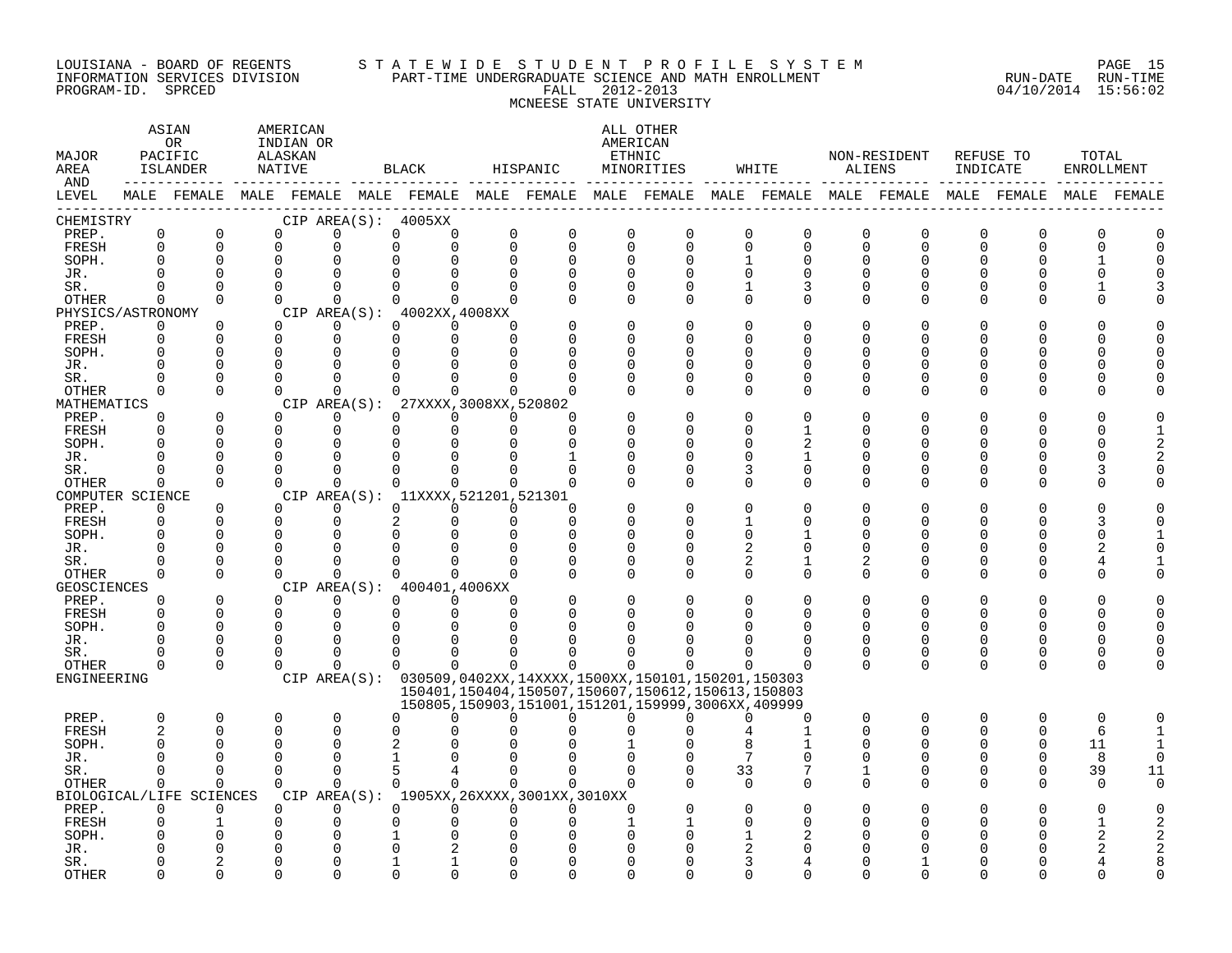LOUISIANA - BOARD OF REGENTS — STATEWIDE STUDENT PROFILE SYSTEM
INFORMATION SERVICES DIVISION — PART-TIME UNDERGRADUATE SCIENCE AND MATH ENROLLMENT — RUN-DATE 04/10/2014 RUN-TIME 15:56:02
PROGRAM-ID. SPRCED — FALL 2012-2013
MCNEESE STATE UNIVERSITY

| MAJOR AREA AND LEVEL | ASIAN OR PACIFIC ISLANDER MALE | ASIAN OR PACIFIC ISLANDER FEMALE | AMERICAN INDIAN OR ALASKAN NATIVE MALE | AMERICAN INDIAN OR ALASKAN NATIVE FEMALE | BLACK MALE | BLACK FEMALE | HISPANIC MALE | HISPANIC FEMALE | ALL OTHER AMERICAN ETHNIC MINORITIES MALE | ALL OTHER AMERICAN ETHNIC MINORITIES FEMALE | WHITE MALE | WHITE FEMALE | NON-RESIDENT ALIENS MALE | NON-RESIDENT ALIENS FEMALE | REFUSE TO INDICATE MALE | REFUSE TO INDICATE FEMALE | TOTAL ENROLLMENT MALE | TOTAL ENROLLMENT FEMALE |
|---|---|---|---|---|---|---|---|---|---|---|---|---|---|---|---|---|---|---|
| CHEMISTRY — CIP AREA(S): 4005XX | | | | | | | | | | | | | | | | | | |
| PREP. | 0 | 0 | 0 | 0 | 0 | 0 | 0 | 0 | 0 | 0 | 0 | 0 | 0 | 0 | 0 | 0 | 0 | 0 |
| FRESH | 0 | 0 | 0 | 0 | 0 | 0 | 0 | 0 | 0 | 0 | 0 | 0 | 0 | 0 | 0 | 0 | 0 | 0 |
| SOPH. | 0 | 0 | 0 | 0 | 0 | 0 | 0 | 0 | 0 | 0 | 1 | 0 | 0 | 0 | 0 | 0 | 1 | 0 |
| JR. | 0 | 0 | 0 | 0 | 0 | 0 | 0 | 0 | 0 | 0 | 0 | 0 | 0 | 0 | 0 | 0 | 0 | 0 |
| SR. | 0 | 0 | 0 | 0 | 0 | 0 | 0 | 0 | 0 | 0 | 1 | 3 | 0 | 0 | 0 | 0 | 1 | 3 |
| OTHER | 0 | 0 | 0 | 0 | 0 | 0 | 0 | 0 | 0 | 0 | 0 | 0 | 0 | 0 | 0 | 0 | 0 | 0 |
| PHYSICS/ASTRONOMY — CIP AREA(S): 4002XX,4008XX | | | | | | | | | | | | | | | | | | |
| PREP. | 0 | 0 | 0 | 0 | 0 | 0 | 0 | 0 | 0 | 0 | 0 | 0 | 0 | 0 | 0 | 0 | 0 | 0 |
| FRESH | 0 | 0 | 0 | 0 | 0 | 0 | 0 | 0 | 0 | 0 | 0 | 0 | 0 | 0 | 0 | 0 | 0 | 0 |
| SOPH. | 0 | 0 | 0 | 0 | 0 | 0 | 0 | 0 | 0 | 0 | 0 | 0 | 0 | 0 | 0 | 0 | 0 | 0 |
| JR. | 0 | 0 | 0 | 0 | 0 | 0 | 0 | 0 | 0 | 0 | 0 | 0 | 0 | 0 | 0 | 0 | 0 | 0 |
| SR. | 0 | 0 | 0 | 0 | 0 | 0 | 0 | 0 | 0 | 0 | 0 | 0 | 0 | 0 | 0 | 0 | 0 | 0 |
| OTHER | 0 | 0 | 0 | 0 | 0 | 0 | 0 | 0 | 0 | 0 | 0 | 0 | 0 | 0 | 0 | 0 | 0 | 0 |
| MATHEMATICS — CIP AREA(S): 27XXXX,3008XX,520802 | | | | | | | | | | | | | | | | | | |
| PREP. | 0 | 0 | 0 | 0 | 0 | 0 | 0 | 0 | 0 | 0 | 0 | 0 | 0 | 0 | 0 | 0 | 0 | 0 |
| FRESH | 0 | 0 | 0 | 0 | 0 | 0 | 0 | 0 | 0 | 0 | 0 | 1 | 0 | 0 | 0 | 0 | 0 | 1 |
| SOPH. | 0 | 0 | 0 | 0 | 0 | 0 | 0 | 0 | 0 | 0 | 0 | 2 | 0 | 0 | 0 | 0 | 0 | 2 |
| JR. | 0 | 0 | 0 | 0 | 0 | 0 | 0 | 1 | 0 | 0 | 0 | 1 | 0 | 0 | 0 | 0 | 0 | 2 |
| SR. | 0 | 0 | 0 | 0 | 0 | 0 | 0 | 0 | 0 | 0 | 3 | 0 | 0 | 0 | 0 | 0 | 3 | 0 |
| OTHER | 0 | 0 | 0 | 0 | 0 | 0 | 0 | 0 | 0 | 0 | 0 | 0 | 0 | 0 | 0 | 0 | 0 | 0 |
| COMPUTER SCIENCE — CIP AREA(S): 11XXXX,521201,521301 | | | | | | | | | | | | | | | | | | |
| PREP. | 0 | 0 | 0 | 0 | 0 | 0 | 0 | 0 | 0 | 0 | 0 | 0 | 0 | 0 | 0 | 0 | 0 | 0 |
| FRESH | 0 | 0 | 0 | 0 | 2 | 0 | 0 | 0 | 0 | 0 | 1 | 0 | 0 | 0 | 0 | 0 | 3 | 0 |
| SOPH. | 0 | 0 | 0 | 0 | 0 | 0 | 0 | 0 | 0 | 0 | 0 | 1 | 0 | 0 | 0 | 0 | 0 | 1 |
| JR. | 0 | 0 | 0 | 0 | 0 | 0 | 0 | 0 | 0 | 0 | 2 | 0 | 0 | 0 | 0 | 0 | 2 | 0 |
| SR. | 0 | 0 | 0 | 0 | 0 | 0 | 0 | 0 | 0 | 0 | 2 | 1 | 2 | 0 | 0 | 0 | 4 | 1 |
| OTHER | 0 | 0 | 0 | 0 | 0 | 0 | 0 | 0 | 0 | 0 | 0 | 0 | 0 | 0 | 0 | 0 | 0 | 0 |
| GEOSCIENCES — CIP AREA(S): 400401,4006XX | | | | | | | | | | | | | | | | | | |
| PREP. | 0 | 0 | 0 | 0 | 0 | 0 | 0 | 0 | 0 | 0 | 0 | 0 | 0 | 0 | 0 | 0 | 0 | 0 |
| FRESH | 0 | 0 | 0 | 0 | 0 | 0 | 0 | 0 | 0 | 0 | 0 | 0 | 0 | 0 | 0 | 0 | 0 | 0 |
| SOPH. | 0 | 0 | 0 | 0 | 0 | 0 | 0 | 0 | 0 | 0 | 0 | 0 | 0 | 0 | 0 | 0 | 0 | 0 |
| JR. | 0 | 0 | 0 | 0 | 0 | 0 | 0 | 0 | 0 | 0 | 0 | 0 | 0 | 0 | 0 | 0 | 0 | 0 |
| SR. | 0 | 0 | 0 | 0 | 0 | 0 | 0 | 0 | 0 | 0 | 0 | 0 | 0 | 0 | 0 | 0 | 0 | 0 |
| OTHER | 0 | 0 | 0 | 0 | 0 | 0 | 0 | 0 | 0 | 0 | 0 | 0 | 0 | 0 | 0 | 0 | 0 | 0 |
| ENGINEERING — CIP AREA(S): 030509,0402XX,14XXXX,1500XX,150101,150201,150303, 150401,150404,150507,150607,150612,150613,150803, 150805,150903,151001,151201,159999,3006XX,409999 | | | | | | | | | | | | | | | | | | |
| PREP. | 0 | 0 | 0 | 0 | 0 | 0 | 0 | 0 | 0 | 0 | 0 | 0 | 0 | 0 | 0 | 0 | 0 | 0 |
| FRESH | 2 | 0 | 0 | 0 | 0 | 0 | 0 | 0 | 0 | 0 | 4 | 1 | 0 | 0 | 0 | 0 | 6 | 1 |
| SOPH. | 0 | 0 | 0 | 0 | 2 | 0 | 0 | 0 | 1 | 0 | 8 | 1 | 0 | 0 | 0 | 0 | 11 | 1 |
| JR. | 0 | 0 | 0 | 0 | 1 | 0 | 0 | 0 | 0 | 0 | 7 | 0 | 0 | 0 | 0 | 0 | 8 | 0 |
| SR. | 0 | 0 | 0 | 0 | 5 | 4 | 0 | 0 | 0 | 0 | 33 | 7 | 1 | 0 | 0 | 0 | 39 | 11 |
| OTHER | 0 | 0 | 0 | 0 | 0 | 0 | 0 | 0 | 0 | 0 | 0 | 0 | 0 | 0 | 0 | 0 | 0 | 0 |
| BIOLOGICAL/LIFE SCIENCES — CIP AREA(S): 1905XX,26XXXX,3001XX,3010XX | | | | | | | | | | | | | | | | | | |
| PREP. | 0 | 0 | 0 | 0 | 0 | 0 | 0 | 0 | 0 | 0 | 0 | 0 | 0 | 0 | 0 | 0 | 0 | 0 |
| FRESH | 0 | 1 | 0 | 0 | 0 | 0 | 0 | 0 | 1 | 1 | 0 | 0 | 0 | 0 | 0 | 0 | 1 | 2 |
| SOPH. | 0 | 0 | 0 | 0 | 1 | 0 | 0 | 0 | 0 | 0 | 1 | 2 | 0 | 0 | 0 | 0 | 2 | 2 |
| JR. | 0 | 0 | 0 | 0 | 0 | 2 | 0 | 0 | 0 | 0 | 2 | 0 | 0 | 0 | 0 | 0 | 2 | 2 |
| SR. | 0 | 2 | 0 | 0 | 1 | 1 | 0 | 0 | 0 | 0 | 3 | 4 | 0 | 1 | 0 | 0 | 4 | 8 |
| OTHER | 0 | 0 | 0 | 0 | 0 | 0 | 0 | 0 | 0 | 0 | 0 | 0 | 0 | 0 | 0 | 0 | 0 | 0 |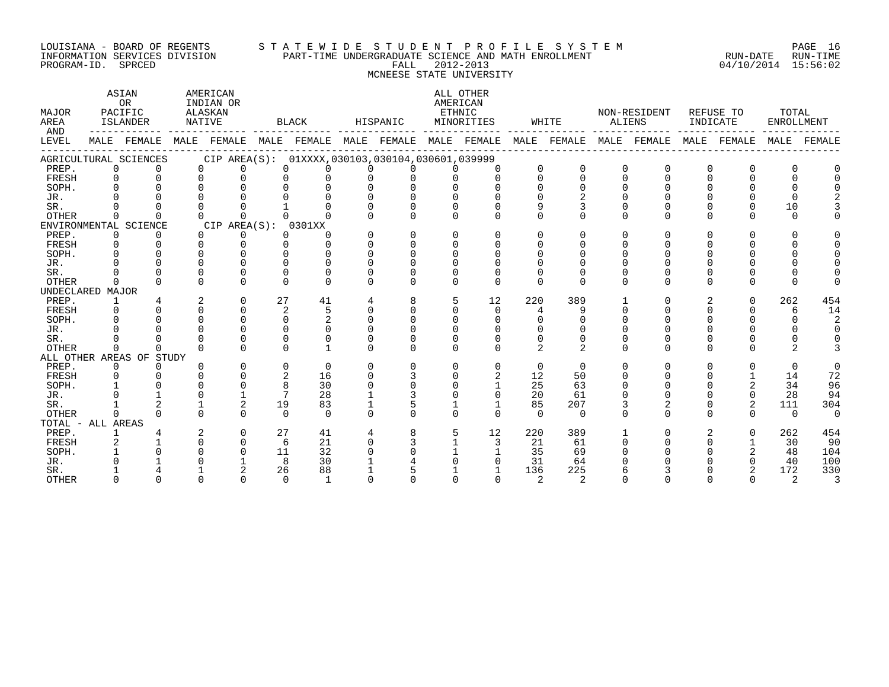LOUISIANA - BOARD OF REGENTS
INFORMATION SERVICES DIVISION
PROGRAM-ID. SPRCED

STATEWIDE STUDENT PROFILE SYSTEM
PART-TIME UNDERGRADUATE SCIENCE AND MATH ENROLLMENT
FALL 2012-2013
MCNEESE STATE UNIVERSITY

RUN-DATE 04/10/2014 RUN-TIME 15:56:02

| MAJOR AREA AND LEVEL | ASIAN OR PACIFIC ISLANDER | | AMERICAN INDIAN OR ALASKAN NATIVE | | BLACK | | HISPANIC | | ALL OTHER AMERICAN ETHNIC MINORITIES | | WHITE | | NON-RESIDENT ALIENS | | REFUSE TO INDICATE | | TOTAL ENROLLMENT | |
|---|---|---|---|---|---|---|---|---|---|---|---|---|---|---|---|---|---|---|
| | MALE | FEMALE | MALE | FEMALE | MALE | FEMALE | MALE | FEMALE | MALE | FEMALE | MALE | FEMALE | MALE | FEMALE | MALE | FEMALE | MALE | FEMALE |
| AGRICULTURAL SCIENCES CIP AREA(S): 01XXXX,030103,030104,030601,039999 | | | | | | | | | | | | | | | | | | |
| PREP. | 0 | 0 | 0 | 0 | 0 | 0 | 0 | 0 | 0 | 0 | 0 | 0 | 0 | 0 | 0 | 0 | 0 | 0 |
| FRESH | 0 | 0 | 0 | 0 | 0 | 0 | 0 | 0 | 0 | 0 | 0 | 0 | 0 | 0 | 0 | 0 | 0 | 0 |
| SOPH. | 0 | 0 | 0 | 0 | 0 | 0 | 0 | 0 | 0 | 0 | 0 | 0 | 0 | 0 | 0 | 0 | 0 | 0 |
| JR. | 0 | 0 | 0 | 0 | 0 | 0 | 0 | 0 | 0 | 0 | 0 | 2 | 0 | 0 | 0 | 0 | 0 | 2 |
| SR. | 0 | 0 | 0 | 0 | 1 | 0 | 0 | 0 | 0 | 0 | 9 | 3 | 0 | 0 | 0 | 0 | 10 | 3 |
| OTHER | 0 | 0 | 0 | 0 | 0 | 0 | 0 | 0 | 0 | 0 | 0 | 0 | 0 | 0 | 0 | 0 | 0 | 0 |
| ENVIRONMENTAL SCIENCE CIP AREA(S): 0301XX | | | | | | | | | | | | | | | | | | |
| PREP. | 0 | 0 | 0 | 0 | 0 | 0 | 0 | 0 | 0 | 0 | 0 | 0 | 0 | 0 | 0 | 0 | 0 | 0 |
| FRESH | 0 | 0 | 0 | 0 | 0 | 0 | 0 | 0 | 0 | 0 | 0 | 0 | 0 | 0 | 0 | 0 | 0 | 0 |
| SOPH. | 0 | 0 | 0 | 0 | 0 | 0 | 0 | 0 | 0 | 0 | 0 | 0 | 0 | 0 | 0 | 0 | 0 | 0 |
| JR. | 0 | 0 | 0 | 0 | 0 | 0 | 0 | 0 | 0 | 0 | 0 | 0 | 0 | 0 | 0 | 0 | 0 | 0 |
| SR. | 0 | 0 | 0 | 0 | 0 | 0 | 0 | 0 | 0 | 0 | 0 | 0 | 0 | 0 | 0 | 0 | 0 | 0 |
| OTHER | 0 | 0 | 0 | 0 | 0 | 0 | 0 | 0 | 0 | 0 | 0 | 0 | 0 | 0 | 0 | 0 | 0 | 0 |
| UNDECLARED MAJOR | | | | | | | | | | | | | | | | | | |
| PREP. | 1 | 4 | 2 | 0 | 27 | 41 | 4 | 8 | 5 | 12 | 220 | 389 | 1 | 0 | 2 | 0 | 262 | 454 |
| FRESH | 0 | 0 | 0 | 0 | 2 | 5 | 0 | 0 | 0 | 0 | 4 | 9 | 0 | 0 | 0 | 0 | 6 | 14 |
| SOPH. | 0 | 0 | 0 | 0 | 0 | 2 | 0 | 0 | 0 | 0 | 0 | 0 | 0 | 0 | 0 | 0 | 0 | 2 |
| JR. | 0 | 0 | 0 | 0 | 0 | 0 | 0 | 0 | 0 | 0 | 0 | 0 | 0 | 0 | 0 | 0 | 0 | 0 |
| SR. | 0 | 0 | 0 | 0 | 0 | 0 | 0 | 0 | 0 | 0 | 0 | 0 | 0 | 0 | 0 | 0 | 0 | 0 |
| OTHER | 0 | 0 | 0 | 0 | 0 | 1 | 0 | 0 | 0 | 0 | 2 | 2 | 0 | 0 | 0 | 0 | 2 | 3 |
| ALL OTHER AREAS OF STUDY | | | | | | | | | | | | | | | | | | |
| PREP. | 0 | 0 | 0 | 0 | 0 | 0 | 0 | 0 | 0 | 0 | 0 | 0 | 0 | 0 | 0 | 0 | 0 | 0 |
| FRESH | 0 | 0 | 0 | 0 | 2 | 16 | 0 | 3 | 0 | 2 | 12 | 50 | 0 | 0 | 0 | 1 | 14 | 72 |
| SOPH. | 1 | 0 | 0 | 0 | 8 | 30 | 0 | 0 | 0 | 1 | 25 | 63 | 0 | 0 | 0 | 2 | 34 | 96 |
| JR. | 0 | 1 | 0 | 1 | 7 | 28 | 1 | 3 | 0 | 0 | 20 | 61 | 0 | 0 | 0 | 0 | 28 | 94 |
| SR. | 1 | 2 | 1 | 2 | 19 | 83 | 1 | 5 | 1 | 1 | 85 | 207 | 3 | 2 | 0 | 2 | 111 | 304 |
| OTHER | 0 | 0 | 0 | 0 | 0 | 0 | 0 | 0 | 0 | 0 | 0 | 0 | 0 | 0 | 0 | 0 | 0 | 0 |
| TOTAL - ALL AREAS | | | | | | | | | | | | | | | | | | |
| PREP. | 1 | 4 | 2 | 0 | 27 | 41 | 4 | 8 | 5 | 12 | 220 | 389 | 1 | 0 | 2 | 0 | 262 | 454 |
| FRESH | 2 | 1 | 0 | 0 | 6 | 21 | 0 | 3 | 1 | 3 | 21 | 61 | 0 | 0 | 0 | 1 | 30 | 90 |
| SOPH. | 1 | 0 | 0 | 0 | 11 | 32 | 0 | 0 | 1 | 1 | 35 | 69 | 0 | 0 | 0 | 2 | 48 | 104 |
| JR. | 0 | 1 | 0 | 1 | 8 | 30 | 1 | 4 | 0 | 0 | 31 | 64 | 0 | 0 | 0 | 0 | 40 | 100 |
| SR. | 1 | 4 | 1 | 2 | 26 | 88 | 1 | 5 | 1 | 1 | 136 | 225 | 6 | 3 | 0 | 2 | 172 | 330 |
| OTHER | 0 | 0 | 0 | 0 | 0 | 1 | 0 | 0 | 0 | 0 | 2 | 2 | 0 | 0 | 0 | 0 | 2 | 3 |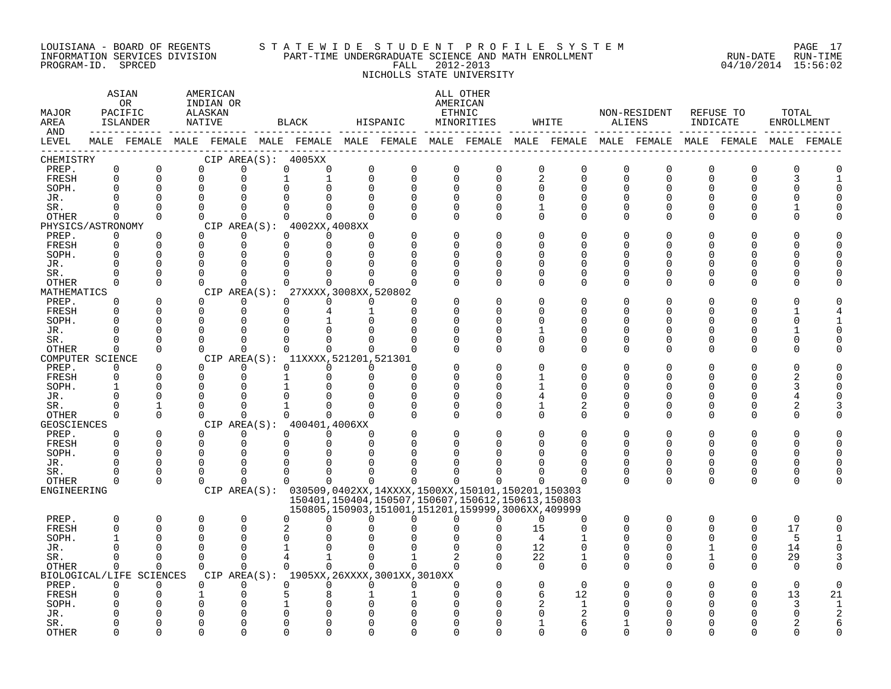LOUISIANA - BOARD OF REGENTS — STATEWIDE STUDENT PROFILE SYSTEM
INFORMATION SERVICES DIVISION — PART-TIME UNDERGRADUATE SCIENCE AND MATH ENROLLMENT — RUN-DATE 04/10/2014 RUN-TIME 15:56:02
PROGRAM-ID. SPRCED — FALL 2012-2013

NICHOLLS STATE UNIVERSITY

| MAJOR AREA AND LEVEL | ASIAN OR PACIFIC ISLANDER | | AMERICAN INDIAN OR ALASKAN NATIVE | | BLACK | | HISPANIC | | ALL OTHER AMERICAN ETHNIC MINORITIES | | WHITE | | NON-RESIDENT ALIENS | | REFUSE TO INDICATE | | TOTAL ENROLLMENT | |
|---|---|---|---|---|---|---|---|---|---|---|---|---|---|---|---|---|---|---|
| | MALE | FEMALE | MALE | FEMALE | MALE | FEMALE | MALE | FEMALE | MALE | FEMALE | MALE | FEMALE | MALE | FEMALE | MALE | FEMALE | MALE | FEMALE |
| **CHEMISTRY** CIP AREA(S): 4005XX | | | | | | | | | | | | | | | | | | |
| PREP. | 0 | 0 | 0 | 0 | 0 | 0 | 0 | 0 | 0 | 0 | 0 | 0 | 0 | 0 | 0 | 0 | 0 | 0 |
| FRESH | 0 | 0 | 0 | 0 | 1 | 1 | 0 | 0 | 0 | 0 | 2 | 0 | 0 | 0 | 0 | 0 | 3 | 1 |
| SOPH. | 0 | 0 | 0 | 0 | 0 | 0 | 0 | 0 | 0 | 0 | 0 | 0 | 0 | 0 | 0 | 0 | 0 | 0 |
| JR. | 0 | 0 | 0 | 0 | 0 | 0 | 0 | 0 | 0 | 0 | 0 | 0 | 0 | 0 | 0 | 0 | 0 | 0 |
| SR. | 0 | 0 | 0 | 0 | 0 | 0 | 0 | 0 | 0 | 0 | 1 | 0 | 0 | 0 | 0 | 0 | 1 | 0 |
| OTHER | 0 | 0 | 0 | 0 | 0 | 0 | 0 | 0 | 0 | 0 | 0 | 0 | 0 | 0 | 0 | 0 | 0 | 0 |
| **PHYSICS/ASTRONOMY** CIP AREA(S): 4002XX,4008XX | | | | | | | | | | | | | | | | | | |
| PREP. | 0 | 0 | 0 | 0 | 0 | 0 | 0 | 0 | 0 | 0 | 0 | 0 | 0 | 0 | 0 | 0 | 0 | 0 |
| FRESH | 0 | 0 | 0 | 0 | 0 | 0 | 0 | 0 | 0 | 0 | 0 | 0 | 0 | 0 | 0 | 0 | 0 | 0 |
| SOPH. | 0 | 0 | 0 | 0 | 0 | 0 | 0 | 0 | 0 | 0 | 0 | 0 | 0 | 0 | 0 | 0 | 0 | 0 |
| JR. | 0 | 0 | 0 | 0 | 0 | 0 | 0 | 0 | 0 | 0 | 0 | 0 | 0 | 0 | 0 | 0 | 0 | 0 |
| SR. | 0 | 0 | 0 | 0 | 0 | 0 | 0 | 0 | 0 | 0 | 0 | 0 | 0 | 0 | 0 | 0 | 0 | 0 |
| OTHER | 0 | 0 | 0 | 0 | 0 | 0 | 0 | 0 | 0 | 0 | 0 | 0 | 0 | 0 | 0 | 0 | 0 | 0 |
| **MATHEMATICS** CIP AREA(S): 27XXXX,3008XX,520802 | | | | | | | | | | | | | | | | | | |
| PREP. | 0 | 0 | 0 | 0 | 0 | 0 | 0 | 0 | 0 | 0 | 0 | 0 | 0 | 0 | 0 | 0 | 0 | 0 |
| FRESH | 0 | 0 | 0 | 0 | 0 | 4 | 1 | 0 | 0 | 0 | 0 | 0 | 0 | 0 | 0 | 0 | 1 | 4 |
| SOPH. | 0 | 0 | 0 | 0 | 0 | 1 | 0 | 0 | 0 | 0 | 0 | 0 | 0 | 0 | 0 | 0 | 0 | 1 |
| JR. | 0 | 0 | 0 | 0 | 0 | 0 | 0 | 0 | 0 | 0 | 1 | 0 | 0 | 0 | 0 | 0 | 1 | 0 |
| SR. | 0 | 0 | 0 | 0 | 0 | 0 | 0 | 0 | 0 | 0 | 0 | 0 | 0 | 0 | 0 | 0 | 0 | 0 |
| OTHER | 0 | 0 | 0 | 0 | 0 | 0 | 0 | 0 | 0 | 0 | 0 | 0 | 0 | 0 | 0 | 0 | 0 | 0 |
| **COMPUTER SCIENCE** CIP AREA(S): 11XXXX,521201,521301 | | | | | | | | | | | | | | | | | | |
| PREP. | 0 | 0 | 0 | 0 | 0 | 0 | 0 | 0 | 0 | 0 | 0 | 0 | 0 | 0 | 0 | 0 | 0 | 0 |
| FRESH | 0 | 0 | 0 | 0 | 1 | 0 | 0 | 0 | 0 | 0 | 1 | 0 | 0 | 0 | 0 | 0 | 2 | 0 |
| SOPH. | 1 | 0 | 0 | 0 | 1 | 0 | 0 | 0 | 0 | 0 | 1 | 0 | 0 | 0 | 0 | 0 | 3 | 0 |
| JR. | 0 | 0 | 0 | 0 | 0 | 0 | 0 | 0 | 0 | 0 | 4 | 0 | 0 | 0 | 0 | 0 | 4 | 0 |
| SR. | 0 | 1 | 0 | 0 | 1 | 0 | 0 | 0 | 0 | 0 | 1 | 2 | 0 | 0 | 0 | 0 | 2 | 3 |
| OTHER | 0 | 0 | 0 | 0 | 0 | 0 | 0 | 0 | 0 | 0 | 0 | 0 | 0 | 0 | 0 | 0 | 0 | 0 |
| **GEOSCIENCES** CIP AREA(S): 400401,4006XX | | | | | | | | | | | | | | | | | | |
| PREP. | 0 | 0 | 0 | 0 | 0 | 0 | 0 | 0 | 0 | 0 | 0 | 0 | 0 | 0 | 0 | 0 | 0 | 0 |
| FRESH | 0 | 0 | 0 | 0 | 0 | 0 | 0 | 0 | 0 | 0 | 0 | 0 | 0 | 0 | 0 | 0 | 0 | 0 |
| SOPH. | 0 | 0 | 0 | 0 | 0 | 0 | 0 | 0 | 0 | 0 | 0 | 0 | 0 | 0 | 0 | 0 | 0 | 0 |
| JR. | 0 | 0 | 0 | 0 | 0 | 0 | 0 | 0 | 0 | 0 | 0 | 0 | 0 | 0 | 0 | 0 | 0 | 0 |
| SR. | 0 | 0 | 0 | 0 | 0 | 0 | 0 | 0 | 0 | 0 | 0 | 0 | 0 | 0 | 0 | 0 | 0 | 0 |
| OTHER | 0 | 0 | 0 | 0 | 0 | 0 | 0 | 0 | 0 | 0 | 0 | 0 | 0 | 0 | 0 | 0 | 0 | 0 |
| **ENGINEERING** CIP AREA(S): 030509,0402XX,14XXXX,1500XX,150101,150201,150303 150401,150404,150507,150607,150612,150613,150803 150805,150903,151001,151201,159999,3006XX,409999 | | | | | | | | | | | | | | | | | | |
| PREP. | 0 | 0 | 0 | 0 | 0 | 0 | 0 | 0 | 0 | 0 | 0 | 0 | 0 | 0 | 0 | 0 | 0 | 0 |
| FRESH | 0 | 0 | 0 | 0 | 2 | 0 | 0 | 0 | 0 | 0 | 15 | 0 | 0 | 0 | 0 | 0 | 17 | 0 |
| SOPH. | 1 | 0 | 0 | 0 | 0 | 0 | 0 | 0 | 0 | 0 | 4 | 1 | 0 | 0 | 0 | 0 | 5 | 1 |
| JR. | 0 | 0 | 0 | 0 | 1 | 0 | 0 | 0 | 0 | 0 | 12 | 0 | 0 | 0 | 1 | 0 | 14 | 0 |
| SR. | 0 | 0 | 0 | 0 | 4 | 1 | 0 | 1 | 2 | 0 | 22 | 1 | 0 | 0 | 1 | 0 | 29 | 3 |
| OTHER | 0 | 0 | 0 | 0 | 0 | 0 | 0 | 0 | 0 | 0 | 0 | 0 | 0 | 0 | 0 | 0 | 0 | 0 |
| **BIOLOGICAL/LIFE SCIENCES** CIP AREA(S): 1905XX,26XXXX,3001XX,3010XX | | | | | | | | | | | | | | | | | | |
| PREP. | 0 | 0 | 0 | 0 | 0 | 0 | 0 | 0 | 0 | 0 | 0 | 0 | 0 | 0 | 0 | 0 | 0 | 0 |
| FRESH | 0 | 0 | 1 | 0 | 5 | 8 | 1 | 1 | 0 | 0 | 6 | 12 | 0 | 0 | 0 | 0 | 13 | 21 |
| SOPH. | 0 | 0 | 0 | 0 | 1 | 0 | 0 | 0 | 0 | 0 | 2 | 1 | 0 | 0 | 0 | 0 | 3 | 1 |
| JR. | 0 | 0 | 0 | 0 | 0 | 0 | 0 | 0 | 0 | 0 | 0 | 2 | 0 | 0 | 0 | 0 | 0 | 2 |
| SR. | 0 | 0 | 0 | 0 | 0 | 0 | 0 | 0 | 0 | 0 | 1 | 6 | 1 | 0 | 0 | 0 | 2 | 6 |
| OTHER | 0 | 0 | 0 | 0 | 0 | 0 | 0 | 0 | 0 | 0 | 0 | 0 | 0 | 0 | 0 | 0 | 0 | 0 |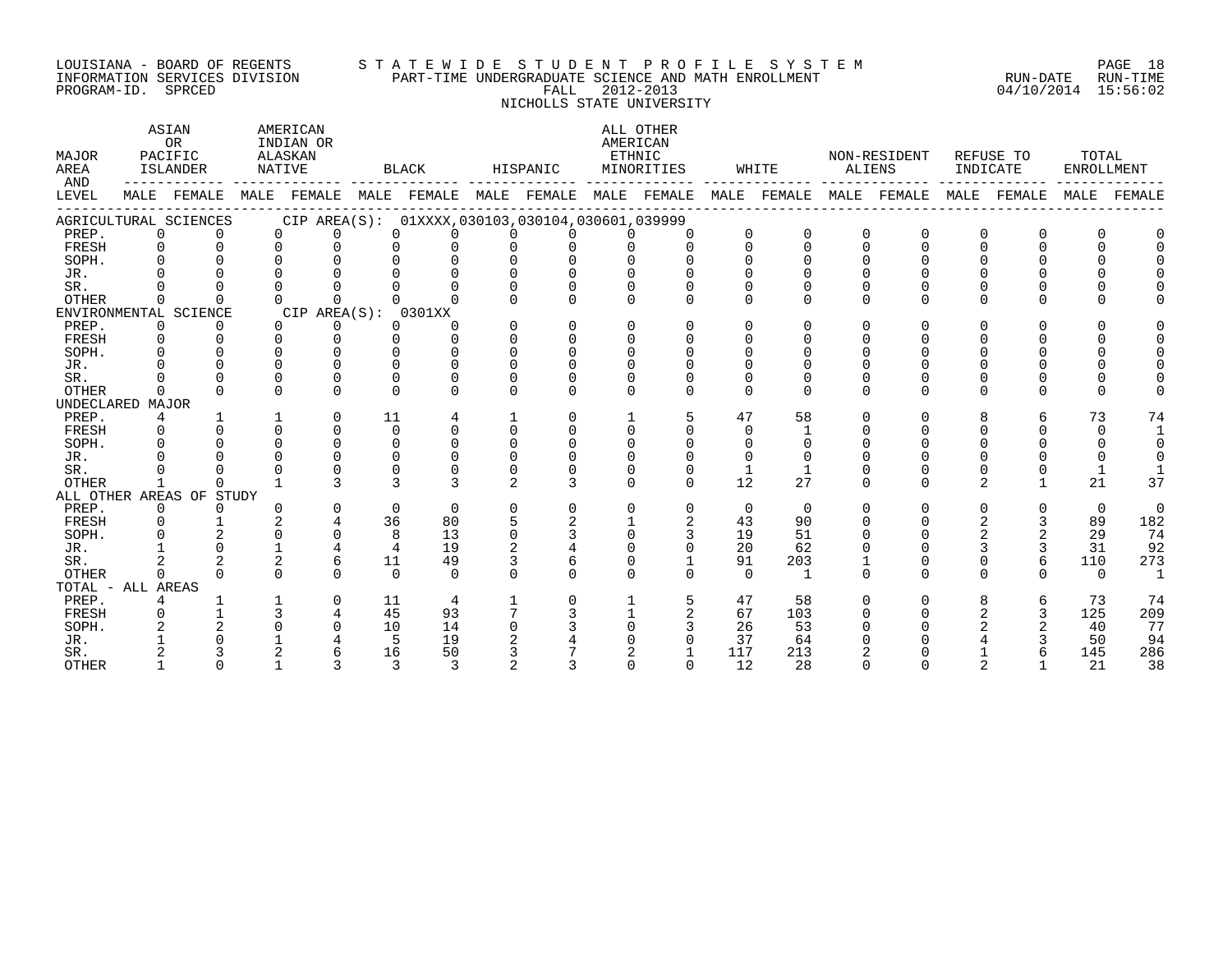LOUISIANA - BOARD OF REGENTS S T A T E W I D E S T U D E N T P R O F I L E S Y S T E M
INFORMATION SERVICES DIVISION PART-TIME UNDERGRADUATE SCIENCE AND MATH ENROLLMENT RUN-DATE RUN-TIME
PROGRAM-ID. SPRCED FALL 2012-2013 04/10/2014 15:56:02
NICHOLLS STATE UNIVERSITY

| MAJOR AREA AND LEVEL | ASIAN OR PACIFIC ISLANDER MALE | ASIAN OR PACIFIC ISLANDER FEMALE | AMERICAN INDIAN OR ALASKAN NATIVE MALE | AMERICAN INDIAN OR ALASKAN NATIVE FEMALE | BLACK MALE | BLACK FEMALE | HISPANIC MALE | HISPANIC FEMALE | ALL OTHER AMERICAN ETHNIC MINORITIES MALE | ALL OTHER AMERICAN ETHNIC MINORITIES FEMALE | WHITE MALE | WHITE FEMALE | NON-RESIDENT ALIENS MALE | NON-RESIDENT ALIENS FEMALE | REFUSE TO INDICATE MALE | REFUSE TO INDICATE FEMALE | TOTAL ENROLLMENT MALE | TOTAL ENROLLMENT FEMALE |
|---|---|---|---|---|---|---|---|---|---|---|---|---|---|---|---|---|---|---|
| AGRICULTURAL SCIENCES CIP AREA(S): 01XXXX,030103,030104,030601,039999 | | | | | | | | | | | | | | | | | | |
| PREP. | 0 | 0 | 0 | 0 | 0 | 0 | 0 | 0 | 0 | 0 | 0 | 0 | 0 | 0 | 0 | 0 | 0 | 0 |
| FRESH | 0 | 0 | 0 | 0 | 0 | 0 | 0 | 0 | 0 | 0 | 0 | 0 | 0 | 0 | 0 | 0 | 0 | 0 |
| SOPH. | 0 | 0 | 0 | 0 | 0 | 0 | 0 | 0 | 0 | 0 | 0 | 0 | 0 | 0 | 0 | 0 | 0 | 0 |
| JR. | 0 | 0 | 0 | 0 | 0 | 0 | 0 | 0 | 0 | 0 | 0 | 0 | 0 | 0 | 0 | 0 | 0 | 0 |
| SR. | 0 | 0 | 0 | 0 | 0 | 0 | 0 | 0 | 0 | 0 | 0 | 0 | 0 | 0 | 0 | 0 | 0 | 0 |
| OTHER | 0 | 0 | 0 | 0 | 0 | 0 | 0 | 0 | 0 | 0 | 0 | 0 | 0 | 0 | 0 | 0 | 0 | 0 |
| ENVIRONMENTAL SCIENCE CIP AREA(S): 0301XX | | | | | | | | | | | | | | | | | | |
| PREP. | 0 | 0 | 0 | 0 | 0 | 0 | 0 | 0 | 0 | 0 | 0 | 0 | 0 | 0 | 0 | 0 | 0 | 0 |
| FRESH | 0 | 0 | 0 | 0 | 0 | 0 | 0 | 0 | 0 | 0 | 0 | 0 | 0 | 0 | 0 | 0 | 0 | 0 |
| SOPH. | 0 | 0 | 0 | 0 | 0 | 0 | 0 | 0 | 0 | 0 | 0 | 0 | 0 | 0 | 0 | 0 | 0 | 0 |
| JR. | 0 | 0 | 0 | 0 | 0 | 0 | 0 | 0 | 0 | 0 | 0 | 0 | 0 | 0 | 0 | 0 | 0 | 0 |
| SR. | 0 | 0 | 0 | 0 | 0 | 0 | 0 | 0 | 0 | 0 | 0 | 0 | 0 | 0 | 0 | 0 | 0 | 0 |
| OTHER | 0 | 0 | 0 | 0 | 0 | 0 | 0 | 0 | 0 | 0 | 0 | 0 | 0 | 0 | 0 | 0 | 0 | 0 |
| UNDECLARED MAJOR | | | | | | | | | | | | | | | | | | |
| PREP. | 4 | 1 | 1 | 0 | 11 | 4 | 1 | 0 | 1 | 5 | 47 | 58 | 0 | 0 | 8 | 6 | 73 | 74 |
| FRESH | 0 | 0 | 0 | 0 | 0 | 0 | 0 | 0 | 0 | 0 | 0 | 1 | 0 | 0 | 0 | 0 | 0 | 1 |
| SOPH. | 0 | 0 | 0 | 0 | 0 | 0 | 0 | 0 | 0 | 0 | 0 | 0 | 0 | 0 | 0 | 0 | 0 | 0 |
| JR. | 0 | 0 | 0 | 0 | 0 | 0 | 0 | 0 | 0 | 0 | 0 | 0 | 0 | 0 | 0 | 0 | 0 | 0 |
| SR. | 0 | 0 | 0 | 0 | 0 | 0 | 0 | 0 | 0 | 0 | 1 | 1 | 0 | 0 | 0 | 0 | 1 | 1 |
| OTHER | 1 | 0 | 1 | 3 | 3 | 3 | 2 | 3 | 0 | 0 | 12 | 27 | 0 | 0 | 2 | 1 | 21 | 37 |
| ALL OTHER AREAS OF STUDY | | | | | | | | | | | | | | | | | | |
| PREP. | 0 | 0 | 0 | 0 | 0 | 0 | 0 | 0 | 0 | 0 | 0 | 0 | 0 | 0 | 0 | 0 | 0 | 0 |
| FRESH | 0 | 1 | 2 | 4 | 36 | 80 | 5 | 2 | 1 | 2 | 43 | 90 | 0 | 0 | 2 | 3 | 89 | 182 |
| SOPH. | 0 | 2 | 0 | 0 | 8 | 13 | 0 | 3 | 0 | 3 | 19 | 51 | 0 | 0 | 2 | 2 | 29 | 74 |
| JR. | 1 | 0 | 1 | 4 | 4 | 19 | 2 | 4 | 0 | 0 | 20 | 62 | 0 | 0 | 3 | 3 | 31 | 92 |
| SR. | 2 | 2 | 2 | 6 | 11 | 49 | 3 | 6 | 0 | 1 | 91 | 203 | 1 | 0 | 0 | 6 | 110 | 273 |
| OTHER | 0 | 0 | 0 | 0 | 0 | 0 | 0 | 0 | 0 | 0 | 0 | 1 | 0 | 0 | 0 | 0 | 0 | 1 |
| TOTAL - ALL AREAS | | | | | | | | | | | | | | | | | | |
| PREP. | 4 | 1 | 1 | 0 | 11 | 4 | 1 | 0 | 1 | 5 | 47 | 58 | 0 | 0 | 8 | 6 | 73 | 74 |
| FRESH | 0 | 1 | 3 | 4 | 45 | 93 | 7 | 3 | 1 | 2 | 67 | 103 | 0 | 0 | 2 | 3 | 125 | 209 |
| SOPH. | 2 | 2 | 0 | 0 | 10 | 14 | 0 | 3 | 0 | 3 | 26 | 53 | 0 | 0 | 2 | 2 | 40 | 77 |
| JR. | 1 | 0 | 1 | 4 | 5 | 19 | 2 | 4 | 0 | 0 | 37 | 64 | 0 | 0 | 4 | 3 | 50 | 94 |
| SR. | 2 | 3 | 2 | 6 | 16 | 50 | 3 | 7 | 2 | 1 | 117 | 213 | 2 | 0 | 1 | 6 | 145 | 286 |
| OTHER | 1 | 0 | 1 | 3 | 3 | 3 | 2 | 3 | 0 | 0 | 12 | 28 | 0 | 0 | 2 | 1 | 21 | 38 |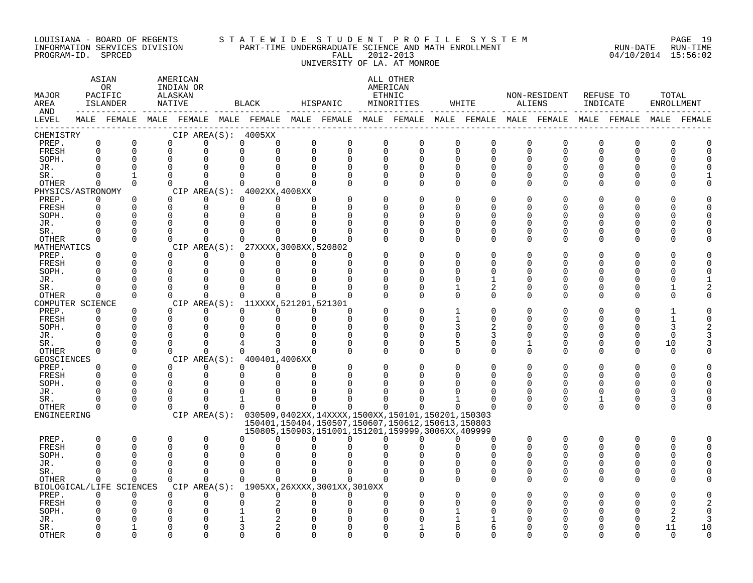LOUISIANA - BOARD OF REGENTS
INFORMATION SERVICES DIVISION
PROGRAM-ID. SPRCED

STATEWIDE STUDENT PROFILE SYSTEM
PART-TIME UNDERGRADUATE SCIENCE AND MATH ENROLLMENT
FALL 2012-2013
UNIVERSITY OF LA. AT MONROE

RUN-DATE 04/10/2014 RUN-TIME 15:56:02

| MAJOR AREA AND LEVEL | ASIAN OR PACIFIC ISLANDER MALE | ASIAN OR PACIFIC ISLANDER FEMALE | AMERICAN INDIAN OR ALASKAN NATIVE MALE | AMERICAN INDIAN OR ALASKAN NATIVE FEMALE | BLACK MALE | BLACK FEMALE | HISPANIC MALE | HISPANIC FEMALE | ALL OTHER AMERICAN ETHNIC MINORITIES MALE | ALL OTHER AMERICAN ETHNIC MINORITIES FEMALE | WHITE MALE | WHITE FEMALE | NON-RESIDENT ALIENS MALE | NON-RESIDENT ALIENS FEMALE | REFUSE TO INDICATE MALE | REFUSE TO INDICATE FEMALE | TOTAL ENROLLMENT MALE | TOTAL ENROLLMENT FEMALE |
|---|---|---|---|---|---|---|---|---|---|---|---|---|---|---|---|---|---|---|
| CHEMISTRY — CIP AREA(S): 4005XX | | | | | | | | | | | | | | | | | | |
| PREP. | 0 | 0 | 0 | 0 | 0 | 0 | 0 | 0 | 0 | 0 | 0 | 0 | 0 | 0 | 0 | 0 | 0 | 0 |
| FRESH | 0 | 0 | 0 | 0 | 0 | 0 | 0 | 0 | 0 | 0 | 0 | 0 | 0 | 0 | 0 | 0 | 0 | 0 |
| SOPH. | 0 | 0 | 0 | 0 | 0 | 0 | 0 | 0 | 0 | 0 | 0 | 0 | 0 | 0 | 0 | 0 | 0 | 0 |
| JR. | 0 | 0 | 0 | 0 | 0 | 0 | 0 | 0 | 0 | 0 | 0 | 0 | 0 | 0 | 0 | 0 | 0 | 0 |
| SR. | 0 | 1 | 0 | 0 | 0 | 0 | 0 | 0 | 0 | 0 | 0 | 0 | 0 | 0 | 0 | 0 | 0 | 1 |
| OTHER | 0 | 0 | 0 | 0 | 0 | 0 | 0 | 0 | 0 | 0 | 0 | 0 | 0 | 0 | 0 | 0 | 0 | 0 |
| PHYSICS/ASTRONOMY — CIP AREA(S): 4002XX,4008XX | | | | | | | | | | | | | | | | | | |
| PREP. | 0 | 0 | 0 | 0 | 0 | 0 | 0 | 0 | 0 | 0 | 0 | 0 | 0 | 0 | 0 | 0 | 0 | 0 |
| FRESH | 0 | 0 | 0 | 0 | 0 | 0 | 0 | 0 | 0 | 0 | 0 | 0 | 0 | 0 | 0 | 0 | 0 | 0 |
| SOPH. | 0 | 0 | 0 | 0 | 0 | 0 | 0 | 0 | 0 | 0 | 0 | 0 | 0 | 0 | 0 | 0 | 0 | 0 |
| JR. | 0 | 0 | 0 | 0 | 0 | 0 | 0 | 0 | 0 | 0 | 0 | 0 | 0 | 0 | 0 | 0 | 0 | 0 |
| SR. | 0 | 0 | 0 | 0 | 0 | 0 | 0 | 0 | 0 | 0 | 0 | 0 | 0 | 0 | 0 | 0 | 0 | 0 |
| OTHER | 0 | 0 | 0 | 0 | 0 | 0 | 0 | 0 | 0 | 0 | 0 | 0 | 0 | 0 | 0 | 0 | 0 | 0 |
| MATHEMATICS — CIP AREA(S): 27XXXX,3008XX,520802 | | | | | | | | | | | | | | | | | | |
| PREP. | 0 | 0 | 0 | 0 | 0 | 0 | 0 | 0 | 0 | 0 | 0 | 0 | 0 | 0 | 0 | 0 | 0 | 0 |
| FRESH | 0 | 0 | 0 | 0 | 0 | 0 | 0 | 0 | 0 | 0 | 0 | 0 | 0 | 0 | 0 | 0 | 0 | 0 |
| SOPH. | 0 | 0 | 0 | 0 | 0 | 0 | 0 | 0 | 0 | 0 | 0 | 0 | 0 | 0 | 0 | 0 | 0 | 0 |
| JR. | 0 | 0 | 0 | 0 | 0 | 0 | 0 | 0 | 0 | 0 | 0 | 1 | 0 | 0 | 0 | 0 | 0 | 1 |
| SR. | 0 | 0 | 0 | 0 | 0 | 0 | 0 | 0 | 0 | 0 | 1 | 2 | 0 | 0 | 0 | 0 | 1 | 2 |
| OTHER | 0 | 0 | 0 | 0 | 0 | 0 | 0 | 0 | 0 | 0 | 0 | 0 | 0 | 0 | 0 | 0 | 0 | 0 |
| COMPUTER SCIENCE — CIP AREA(S): 11XXXX,521201,521301 | | | | | | | | | | | | | | | | | | |
| PREP. | 0 | 0 | 0 | 0 | 0 | 0 | 0 | 0 | 0 | 0 | 1 | 0 | 0 | 0 | 0 | 0 | 1 | 0 |
| FRESH | 0 | 0 | 0 | 0 | 0 | 0 | 0 | 0 | 0 | 0 | 1 | 0 | 0 | 0 | 0 | 0 | 1 | 0 |
| SOPH. | 0 | 0 | 0 | 0 | 0 | 0 | 0 | 0 | 0 | 0 | 3 | 2 | 0 | 0 | 0 | 0 | 3 | 2 |
| JR. | 0 | 0 | 0 | 0 | 0 | 0 | 0 | 0 | 0 | 0 | 0 | 3 | 0 | 0 | 0 | 0 | 0 | 3 |
| SR. | 0 | 0 | 0 | 0 | 4 | 3 | 0 | 0 | 0 | 0 | 5 | 0 | 1 | 0 | 0 | 0 | 10 | 3 |
| OTHER | 0 | 0 | 0 | 0 | 0 | 0 | 0 | 0 | 0 | 0 | 0 | 0 | 0 | 0 | 0 | 0 | 0 | 0 |
| GEOSCIENCES — CIP AREA(S): 400401,4006XX | | | | | | | | | | | | | | | | | | |
| PREP. | 0 | 0 | 0 | 0 | 0 | 0 | 0 | 0 | 0 | 0 | 0 | 0 | 0 | 0 | 0 | 0 | 0 | 0 |
| FRESH | 0 | 0 | 0 | 0 | 0 | 0 | 0 | 0 | 0 | 0 | 0 | 0 | 0 | 0 | 0 | 0 | 0 | 0 |
| SOPH. | 0 | 0 | 0 | 0 | 0 | 0 | 0 | 0 | 0 | 0 | 0 | 0 | 0 | 0 | 0 | 0 | 0 | 0 |
| JR. | 0 | 0 | 0 | 0 | 0 | 0 | 0 | 0 | 0 | 0 | 0 | 0 | 0 | 0 | 0 | 0 | 0 | 0 |
| SR. | 0 | 0 | 0 | 0 | 1 | 0 | 0 | 0 | 0 | 0 | 1 | 0 | 0 | 0 | 1 | 0 | 3 | 0 |
| OTHER | 0 | 0 | 0 | 0 | 0 | 0 | 0 | 0 | 0 | 0 | 0 | 0 | 0 | 0 | 0 | 0 | 0 | 0 |
| ENGINEERING — CIP AREA(S): 030509,0402XX,14XXXX,1500XX,150101,150201,150303,150401,150404,150507,150607,150612,150613,150803,150805,150903,151001,151201,159999,3006XX,409999 | | | | | | | | | | | | | | | | | | |
| PREP. | 0 | 0 | 0 | 0 | 0 | 0 | 0 | 0 | 0 | 0 | 0 | 0 | 0 | 0 | 0 | 0 | 0 | 0 |
| FRESH | 0 | 0 | 0 | 0 | 0 | 0 | 0 | 0 | 0 | 0 | 0 | 0 | 0 | 0 | 0 | 0 | 0 | 0 |
| SOPH. | 0 | 0 | 0 | 0 | 0 | 0 | 0 | 0 | 0 | 0 | 0 | 0 | 0 | 0 | 0 | 0 | 0 | 0 |
| JR. | 0 | 0 | 0 | 0 | 0 | 0 | 0 | 0 | 0 | 0 | 0 | 0 | 0 | 0 | 0 | 0 | 0 | 0 |
| SR. | 0 | 0 | 0 | 0 | 0 | 0 | 0 | 0 | 0 | 0 | 0 | 0 | 0 | 0 | 0 | 0 | 0 | 0 |
| OTHER | 0 | 0 | 0 | 0 | 0 | 0 | 0 | 0 | 0 | 0 | 0 | 0 | 0 | 0 | 0 | 0 | 0 | 0 |
| BIOLOGICAL/LIFE SCIENCES — CIP AREA(S): 1905XX,26XXXX,3001XX,3010XX | | | | | | | | | | | | | | | | | | |
| PREP. | 0 | 0 | 0 | 0 | 0 | 0 | 0 | 0 | 0 | 0 | 0 | 0 | 0 | 0 | 0 | 0 | 0 | 0 |
| FRESH | 0 | 0 | 0 | 0 | 0 | 2 | 0 | 0 | 0 | 0 | 0 | 0 | 0 | 0 | 0 | 0 | 0 | 2 |
| SOPH. | 0 | 0 | 0 | 0 | 1 | 0 | 0 | 0 | 0 | 0 | 1 | 0 | 0 | 0 | 0 | 0 | 2 | 0 |
| JR. | 0 | 0 | 0 | 0 | 1 | 2 | 0 | 0 | 0 | 0 | 1 | 1 | 0 | 0 | 0 | 0 | 2 | 3 |
| SR. | 0 | 1 | 0 | 0 | 3 | 2 | 0 | 0 | 0 | 1 | 8 | 6 | 0 | 0 | 0 | 0 | 11 | 10 |
| OTHER | 0 | 0 | 0 | 0 | 0 | 0 | 0 | 0 | 0 | 0 | 0 | 0 | 0 | 0 | 0 | 0 | 0 | 0 |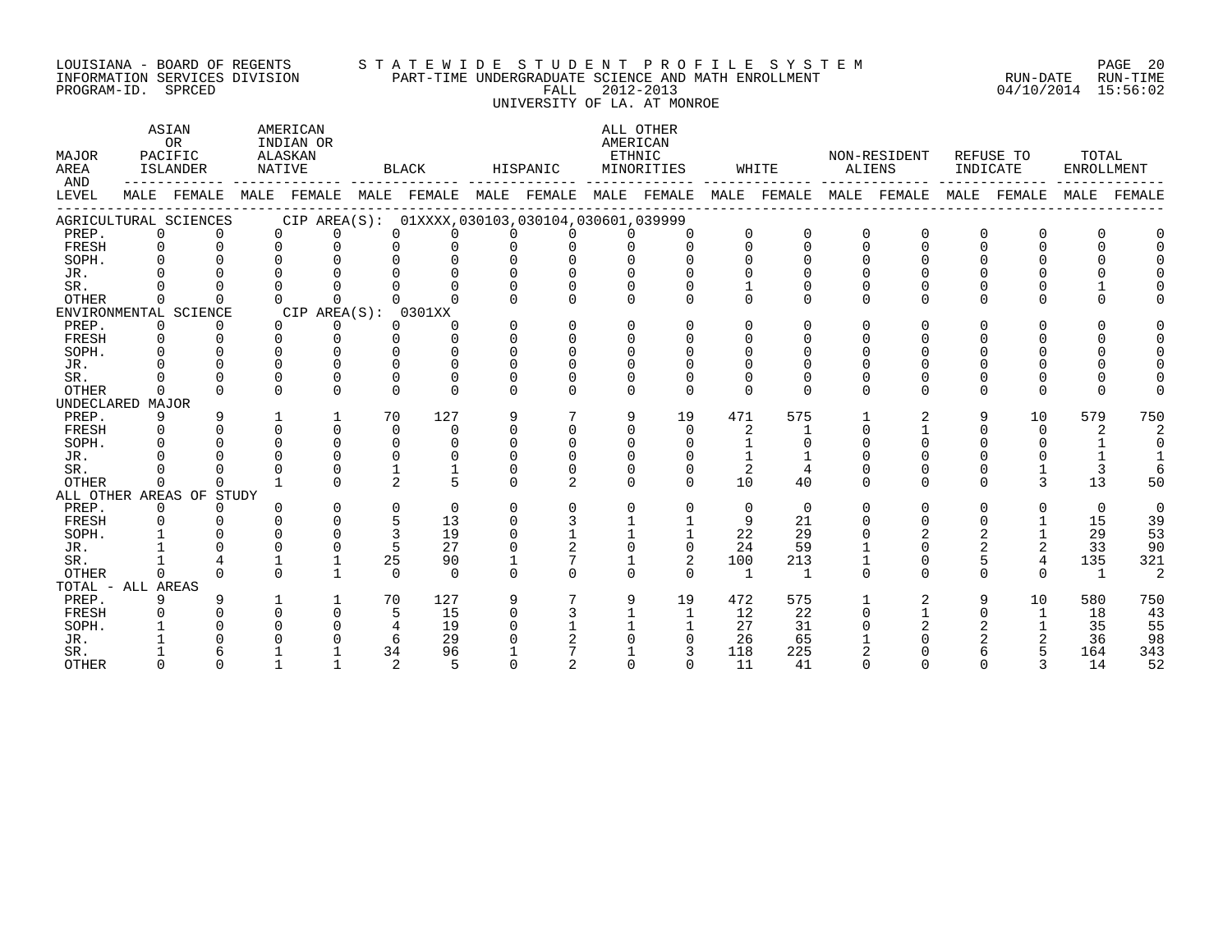LOUISIANA - BOARD OF REGENTS
INFORMATION SERVICES DIVISION
PROGRAM-ID. SPRCED

STATEWIDE STUDENT PROFILE SYSTEM
PART-TIME UNDERGRADUATE SCIENCE AND MATH ENROLLMENT
FALL 2012-2013
UNIVERSITY OF LA. AT MONROE

RUN-DATE 04/10/2014 RUN-TIME 15:56:02

| MAJOR AREA AND LEVEL | ASIAN OR PACIFIC ISLANDER | | AMERICAN INDIAN OR ALASKAN NATIVE | | BLACK | | HISPANIC | | ALL OTHER AMERICAN ETHNIC MINORITIES | | WHITE | | NON-RESIDENT ALIENS | | REFUSE TO INDICATE | | TOTAL ENROLLMENT | |
|---|---|---|---|---|---|---|---|---|---|---|---|---|---|---|---|---|---|---|
| | MALE | FEMALE | MALE | FEMALE | MALE | FEMALE | MALE | FEMALE | MALE | FEMALE | MALE | FEMALE | MALE | FEMALE | MALE | FEMALE | MALE | FEMALE |
| AGRICULTURAL SCIENCES CIP AREA(S): 01XXXX,030103,030104,030601,039999 | | | | | | | | | | | | | | | | | | |
| PREP. | 0 | 0 | 0 | 0 | 0 | 0 | 0 | 0 | 0 | 0 | 0 | 0 | 0 | 0 | 0 | 0 | 0 | 0 |
| FRESH | 0 | 0 | 0 | 0 | 0 | 0 | 0 | 0 | 0 | 0 | 0 | 0 | 0 | 0 | 0 | 0 | 0 | 0 |
| SOPH. | 0 | 0 | 0 | 0 | 0 | 0 | 0 | 0 | 0 | 0 | 0 | 0 | 0 | 0 | 0 | 0 | 0 | 0 |
| JR. | 0 | 0 | 0 | 0 | 0 | 0 | 0 | 0 | 0 | 0 | 0 | 0 | 0 | 0 | 0 | 0 | 0 | 0 |
| SR. | 0 | 0 | 0 | 0 | 0 | 0 | 0 | 0 | 0 | 0 | 1 | 0 | 0 | 0 | 0 | 0 | 1 | 0 |
| OTHER | 0 | 0 | 0 | 0 | 0 | 0 | 0 | 0 | 0 | 0 | 0 | 0 | 0 | 0 | 0 | 0 | 0 | 0 |
| ENVIRONMENTAL SCIENCE CIP AREA(S): 0301XX | | | | | | | | | | | | | | | | | | |
| PREP. | 0 | 0 | 0 | 0 | 0 | 0 | 0 | 0 | 0 | 0 | 0 | 0 | 0 | 0 | 0 | 0 | 0 | 0 |
| FRESH | 0 | 0 | 0 | 0 | 0 | 0 | 0 | 0 | 0 | 0 | 0 | 0 | 0 | 0 | 0 | 0 | 0 | 0 |
| SOPH. | 0 | 0 | 0 | 0 | 0 | 0 | 0 | 0 | 0 | 0 | 0 | 0 | 0 | 0 | 0 | 0 | 0 | 0 |
| JR. | 0 | 0 | 0 | 0 | 0 | 0 | 0 | 0 | 0 | 0 | 0 | 0 | 0 | 0 | 0 | 0 | 0 | 0 |
| SR. | 0 | 0 | 0 | 0 | 0 | 0 | 0 | 0 | 0 | 0 | 0 | 0 | 0 | 0 | 0 | 0 | 0 | 0 |
| OTHER | 0 | 0 | 0 | 0 | 0 | 0 | 0 | 0 | 0 | 0 | 0 | 0 | 0 | 0 | 0 | 0 | 0 | 0 |
| UNDECLARED MAJOR | | | | | | | | | | | | | | | | | | |
| PREP. | 9 | 9 | 1 | 1 | 70 | 127 | 9 | 7 | 9 | 19 | 471 | 575 | 1 | 2 | 9 | 10 | 579 | 750 |
| FRESH | 0 | 0 | 0 | 0 | 0 | 0 | 0 | 0 | 0 | 0 | 2 | 1 | 0 | 1 | 0 | 0 | 2 | 2 |
| SOPH. | 0 | 0 | 0 | 0 | 0 | 0 | 0 | 0 | 0 | 0 | 1 | 0 | 0 | 0 | 0 | 0 | 1 | 0 |
| JR. | 0 | 0 | 0 | 0 | 0 | 0 | 0 | 0 | 0 | 0 | 1 | 1 | 0 | 0 | 0 | 0 | 1 | 1 |
| SR. | 0 | 0 | 0 | 0 | 1 | 1 | 0 | 0 | 0 | 0 | 2 | 4 | 0 | 0 | 0 | 1 | 3 | 6 |
| OTHER | 0 | 0 | 1 | 0 | 2 | 5 | 0 | 2 | 0 | 0 | 10 | 40 | 0 | 0 | 0 | 3 | 13 | 50 |
| ALL OTHER AREAS OF STUDY | | | | | | | | | | | | | | | | | | |
| PREP. | 0 | 0 | 0 | 0 | 0 | 0 | 0 | 0 | 0 | 0 | 0 | 0 | 0 | 0 | 0 | 0 | 0 | 0 |
| FRESH | 0 | 0 | 0 | 0 | 5 | 13 | 0 | 3 | 1 | 1 | 9 | 21 | 0 | 0 | 0 | 1 | 15 | 39 |
| SOPH. | 1 | 0 | 0 | 0 | 3 | 19 | 0 | 1 | 1 | 1 | 22 | 29 | 0 | 2 | 2 | 1 | 29 | 53 |
| JR. | 1 | 0 | 0 | 0 | 5 | 27 | 0 | 2 | 0 | 0 | 24 | 59 | 1 | 0 | 2 | 2 | 33 | 90 |
| SR. | 1 | 4 | 1 | 1 | 25 | 90 | 1 | 7 | 1 | 2 | 100 | 213 | 1 | 0 | 5 | 4 | 135 | 321 |
| OTHER | 0 | 0 | 0 | 1 | 0 | 0 | 0 | 0 | 0 | 0 | 1 | 1 | 0 | 0 | 0 | 0 | 1 | 2 |
| TOTAL - ALL AREAS | | | | | | | | | | | | | | | | | | |
| PREP. | 9 | 9 | 1 | 1 | 70 | 127 | 9 | 7 | 9 | 19 | 472 | 575 | 1 | 2 | 9 | 10 | 580 | 750 |
| FRESH | 0 | 0 | 0 | 0 | 5 | 15 | 0 | 3 | 1 | 1 | 12 | 22 | 0 | 1 | 0 | 1 | 18 | 43 |
| SOPH. | 1 | 0 | 0 | 0 | 4 | 19 | 0 | 1 | 1 | 1 | 27 | 31 | 0 | 2 | 2 | 1 | 35 | 55 |
| JR. | 1 | 0 | 0 | 0 | 6 | 29 | 0 | 2 | 0 | 0 | 26 | 65 | 1 | 0 | 2 | 2 | 36 | 98 |
| SR. | 1 | 6 | 1 | 1 | 34 | 96 | 1 | 7 | 1 | 3 | 118 | 225 | 2 | 0 | 6 | 5 | 164 | 343 |
| OTHER | 0 | 0 | 1 | 1 | 2 | 5 | 0 | 2 | 0 | 0 | 11 | 41 | 0 | 0 | 0 | 3 | 14 | 52 |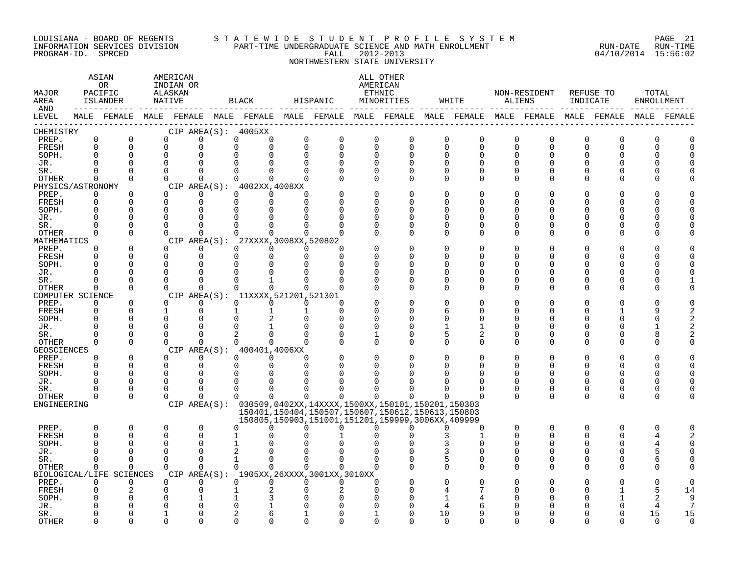LOUISIANA - BOARD OF REGENTS
INFORMATION SERVICES DIVISION
PROGRAM-ID. SPRCED

STATEWIDE STUDENT PROFILE SYSTEM
PART-TIME UNDERGRADUATE SCIENCE AND MATH ENROLLMENT
FALL 2012-2013
NORTHWESTERN STATE UNIVERSITY

RUN-DATE 04/10/2014 RUN-TIME 15:56:02

| MAJOR AREA AND LEVEL | ASIAN OR PACIFIC ISLANDER MALE | ASIAN OR PACIFIC ISLANDER FEMALE | AMERICAN INDIAN OR ALASKAN NATIVE MALE | AMERICAN INDIAN OR ALASKAN NATIVE FEMALE | BLACK MALE | BLACK FEMALE | HISPANIC MALE | HISPANIC FEMALE | ALL OTHER AMERICAN ETHNIC MINORITIES MALE | ALL OTHER AMERICAN ETHNIC MINORITIES FEMALE | WHITE MALE | WHITE FEMALE | NON-RESIDENT ALIENS MALE | NON-RESIDENT ALIENS FEMALE | REFUSE TO INDICATE MALE | REFUSE TO INDICATE FEMALE | TOTAL ENROLLMENT MALE | TOTAL ENROLLMENT FEMALE |
|---|---|---|---|---|---|---|---|---|---|---|---|---|---|---|---|---|---|---|
| CHEMISTRY — CIP AREA(S): 4005XX | | | | | | | | | | | | | | | | | | |
| PREP. | 0 | 0 | 0 | 0 | 0 | 0 | 0 | 0 | 0 | 0 | 0 | 0 | 0 | 0 | 0 | 0 | 0 | 0 |
| FRESH | 0 | 0 | 0 | 0 | 0 | 0 | 0 | 0 | 0 | 0 | 0 | 0 | 0 | 0 | 0 | 0 | 0 | 0 |
| SOPH. | 0 | 0 | 0 | 0 | 0 | 0 | 0 | 0 | 0 | 0 | 0 | 0 | 0 | 0 | 0 | 0 | 0 | 0 |
| JR. | 0 | 0 | 0 | 0 | 0 | 0 | 0 | 0 | 0 | 0 | 0 | 0 | 0 | 0 | 0 | 0 | 0 | 0 |
| SR. | 0 | 0 | 0 | 0 | 0 | 0 | 0 | 0 | 0 | 0 | 0 | 0 | 0 | 0 | 0 | 0 | 0 | 0 |
| OTHER | 0 | 0 | 0 | 0 | 0 | 0 | 0 | 0 | 0 | 0 | 0 | 0 | 0 | 0 | 0 | 0 | 0 | 0 |
| PHYSICS/ASTRONOMY — CIP AREA(S): 4002XX,4008XX | | | | | | | | | | | | | | | | | | |
| PREP. | 0 | 0 | 0 | 0 | 0 | 0 | 0 | 0 | 0 | 0 | 0 | 0 | 0 | 0 | 0 | 0 | 0 | 0 |
| FRESH | 0 | 0 | 0 | 0 | 0 | 0 | 0 | 0 | 0 | 0 | 0 | 0 | 0 | 0 | 0 | 0 | 0 | 0 |
| SOPH. | 0 | 0 | 0 | 0 | 0 | 0 | 0 | 0 | 0 | 0 | 0 | 0 | 0 | 0 | 0 | 0 | 0 | 0 |
| JR. | 0 | 0 | 0 | 0 | 0 | 0 | 0 | 0 | 0 | 0 | 0 | 0 | 0 | 0 | 0 | 0 | 0 | 0 |
| SR. | 0 | 0 | 0 | 0 | 0 | 0 | 0 | 0 | 0 | 0 | 0 | 0 | 0 | 0 | 0 | 0 | 0 | 0 |
| OTHER | 0 | 0 | 0 | 0 | 0 | 0 | 0 | 0 | 0 | 0 | 0 | 0 | 0 | 0 | 0 | 0 | 0 | 0 |
| MATHEMATICS — CIP AREA(S): 27XXXX,3008XX,520802 | | | | | | | | | | | | | | | | | | |
| PREP. | 0 | 0 | 0 | 0 | 0 | 0 | 0 | 0 | 0 | 0 | 0 | 0 | 0 | 0 | 0 | 0 | 0 | 0 |
| FRESH | 0 | 0 | 0 | 0 | 0 | 0 | 0 | 0 | 0 | 0 | 0 | 0 | 0 | 0 | 0 | 0 | 0 | 0 |
| SOPH. | 0 | 0 | 0 | 0 | 0 | 0 | 0 | 0 | 0 | 0 | 0 | 0 | 0 | 0 | 0 | 0 | 0 | 0 |
| JR. | 0 | 0 | 0 | 0 | 0 | 0 | 0 | 0 | 0 | 0 | 0 | 0 | 0 | 0 | 0 | 0 | 0 | 0 |
| SR. | 0 | 0 | 0 | 0 | 0 | 1 | 0 | 0 | 0 | 0 | 0 | 0 | 0 | 0 | 0 | 0 | 0 | 1 |
| OTHER | 0 | 0 | 0 | 0 | 0 | 0 | 0 | 0 | 0 | 0 | 0 | 0 | 0 | 0 | 0 | 0 | 0 | 0 |
| COMPUTER SCIENCE — CIP AREA(S): 11XXXX,521201,521301 | | | | | | | | | | | | | | | | | | |
| PREP. | 0 | 0 | 0 | 0 | 0 | 0 | 0 | 0 | 0 | 0 | 0 | 0 | 0 | 0 | 0 | 0 | 0 | 0 |
| FRESH | 0 | 0 | 1 | 0 | 1 | 1 | 1 | 0 | 0 | 0 | 6 | 0 | 0 | 0 | 0 | 1 | 9 | 2 |
| SOPH. | 0 | 0 | 0 | 0 | 0 | 2 | 0 | 0 | 0 | 0 | 0 | 0 | 0 | 0 | 0 | 0 | 0 | 2 |
| JR. | 0 | 0 | 0 | 0 | 0 | 1 | 0 | 0 | 0 | 0 | 1 | 1 | 0 | 0 | 0 | 0 | 1 | 2 |
| SR. | 0 | 0 | 0 | 0 | 2 | 0 | 0 | 0 | 1 | 0 | 5 | 2 | 0 | 0 | 0 | 0 | 8 | 2 |
| OTHER | 0 | 0 | 0 | 0 | 0 | 0 | 0 | 0 | 0 | 0 | 0 | 0 | 0 | 0 | 0 | 0 | 0 | 0 |
| GEOSCIENCES — CIP AREA(S): 400401,4006XX | | | | | | | | | | | | | | | | | | |
| PREP. | 0 | 0 | 0 | 0 | 0 | 0 | 0 | 0 | 0 | 0 | 0 | 0 | 0 | 0 | 0 | 0 | 0 | 0 |
| FRESH | 0 | 0 | 0 | 0 | 0 | 0 | 0 | 0 | 0 | 0 | 0 | 0 | 0 | 0 | 0 | 0 | 0 | 0 |
| SOPH. | 0 | 0 | 0 | 0 | 0 | 0 | 0 | 0 | 0 | 0 | 0 | 0 | 0 | 0 | 0 | 0 | 0 | 0 |
| JR. | 0 | 0 | 0 | 0 | 0 | 0 | 0 | 0 | 0 | 0 | 0 | 0 | 0 | 0 | 0 | 0 | 0 | 0 |
| SR. | 0 | 0 | 0 | 0 | 0 | 0 | 0 | 0 | 0 | 0 | 0 | 0 | 0 | 0 | 0 | 0 | 0 | 0 |
| OTHER | 0 | 0 | 0 | 0 | 0 | 0 | 0 | 0 | 0 | 0 | 0 | 0 | 0 | 0 | 0 | 0 | 0 | 0 |
| ENGINEERING — CIP AREA(S): 030509,0402XX,14XXXX,1500XX,150101,150201,150303,150401,150404,150507,150607,150612,150613,150803,150805,150903,151001,151201,159999,3006XX,409999 | | | | | | | | | | | | | | | | | | |
| PREP. | 0 | 0 | 0 | 0 | 0 | 0 | 0 | 0 | 0 | 0 | 0 | 0 | 0 | 0 | 0 | 0 | 0 | 0 |
| FRESH | 0 | 0 | 0 | 0 | 1 | 0 | 0 | 1 | 0 | 0 | 3 | 1 | 0 | 0 | 0 | 0 | 4 | 2 |
| SOPH. | 0 | 0 | 0 | 0 | 1 | 0 | 0 | 0 | 0 | 0 | 3 | 0 | 0 | 0 | 0 | 0 | 4 | 0 |
| JR. | 0 | 0 | 0 | 0 | 2 | 0 | 0 | 0 | 0 | 0 | 3 | 0 | 0 | 0 | 0 | 0 | 5 | 0 |
| SR. | 0 | 0 | 0 | 0 | 1 | 0 | 0 | 0 | 0 | 0 | 5 | 0 | 0 | 0 | 0 | 0 | 6 | 0 |
| OTHER | 0 | 0 | 0 | 0 | 0 | 0 | 0 | 0 | 0 | 0 | 0 | 0 | 0 | 0 | 0 | 0 | 0 | 0 |
| BIOLOGICAL/LIFE SCIENCES — CIP AREA(S): 1905XX,26XXXX,3001XX,3010XX | | | | | | | | | | | | | | | | | | |
| PREP. | 0 | 0 | 0 | 0 | 0 | 0 | 0 | 0 | 0 | 0 | 0 | 0 | 0 | 0 | 0 | 0 | 0 | 0 |
| FRESH | 0 | 2 | 0 | 0 | 1 | 2 | 0 | 2 | 0 | 0 | 4 | 7 | 0 | 0 | 0 | 1 | 5 | 14 |
| SOPH. | 0 | 0 | 0 | 1 | 1 | 3 | 0 | 0 | 0 | 0 | 1 | 4 | 0 | 0 | 0 | 1 | 2 | 9 |
| JR. | 0 | 0 | 0 | 0 | 0 | 1 | 0 | 0 | 0 | 0 | 4 | 6 | 0 | 0 | 0 | 0 | 4 | 7 |
| SR. | 0 | 0 | 1 | 0 | 2 | 6 | 1 | 0 | 1 | 0 | 10 | 9 | 0 | 0 | 0 | 0 | 15 | 15 |
| OTHER | 0 | 0 | 0 | 0 | 0 | 0 | 0 | 0 | 0 | 0 | 0 | 0 | 0 | 0 | 0 | 0 | 0 | 0 |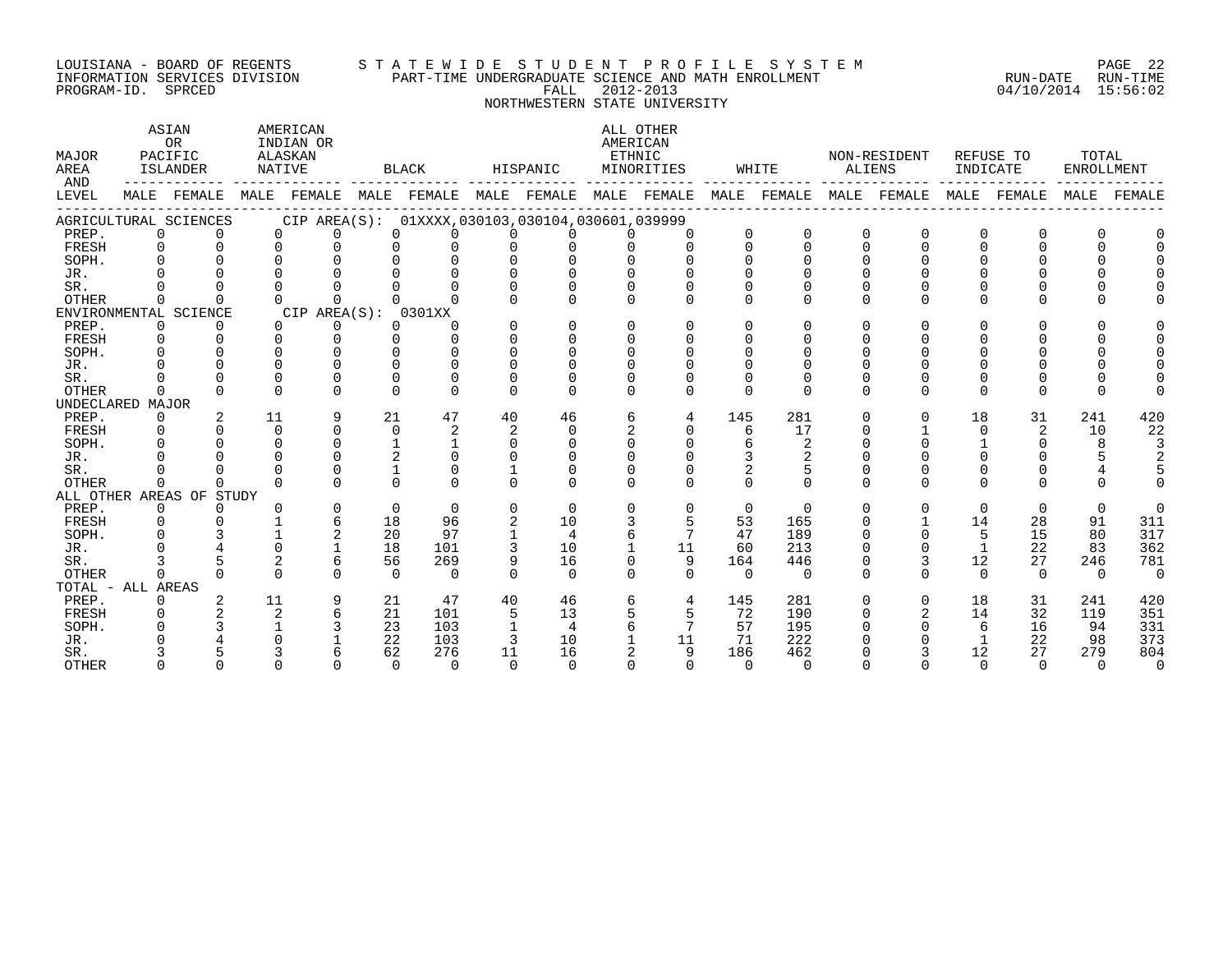LOUISIANA - BOARD OF REGENTS
INFORMATION SERVICES DIVISION
PROGRAM-ID. SPRCED

STATEWIDE STUDENT PROFILE SYSTEM
PART-TIME UNDERGRADUATE SCIENCE AND MATH ENROLLMENT
FALL 2012-2013
NORTHWESTERN STATE UNIVERSITY

RUN-DATE 04/10/2014 RUN-TIME 15:56:02

| MAJOR AREA AND LEVEL | ASIAN OR PACIFIC ISLANDER MALE | ASIAN OR PACIFIC ISLANDER FEMALE | AMERICAN INDIAN OR ALASKAN NATIVE MALE | AMERICAN INDIAN OR ALASKAN NATIVE FEMALE | BLACK MALE | BLACK FEMALE | HISPANIC MALE | HISPANIC FEMALE | ALL OTHER AMERICAN ETHNIC MINORITIES MALE | ALL OTHER AMERICAN ETHNIC MINORITIES FEMALE | WHITE MALE | WHITE FEMALE | NON-RESIDENT ALIENS MALE | NON-RESIDENT ALIENS FEMALE | REFUSE TO INDICATE MALE | REFUSE TO INDICATE FEMALE | TOTAL ENROLLMENT MALE | TOTAL ENROLLMENT FEMALE |
|---|---|---|---|---|---|---|---|---|---|---|---|---|---|---|---|---|---|---|
| AGRICULTURAL SCIENCES CIP AREA(S): 01XXXX,030103,030104,030601,039999 | | | | | | | | | | | | | | | | | | |
| PREP. | 0 | 0 | 0 | 0 | 0 | 0 | 0 | 0 | 0 | 0 | 0 | 0 | 0 | 0 | 0 | 0 | 0 | 0 |
| FRESH | 0 | 0 | 0 | 0 | 0 | 0 | 0 | 0 | 0 | 0 | 0 | 0 | 0 | 0 | 0 | 0 | 0 | 0 |
| SOPH. | 0 | 0 | 0 | 0 | 0 | 0 | 0 | 0 | 0 | 0 | 0 | 0 | 0 | 0 | 0 | 0 | 0 | 0 |
| JR. | 0 | 0 | 0 | 0 | 0 | 0 | 0 | 0 | 0 | 0 | 0 | 0 | 0 | 0 | 0 | 0 | 0 | 0 |
| SR. | 0 | 0 | 0 | 0 | 0 | 0 | 0 | 0 | 0 | 0 | 0 | 0 | 0 | 0 | 0 | 0 | 0 | 0 |
| OTHER | 0 | 0 | 0 | 0 | 0 | 0 | 0 | 0 | 0 | 0 | 0 | 0 | 0 | 0 | 0 | 0 | 0 | 0 |
| ENVIRONMENTAL SCIENCE CIP AREA(S): 0301XX | | | | | | | | | | | | | | | | | | |
| PREP. | 0 | 0 | 0 | 0 | 0 | 0 | 0 | 0 | 0 | 0 | 0 | 0 | 0 | 0 | 0 | 0 | 0 | 0 |
| FRESH | 0 | 0 | 0 | 0 | 0 | 0 | 0 | 0 | 0 | 0 | 0 | 0 | 0 | 0 | 0 | 0 | 0 | 0 |
| SOPH. | 0 | 0 | 0 | 0 | 0 | 0 | 0 | 0 | 0 | 0 | 0 | 0 | 0 | 0 | 0 | 0 | 0 | 0 |
| JR. | 0 | 0 | 0 | 0 | 0 | 0 | 0 | 0 | 0 | 0 | 0 | 0 | 0 | 0 | 0 | 0 | 0 | 0 |
| SR. | 0 | 0 | 0 | 0 | 0 | 0 | 0 | 0 | 0 | 0 | 0 | 0 | 0 | 0 | 0 | 0 | 0 | 0 |
| OTHER | 0 | 0 | 0 | 0 | 0 | 0 | 0 | 0 | 0 | 0 | 0 | 0 | 0 | 0 | 0 | 0 | 0 | 0 |
| UNDECLARED MAJOR | | | | | | | | | | | | | | | | | | |
| PREP. | 0 | 2 | 11 | 9 | 21 | 47 | 40 | 46 | 6 | 4 | 145 | 281 | 0 | 0 | 18 | 31 | 241 | 420 |
| FRESH | 0 | 0 | 0 | 0 | 0 | 2 | 2 | 0 | 2 | 0 | 6 | 17 | 0 | 1 | 0 | 2 | 10 | 22 |
| SOPH. | 0 | 0 | 0 | 0 | 1 | 1 | 0 | 0 | 0 | 0 | 6 | 2 | 0 | 0 | 1 | 0 | 8 | 3 |
| JR. | 0 | 0 | 0 | 0 | 2 | 0 | 0 | 0 | 0 | 0 | 3 | 2 | 0 | 0 | 0 | 0 | 5 | 2 |
| SR. | 0 | 0 | 0 | 0 | 1 | 0 | 1 | 0 | 0 | 0 | 2 | 5 | 0 | 0 | 0 | 0 | 4 | 5 |
| OTHER | 0 | 0 | 0 | 0 | 0 | 0 | 0 | 0 | 0 | 0 | 0 | 0 | 0 | 0 | 0 | 0 | 0 | 0 |
| ALL OTHER AREAS OF STUDY | | | | | | | | | | | | | | | | | | |
| PREP. | 0 | 0 | 0 | 0 | 0 | 0 | 0 | 0 | 0 | 0 | 0 | 0 | 0 | 0 | 0 | 0 | 0 | 0 |
| FRESH | 0 | 0 | 1 | 6 | 18 | 96 | 2 | 10 | 3 | 5 | 53 | 165 | 0 | 1 | 14 | 28 | 91 | 311 |
| SOPH. | 0 | 3 | 1 | 2 | 20 | 97 | 1 | 4 | 6 | 7 | 47 | 189 | 0 | 0 | 5 | 15 | 80 | 317 |
| JR. | 0 | 4 | 0 | 1 | 18 | 101 | 3 | 10 | 1 | 11 | 60 | 213 | 0 | 0 | 1 | 22 | 83 | 362 |
| SR. | 3 | 5 | 2 | 6 | 56 | 269 | 9 | 16 | 0 | 9 | 164 | 446 | 0 | 3 | 12 | 27 | 246 | 781 |
| OTHER | 0 | 0 | 0 | 0 | 0 | 0 | 0 | 0 | 0 | 0 | 0 | 0 | 0 | 0 | 0 | 0 | 0 | 0 |
| TOTAL - ALL AREAS | | | | | | | | | | | | | | | | | | |
| PREP. | 0 | 2 | 11 | 9 | 21 | 47 | 40 | 46 | 6 | 4 | 145 | 281 | 0 | 0 | 18 | 31 | 241 | 420 |
| FRESH | 0 | 2 | 2 | 6 | 21 | 101 | 5 | 13 | 5 | 5 | 72 | 190 | 0 | 2 | 14 | 32 | 119 | 351 |
| SOPH. | 0 | 3 | 1 | 3 | 23 | 103 | 1 | 4 | 6 | 7 | 57 | 195 | 0 | 0 | 6 | 16 | 94 | 331 |
| JR. | 0 | 4 | 0 | 1 | 22 | 103 | 3 | 10 | 1 | 11 | 71 | 222 | 0 | 0 | 1 | 22 | 98 | 373 |
| SR. | 3 | 5 | 3 | 6 | 62 | 276 | 11 | 16 | 2 | 9 | 186 | 462 | 0 | 3 | 12 | 27 | 279 | 804 |
| OTHER | 0 | 0 | 0 | 0 | 0 | 0 | 0 | 0 | 0 | 0 | 0 | 0 | 0 | 0 | 0 | 0 | 0 | 0 |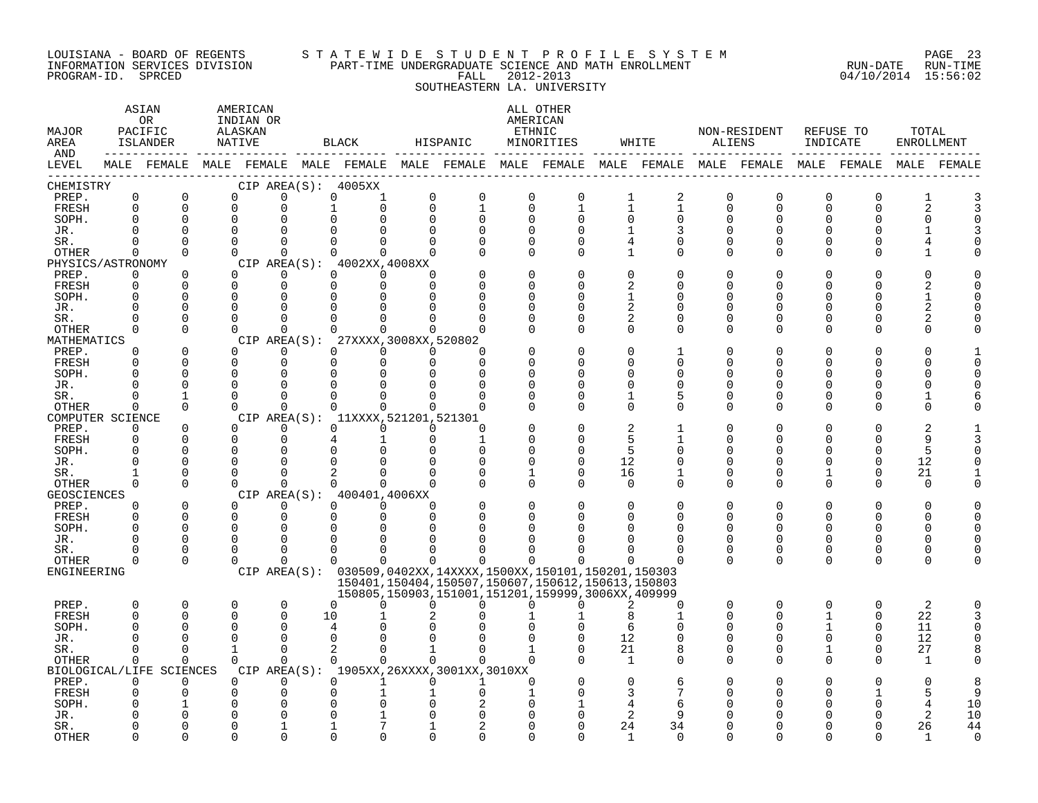LOUISIANA - BOARD OF REGENTS — STATEWIDE STUDENT PROFILE SYSTEM
INFORMATION SERVICES DIVISION — PART-TIME UNDERGRADUATE SCIENCE AND MATH ENROLLMENT — RUN-DATE 04/10/2014 RUN-TIME 15:56:02
PROGRAM-ID. SPRCED — FALL 2012-2013

SOUTHEASTERN LA. UNIVERSITY

| MAJOR AREA AND LEVEL | ASIAN OR PACIFIC ISLANDER MALE | ASIAN OR PACIFIC ISLANDER FEMALE | AMERICAN INDIAN OR ALASKAN NATIVE MALE | AMERICAN INDIAN OR ALASKAN NATIVE FEMALE | BLACK MALE | BLACK FEMALE | HISPANIC MALE | HISPANIC FEMALE | ALL OTHER AMERICAN ETHNIC MINORITIES MALE | ALL OTHER AMERICAN ETHNIC MINORITIES FEMALE | WHITE MALE | WHITE FEMALE | NON-RESIDENT ALIENS MALE | NON-RESIDENT ALIENS FEMALE | REFUSE TO INDICATE MALE | REFUSE TO INDICATE FEMALE | TOTAL ENROLLMENT MALE | TOTAL ENROLLMENT FEMALE |
|---|---|---|---|---|---|---|---|---|---|---|---|---|---|---|---|---|---|---|
| CHEMISTRY — CIP AREA(S): 4005XX | | | | | | | | | | | | | | | | | | |
| PREP. | 0 | 0 | 0 | 0 | 0 | 1 | 0 | 0 | 0 | 0 | 1 | 2 | 0 | 0 | 0 | 0 | 1 | 3 |
| FRESH | 0 | 0 | 0 | 0 | 1 | 0 | 0 | 1 | 0 | 1 | 1 | 1 | 0 | 0 | 0 | 0 | 2 | 3 |
| SOPH. | 0 | 0 | 0 | 0 | 0 | 0 | 0 | 0 | 0 | 0 | 0 | 0 | 0 | 0 | 0 | 0 | 0 | 0 |
| JR. | 0 | 0 | 0 | 0 | 0 | 0 | 0 | 0 | 0 | 0 | 1 | 3 | 0 | 0 | 0 | 0 | 1 | 3 |
| SR. | 0 | 0 | 0 | 0 | 0 | 0 | 0 | 0 | 0 | 0 | 4 | 0 | 0 | 0 | 0 | 0 | 4 | 0 |
| OTHER | 0 | 0 | 0 | 0 | 0 | 0 | 0 | 0 | 0 | 0 | 1 | 0 | 0 | 0 | 0 | 0 | 1 | 0 |
| PHYSICS/ASTRONOMY — CIP AREA(S): 4002XX,4008XX | | | | | | | | | | | | | | | | | | |
| PREP. | 0 | 0 | 0 | 0 | 0 | 0 | 0 | 0 | 0 | 0 | 0 | 0 | 0 | 0 | 0 | 0 | 0 | 0 |
| FRESH | 0 | 0 | 0 | 0 | 0 | 0 | 0 | 0 | 0 | 0 | 2 | 0 | 0 | 0 | 0 | 0 | 2 | 0 |
| SOPH. | 0 | 0 | 0 | 0 | 0 | 0 | 0 | 0 | 0 | 0 | 1 | 0 | 0 | 0 | 0 | 0 | 1 | 0 |
| JR. | 0 | 0 | 0 | 0 | 0 | 0 | 0 | 0 | 0 | 0 | 2 | 0 | 0 | 0 | 0 | 0 | 2 | 0 |
| SR. | 0 | 0 | 0 | 0 | 0 | 0 | 0 | 0 | 0 | 0 | 2 | 0 | 0 | 0 | 0 | 0 | 2 | 0 |
| OTHER | 0 | 0 | 0 | 0 | 0 | 0 | 0 | 0 | 0 | 0 | 0 | 0 | 0 | 0 | 0 | 0 | 0 | 0 |
| MATHEMATICS — CIP AREA(S): 27XXXX,3008XX,520802 | | | | | | | | | | | | | | | | | | |
| PREP. | 0 | 0 | 0 | 0 | 0 | 0 | 0 | 0 | 0 | 0 | 0 | 1 | 0 | 0 | 0 | 0 | 0 | 1 |
| FRESH | 0 | 0 | 0 | 0 | 0 | 0 | 0 | 0 | 0 | 0 | 0 | 0 | 0 | 0 | 0 | 0 | 0 | 0 |
| SOPH. | 0 | 0 | 0 | 0 | 0 | 0 | 0 | 0 | 0 | 0 | 0 | 0 | 0 | 0 | 0 | 0 | 0 | 0 |
| JR. | 0 | 0 | 0 | 0 | 0 | 0 | 0 | 0 | 0 | 0 | 0 | 0 | 0 | 0 | 0 | 0 | 0 | 0 |
| SR. | 0 | 1 | 0 | 0 | 0 | 0 | 0 | 0 | 0 | 0 | 1 | 5 | 0 | 0 | 0 | 0 | 1 | 6 |
| OTHER | 0 | 0 | 0 | 0 | 0 | 0 | 0 | 0 | 0 | 0 | 0 | 0 | 0 | 0 | 0 | 0 | 0 | 0 |
| COMPUTER SCIENCE — CIP AREA(S): 11XXXX,521201,521301 | | | | | | | | | | | | | | | | | | |
| PREP. | 0 | 0 | 0 | 0 | 0 | 0 | 0 | 0 | 0 | 0 | 2 | 1 | 0 | 0 | 0 | 0 | 2 | 1 |
| FRESH | 0 | 0 | 0 | 0 | 4 | 1 | 0 | 1 | 0 | 0 | 5 | 1 | 0 | 0 | 0 | 0 | 9 | 3 |
| SOPH. | 0 | 0 | 0 | 0 | 0 | 0 | 0 | 0 | 0 | 0 | 5 | 0 | 0 | 0 | 0 | 0 | 5 | 0 |
| JR. | 0 | 0 | 0 | 0 | 0 | 0 | 0 | 0 | 0 | 0 | 12 | 0 | 0 | 0 | 0 | 0 | 12 | 0 |
| SR. | 1 | 0 | 0 | 0 | 2 | 0 | 0 | 0 | 1 | 0 | 16 | 1 | 0 | 0 | 1 | 0 | 21 | 1 |
| OTHER | 0 | 0 | 0 | 0 | 0 | 0 | 0 | 0 | 0 | 0 | 0 | 0 | 0 | 0 | 0 | 0 | 0 | 0 |
| GEOSCIENCES — CIP AREA(S): 400401,4006XX | | | | | | | | | | | | | | | | | | |
| PREP. | 0 | 0 | 0 | 0 | 0 | 0 | 0 | 0 | 0 | 0 | 0 | 0 | 0 | 0 | 0 | 0 | 0 | 0 |
| FRESH | 0 | 0 | 0 | 0 | 0 | 0 | 0 | 0 | 0 | 0 | 0 | 0 | 0 | 0 | 0 | 0 | 0 | 0 |
| SOPH. | 0 | 0 | 0 | 0 | 0 | 0 | 0 | 0 | 0 | 0 | 0 | 0 | 0 | 0 | 0 | 0 | 0 | 0 |
| JR. | 0 | 0 | 0 | 0 | 0 | 0 | 0 | 0 | 0 | 0 | 0 | 0 | 0 | 0 | 0 | 0 | 0 | 0 |
| SR. | 0 | 0 | 0 | 0 | 0 | 0 | 0 | 0 | 0 | 0 | 0 | 0 | 0 | 0 | 0 | 0 | 0 | 0 |
| OTHER | 0 | 0 | 0 | 0 | 0 | 0 | 0 | 0 | 0 | 0 | 0 | 0 | 0 | 0 | 0 | 0 | 0 | 0 |
| ENGINEERING — CIP AREA(S): 030509,0402XX,14XXXX,1500XX,150101,150201,150303,150401,150404,150507,150607,150612,150613,150803,150805,150903,151001,151201,159999,3006XX,409999 | | | | | | | | | | | | | | | | | | |
| PREP. | 0 | 0 | 0 | 0 | 0 | 0 | 0 | 0 | 0 | 0 | 2 | 0 | 0 | 0 | 0 | 0 | 2 | 0 |
| FRESH | 0 | 0 | 0 | 0 | 10 | 1 | 2 | 0 | 1 | 1 | 8 | 1 | 0 | 0 | 1 | 0 | 22 | 3 |
| SOPH. | 0 | 0 | 0 | 0 | 4 | 0 | 0 | 0 | 0 | 0 | 6 | 0 | 0 | 0 | 1 | 0 | 11 | 0 |
| JR. | 0 | 0 | 0 | 0 | 0 | 0 | 0 | 0 | 0 | 0 | 12 | 0 | 0 | 0 | 0 | 0 | 12 | 0 |
| SR. | 0 | 0 | 1 | 0 | 2 | 0 | 1 | 0 | 1 | 0 | 21 | 8 | 0 | 0 | 1 | 0 | 27 | 8 |
| OTHER | 0 | 0 | 0 | 0 | 0 | 0 | 0 | 0 | 0 | 0 | 1 | 0 | 0 | 0 | 0 | 0 | 1 | 0 |
| BIOLOGICAL/LIFE SCIENCES — CIP AREA(S): 1905XX,26XXXX,3001XX,3010XX | | | | | | | | | | | | | | | | | | |
| PREP. | 0 | 0 | 0 | 0 | 0 | 1 | 0 | 1 | 0 | 0 | 0 | 6 | 0 | 0 | 0 | 0 | 0 | 8 |
| FRESH | 0 | 0 | 0 | 0 | 0 | 1 | 1 | 0 | 1 | 0 | 3 | 7 | 0 | 0 | 0 | 1 | 5 | 9 |
| SOPH. | 0 | 1 | 0 | 0 | 0 | 0 | 0 | 2 | 0 | 1 | 4 | 6 | 0 | 0 | 0 | 0 | 4 | 10 |
| JR. | 0 | 0 | 0 | 0 | 0 | 1 | 0 | 0 | 0 | 0 | 2 | 9 | 0 | 0 | 0 | 0 | 2 | 10 |
| SR. | 0 | 0 | 0 | 1 | 1 | 7 | 1 | 2 | 0 | 0 | 24 | 34 | 0 | 0 | 0 | 0 | 26 | 44 |
| OTHER | 0 | 0 | 0 | 0 | 0 | 0 | 0 | 0 | 0 | 0 | 1 | 0 | 0 | 0 | 0 | 0 | 1 | 0 |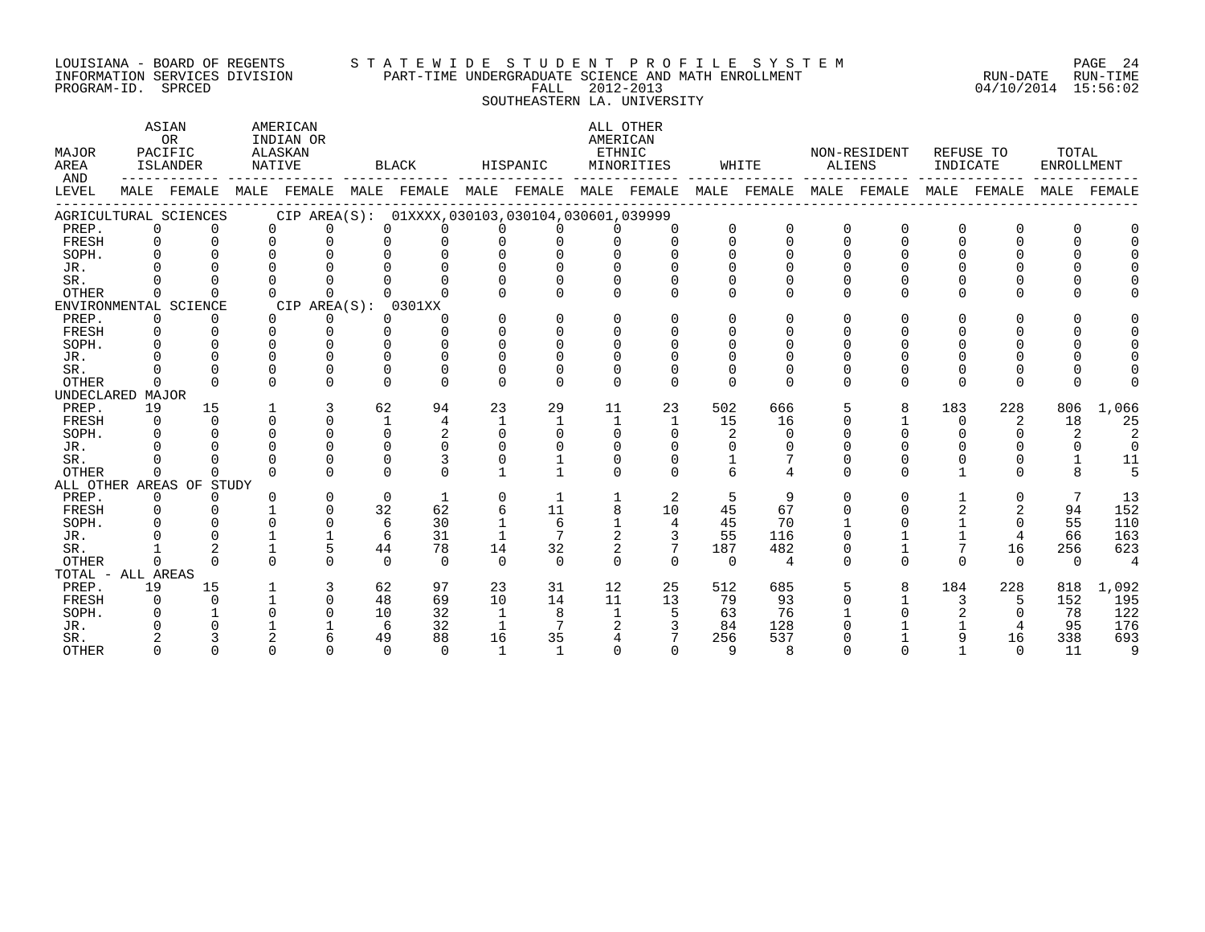LOUISIANA - BOARD OF REGENTS
INFORMATION SERVICES DIVISION
PROGRAM-ID. SPRCED

STATEWIDE STUDENT PROFILE SYSTEM
PART-TIME UNDERGRADUATE SCIENCE AND MATH ENROLLMENT
FALL 2012-2013
SOUTHEASTERN LA. UNIVERSITY

RUN-DATE 04/10/2014 RUN-TIME 15:56:02

| MAJOR AREA AND LEVEL | ASIAN OR PACIFIC ISLANDER | | AMERICAN INDIAN OR ALASKAN NATIVE | | BLACK | | HISPANIC | | ALL OTHER AMERICAN ETHNIC MINORITIES | | WHITE | | NON-RESIDENT ALIENS | | REFUSE TO INDICATE | | TOTAL ENROLLMENT | |
|---|---|---|---|---|---|---|---|---|---|---|---|---|---|---|---|---|---|---|
| | MALE | FEMALE | MALE | FEMALE | MALE | FEMALE | MALE | FEMALE | MALE | FEMALE | MALE | FEMALE | MALE | FEMALE | MALE | FEMALE | MALE | FEMALE |
| **AGRICULTURAL SCIENCES CIP AREA(S): 01XXXX,030103,030104,030601,039999** | | | | | | | | | | | | | | | | | | |
| PREP. | 0 | 0 | 0 | 0 | 0 | 0 | 0 | 0 | 0 | 0 | 0 | 0 | 0 | 0 | 0 | 0 | 0 | 0 |
| FRESH | 0 | 0 | 0 | 0 | 0 | 0 | 0 | 0 | 0 | 0 | 0 | 0 | 0 | 0 | 0 | 0 | 0 | 0 |
| SOPH. | 0 | 0 | 0 | 0 | 0 | 0 | 0 | 0 | 0 | 0 | 0 | 0 | 0 | 0 | 0 | 0 | 0 | 0 |
| JR. | 0 | 0 | 0 | 0 | 0 | 0 | 0 | 0 | 0 | 0 | 0 | 0 | 0 | 0 | 0 | 0 | 0 | 0 |
| SR. | 0 | 0 | 0 | 0 | 0 | 0 | 0 | 0 | 0 | 0 | 0 | 0 | 0 | 0 | 0 | 0 | 0 | 0 |
| OTHER | 0 | 0 | 0 | 0 | 0 | 0 | 0 | 0 | 0 | 0 | 0 | 0 | 0 | 0 | 0 | 0 | 0 | 0 |
| **ENVIRONMENTAL SCIENCE CIP AREA(S): 0301XX** | | | | | | | | | | | | | | | | | | |
| PREP. | 0 | 0 | 0 | 0 | 0 | 0 | 0 | 0 | 0 | 0 | 0 | 0 | 0 | 0 | 0 | 0 | 0 | 0 |
| FRESH | 0 | 0 | 0 | 0 | 0 | 0 | 0 | 0 | 0 | 0 | 0 | 0 | 0 | 0 | 0 | 0 | 0 | 0 |
| SOPH. | 0 | 0 | 0 | 0 | 0 | 0 | 0 | 0 | 0 | 0 | 0 | 0 | 0 | 0 | 0 | 0 | 0 | 0 |
| JR. | 0 | 0 | 0 | 0 | 0 | 0 | 0 | 0 | 0 | 0 | 0 | 0 | 0 | 0 | 0 | 0 | 0 | 0 |
| SR. | 0 | 0 | 0 | 0 | 0 | 0 | 0 | 0 | 0 | 0 | 0 | 0 | 0 | 0 | 0 | 0 | 0 | 0 |
| OTHER | 0 | 0 | 0 | 0 | 0 | 0 | 0 | 0 | 0 | 0 | 0 | 0 | 0 | 0 | 0 | 0 | 0 | 0 |
| **UNDECLARED MAJOR** | | | | | | | | | | | | | | | | | | |
| PREP. | 19 | 15 | 1 | 3 | 62 | 94 | 23 | 29 | 11 | 23 | 502 | 666 | 5 | 8 | 183 | 228 | 806 | 1,066 |
| FRESH | 0 | 0 | 0 | 0 | 1 | 4 | 1 | 1 | 1 | 1 | 15 | 16 | 0 | 1 | 0 | 2 | 18 | 25 |
| SOPH. | 0 | 0 | 0 | 0 | 0 | 2 | 0 | 0 | 0 | 0 | 2 | 0 | 0 | 0 | 0 | 0 | 2 | 2 |
| JR. | 0 | 0 | 0 | 0 | 0 | 0 | 0 | 0 | 0 | 0 | 0 | 0 | 0 | 0 | 0 | 0 | 0 | 0 |
| SR. | 0 | 0 | 0 | 0 | 0 | 3 | 0 | 1 | 0 | 0 | 1 | 7 | 0 | 0 | 0 | 0 | 1 | 11 |
| OTHER | 0 | 0 | 0 | 0 | 0 | 0 | 1 | 1 | 0 | 0 | 6 | 4 | 0 | 0 | 1 | 0 | 8 | 5 |
| **ALL OTHER AREAS OF STUDY** | | | | | | | | | | | | | | | | | | |
| PREP. | 0 | 0 | 0 | 0 | 0 | 1 | 0 | 1 | 1 | 2 | 5 | 9 | 0 | 0 | 1 | 0 | 7 | 13 |
| FRESH | 0 | 0 | 1 | 0 | 32 | 62 | 6 | 11 | 8 | 10 | 45 | 67 | 0 | 0 | 2 | 2 | 94 | 152 |
| SOPH. | 0 | 0 | 0 | 0 | 6 | 30 | 1 | 6 | 1 | 4 | 45 | 70 | 1 | 0 | 1 | 0 | 55 | 110 |
| JR. | 0 | 0 | 1 | 1 | 6 | 31 | 1 | 7 | 2 | 3 | 55 | 116 | 0 | 1 | 1 | 4 | 66 | 163 |
| SR. | 1 | 2 | 1 | 5 | 44 | 78 | 14 | 32 | 2 | 7 | 187 | 482 | 0 | 1 | 7 | 16 | 256 | 623 |
| OTHER | 0 | 0 | 0 | 0 | 0 | 0 | 0 | 0 | 0 | 0 | 0 | 4 | 0 | 0 | 0 | 0 | 0 | 4 |
| **TOTAL - ALL AREAS** | | | | | | | | | | | | | | | | | | |
| PREP. | 19 | 15 | 1 | 3 | 62 | 97 | 23 | 31 | 12 | 25 | 512 | 685 | 5 | 8 | 184 | 228 | 818 | 1,092 |
| FRESH | 0 | 0 | 1 | 0 | 48 | 69 | 10 | 14 | 11 | 13 | 79 | 93 | 0 | 1 | 3 | 5 | 152 | 195 |
| SOPH. | 0 | 1 | 0 | 0 | 10 | 32 | 1 | 8 | 1 | 5 | 63 | 76 | 1 | 0 | 2 | 0 | 78 | 122 |
| JR. | 0 | 0 | 1 | 1 | 6 | 32 | 1 | 7 | 2 | 3 | 84 | 128 | 0 | 1 | 1 | 4 | 95 | 176 |
| SR. | 2 | 3 | 2 | 6 | 49 | 88 | 16 | 35 | 4 | 7 | 256 | 537 | 0 | 1 | 9 | 16 | 338 | 693 |
| OTHER | 0 | 0 | 0 | 0 | 0 | 0 | 1 | 1 | 0 | 0 | 9 | 8 | 0 | 0 | 1 | 0 | 11 | 9 |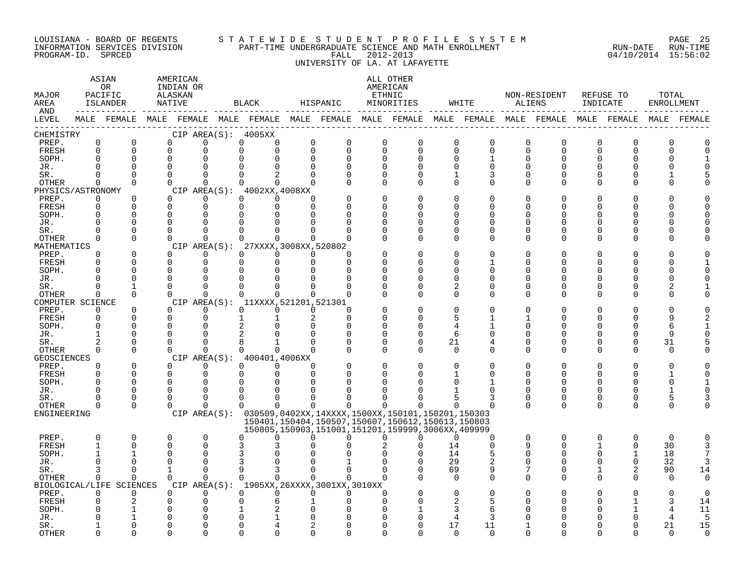LOUISIANA - BOARD OF REGENTS
INFORMATION SERVICES DIVISION
PROGRAM-ID. SPRCED

STATEWIDE STUDENT PROFILE SYSTEM
PART-TIME UNDERGRADUATE SCIENCE AND MATH ENROLLMENT
FALL 2012-2013
UNIVERSITY OF LA. AT LAFAYETTE

RUN-DATE 04/10/2014 RUN-TIME 15:56:02

| MAJOR AREA AND LEVEL | ASIAN OR PACIFIC ISLANDER | | AMERICAN INDIAN OR ALASKAN NATIVE | | BLACK | | HISPANIC | | ALL OTHER AMERICAN ETHNIC MINORITIES | | WHITE | | NON-RESIDENT ALIENS | | REFUSE TO INDICATE | | TOTAL ENROLLMENT | |
|---|---|---|---|---|---|---|---|---|---|---|---|---|---|---|---|---|---|---|
| | MALE | FEMALE | MALE | FEMALE | MALE | FEMALE | MALE | FEMALE | MALE | FEMALE | MALE | FEMALE | MALE | FEMALE | MALE | FEMALE | MALE | FEMALE |
| **CHEMISTRY** CIP AREA(S): 4005XX | | | | | | | | | | | | | | | | | | |
| PREP. | 0 | 0 | 0 | 0 | 0 | 0 | 0 | 0 | 0 | 0 | 0 | 0 | 0 | 0 | 0 | 0 | 0 | 0 |
| FRESH | 0 | 0 | 0 | 0 | 0 | 0 | 0 | 0 | 0 | 0 | 0 | 0 | 0 | 0 | 0 | 0 | 0 | 0 |
| SOPH. | 0 | 0 | 0 | 0 | 0 | 0 | 0 | 0 | 0 | 0 | 0 | 1 | 0 | 0 | 0 | 0 | 0 | 1 |
| JR. | 0 | 0 | 0 | 0 | 0 | 0 | 0 | 0 | 0 | 0 | 0 | 0 | 0 | 0 | 0 | 0 | 0 | 0 |
| SR. | 0 | 0 | 0 | 0 | 0 | 2 | 0 | 0 | 0 | 0 | 1 | 3 | 0 | 0 | 0 | 0 | 1 | 5 |
| OTHER | 0 | 0 | 0 | 0 | 0 | 0 | 0 | 0 | 0 | 0 | 0 | 0 | 0 | 0 | 0 | 0 | 0 | 0 |
| **PHYSICS/ASTRONOMY** CIP AREA(S): 4002XX,4008XX | | | | | | | | | | | | | | | | | | |
| PREP. | 0 | 0 | 0 | 0 | 0 | 0 | 0 | 0 | 0 | 0 | 0 | 0 | 0 | 0 | 0 | 0 | 0 | 0 |
| FRESH | 0 | 0 | 0 | 0 | 0 | 0 | 0 | 0 | 0 | 0 | 0 | 0 | 0 | 0 | 0 | 0 | 0 | 0 |
| SOPH. | 0 | 0 | 0 | 0 | 0 | 0 | 0 | 0 | 0 | 0 | 0 | 0 | 0 | 0 | 0 | 0 | 0 | 0 |
| JR. | 0 | 0 | 0 | 0 | 0 | 0 | 0 | 0 | 0 | 0 | 0 | 0 | 0 | 0 | 0 | 0 | 0 | 0 |
| SR. | 0 | 0 | 0 | 0 | 0 | 0 | 0 | 0 | 0 | 0 | 0 | 0 | 0 | 0 | 0 | 0 | 0 | 0 |
| OTHER | 0 | 0 | 0 | 0 | 0 | 0 | 0 | 0 | 0 | 0 | 0 | 0 | 0 | 0 | 0 | 0 | 0 | 0 |
| **MATHEMATICS** CIP AREA(S): 27XXXX,3008XX,520802 | | | | | | | | | | | | | | | | | | |
| PREP. | 0 | 0 | 0 | 0 | 0 | 0 | 0 | 0 | 0 | 0 | 0 | 0 | 0 | 0 | 0 | 0 | 0 | 0 |
| FRESH | 0 | 0 | 0 | 0 | 0 | 0 | 0 | 0 | 0 | 0 | 0 | 1 | 0 | 0 | 0 | 0 | 0 | 1 |
| SOPH. | 0 | 0 | 0 | 0 | 0 | 0 | 0 | 0 | 0 | 0 | 0 | 0 | 0 | 0 | 0 | 0 | 0 | 0 |
| JR. | 0 | 0 | 0 | 0 | 0 | 0 | 0 | 0 | 0 | 0 | 0 | 0 | 0 | 0 | 0 | 0 | 0 | 0 |
| SR. | 0 | 1 | 0 | 0 | 0 | 0 | 0 | 0 | 0 | 0 | 2 | 0 | 0 | 0 | 0 | 0 | 2 | 1 |
| OTHER | 0 | 0 | 0 | 0 | 0 | 0 | 0 | 0 | 0 | 0 | 0 | 0 | 0 | 0 | 0 | 0 | 0 | 0 |
| **COMPUTER SCIENCE** CIP AREA(S): 11XXXX,521201,521301 | | | | | | | | | | | | | | | | | | |
| PREP. | 0 | 0 | 0 | 0 | 0 | 0 | 0 | 0 | 0 | 0 | 0 | 0 | 0 | 0 | 0 | 0 | 0 | 0 |
| FRESH | 0 | 0 | 0 | 0 | 1 | 1 | 2 | 0 | 0 | 0 | 5 | 1 | 1 | 0 | 0 | 0 | 9 | 2 |
| SOPH. | 0 | 0 | 0 | 0 | 2 | 0 | 0 | 0 | 0 | 0 | 4 | 1 | 0 | 0 | 0 | 0 | 6 | 1 |
| JR. | 1 | 0 | 0 | 0 | 2 | 0 | 0 | 0 | 0 | 0 | 6 | 0 | 0 | 0 | 0 | 0 | 9 | 0 |
| SR. | 2 | 0 | 0 | 0 | 8 | 1 | 0 | 0 | 0 | 0 | 21 | 4 | 0 | 0 | 0 | 0 | 31 | 5 |
| OTHER | 0 | 0 | 0 | 0 | 0 | 0 | 0 | 0 | 0 | 0 | 0 | 0 | 0 | 0 | 0 | 0 | 0 | 0 |
| **GEOSCIENCES** CIP AREA(S): 400401,4006XX | | | | | | | | | | | | | | | | | | |
| PREP. | 0 | 0 | 0 | 0 | 0 | 0 | 0 | 0 | 0 | 0 | 0 | 0 | 0 | 0 | 0 | 0 | 0 | 0 |
| FRESH | 0 | 0 | 0 | 0 | 0 | 0 | 0 | 0 | 0 | 0 | 1 | 0 | 0 | 0 | 0 | 0 | 1 | 0 |
| SOPH. | 0 | 0 | 0 | 0 | 0 | 0 | 0 | 0 | 0 | 0 | 0 | 1 | 0 | 0 | 0 | 0 | 0 | 1 |
| JR. | 0 | 0 | 0 | 0 | 0 | 0 | 0 | 0 | 0 | 0 | 1 | 0 | 0 | 0 | 0 | 0 | 1 | 0 |
| SR. | 0 | 0 | 0 | 0 | 0 | 0 | 0 | 0 | 0 | 0 | 5 | 3 | 0 | 0 | 0 | 0 | 5 | 3 |
| OTHER | 0 | 0 | 0 | 0 | 0 | 0 | 0 | 0 | 0 | 0 | 0 | 0 | 0 | 0 | 0 | 0 | 0 | 0 |
| **ENGINEERING** CIP AREA(S): 030509,0402XX,14XXXX,1500XX,150101,150201,150303 150401,150404,150507,150607,150612,150613,150803 150805,150903,151001,151201,159999,3006XX,409999 | | | | | | | | | | | | | | | | | | |
| PREP. | 0 | 0 | 0 | 0 | 0 | 0 | 0 | 0 | 0 | 0 | 0 | 0 | 0 | 0 | 0 | 0 | 0 | 0 |
| FRESH | 1 | 0 | 0 | 0 | 3 | 3 | 0 | 0 | 2 | 0 | 14 | 0 | 9 | 0 | 1 | 0 | 30 | 3 |
| SOPH. | 1 | 1 | 0 | 0 | 3 | 0 | 0 | 0 | 0 | 0 | 14 | 5 | 0 | 0 | 0 | 1 | 18 | 7 |
| JR. | 0 | 0 | 0 | 0 | 3 | 0 | 0 | 1 | 0 | 0 | 29 | 2 | 0 | 0 | 0 | 0 | 32 | 3 |
| SR. | 3 | 0 | 1 | 0 | 9 | 3 | 0 | 0 | 0 | 0 | 69 | 9 | 7 | 0 | 1 | 2 | 90 | 14 |
| OTHER | 0 | 0 | 0 | 0 | 0 | 0 | 0 | 0 | 0 | 0 | 0 | 0 | 0 | 0 | 0 | 0 | 0 | 0 |
| **BIOLOGICAL/LIFE SCIENCES** CIP AREA(S): 1905XX,26XXXX,3001XX,3010XX | | | | | | | | | | | | | | | | | | |
| PREP. | 0 | 0 | 0 | 0 | 0 | 0 | 0 | 0 | 0 | 0 | 0 | 0 | 0 | 0 | 0 | 0 | 0 | 0 |
| FRESH | 0 | 2 | 0 | 0 | 0 | 6 | 1 | 0 | 0 | 0 | 2 | 5 | 0 | 0 | 0 | 1 | 3 | 14 |
| SOPH. | 0 | 1 | 0 | 0 | 1 | 2 | 0 | 0 | 0 | 1 | 3 | 6 | 0 | 0 | 0 | 1 | 4 | 11 |
| JR. | 0 | 1 | 0 | 0 | 0 | 1 | 0 | 0 | 0 | 0 | 4 | 3 | 0 | 0 | 0 | 0 | 4 | 5 |
| SR. | 1 | 0 | 0 | 0 | 0 | 4 | 2 | 0 | 0 | 0 | 17 | 11 | 1 | 0 | 0 | 0 | 21 | 15 |
| OTHER | 0 | 0 | 0 | 0 | 0 | 0 | 0 | 0 | 0 | 0 | 0 | 0 | 0 | 0 | 0 | 0 | 0 | 0 |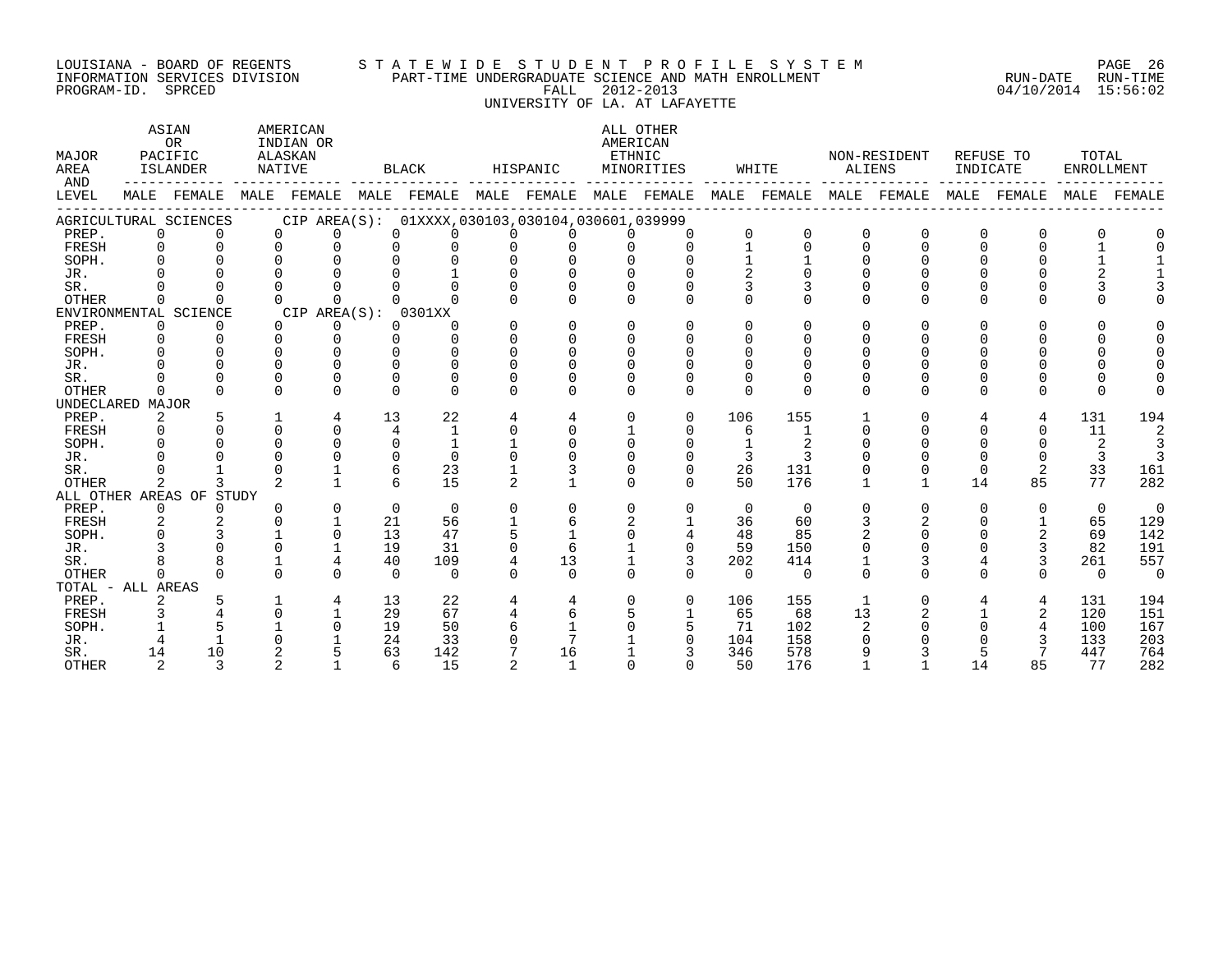LOUISIANA - BOARD OF REGENTS
INFORMATION SERVICES DIVISION
PROGRAM-ID. SPRCED

STATEWIDE STUDENT PROFILE SYSTEM
PART-TIME UNDERGRADUATE SCIENCE AND MATH ENROLLMENT
FALL 2012-2013
UNIVERSITY OF LA. AT LAFAYETTE

RUN-DATE 04/10/2014 RUN-TIME 15:56:02

| MAJOR AREA AND LEVEL | ASIAN OR PACIFIC ISLANDER | | AMERICAN INDIAN OR ALASKAN NATIVE | | BLACK | | HISPANIC | | ALL OTHER AMERICAN ETHNIC MINORITIES | | WHITE | | NON-RESIDENT ALIENS | | REFUSE TO INDICATE | | TOTAL ENROLLMENT | |
|---|---|---|---|---|---|---|---|---|---|---|---|---|---|---|---|---|---|---|
| | MALE | FEMALE | MALE | FEMALE | MALE | FEMALE | MALE | FEMALE | MALE | FEMALE | MALE | FEMALE | MALE | FEMALE | MALE | FEMALE | MALE | FEMALE |
| AGRICULTURAL SCIENCES CIP AREA(S): 01XXXX,030103,030104,030601,039999 | | | | | | | | | | | | | | | | | | |
| PREP. | 0 | 0 | 0 | 0 | 0 | 0 | 0 | 0 | 0 | 0 | 0 | 0 | 0 | 0 | 0 | 0 | 0 | 0 |
| FRESH | 0 | 0 | 0 | 0 | 0 | 0 | 0 | 0 | 0 | 0 | 1 | 0 | 0 | 0 | 0 | 0 | 1 | 0 |
| SOPH. | 0 | 0 | 0 | 0 | 0 | 0 | 0 | 0 | 0 | 0 | 1 | 1 | 0 | 0 | 0 | 0 | 1 | 1 |
| JR. | 0 | 0 | 0 | 0 | 0 | 1 | 0 | 0 | 0 | 0 | 2 | 0 | 0 | 0 | 0 | 0 | 2 | 1 |
| SR. | 0 | 0 | 0 | 0 | 0 | 0 | 0 | 0 | 0 | 0 | 3 | 3 | 0 | 0 | 0 | 0 | 3 | 3 |
| OTHER | 0 | 0 | 0 | 0 | 0 | 0 | 0 | 0 | 0 | 0 | 0 | 0 | 0 | 0 | 0 | 0 | 0 | 0 |
| ENVIRONMENTAL SCIENCE CIP AREA(S): 0301XX | | | | | | | | | | | | | | | | | | |
| PREP. | 0 | 0 | 0 | 0 | 0 | 0 | 0 | 0 | 0 | 0 | 0 | 0 | 0 | 0 | 0 | 0 | 0 | 0 |
| FRESH | 0 | 0 | 0 | 0 | 0 | 0 | 0 | 0 | 0 | 0 | 0 | 0 | 0 | 0 | 0 | 0 | 0 | 0 |
| SOPH. | 0 | 0 | 0 | 0 | 0 | 0 | 0 | 0 | 0 | 0 | 0 | 0 | 0 | 0 | 0 | 0 | 0 | 0 |
| JR. | 0 | 0 | 0 | 0 | 0 | 0 | 0 | 0 | 0 | 0 | 0 | 0 | 0 | 0 | 0 | 0 | 0 | 0 |
| SR. | 0 | 0 | 0 | 0 | 0 | 0 | 0 | 0 | 0 | 0 | 0 | 0 | 0 | 0 | 0 | 0 | 0 | 0 |
| OTHER | 0 | 0 | 0 | 0 | 0 | 0 | 0 | 0 | 0 | 0 | 0 | 0 | 0 | 0 | 0 | 0 | 0 | 0 |
| UNDECLARED MAJOR | | | | | | | | | | | | | | | | | | |
| PREP. | 2 | 5 | 1 | 4 | 13 | 22 | 4 | 4 | 0 | 0 | 106 | 155 | 1 | 0 | 4 | 4 | 131 | 194 |
| FRESH | 0 | 0 | 0 | 0 | 4 | 1 | 0 | 0 | 1 | 0 | 6 | 1 | 0 | 0 | 0 | 0 | 11 | 2 |
| SOPH. | 0 | 0 | 0 | 0 | 0 | 1 | 1 | 0 | 0 | 0 | 1 | 2 | 0 | 0 | 0 | 0 | 2 | 3 |
| JR. | 0 | 0 | 0 | 0 | 0 | 0 | 0 | 0 | 0 | 0 | 3 | 3 | 0 | 0 | 0 | 0 | 3 | 3 |
| SR. | 0 | 1 | 0 | 1 | 6 | 23 | 1 | 3 | 0 | 0 | 26 | 131 | 0 | 0 | 0 | 2 | 33 | 161 |
| OTHER | 2 | 3 | 2 | 1 | 6 | 15 | 2 | 1 | 0 | 0 | 50 | 176 | 1 | 1 | 14 | 85 | 77 | 282 |
| ALL OTHER AREAS OF STUDY | | | | | | | | | | | | | | | | | | |
| PREP. | 0 | 0 | 0 | 0 | 0 | 0 | 0 | 0 | 0 | 0 | 0 | 0 | 0 | 0 | 0 | 0 | 0 | 0 |
| FRESH | 2 | 2 | 0 | 1 | 21 | 56 | 1 | 6 | 2 | 1 | 36 | 60 | 3 | 2 | 0 | 1 | 65 | 129 |
| SOPH. | 0 | 3 | 1 | 0 | 13 | 47 | 5 | 1 | 0 | 4 | 48 | 85 | 2 | 0 | 0 | 2 | 69 | 142 |
| JR. | 3 | 0 | 0 | 1 | 19 | 31 | 0 | 6 | 1 | 0 | 59 | 150 | 0 | 0 | 0 | 3 | 82 | 191 |
| SR. | 8 | 8 | 1 | 4 | 40 | 109 | 4 | 13 | 1 | 3 | 202 | 414 | 1 | 3 | 4 | 3 | 261 | 557 |
| OTHER | 0 | 0 | 0 | 0 | 0 | 0 | 0 | 0 | 0 | 0 | 0 | 0 | 0 | 0 | 0 | 0 | 0 | 0 |
| TOTAL - ALL AREAS | | | | | | | | | | | | | | | | | | |
| PREP. | 2 | 5 | 1 | 4 | 13 | 22 | 4 | 4 | 0 | 0 | 106 | 155 | 1 | 0 | 4 | 4 | 131 | 194 |
| FRESH | 3 | 4 | 0 | 1 | 29 | 67 | 4 | 6 | 5 | 1 | 65 | 68 | 13 | 2 | 1 | 2 | 120 | 151 |
| SOPH. | 1 | 5 | 1 | 0 | 19 | 50 | 6 | 1 | 0 | 5 | 71 | 102 | 2 | 0 | 0 | 4 | 100 | 167 |
| JR. | 4 | 1 | 0 | 1 | 24 | 33 | 0 | 7 | 1 | 0 | 104 | 158 | 0 | 0 | 0 | 3 | 133 | 203 |
| SR. | 14 | 10 | 2 | 5 | 63 | 142 | 7 | 16 | 1 | 3 | 346 | 578 | 9 | 3 | 5 | 7 | 447 | 764 |
| OTHER | 2 | 3 | 2 | 1 | 6 | 15 | 2 | 1 | 0 | 0 | 50 | 176 | 1 | 1 | 14 | 85 | 77 | 282 |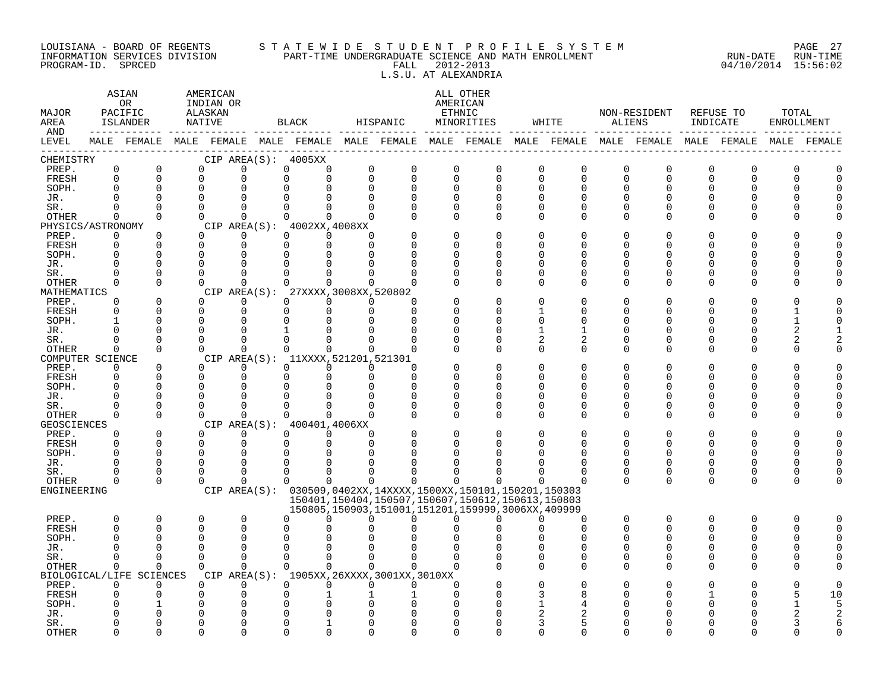LOUISIANA - BOARD OF REGENTS
INFORMATION SERVICES DIVISION
PROGRAM-ID. SPRCED

STATEWIDE STUDENT PROFILE SYSTEM
PART-TIME UNDERGRADUATE SCIENCE AND MATH ENROLLMENT
FALL 2012-2013
L.S.U. AT ALEXANDRIA

RUN-DATE 04/10/2014 RUN-TIME 15:56:02

| MAJOR AREA AND LEVEL | ASIAN OR PACIFIC ISLANDER | | AMERICAN INDIAN OR ALASKAN NATIVE | | BLACK | | HISPANIC | | ALL OTHER AMERICAN ETHNIC MINORITIES | | WHITE | | NON-RESIDENT ALIENS | | REFUSE TO INDICATE | | TOTAL ENROLLMENT | |
|---|---|---|---|---|---|---|---|---|---|---|---|---|---|---|---|---|---|---|
| | MALE | FEMALE | MALE | FEMALE | MALE | FEMALE | MALE | FEMALE | MALE | FEMALE | MALE | FEMALE | MALE | FEMALE | MALE | FEMALE | MALE | FEMALE |
| CHEMISTRY | CIP AREA(S): 4005XX | | | | | | | | | | | | | | | | | |
| PREP. | 0 | 0 | 0 | 0 | 0 | 0 | 0 | 0 | 0 | 0 | 0 | 0 | 0 | 0 | 0 | 0 | 0 | 0 |
| FRESH | 0 | 0 | 0 | 0 | 0 | 0 | 0 | 0 | 0 | 0 | 0 | 0 | 0 | 0 | 0 | 0 | 0 | 0 |
| SOPH. | 0 | 0 | 0 | 0 | 0 | 0 | 0 | 0 | 0 | 0 | 0 | 0 | 0 | 0 | 0 | 0 | 0 | 0 |
| JR. | 0 | 0 | 0 | 0 | 0 | 0 | 0 | 0 | 0 | 0 | 0 | 0 | 0 | 0 | 0 | 0 | 0 | 0 |
| SR. | 0 | 0 | 0 | 0 | 0 | 0 | 0 | 0 | 0 | 0 | 0 | 0 | 0 | 0 | 0 | 0 | 0 | 0 |
| OTHER | 0 | 0 | 0 | 0 | 0 | 0 | 0 | 0 | 0 | 0 | 0 | 0 | 0 | 0 | 0 | 0 | 0 | 0 |
| PHYSICS/ASTRONOMY | CIP AREA(S): 4002XX,4008XX | | | | | | | | | | | | | | | | | |
| PREP. | 0 | 0 | 0 | 0 | 0 | 0 | 0 | 0 | 0 | 0 | 0 | 0 | 0 | 0 | 0 | 0 | 0 | 0 |
| FRESH | 0 | 0 | 0 | 0 | 0 | 0 | 0 | 0 | 0 | 0 | 0 | 0 | 0 | 0 | 0 | 0 | 0 | 0 |
| SOPH. | 0 | 0 | 0 | 0 | 0 | 0 | 0 | 0 | 0 | 0 | 0 | 0 | 0 | 0 | 0 | 0 | 0 | 0 |
| JR. | 0 | 0 | 0 | 0 | 0 | 0 | 0 | 0 | 0 | 0 | 0 | 0 | 0 | 0 | 0 | 0 | 0 | 0 |
| SR. | 0 | 0 | 0 | 0 | 0 | 0 | 0 | 0 | 0 | 0 | 0 | 0 | 0 | 0 | 0 | 0 | 0 | 0 |
| OTHER | 0 | 0 | 0 | 0 | 0 | 0 | 0 | 0 | 0 | 0 | 0 | 0 | 0 | 0 | 0 | 0 | 0 | 0 |
| MATHEMATICS | CIP AREA(S): 27XXXX,3008XX,520802 | | | | | | | | | | | | | | | | | |
| PREP. | 0 | 0 | 0 | 0 | 0 | 0 | 0 | 0 | 0 | 0 | 0 | 0 | 0 | 0 | 0 | 0 | 0 | 0 |
| FRESH | 0 | 0 | 0 | 0 | 0 | 0 | 0 | 0 | 0 | 0 | 1 | 0 | 0 | 0 | 0 | 0 | 1 | 0 |
| SOPH. | 1 | 0 | 0 | 0 | 0 | 0 | 0 | 0 | 0 | 0 | 0 | 0 | 0 | 0 | 0 | 0 | 1 | 0 |
| JR. | 0 | 0 | 0 | 0 | 1 | 0 | 0 | 0 | 0 | 0 | 1 | 1 | 0 | 0 | 0 | 0 | 2 | 1 |
| SR. | 0 | 0 | 0 | 0 | 0 | 0 | 0 | 0 | 0 | 0 | 2 | 2 | 0 | 0 | 0 | 0 | 2 | 2 |
| OTHER | 0 | 0 | 0 | 0 | 0 | 0 | 0 | 0 | 0 | 0 | 0 | 0 | 0 | 0 | 0 | 0 | 0 | 0 |
| COMPUTER SCIENCE | CIP AREA(S): 11XXXX,521201,521301 | | | | | | | | | | | | | | | | | |
| PREP. | 0 | 0 | 0 | 0 | 0 | 0 | 0 | 0 | 0 | 0 | 0 | 0 | 0 | 0 | 0 | 0 | 0 | 0 |
| FRESH | 0 | 0 | 0 | 0 | 0 | 0 | 0 | 0 | 0 | 0 | 0 | 0 | 0 | 0 | 0 | 0 | 0 | 0 |
| SOPH. | 0 | 0 | 0 | 0 | 0 | 0 | 0 | 0 | 0 | 0 | 0 | 0 | 0 | 0 | 0 | 0 | 0 | 0 |
| JR. | 0 | 0 | 0 | 0 | 0 | 0 | 0 | 0 | 0 | 0 | 0 | 0 | 0 | 0 | 0 | 0 | 0 | 0 |
| SR. | 0 | 0 | 0 | 0 | 0 | 0 | 0 | 0 | 0 | 0 | 0 | 0 | 0 | 0 | 0 | 0 | 0 | 0 |
| OTHER | 0 | 0 | 0 | 0 | 0 | 0 | 0 | 0 | 0 | 0 | 0 | 0 | 0 | 0 | 0 | 0 | 0 | 0 |
| GEOSCIENCES | CIP AREA(S): 400401,4006XX | | | | | | | | | | | | | | | | | |
| PREP. | 0 | 0 | 0 | 0 | 0 | 0 | 0 | 0 | 0 | 0 | 0 | 0 | 0 | 0 | 0 | 0 | 0 | 0 |
| FRESH | 0 | 0 | 0 | 0 | 0 | 0 | 0 | 0 | 0 | 0 | 0 | 0 | 0 | 0 | 0 | 0 | 0 | 0 |
| SOPH. | 0 | 0 | 0 | 0 | 0 | 0 | 0 | 0 | 0 | 0 | 0 | 0 | 0 | 0 | 0 | 0 | 0 | 0 |
| JR. | 0 | 0 | 0 | 0 | 0 | 0 | 0 | 0 | 0 | 0 | 0 | 0 | 0 | 0 | 0 | 0 | 0 | 0 |
| SR. | 0 | 0 | 0 | 0 | 0 | 0 | 0 | 0 | 0 | 0 | 0 | 0 | 0 | 0 | 0 | 0 | 0 | 0 |
| OTHER | 0 | 0 | 0 | 0 | 0 | 0 | 0 | 0 | 0 | 0 | 0 | 0 | 0 | 0 | 0 | 0 | 0 | 0 |
| ENGINEERING | CIP AREA(S): 030509,0402XX,14XXXX,1500XX,150101,150201,150303 150401,150404,150507,150607,150612,150613,150803 150805,150903,151001,151201,159999,3006XX,409999 | | | | | | | | | | | | | | | | | |
| PREP. | 0 | 0 | 0 | 0 | 0 | 0 | 0 | 0 | 0 | 0 | 0 | 0 | 0 | 0 | 0 | 0 | 0 | 0 |
| FRESH | 0 | 0 | 0 | 0 | 0 | 0 | 0 | 0 | 0 | 0 | 0 | 0 | 0 | 0 | 0 | 0 | 0 | 0 |
| SOPH. | 0 | 0 | 0 | 0 | 0 | 0 | 0 | 0 | 0 | 0 | 0 | 0 | 0 | 0 | 0 | 0 | 0 | 0 |
| JR. | 0 | 0 | 0 | 0 | 0 | 0 | 0 | 0 | 0 | 0 | 0 | 0 | 0 | 0 | 0 | 0 | 0 | 0 |
| SR. | 0 | 0 | 0 | 0 | 0 | 0 | 0 | 0 | 0 | 0 | 0 | 0 | 0 | 0 | 0 | 0 | 0 | 0 |
| OTHER | 0 | 0 | 0 | 0 | 0 | 0 | 0 | 0 | 0 | 0 | 0 | 0 | 0 | 0 | 0 | 0 | 0 | 0 |
| BIOLOGICAL/LIFE SCIENCES | CIP AREA(S): 1905XX,26XXXX,3001XX,3010XX | | | | | | | | | | | | | | | | | |
| PREP. | 0 | 0 | 0 | 0 | 0 | 0 | 0 | 0 | 0 | 0 | 0 | 0 | 0 | 0 | 0 | 0 | 0 | 0 |
| FRESH | 0 | 0 | 0 | 0 | 0 | 1 | 1 | 1 | 0 | 0 | 3 | 8 | 0 | 0 | 1 | 0 | 5 | 10 |
| SOPH. | 0 | 1 | 0 | 0 | 0 | 0 | 0 | 0 | 0 | 0 | 1 | 4 | 0 | 0 | 0 | 0 | 1 | 5 |
| JR. | 0 | 0 | 0 | 0 | 0 | 0 | 0 | 0 | 0 | 0 | 2 | 2 | 0 | 0 | 0 | 0 | 2 | 2 |
| SR. | 0 | 0 | 0 | 0 | 0 | 1 | 0 | 0 | 0 | 0 | 3 | 5 | 0 | 0 | 0 | 0 | 3 | 6 |
| OTHER | 0 | 0 | 0 | 0 | 0 | 0 | 0 | 0 | 0 | 0 | 0 | 0 | 0 | 0 | 0 | 0 | 0 | 0 |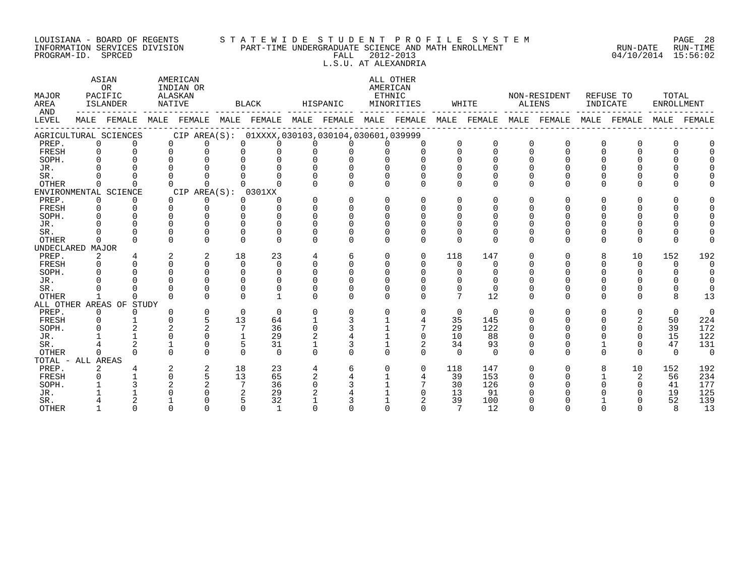LOUISIANA - BOARD OF REGENTS
INFORMATION SERVICES DIVISION
PROGRAM-ID. SPRCED

STATEWIDE STUDENT PROFILE SYSTEM
PART-TIME UNDERGRADUATE SCIENCE AND MATH ENROLLMENT
FALL 2012-2013
L.S.U. AT ALEXANDRIA

RUN-DATE 04/10/2014 RUN-TIME 15:56:02

| MAJOR AREA AND LEVEL | ASIAN OR PACIFIC ISLANDER MALE | ASIAN OR PACIFIC ISLANDER FEMALE | AMERICAN INDIAN OR ALASKAN NATIVE MALE | AMERICAN INDIAN OR ALASKAN NATIVE FEMALE | BLACK MALE | BLACK FEMALE | HISPANIC MALE | HISPANIC FEMALE | ALL OTHER AMERICAN ETHNIC MINORITIES MALE | ALL OTHER AMERICAN ETHNIC MINORITIES FEMALE | WHITE MALE | WHITE FEMALE | NON-RESIDENT ALIENS MALE | NON-RESIDENT ALIENS FEMALE | REFUSE TO INDICATE MALE | REFUSE TO INDICATE FEMALE | TOTAL ENROLLMENT MALE | TOTAL ENROLLMENT FEMALE |
|---|---|---|---|---|---|---|---|---|---|---|---|---|---|---|---|---|---|---|
| AGRICULTURAL SCIENCES CIP AREA(S): 01XXXX,030103,030104,030601,039999 | | | | | | | | | | | | | | | | | | |
| PREP. | 0 | 0 | 0 | 0 | 0 | 0 | 0 | 0 | 0 | 0 | 0 | 0 | 0 | 0 | 0 | 0 | 0 | 0 |
| FRESH | 0 | 0 | 0 | 0 | 0 | 0 | 0 | 0 | 0 | 0 | 0 | 0 | 0 | 0 | 0 | 0 | 0 | 0 |
| SOPH. | 0 | 0 | 0 | 0 | 0 | 0 | 0 | 0 | 0 | 0 | 0 | 0 | 0 | 0 | 0 | 0 | 0 | 0 |
| JR. | 0 | 0 | 0 | 0 | 0 | 0 | 0 | 0 | 0 | 0 | 0 | 0 | 0 | 0 | 0 | 0 | 0 | 0 |
| SR. | 0 | 0 | 0 | 0 | 0 | 0 | 0 | 0 | 0 | 0 | 0 | 0 | 0 | 0 | 0 | 0 | 0 | 0 |
| OTHER | 0 | 0 | 0 | 0 | 0 | 0 | 0 | 0 | 0 | 0 | 0 | 0 | 0 | 0 | 0 | 0 | 0 | 0 |
| ENVIRONMENTAL SCIENCE CIP AREA(S): 0301XX | | | | | | | | | | | | | | | | | | |
| PREP. | 0 | 0 | 0 | 0 | 0 | 0 | 0 | 0 | 0 | 0 | 0 | 0 | 0 | 0 | 0 | 0 | 0 | 0 |
| FRESH | 0 | 0 | 0 | 0 | 0 | 0 | 0 | 0 | 0 | 0 | 0 | 0 | 0 | 0 | 0 | 0 | 0 | 0 |
| SOPH. | 0 | 0 | 0 | 0 | 0 | 0 | 0 | 0 | 0 | 0 | 0 | 0 | 0 | 0 | 0 | 0 | 0 | 0 |
| JR. | 0 | 0 | 0 | 0 | 0 | 0 | 0 | 0 | 0 | 0 | 0 | 0 | 0 | 0 | 0 | 0 | 0 | 0 |
| SR. | 0 | 0 | 0 | 0 | 0 | 0 | 0 | 0 | 0 | 0 | 0 | 0 | 0 | 0 | 0 | 0 | 0 | 0 |
| OTHER | 0 | 0 | 0 | 0 | 0 | 0 | 0 | 0 | 0 | 0 | 0 | 0 | 0 | 0 | 0 | 0 | 0 | 0 |
| UNDECLARED MAJOR | | | | | | | | | | | | | | | | | | |
| PREP. | 2 | 4 | 2 | 2 | 18 | 23 | 4 | 6 | 0 | 0 | 118 | 147 | 0 | 0 | 8 | 10 | 152 | 192 |
| FRESH | 0 | 0 | 0 | 0 | 0 | 0 | 0 | 0 | 0 | 0 | 0 | 0 | 0 | 0 | 0 | 0 | 0 | 0 |
| SOPH. | 0 | 0 | 0 | 0 | 0 | 0 | 0 | 0 | 0 | 0 | 0 | 0 | 0 | 0 | 0 | 0 | 0 | 0 |
| JR. | 0 | 0 | 0 | 0 | 0 | 0 | 0 | 0 | 0 | 0 | 0 | 0 | 0 | 0 | 0 | 0 | 0 | 0 |
| SR. | 0 | 0 | 0 | 0 | 0 | 0 | 0 | 0 | 0 | 0 | 0 | 0 | 0 | 0 | 0 | 0 | 0 | 0 |
| OTHER | 1 | 0 | 0 | 0 | 0 | 1 | 0 | 0 | 0 | 0 | 7 | 12 | 0 | 0 | 0 | 0 | 8 | 13 |
| ALL OTHER AREAS OF STUDY | | | | | | | | | | | | | | | | | | |
| PREP. | 0 | 0 | 0 | 0 | 0 | 0 | 0 | 0 | 0 | 0 | 0 | 0 | 0 | 0 | 0 | 0 | 0 | 0 |
| FRESH | 0 | 1 | 0 | 5 | 13 | 64 | 1 | 3 | 1 | 4 | 35 | 145 | 0 | 0 | 0 | 2 | 50 | 224 |
| SOPH. | 0 | 2 | 2 | 2 | 7 | 36 | 0 | 3 | 1 | 7 | 29 | 122 | 0 | 0 | 0 | 0 | 39 | 172 |
| JR. | 1 | 1 | 0 | 0 | 1 | 29 | 2 | 4 | 1 | 0 | 10 | 88 | 0 | 0 | 0 | 0 | 15 | 122 |
| SR. | 4 | 2 | 1 | 0 | 5 | 31 | 1 | 3 | 1 | 2 | 34 | 93 | 0 | 0 | 1 | 0 | 47 | 131 |
| OTHER | 0 | 0 | 0 | 0 | 0 | 0 | 0 | 0 | 0 | 0 | 0 | 0 | 0 | 0 | 0 | 0 | 0 | 0 |
| TOTAL - ALL AREAS | | | | | | | | | | | | | | | | | | |
| PREP. | 2 | 4 | 2 | 2 | 18 | 23 | 4 | 6 | 0 | 0 | 118 | 147 | 0 | 0 | 8 | 10 | 152 | 192 |
| FRESH | 0 | 1 | 0 | 5 | 13 | 65 | 2 | 4 | 1 | 4 | 39 | 153 | 0 | 0 | 1 | 2 | 56 | 234 |
| SOPH. | 1 | 3 | 2 | 2 | 7 | 36 | 0 | 3 | 1 | 7 | 30 | 126 | 0 | 0 | 0 | 0 | 41 | 177 |
| JR. | 1 | 1 | 0 | 0 | 2 | 29 | 2 | 4 | 1 | 0 | 13 | 91 | 0 | 0 | 0 | 0 | 19 | 125 |
| SR. | 4 | 2 | 1 | 0 | 5 | 32 | 1 | 3 | 1 | 2 | 39 | 100 | 0 | 0 | 1 | 0 | 52 | 139 |
| OTHER | 1 | 0 | 0 | 0 | 0 | 1 | 0 | 0 | 0 | 0 | 7 | 12 | 0 | 0 | 0 | 0 | 8 | 13 |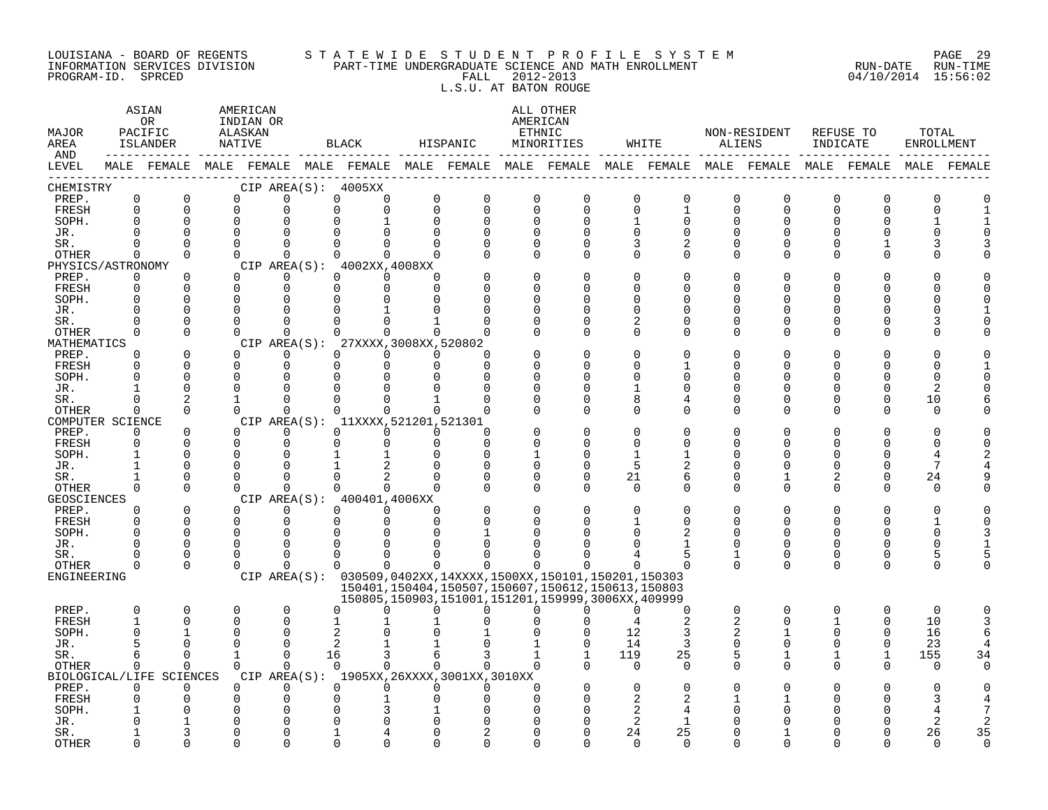LOUISIANA - BOARD OF REGENTS — STATEWIDE STUDENT PROFILE SYSTEM
INFORMATION SERVICES DIVISION — PART-TIME UNDERGRADUATE SCIENCE AND MATH ENROLLMENT — RUN-DATE 04/10/2014 RUN-TIME 15:56:02
PROGRAM-ID. SPRCED — FALL 2012-2013

L.S.U. AT BATON ROUGE

| MAJOR AREA AND LEVEL | ASIAN OR PACIFIC ISLANDER | | AMERICAN INDIAN OR ALASKAN NATIVE | | BLACK | | HISPANIC | | ALL OTHER AMERICAN ETHNIC MINORITIES | | WHITE | | NON-RESIDENT ALIENS | | REFUSE TO INDICATE | | TOTAL ENROLLMENT | |
|---|---|---|---|---|---|---|---|---|---|---|---|---|---|---|---|---|---|---|
| | MALE | FEMALE | MALE | FEMALE | MALE | FEMALE | MALE | FEMALE | MALE | FEMALE | MALE | FEMALE | MALE | FEMALE | MALE | FEMALE | MALE | FEMALE |
| CHEMISTRY — CIP AREA(S): 4005XX | | | | | | | | | | | | | | | | | | |
| PREP. | 0 | 0 | 0 | 0 | 0 | 0 | 0 | 0 | 0 | 0 | 0 | 0 | 0 | 0 | 0 | 0 | 0 | 0 |
| FRESH | 0 | 0 | 0 | 0 | 0 | 0 | 0 | 0 | 0 | 0 | 0 | 1 | 0 | 0 | 0 | 0 | 0 | 1 |
| SOPH. | 0 | 0 | 0 | 0 | 0 | 1 | 0 | 0 | 0 | 0 | 1 | 0 | 0 | 0 | 0 | 0 | 1 | 1 |
| JR. | 0 | 0 | 0 | 0 | 0 | 0 | 0 | 0 | 0 | 0 | 0 | 0 | 0 | 0 | 0 | 0 | 0 | 0 |
| SR. | 0 | 0 | 0 | 0 | 0 | 0 | 0 | 0 | 0 | 0 | 3 | 2 | 0 | 0 | 0 | 1 | 3 | 3 |
| OTHER | 0 | 0 | 0 | 0 | 0 | 0 | 0 | 0 | 0 | 0 | 0 | 0 | 0 | 0 | 0 | 0 | 0 | 0 |
| PHYSICS/ASTRONOMY — CIP AREA(S): 4002XX,4008XX | | | | | | | | | | | | | | | | | | |
| PREP. | 0 | 0 | 0 | 0 | 0 | 0 | 0 | 0 | 0 | 0 | 0 | 0 | 0 | 0 | 0 | 0 | 0 | 0 |
| FRESH | 0 | 0 | 0 | 0 | 0 | 0 | 0 | 0 | 0 | 0 | 0 | 0 | 0 | 0 | 0 | 0 | 0 | 0 |
| SOPH. | 0 | 0 | 0 | 0 | 0 | 0 | 0 | 0 | 0 | 0 | 0 | 0 | 0 | 0 | 0 | 0 | 0 | 0 |
| JR. | 0 | 0 | 0 | 0 | 0 | 1 | 0 | 0 | 0 | 0 | 0 | 0 | 0 | 0 | 0 | 0 | 0 | 1 |
| SR. | 0 | 0 | 0 | 0 | 0 | 0 | 1 | 0 | 0 | 0 | 2 | 0 | 0 | 0 | 0 | 0 | 3 | 0 |
| OTHER | 0 | 0 | 0 | 0 | 0 | 0 | 0 | 0 | 0 | 0 | 0 | 0 | 0 | 0 | 0 | 0 | 0 | 0 |
| MATHEMATICS — CIP AREA(S): 27XXXX,3008XX,520802 | | | | | | | | | | | | | | | | | | |
| PREP. | 0 | 0 | 0 | 0 | 0 | 0 | 0 | 0 | 0 | 0 | 0 | 0 | 0 | 0 | 0 | 0 | 0 | 0 |
| FRESH | 0 | 0 | 0 | 0 | 0 | 0 | 0 | 0 | 0 | 0 | 0 | 1 | 0 | 0 | 0 | 0 | 0 | 1 |
| SOPH. | 0 | 0 | 0 | 0 | 0 | 0 | 0 | 0 | 0 | 0 | 0 | 0 | 0 | 0 | 0 | 0 | 0 | 0 |
| JR. | 1 | 0 | 0 | 0 | 0 | 0 | 0 | 0 | 0 | 0 | 1 | 0 | 0 | 0 | 0 | 0 | 2 | 0 |
| SR. | 0 | 2 | 1 | 0 | 0 | 0 | 1 | 0 | 0 | 0 | 8 | 4 | 0 | 0 | 0 | 0 | 10 | 6 |
| OTHER | 0 | 0 | 0 | 0 | 0 | 0 | 0 | 0 | 0 | 0 | 0 | 0 | 0 | 0 | 0 | 0 | 0 | 0 |
| COMPUTER SCIENCE — CIP AREA(S): 11XXXX,521201,521301 | | | | | | | | | | | | | | | | | | |
| PREP. | 0 | 0 | 0 | 0 | 0 | 0 | 0 | 0 | 0 | 0 | 0 | 0 | 0 | 0 | 0 | 0 | 0 | 0 |
| FRESH | 0 | 0 | 0 | 0 | 0 | 0 | 0 | 0 | 0 | 0 | 0 | 0 | 0 | 0 | 0 | 0 | 0 | 0 |
| SOPH. | 1 | 0 | 0 | 0 | 1 | 1 | 0 | 0 | 1 | 0 | 1 | 1 | 0 | 0 | 0 | 0 | 4 | 2 |
| JR. | 1 | 0 | 0 | 0 | 1 | 2 | 0 | 0 | 0 | 0 | 5 | 2 | 0 | 0 | 0 | 0 | 7 | 4 |
| SR. | 1 | 0 | 0 | 0 | 0 | 2 | 0 | 0 | 0 | 0 | 21 | 6 | 0 | 1 | 2 | 0 | 24 | 9 |
| OTHER | 0 | 0 | 0 | 0 | 0 | 0 | 0 | 0 | 0 | 0 | 0 | 0 | 0 | 0 | 0 | 0 | 0 | 0 |
| GEOSCIENCES — CIP AREA(S): 400401,4006XX | | | | | | | | | | | | | | | | | | |
| PREP. | 0 | 0 | 0 | 0 | 0 | 0 | 0 | 0 | 0 | 0 | 0 | 0 | 0 | 0 | 0 | 0 | 0 | 0 |
| FRESH | 0 | 0 | 0 | 0 | 0 | 0 | 0 | 0 | 0 | 0 | 1 | 0 | 0 | 0 | 0 | 0 | 1 | 0 |
| SOPH. | 0 | 0 | 0 | 0 | 0 | 0 | 0 | 1 | 0 | 0 | 0 | 2 | 0 | 0 | 0 | 0 | 0 | 3 |
| JR. | 0 | 0 | 0 | 0 | 0 | 0 | 0 | 0 | 0 | 0 | 0 | 1 | 0 | 0 | 0 | 0 | 0 | 1 |
| SR. | 0 | 0 | 0 | 0 | 0 | 0 | 0 | 0 | 0 | 0 | 4 | 5 | 1 | 0 | 0 | 0 | 5 | 5 |
| OTHER | 0 | 0 | 0 | 0 | 0 | 0 | 0 | 0 | 0 | 0 | 0 | 0 | 0 | 0 | 0 | 0 | 0 | 0 |
| ENGINEERING — CIP AREA(S): 030509,0402XX,14XXXX,1500XX,150101,150201,150303,150401,150404,150507,150607,150612,150613,150803,150805,150903,151001,151201,159999,3006XX,409999 | | | | | | | | | | | | | | | | | | |
| PREP. | 0 | 0 | 0 | 0 | 0 | 0 | 0 | 0 | 0 | 0 | 0 | 0 | 0 | 0 | 0 | 0 | 0 | 0 |
| FRESH | 1 | 0 | 0 | 0 | 1 | 1 | 1 | 0 | 0 | 0 | 4 | 2 | 2 | 0 | 1 | 0 | 10 | 3 |
| SOPH. | 0 | 1 | 0 | 0 | 2 | 0 | 0 | 1 | 0 | 0 | 12 | 3 | 2 | 1 | 0 | 0 | 16 | 6 |
| JR. | 5 | 0 | 0 | 0 | 2 | 1 | 1 | 0 | 1 | 0 | 14 | 3 | 0 | 0 | 0 | 0 | 23 | 4 |
| SR. | 6 | 0 | 1 | 0 | 16 | 3 | 6 | 3 | 1 | 1 | 119 | 25 | 5 | 1 | 1 | 1 | 155 | 34 |
| OTHER | 0 | 0 | 0 | 0 | 0 | 0 | 0 | 0 | 0 | 0 | 0 | 0 | 0 | 0 | 0 | 0 | 0 | 0 |
| BIOLOGICAL/LIFE SCIENCES — CIP AREA(S): 1905XX,26XXXX,3001XX,3010XX | | | | | | | | | | | | | | | | | | |
| PREP. | 0 | 0 | 0 | 0 | 0 | 0 | 0 | 0 | 0 | 0 | 0 | 0 | 0 | 0 | 0 | 0 | 0 | 0 |
| FRESH | 0 | 0 | 0 | 0 | 0 | 1 | 0 | 0 | 0 | 0 | 2 | 2 | 1 | 1 | 0 | 0 | 3 | 4 |
| SOPH. | 1 | 0 | 0 | 0 | 0 | 3 | 1 | 0 | 0 | 0 | 2 | 4 | 0 | 0 | 0 | 0 | 4 | 7 |
| JR. | 0 | 1 | 0 | 0 | 0 | 0 | 0 | 0 | 0 | 0 | 2 | 1 | 0 | 0 | 0 | 0 | 2 | 2 |
| SR. | 1 | 3 | 0 | 0 | 1 | 4 | 0 | 2 | 0 | 0 | 24 | 25 | 0 | 1 | 0 | 0 | 26 | 35 |
| OTHER | 0 | 0 | 0 | 0 | 0 | 0 | 0 | 0 | 0 | 0 | 0 | 0 | 0 | 0 | 0 | 0 | 0 | 0 |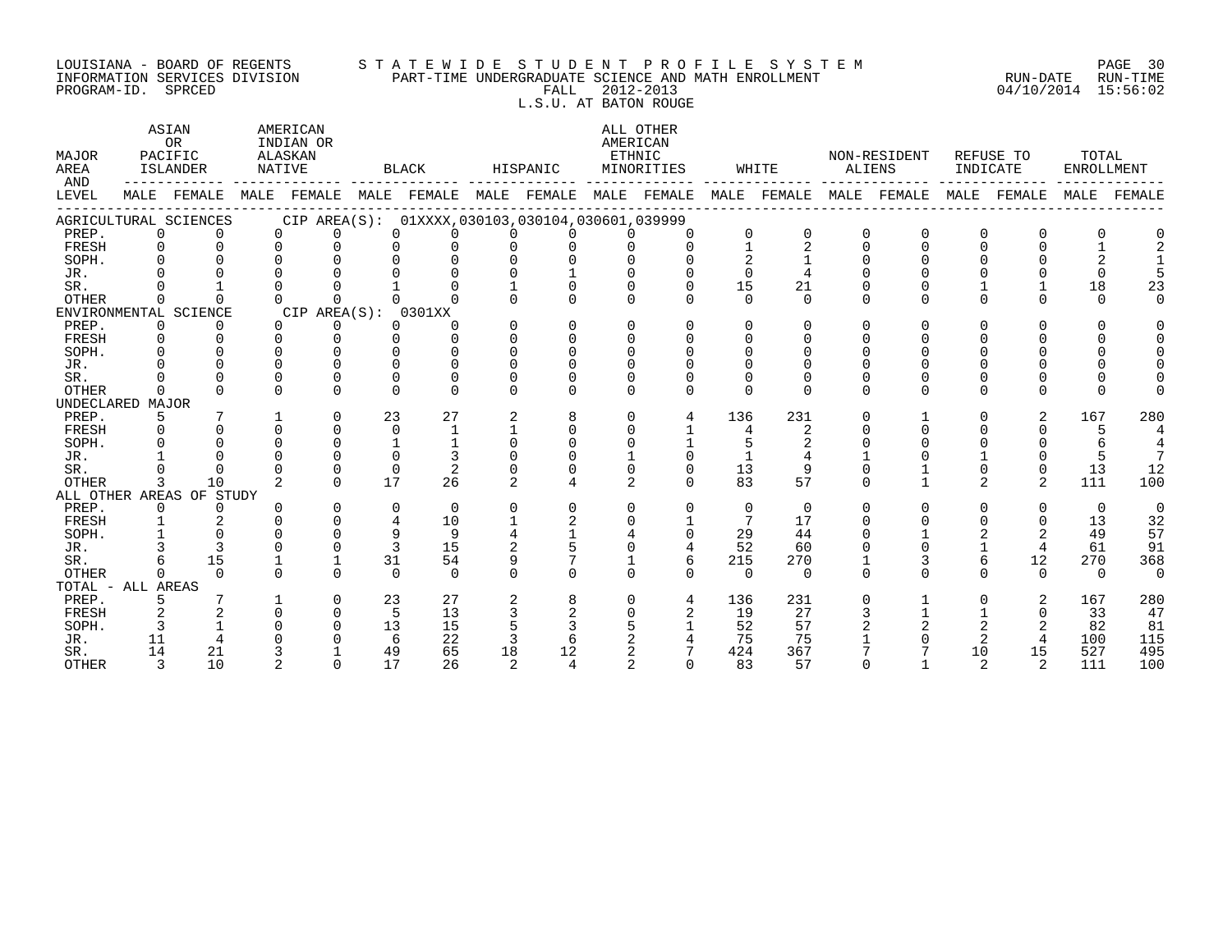LOUISIANA - BOARD OF REGENTS
INFORMATION SERVICES DIVISION
PROGRAM-ID. SPRCED

STATEWIDE STUDENT PROFILE SYSTEM
PART-TIME UNDERGRADUATE SCIENCE AND MATH ENROLLMENT
FALL 2012-2013
L.S.U. AT BATON ROUGE

RUN-DATE 04/10/2014 RUN-TIME 15:56:02

| MAJOR AREA AND LEVEL | ASIAN OR PACIFIC ISLANDER | | AMERICAN INDIAN OR ALASKAN NATIVE | | BLACK | | HISPANIC | | ALL OTHER AMERICAN ETHNIC MINORITIES | | WHITE | | NON-RESIDENT ALIENS | | REFUSE TO INDICATE | | TOTAL ENROLLMENT | |
|---|---|---|---|---|---|---|---|---|---|---|---|---|---|---|---|---|---|---|
| | MALE | FEMALE | MALE | FEMALE | MALE | FEMALE | MALE | FEMALE | MALE | FEMALE | MALE | FEMALE | MALE | FEMALE | MALE | FEMALE | MALE | FEMALE |
| AGRICULTURAL SCIENCES CIP AREA(S): 01XXXX,030103,030104,030601,039999 | | | | | | | | | | | | | | | | | | |
| PREP. | 0 | 0 | 0 | 0 | 0 | 0 | 0 | 0 | 0 | 0 | 0 | 0 | 0 | 0 | 0 | 0 | 0 | 0 |
| FRESH | 0 | 0 | 0 | 0 | 0 | 0 | 0 | 0 | 0 | 0 | 1 | 2 | 0 | 0 | 0 | 0 | 1 | 2 |
| SOPH. | 0 | 0 | 0 | 0 | 0 | 0 | 0 | 0 | 0 | 0 | 2 | 1 | 0 | 0 | 0 | 0 | 2 | 1 |
| JR. | 0 | 0 | 0 | 0 | 0 | 0 | 0 | 1 | 0 | 0 | 0 | 4 | 0 | 0 | 0 | 0 | 0 | 5 |
| SR. | 0 | 1 | 0 | 0 | 1 | 0 | 1 | 0 | 0 | 0 | 15 | 21 | 0 | 0 | 1 | 1 | 18 | 23 |
| OTHER | 0 | 0 | 0 | 0 | 0 | 0 | 0 | 0 | 0 | 0 | 0 | 0 | 0 | 0 | 0 | 0 | 0 | 0 |
| ENVIRONMENTAL SCIENCE CIP AREA(S): 0301XX | | | | | | | | | | | | | | | | | | |
| PREP. | 0 | 0 | 0 | 0 | 0 | 0 | 0 | 0 | 0 | 0 | 0 | 0 | 0 | 0 | 0 | 0 | 0 | 0 |
| FRESH | 0 | 0 | 0 | 0 | 0 | 0 | 0 | 0 | 0 | 0 | 0 | 0 | 0 | 0 | 0 | 0 | 0 | 0 |
| SOPH. | 0 | 0 | 0 | 0 | 0 | 0 | 0 | 0 | 0 | 0 | 0 | 0 | 0 | 0 | 0 | 0 | 0 | 0 |
| JR. | 0 | 0 | 0 | 0 | 0 | 0 | 0 | 0 | 0 | 0 | 0 | 0 | 0 | 0 | 0 | 0 | 0 | 0 |
| SR. | 0 | 0 | 0 | 0 | 0 | 0 | 0 | 0 | 0 | 0 | 0 | 0 | 0 | 0 | 0 | 0 | 0 | 0 |
| OTHER | 0 | 0 | 0 | 0 | 0 | 0 | 0 | 0 | 0 | 0 | 0 | 0 | 0 | 0 | 0 | 0 | 0 | 0 |
| UNDECLARED MAJOR | | | | | | | | | | | | | | | | | | |
| PREP. | 5 | 7 | 1 | 0 | 23 | 27 | 2 | 8 | 0 | 4 | 136 | 231 | 0 | 1 | 0 | 2 | 167 | 280 |
| FRESH | 0 | 0 | 0 | 0 | 0 | 1 | 1 | 0 | 0 | 1 | 4 | 2 | 0 | 0 | 0 | 0 | 5 | 4 |
| SOPH. | 0 | 0 | 0 | 0 | 1 | 1 | 0 | 0 | 0 | 1 | 5 | 2 | 0 | 0 | 0 | 0 | 6 | 4 |
| JR. | 1 | 0 | 0 | 0 | 0 | 3 | 0 | 0 | 1 | 0 | 1 | 4 | 1 | 0 | 1 | 0 | 5 | 7 |
| SR. | 0 | 0 | 0 | 0 | 0 | 2 | 0 | 0 | 0 | 0 | 13 | 9 | 0 | 1 | 0 | 0 | 13 | 12 |
| OTHER | 3 | 10 | 2 | 0 | 17 | 26 | 2 | 4 | 2 | 0 | 83 | 57 | 0 | 1 | 2 | 2 | 111 | 100 |
| ALL OTHER AREAS OF STUDY | | | | | | | | | | | | | | | | | | |
| PREP. | 0 | 0 | 0 | 0 | 0 | 0 | 0 | 0 | 0 | 0 | 0 | 0 | 0 | 0 | 0 | 0 | 0 | 0 |
| FRESH | 1 | 2 | 0 | 0 | 4 | 10 | 1 | 2 | 0 | 1 | 7 | 17 | 0 | 0 | 0 | 0 | 13 | 32 |
| SOPH. | 1 | 0 | 0 | 0 | 9 | 9 | 4 | 1 | 4 | 0 | 29 | 44 | 0 | 1 | 2 | 2 | 49 | 57 |
| JR. | 3 | 3 | 0 | 0 | 3 | 15 | 2 | 5 | 0 | 4 | 52 | 60 | 0 | 0 | 1 | 4 | 61 | 91 |
| SR. | 6 | 15 | 1 | 1 | 31 | 54 | 9 | 7 | 1 | 6 | 215 | 270 | 1 | 3 | 6 | 12 | 270 | 368 |
| OTHER | 0 | 0 | 0 | 0 | 0 | 0 | 0 | 0 | 0 | 0 | 0 | 0 | 0 | 0 | 0 | 0 | 0 | 0 |
| TOTAL - ALL AREAS | | | | | | | | | | | | | | | | | | |
| PREP. | 5 | 7 | 1 | 0 | 23 | 27 | 2 | 8 | 0 | 4 | 136 | 231 | 0 | 1 | 0 | 2 | 167 | 280 |
| FRESH | 2 | 2 | 0 | 0 | 5 | 13 | 3 | 2 | 0 | 2 | 19 | 27 | 3 | 1 | 1 | 0 | 33 | 47 |
| SOPH. | 3 | 1 | 0 | 0 | 13 | 15 | 5 | 3 | 5 | 1 | 52 | 57 | 2 | 2 | 2 | 2 | 82 | 81 |
| JR. | 11 | 4 | 0 | 0 | 6 | 22 | 3 | 6 | 2 | 4 | 75 | 75 | 1 | 0 | 2 | 4 | 100 | 115 |
| SR. | 14 | 21 | 3 | 1 | 49 | 65 | 18 | 12 | 2 | 7 | 424 | 367 | 7 | 7 | 10 | 15 | 527 | 495 |
| OTHER | 3 | 10 | 2 | 0 | 17 | 26 | 2 | 4 | 2 | 0 | 83 | 57 | 0 | 1 | 2 | 2 | 111 | 100 |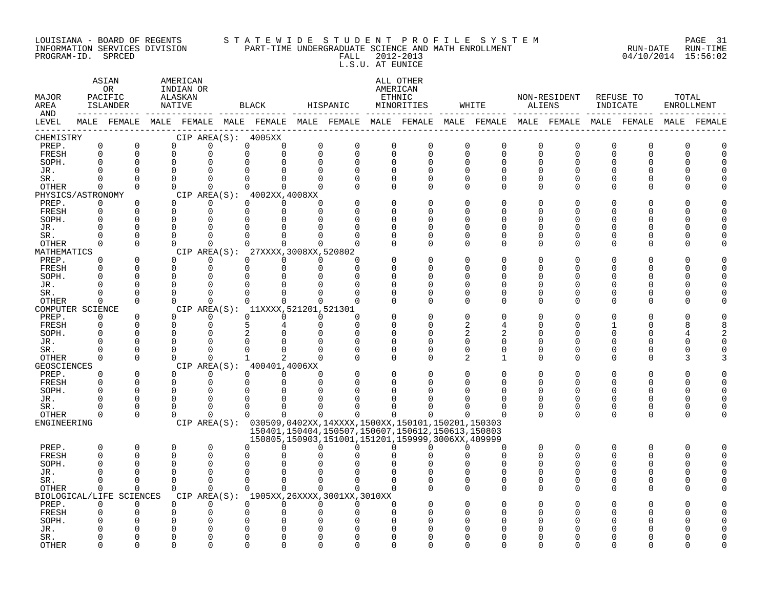LOUISIANA - BOARD OF REGENTS
INFORMATION SERVICES DIVISION
PROGRAM-ID. SPRCED

STATEWIDE STUDENT PROFILE SYSTEM
PART-TIME UNDERGRADUATE SCIENCE AND MATH ENROLLMENT
FALL 2012-2013
L.S.U. AT EUNICE

RUN-DATE 04/10/2014 RUN-TIME 15:56:02

| MAJOR AREA AND LEVEL | ASIAN OR PACIFIC ISLANDER MALE | ASIAN OR PACIFIC ISLANDER FEMALE | AMERICAN INDIAN OR ALASKAN NATIVE MALE | AMERICAN INDIAN OR ALASKAN NATIVE FEMALE | BLACK MALE | BLACK FEMALE | HISPANIC MALE | HISPANIC FEMALE | ALL OTHER AMERICAN ETHNIC MINORITIES MALE | ALL OTHER AMERICAN ETHNIC MINORITIES FEMALE | WHITE MALE | WHITE FEMALE | NON-RESIDENT ALIENS MALE | NON-RESIDENT ALIENS FEMALE | REFUSE TO INDICATE MALE | REFUSE TO INDICATE FEMALE | TOTAL ENROLLMENT MALE | TOTAL ENROLLMENT FEMALE |
|---|---|---|---|---|---|---|---|---|---|---|---|---|---|---|---|---|---|---|
| CHEMISTRY — CIP AREA(S): 4005XX | | | | | | | | | | | | | | | | | | |
| PREP. | 0 | 0 | 0 | 0 | 0 | 0 | 0 | 0 | 0 | 0 | 0 | 0 | 0 | 0 | 0 | 0 | 0 | 0 |
| FRESH | 0 | 0 | 0 | 0 | 0 | 0 | 0 | 0 | 0 | 0 | 0 | 0 | 0 | 0 | 0 | 0 | 0 | 0 |
| SOPH. | 0 | 0 | 0 | 0 | 0 | 0 | 0 | 0 | 0 | 0 | 0 | 0 | 0 | 0 | 0 | 0 | 0 | 0 |
| JR. | 0 | 0 | 0 | 0 | 0 | 0 | 0 | 0 | 0 | 0 | 0 | 0 | 0 | 0 | 0 | 0 | 0 | 0 |
| SR. | 0 | 0 | 0 | 0 | 0 | 0 | 0 | 0 | 0 | 0 | 0 | 0 | 0 | 0 | 0 | 0 | 0 | 0 |
| OTHER | 0 | 0 | 0 | 0 | 0 | 0 | 0 | 0 | 0 | 0 | 0 | 0 | 0 | 0 | 0 | 0 | 0 | 0 |
| PHYSICS/ASTRONOMY — CIP AREA(S): 4002XX,4008XX | | | | | | | | | | | | | | | | | | |
| PREP. | 0 | 0 | 0 | 0 | 0 | 0 | 0 | 0 | 0 | 0 | 0 | 0 | 0 | 0 | 0 | 0 | 0 | 0 |
| FRESH | 0 | 0 | 0 | 0 | 0 | 0 | 0 | 0 | 0 | 0 | 0 | 0 | 0 | 0 | 0 | 0 | 0 | 0 |
| SOPH. | 0 | 0 | 0 | 0 | 0 | 0 | 0 | 0 | 0 | 0 | 0 | 0 | 0 | 0 | 0 | 0 | 0 | 0 |
| JR. | 0 | 0 | 0 | 0 | 0 | 0 | 0 | 0 | 0 | 0 | 0 | 0 | 0 | 0 | 0 | 0 | 0 | 0 |
| SR. | 0 | 0 | 0 | 0 | 0 | 0 | 0 | 0 | 0 | 0 | 0 | 0 | 0 | 0 | 0 | 0 | 0 | 0 |
| OTHER | 0 | 0 | 0 | 0 | 0 | 0 | 0 | 0 | 0 | 0 | 0 | 0 | 0 | 0 | 0 | 0 | 0 | 0 |
| MATHEMATICS — CIP AREA(S): 27XXXX,3008XX,520802 | | | | | | | | | | | | | | | | | | |
| PREP. | 0 | 0 | 0 | 0 | 0 | 0 | 0 | 0 | 0 | 0 | 0 | 0 | 0 | 0 | 0 | 0 | 0 | 0 |
| FRESH | 0 | 0 | 0 | 0 | 0 | 0 | 0 | 0 | 0 | 0 | 0 | 0 | 0 | 0 | 0 | 0 | 0 | 0 |
| SOPH. | 0 | 0 | 0 | 0 | 0 | 0 | 0 | 0 | 0 | 0 | 0 | 0 | 0 | 0 | 0 | 0 | 0 | 0 |
| JR. | 0 | 0 | 0 | 0 | 0 | 0 | 0 | 0 | 0 | 0 | 0 | 0 | 0 | 0 | 0 | 0 | 0 | 0 |
| SR. | 0 | 0 | 0 | 0 | 0 | 0 | 0 | 0 | 0 | 0 | 0 | 0 | 0 | 0 | 0 | 0 | 0 | 0 |
| OTHER | 0 | 0 | 0 | 0 | 0 | 0 | 0 | 0 | 0 | 0 | 0 | 0 | 0 | 0 | 0 | 0 | 0 | 0 |
| COMPUTER SCIENCE — CIP AREA(S): 11XXXX,521201,521301 | | | | | | | | | | | | | | | | | | |
| PREP. | 0 | 0 | 0 | 0 | 0 | 0 | 0 | 0 | 0 | 0 | 0 | 0 | 0 | 0 | 0 | 0 | 0 | 0 |
| FRESH | 0 | 0 | 0 | 0 | 5 | 4 | 0 | 0 | 0 | 0 | 2 | 4 | 0 | 0 | 1 | 0 | 8 | 8 |
| SOPH. | 0 | 0 | 0 | 0 | 2 | 0 | 0 | 0 | 0 | 0 | 2 | 2 | 0 | 0 | 0 | 0 | 4 | 2 |
| JR. | 0 | 0 | 0 | 0 | 0 | 0 | 0 | 0 | 0 | 0 | 0 | 0 | 0 | 0 | 0 | 0 | 0 | 0 |
| SR. | 0 | 0 | 0 | 0 | 0 | 0 | 0 | 0 | 0 | 0 | 0 | 0 | 0 | 0 | 0 | 0 | 0 | 0 |
| OTHER | 0 | 0 | 0 | 0 | 1 | 2 | 0 | 0 | 0 | 0 | 2 | 1 | 0 | 0 | 0 | 0 | 3 | 3 |
| GEOSCIENCES — CIP AREA(S): 400401,4006XX | | | | | | | | | | | | | | | | | | |
| PREP. | 0 | 0 | 0 | 0 | 0 | 0 | 0 | 0 | 0 | 0 | 0 | 0 | 0 | 0 | 0 | 0 | 0 | 0 |
| FRESH | 0 | 0 | 0 | 0 | 0 | 0 | 0 | 0 | 0 | 0 | 0 | 0 | 0 | 0 | 0 | 0 | 0 | 0 |
| SOPH. | 0 | 0 | 0 | 0 | 0 | 0 | 0 | 0 | 0 | 0 | 0 | 0 | 0 | 0 | 0 | 0 | 0 | 0 |
| JR. | 0 | 0 | 0 | 0 | 0 | 0 | 0 | 0 | 0 | 0 | 0 | 0 | 0 | 0 | 0 | 0 | 0 | 0 |
| SR. | 0 | 0 | 0 | 0 | 0 | 0 | 0 | 0 | 0 | 0 | 0 | 0 | 0 | 0 | 0 | 0 | 0 | 0 |
| OTHER | 0 | 0 | 0 | 0 | 0 | 0 | 0 | 0 | 0 | 0 | 0 | 0 | 0 | 0 | 0 | 0 | 0 | 0 |
| ENGINEERING — CIP AREA(S): 030509,0402XX,14XXXX,1500XX,150101,150201,150303 150401,150404,150507,150607,150612,150613,150803 150805,150903,151001,151201,159999,3006XX,409999 | | | | | | | | | | | | | | | | | | |
| PREP. | 0 | 0 | 0 | 0 | 0 | 0 | 0 | 0 | 0 | 0 | 0 | 0 | 0 | 0 | 0 | 0 | 0 | 0 |
| FRESH | 0 | 0 | 0 | 0 | 0 | 0 | 0 | 0 | 0 | 0 | 0 | 0 | 0 | 0 | 0 | 0 | 0 | 0 |
| SOPH. | 0 | 0 | 0 | 0 | 0 | 0 | 0 | 0 | 0 | 0 | 0 | 0 | 0 | 0 | 0 | 0 | 0 | 0 |
| JR. | 0 | 0 | 0 | 0 | 0 | 0 | 0 | 0 | 0 | 0 | 0 | 0 | 0 | 0 | 0 | 0 | 0 | 0 |
| SR. | 0 | 0 | 0 | 0 | 0 | 0 | 0 | 0 | 0 | 0 | 0 | 0 | 0 | 0 | 0 | 0 | 0 | 0 |
| OTHER | 0 | 0 | 0 | 0 | 0 | 0 | 0 | 0 | 0 | 0 | 0 | 0 | 0 | 0 | 0 | 0 | 0 | 0 |
| BIOLOGICAL/LIFE SCIENCES — CIP AREA(S): 1905XX,26XXXX,3001XX,3010XX | | | | | | | | | | | | | | | | | | |
| PREP. | 0 | 0 | 0 | 0 | 0 | 0 | 0 | 0 | 0 | 0 | 0 | 0 | 0 | 0 | 0 | 0 | 0 | 0 |
| FRESH | 0 | 0 | 0 | 0 | 0 | 0 | 0 | 0 | 0 | 0 | 0 | 0 | 0 | 0 | 0 | 0 | 0 | 0 |
| SOPH. | 0 | 0 | 0 | 0 | 0 | 0 | 0 | 0 | 0 | 0 | 0 | 0 | 0 | 0 | 0 | 0 | 0 | 0 |
| JR. | 0 | 0 | 0 | 0 | 0 | 0 | 0 | 0 | 0 | 0 | 0 | 0 | 0 | 0 | 0 | 0 | 0 | 0 |
| SR. | 0 | 0 | 0 | 0 | 0 | 0 | 0 | 0 | 0 | 0 | 0 | 0 | 0 | 0 | 0 | 0 | 0 | 0 |
| OTHER | 0 | 0 | 0 | 0 | 0 | 0 | 0 | 0 | 0 | 0 | 0 | 0 | 0 | 0 | 0 | 0 | 0 | 0 |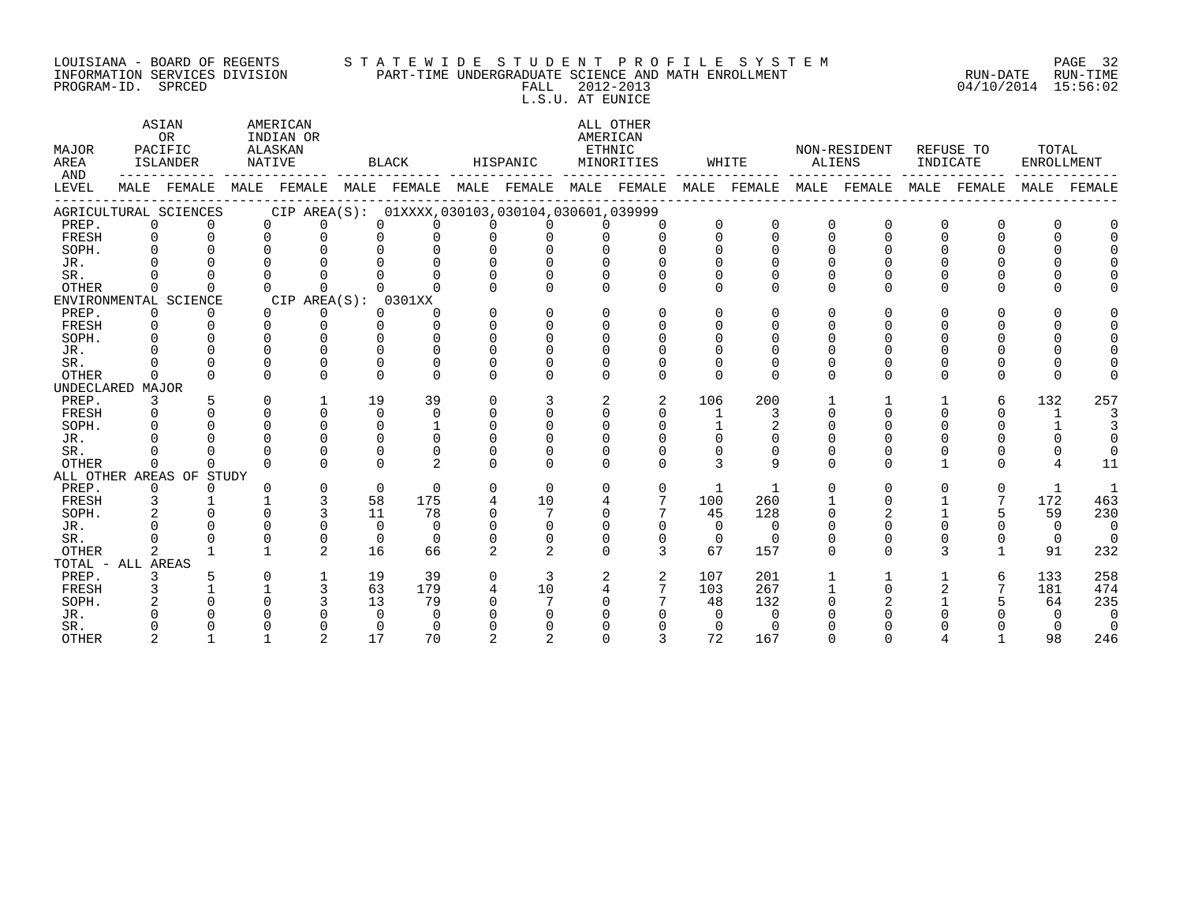LOUISIANA - BOARD OF REGENTS
INFORMATION SERVICES DIVISION
PROGRAM-ID. SPRCED

STATEWIDE STUDENT PROFILE SYSTEM
PART-TIME UNDERGRADUATE SCIENCE AND MATH ENROLLMENT
FALL 2012-2013
L.S.U. AT EUNICE

RUN-DATE 04/10/2014 RUN-TIME 15:56:02

| MAJOR AREA AND LEVEL | ASIAN OR PACIFIC ISLANDER MALE | ASIAN OR PACIFIC ISLANDER FEMALE | AMERICAN INDIAN OR ALASKAN NATIVE MALE | AMERICAN INDIAN OR ALASKAN NATIVE FEMALE | BLACK MALE | BLACK FEMALE | HISPANIC MALE | HISPANIC FEMALE | ALL OTHER AMERICAN ETHNIC MINORITIES MALE | ALL OTHER AMERICAN ETHNIC MINORITIES FEMALE | WHITE MALE | WHITE FEMALE | NON-RESIDENT ALIENS MALE | NON-RESIDENT ALIENS FEMALE | REFUSE TO INDICATE MALE | REFUSE TO INDICATE FEMALE | TOTAL ENROLLMENT MALE | TOTAL ENROLLMENT FEMALE |
|---|---|---|---|---|---|---|---|---|---|---|---|---|---|---|---|---|---|---|
| AGRICULTURAL SCIENCES CIP AREA(S): 01XXXX,030103,030104,030601,039999 | | | | | | | | | | | | | | | | | | |
| PREP. | 0 | 0 | 0 | 0 | 0 | 0 | 0 | 0 | 0 | 0 | 0 | 0 | 0 | 0 | 0 | 0 | 0 | 0 |
| FRESH | 0 | 0 | 0 | 0 | 0 | 0 | 0 | 0 | 0 | 0 | 0 | 0 | 0 | 0 | 0 | 0 | 0 | 0 |
| SOPH. | 0 | 0 | 0 | 0 | 0 | 0 | 0 | 0 | 0 | 0 | 0 | 0 | 0 | 0 | 0 | 0 | 0 | 0 |
| JR. | 0 | 0 | 0 | 0 | 0 | 0 | 0 | 0 | 0 | 0 | 0 | 0 | 0 | 0 | 0 | 0 | 0 | 0 |
| SR. | 0 | 0 | 0 | 0 | 0 | 0 | 0 | 0 | 0 | 0 | 0 | 0 | 0 | 0 | 0 | 0 | 0 | 0 |
| OTHER | 0 | 0 | 0 | 0 | 0 | 0 | 0 | 0 | 0 | 0 | 0 | 0 | 0 | 0 | 0 | 0 | 0 | 0 |
| ENVIRONMENTAL SCIENCE CIP AREA(S): 0301XX | | | | | | | | | | | | | | | | | | |
| PREP. | 0 | 0 | 0 | 0 | 0 | 0 | 0 | 0 | 0 | 0 | 0 | 0 | 0 | 0 | 0 | 0 | 0 | 0 |
| FRESH | 0 | 0 | 0 | 0 | 0 | 0 | 0 | 0 | 0 | 0 | 0 | 0 | 0 | 0 | 0 | 0 | 0 | 0 |
| SOPH. | 0 | 0 | 0 | 0 | 0 | 0 | 0 | 0 | 0 | 0 | 0 | 0 | 0 | 0 | 0 | 0 | 0 | 0 |
| JR. | 0 | 0 | 0 | 0 | 0 | 0 | 0 | 0 | 0 | 0 | 0 | 0 | 0 | 0 | 0 | 0 | 0 | 0 |
| SR. | 0 | 0 | 0 | 0 | 0 | 0 | 0 | 0 | 0 | 0 | 0 | 0 | 0 | 0 | 0 | 0 | 0 | 0 |
| OTHER | 0 | 0 | 0 | 0 | 0 | 0 | 0 | 0 | 0 | 0 | 0 | 0 | 0 | 0 | 0 | 0 | 0 | 0 |
| UNDECLARED MAJOR | | | | | | | | | | | | | | | | | | |
| PREP. | 3 | 5 | 0 | 1 | 19 | 39 | 0 | 3 | 2 | 2 | 106 | 200 | 1 | 1 | 1 | 6 | 132 | 257 |
| FRESH | 0 | 0 | 0 | 0 | 0 | 0 | 0 | 0 | 0 | 0 | 1 | 3 | 0 | 0 | 0 | 0 | 1 | 3 |
| SOPH. | 0 | 0 | 0 | 0 | 0 | 1 | 0 | 0 | 0 | 0 | 1 | 2 | 0 | 0 | 0 | 0 | 1 | 3 |
| JR. | 0 | 0 | 0 | 0 | 0 | 0 | 0 | 0 | 0 | 0 | 0 | 0 | 0 | 0 | 0 | 0 | 0 | 0 |
| SR. | 0 | 0 | 0 | 0 | 0 | 0 | 0 | 0 | 0 | 0 | 0 | 0 | 0 | 0 | 0 | 0 | 0 | 0 |
| OTHER | 0 | 0 | 0 | 0 | 0 | 2 | 0 | 0 | 0 | 0 | 3 | 9 | 0 | 0 | 1 | 0 | 4 | 11 |
| ALL OTHER AREAS OF STUDY | | | | | | | | | | | | | | | | | | |
| PREP. | 0 | 0 | 0 | 0 | 0 | 0 | 0 | 0 | 0 | 0 | 1 | 1 | 0 | 0 | 0 | 0 | 1 | 1 |
| FRESH | 3 | 1 | 1 | 3 | 58 | 175 | 4 | 10 | 4 | 7 | 100 | 260 | 1 | 0 | 1 | 7 | 172 | 463 |
| SOPH. | 2 | 0 | 0 | 3 | 11 | 78 | 0 | 7 | 0 | 7 | 45 | 128 | 0 | 2 | 1 | 5 | 59 | 230 |
| JR. | 0 | 0 | 0 | 0 | 0 | 0 | 0 | 0 | 0 | 0 | 0 | 0 | 0 | 0 | 0 | 0 | 0 | 0 |
| SR. | 0 | 0 | 0 | 0 | 0 | 0 | 0 | 0 | 0 | 0 | 0 | 0 | 0 | 0 | 0 | 0 | 0 | 0 |
| OTHER | 2 | 1 | 1 | 2 | 16 | 66 | 2 | 2 | 0 | 3 | 67 | 157 | 0 | 0 | 3 | 1 | 91 | 232 |
| TOTAL - ALL AREAS | | | | | | | | | | | | | | | | | | |
| PREP. | 3 | 5 | 0 | 1 | 19 | 39 | 0 | 3 | 2 | 2 | 107 | 201 | 1 | 1 | 1 | 6 | 133 | 258 |
| FRESH | 3 | 1 | 1 | 3 | 63 | 179 | 4 | 10 | 4 | 7 | 103 | 267 | 1 | 0 | 2 | 7 | 181 | 474 |
| SOPH. | 2 | 0 | 0 | 3 | 13 | 79 | 0 | 7 | 0 | 7 | 48 | 132 | 0 | 2 | 1 | 5 | 64 | 235 |
| JR. | 0 | 0 | 0 | 0 | 0 | 0 | 0 | 0 | 0 | 0 | 0 | 0 | 0 | 0 | 0 | 0 | 0 | 0 |
| SR. | 0 | 0 | 0 | 0 | 0 | 0 | 0 | 0 | 0 | 0 | 0 | 0 | 0 | 0 | 0 | 0 | 0 | 0 |
| OTHER | 2 | 1 | 1 | 2 | 17 | 70 | 2 | 2 | 0 | 3 | 72 | 167 | 0 | 0 | 4 | 1 | 98 | 246 |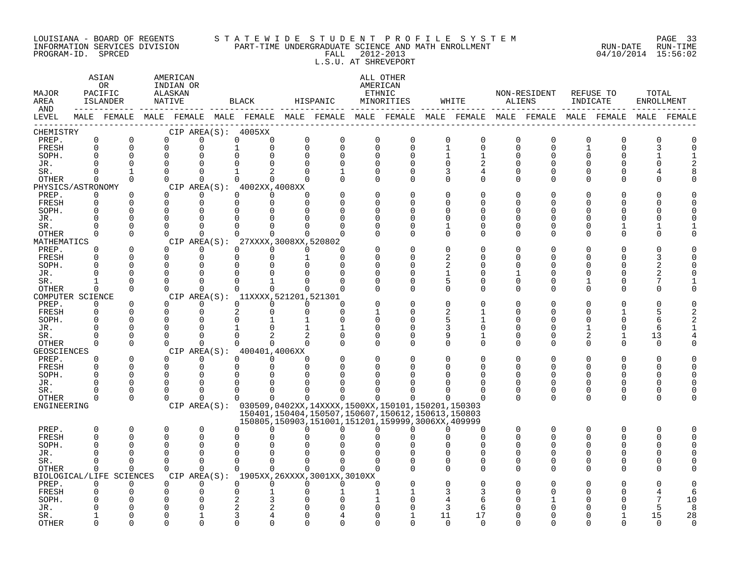LOUISIANA - BOARD OF REGENTS
INFORMATION SERVICES DIVISION
PROGRAM-ID. SPRCED

STATEWIDE STUDENT PROFILE SYSTEM
PART-TIME UNDERGRADUATE SCIENCE AND MATH ENROLLMENT
FALL 2012-2013
L.S.U. AT SHREVEPORT

RUN-DATE 04/10/2014 RUN-TIME 15:56:02

| MAJOR AREA AND LEVEL | ASIAN OR PACIFIC ISLANDER MALE | ASIAN OR PACIFIC ISLANDER FEMALE | AMERICAN INDIAN OR ALASKAN NATIVE MALE | AMERICAN INDIAN OR ALASKAN NATIVE FEMALE | BLACK MALE | BLACK FEMALE | HISPANIC MALE | HISPANIC FEMALE | ALL OTHER AMERICAN ETHNIC MINORITIES MALE | ALL OTHER AMERICAN ETHNIC MINORITIES FEMALE | WHITE MALE | WHITE FEMALE | NON-RESIDENT ALIENS MALE | NON-RESIDENT ALIENS FEMALE | REFUSE TO INDICATE MALE | REFUSE TO INDICATE FEMALE | TOTAL ENROLLMENT MALE | TOTAL ENROLLMENT FEMALE |
|---|---|---|---|---|---|---|---|---|---|---|---|---|---|---|---|---|---|---|
| CHEMISTRY CIP AREA(S): 4005XX | | | | | | | | | | | | | | | | | | |
| PREP. | 0 | 0 | 0 | 0 | 0 | 0 | 0 | 0 | 0 | 0 | 0 | 0 | 0 | 0 | 0 | 0 | 0 | 0 |
| FRESH | 0 | 0 | 0 | 0 | 1 | 0 | 0 | 0 | 0 | 0 | 1 | 0 | 0 | 0 | 1 | 0 | 3 | 0 |
| SOPH. | 0 | 0 | 0 | 0 | 0 | 0 | 0 | 0 | 0 | 0 | 1 | 1 | 0 | 0 | 0 | 0 | 1 | 1 |
| JR. | 0 | 0 | 0 | 0 | 0 | 0 | 0 | 0 | 0 | 0 | 0 | 2 | 0 | 0 | 0 | 0 | 0 | 2 |
| SR. | 0 | 1 | 0 | 0 | 1 | 2 | 0 | 1 | 0 | 0 | 3 | 4 | 0 | 0 | 0 | 0 | 4 | 8 |
| OTHER | 0 | 0 | 0 | 0 | 0 | 0 | 0 | 0 | 0 | 0 | 0 | 0 | 0 | 0 | 0 | 0 | 0 | 0 |
| PHYSICS/ASTRONOMY CIP AREA(S): 4002XX,4008XX | | | | | | | | | | | | | | | | | | |
| PREP. | 0 | 0 | 0 | 0 | 0 | 0 | 0 | 0 | 0 | 0 | 0 | 0 | 0 | 0 | 0 | 0 | 0 | 0 |
| FRESH | 0 | 0 | 0 | 0 | 0 | 0 | 0 | 0 | 0 | 0 | 0 | 0 | 0 | 0 | 0 | 0 | 0 | 0 |
| SOPH. | 0 | 0 | 0 | 0 | 0 | 0 | 0 | 0 | 0 | 0 | 0 | 0 | 0 | 0 | 0 | 0 | 0 | 0 |
| JR. | 0 | 0 | 0 | 0 | 0 | 0 | 0 | 0 | 0 | 0 | 0 | 0 | 0 | 0 | 0 | 0 | 0 | 0 |
| SR. | 0 | 0 | 0 | 0 | 0 | 0 | 0 | 0 | 0 | 0 | 1 | 0 | 0 | 0 | 0 | 1 | 1 | 1 |
| OTHER | 0 | 0 | 0 | 0 | 0 | 0 | 0 | 0 | 0 | 0 | 0 | 0 | 0 | 0 | 0 | 0 | 0 | 0 |
| MATHEMATICS CIP AREA(S): 27XXXX,3008XX,520802 | | | | | | | | | | | | | | | | | | |
| PREP. | 0 | 0 | 0 | 0 | 0 | 0 | 0 | 0 | 0 | 0 | 0 | 0 | 0 | 0 | 0 | 0 | 0 | 0 |
| FRESH | 0 | 0 | 0 | 0 | 0 | 0 | 1 | 0 | 0 | 0 | 2 | 0 | 0 | 0 | 0 | 0 | 3 | 0 |
| SOPH. | 0 | 0 | 0 | 0 | 0 | 0 | 0 | 0 | 0 | 0 | 2 | 0 | 0 | 0 | 0 | 0 | 2 | 0 |
| JR. | 0 | 0 | 0 | 0 | 0 | 0 | 0 | 0 | 0 | 0 | 1 | 0 | 1 | 0 | 0 | 0 | 2 | 0 |
| SR. | 1 | 0 | 0 | 0 | 0 | 1 | 0 | 0 | 0 | 0 | 5 | 0 | 0 | 0 | 1 | 0 | 7 | 1 |
| OTHER | 0 | 0 | 0 | 0 | 0 | 0 | 0 | 0 | 0 | 0 | 0 | 0 | 0 | 0 | 0 | 0 | 0 | 0 |
| COMPUTER SCIENCE CIP AREA(S): 11XXXX,521201,521301 | | | | | | | | | | | | | | | | | | |
| PREP. | 0 | 0 | 0 | 0 | 0 | 0 | 0 | 0 | 0 | 0 | 0 | 0 | 0 | 0 | 0 | 0 | 0 | 0 |
| FRESH | 0 | 0 | 0 | 0 | 2 | 0 | 0 | 0 | 1 | 0 | 2 | 1 | 0 | 0 | 0 | 1 | 5 | 2 |
| SOPH. | 0 | 0 | 0 | 0 | 0 | 1 | 1 | 0 | 0 | 0 | 5 | 1 | 0 | 0 | 0 | 0 | 6 | 2 |
| JR. | 0 | 0 | 0 | 0 | 1 | 0 | 1 | 1 | 0 | 0 | 3 | 0 | 0 | 0 | 1 | 0 | 6 | 1 |
| SR. | 0 | 0 | 0 | 0 | 0 | 2 | 2 | 0 | 0 | 0 | 9 | 1 | 0 | 0 | 2 | 1 | 13 | 4 |
| OTHER | 0 | 0 | 0 | 0 | 0 | 0 | 0 | 0 | 0 | 0 | 0 | 0 | 0 | 0 | 0 | 0 | 0 | 0 |
| GEOSCIENCES CIP AREA(S): 400401,4006XX | | | | | | | | | | | | | | | | | | |
| PREP. | 0 | 0 | 0 | 0 | 0 | 0 | 0 | 0 | 0 | 0 | 0 | 0 | 0 | 0 | 0 | 0 | 0 | 0 |
| FRESH | 0 | 0 | 0 | 0 | 0 | 0 | 0 | 0 | 0 | 0 | 0 | 0 | 0 | 0 | 0 | 0 | 0 | 0 |
| SOPH. | 0 | 0 | 0 | 0 | 0 | 0 | 0 | 0 | 0 | 0 | 0 | 0 | 0 | 0 | 0 | 0 | 0 | 0 |
| JR. | 0 | 0 | 0 | 0 | 0 | 0 | 0 | 0 | 0 | 0 | 0 | 0 | 0 | 0 | 0 | 0 | 0 | 0 |
| SR. | 0 | 0 | 0 | 0 | 0 | 0 | 0 | 0 | 0 | 0 | 0 | 0 | 0 | 0 | 0 | 0 | 0 | 0 |
| OTHER | 0 | 0 | 0 | 0 | 0 | 0 | 0 | 0 | 0 | 0 | 0 | 0 | 0 | 0 | 0 | 0 | 0 | 0 |
| ENGINEERING CIP AREA(S): 030509,0402XX,14XXXX,1500XX,150101,150201,150303 150401,150404,150507,150607,150612,150613,150803 150805,150903,151001,151201,159999,3006XX,409999 | | | | | | | | | | | | | | | | | | |
| PREP. | 0 | 0 | 0 | 0 | 0 | 0 | 0 | 0 | 0 | 0 | 0 | 0 | 0 | 0 | 0 | 0 | 0 | 0 |
| FRESH | 0 | 0 | 0 | 0 | 0 | 0 | 0 | 0 | 0 | 0 | 0 | 0 | 0 | 0 | 0 | 0 | 0 | 0 |
| SOPH. | 0 | 0 | 0 | 0 | 0 | 0 | 0 | 0 | 0 | 0 | 0 | 0 | 0 | 0 | 0 | 0 | 0 | 0 |
| JR. | 0 | 0 | 0 | 0 | 0 | 0 | 0 | 0 | 0 | 0 | 0 | 0 | 0 | 0 | 0 | 0 | 0 | 0 |
| SR. | 0 | 0 | 0 | 0 | 0 | 0 | 0 | 0 | 0 | 0 | 0 | 0 | 0 | 0 | 0 | 0 | 0 | 0 |
| OTHER | 0 | 0 | 0 | 0 | 0 | 0 | 0 | 0 | 0 | 0 | 0 | 0 | 0 | 0 | 0 | 0 | 0 | 0 |
| BIOLOGICAL/LIFE SCIENCES CIP AREA(S): 1905XX,26XXXX,3001XX,3010XX | | | | | | | | | | | | | | | | | | |
| PREP. | 0 | 0 | 0 | 0 | 0 | 0 | 0 | 0 | 0 | 0 | 0 | 0 | 0 | 0 | 0 | 0 | 0 | 0 |
| FRESH | 0 | 0 | 0 | 0 | 0 | 1 | 0 | 1 | 1 | 1 | 3 | 3 | 0 | 0 | 0 | 0 | 4 | 6 |
| SOPH. | 0 | 0 | 0 | 0 | 2 | 3 | 0 | 0 | 1 | 0 | 4 | 6 | 0 | 1 | 0 | 0 | 7 | 10 |
| JR. | 0 | 0 | 0 | 0 | 2 | 2 | 0 | 0 | 0 | 0 | 3 | 6 | 0 | 0 | 0 | 0 | 5 | 8 |
| SR. | 1 | 0 | 0 | 1 | 3 | 4 | 0 | 4 | 0 | 1 | 11 | 17 | 0 | 0 | 0 | 1 | 15 | 28 |
| OTHER | 0 | 0 | 0 | 0 | 0 | 0 | 0 | 0 | 0 | 0 | 0 | 0 | 0 | 0 | 0 | 0 | 0 | 0 |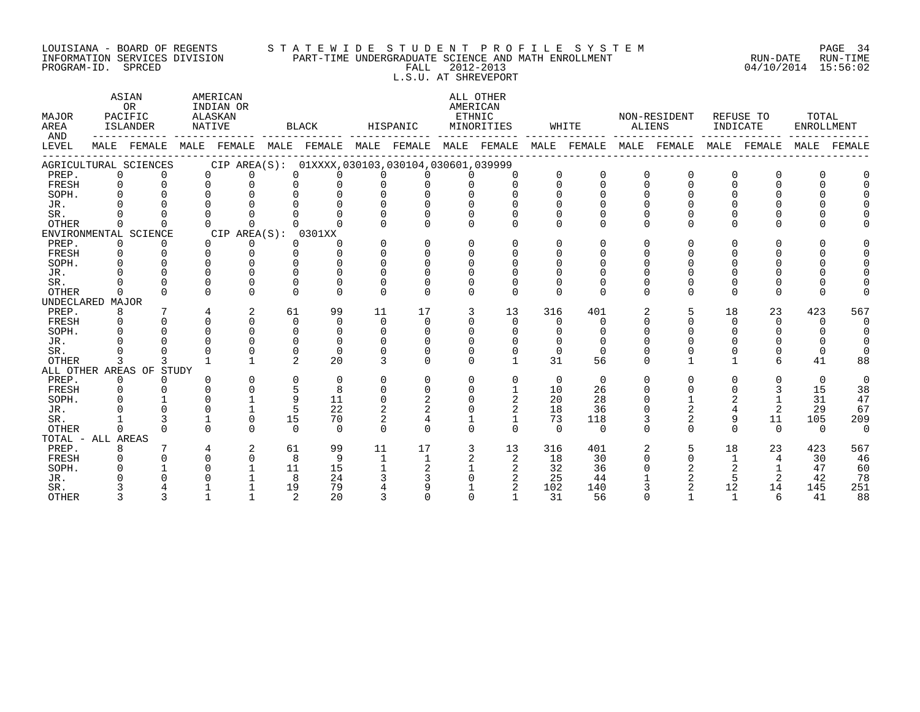LOUISIANA - BOARD OF REGENTS
INFORMATION SERVICES DIVISION
PROGRAM-ID. SPRCED

STATEWIDE STUDENT PROFILE SYSTEM
PART-TIME UNDERGRADUATE SCIENCE AND MATH ENROLLMENT
FALL 2012-2013
L.S.U. AT SHREVEPORT

RUN-DATE 04/10/2014 RUN-TIME 15:56:02

| MAJOR AREA AND LEVEL | ASIAN OR PACIFIC ISLANDER | | AMERICAN INDIAN OR ALASKAN NATIVE | | BLACK | | HISPANIC | | ALL OTHER AMERICAN ETHNIC MINORITIES | | WHITE | | NON-RESIDENT ALIENS | | REFUSE TO INDICATE | | TOTAL ENROLLMENT | |
|---|---|---|---|---|---|---|---|---|---|---|---|---|---|---|---|---|---|---|
| | MALE | FEMALE | MALE | FEMALE | MALE | FEMALE | MALE | FEMALE | MALE | FEMALE | MALE | FEMALE | MALE | FEMALE | MALE | FEMALE | MALE | FEMALE |
| AGRICULTURAL SCIENCES CIP AREA(S): 01XXXX,030103,030104,030601,039999 | | | | | | | | | | | | | | | | | | |
| PREP. | 0 | 0 | 0 | 0 | 0 | 0 | 0 | 0 | 0 | 0 | 0 | 0 | 0 | 0 | 0 | 0 | 0 | 0 |
| FRESH | 0 | 0 | 0 | 0 | 0 | 0 | 0 | 0 | 0 | 0 | 0 | 0 | 0 | 0 | 0 | 0 | 0 | 0 |
| SOPH. | 0 | 0 | 0 | 0 | 0 | 0 | 0 | 0 | 0 | 0 | 0 | 0 | 0 | 0 | 0 | 0 | 0 | 0 |
| JR. | 0 | 0 | 0 | 0 | 0 | 0 | 0 | 0 | 0 | 0 | 0 | 0 | 0 | 0 | 0 | 0 | 0 | 0 |
| SR. | 0 | 0 | 0 | 0 | 0 | 0 | 0 | 0 | 0 | 0 | 0 | 0 | 0 | 0 | 0 | 0 | 0 | 0 |
| OTHER | 0 | 0 | 0 | 0 | 0 | 0 | 0 | 0 | 0 | 0 | 0 | 0 | 0 | 0 | 0 | 0 | 0 | 0 |
| ENVIRONMENTAL SCIENCE CIP AREA(S): 0301XX | | | | | | | | | | | | | | | | | | |
| PREP. | 0 | 0 | 0 | 0 | 0 | 0 | 0 | 0 | 0 | 0 | 0 | 0 | 0 | 0 | 0 | 0 | 0 | 0 |
| FRESH | 0 | 0 | 0 | 0 | 0 | 0 | 0 | 0 | 0 | 0 | 0 | 0 | 0 | 0 | 0 | 0 | 0 | 0 |
| SOPH. | 0 | 0 | 0 | 0 | 0 | 0 | 0 | 0 | 0 | 0 | 0 | 0 | 0 | 0 | 0 | 0 | 0 | 0 |
| JR. | 0 | 0 | 0 | 0 | 0 | 0 | 0 | 0 | 0 | 0 | 0 | 0 | 0 | 0 | 0 | 0 | 0 | 0 |
| SR. | 0 | 0 | 0 | 0 | 0 | 0 | 0 | 0 | 0 | 0 | 0 | 0 | 0 | 0 | 0 | 0 | 0 | 0 |
| OTHER | 0 | 0 | 0 | 0 | 0 | 0 | 0 | 0 | 0 | 0 | 0 | 0 | 0 | 0 | 0 | 0 | 0 | 0 |
| UNDECLARED MAJOR | | | | | | | | | | | | | | | | | | |
| PREP. | 8 | 7 | 4 | 2 | 61 | 99 | 11 | 17 | 3 | 13 | 316 | 401 | 2 | 5 | 18 | 23 | 423 | 567 |
| FRESH | 0 | 0 | 0 | 0 | 0 | 0 | 0 | 0 | 0 | 0 | 0 | 0 | 0 | 0 | 0 | 0 | 0 | 0 |
| SOPH. | 0 | 0 | 0 | 0 | 0 | 0 | 0 | 0 | 0 | 0 | 0 | 0 | 0 | 0 | 0 | 0 | 0 | 0 |
| JR. | 0 | 0 | 0 | 0 | 0 | 0 | 0 | 0 | 0 | 0 | 0 | 0 | 0 | 0 | 0 | 0 | 0 | 0 |
| SR. | 0 | 0 | 0 | 0 | 0 | 0 | 0 | 0 | 0 | 0 | 0 | 0 | 0 | 0 | 0 | 0 | 0 | 0 |
| OTHER | 3 | 3 | 1 | 1 | 2 | 20 | 3 | 0 | 0 | 1 | 31 | 56 | 0 | 1 | 1 | 6 | 41 | 88 |
| ALL OTHER AREAS OF STUDY | | | | | | | | | | | | | | | | | | |
| PREP. | 0 | 0 | 0 | 0 | 0 | 0 | 0 | 0 | 0 | 0 | 0 | 0 | 0 | 0 | 0 | 0 | 0 | 0 |
| FRESH | 0 | 0 | 0 | 0 | 5 | 8 | 0 | 0 | 0 | 1 | 10 | 26 | 0 | 0 | 0 | 3 | 15 | 38 |
| SOPH. | 0 | 1 | 0 | 1 | 9 | 11 | 0 | 2 | 0 | 2 | 20 | 28 | 0 | 1 | 2 | 1 | 31 | 47 |
| JR. | 0 | 0 | 0 | 1 | 5 | 22 | 2 | 2 | 0 | 2 | 18 | 36 | 0 | 2 | 4 | 2 | 29 | 67 |
| SR. | 1 | 3 | 1 | 0 | 15 | 70 | 2 | 4 | 1 | 1 | 73 | 118 | 3 | 2 | 9 | 11 | 105 | 209 |
| OTHER | 0 | 0 | 0 | 0 | 0 | 0 | 0 | 0 | 0 | 0 | 0 | 0 | 0 | 0 | 0 | 0 | 0 | 0 |
| TOTAL - ALL AREAS | | | | | | | | | | | | | | | | | | |
| PREP. | 8 | 7 | 4 | 2 | 61 | 99 | 11 | 17 | 3 | 13 | 316 | 401 | 2 | 5 | 18 | 23 | 423 | 567 |
| FRESH | 0 | 0 | 0 | 0 | 8 | 9 | 1 | 1 | 2 | 2 | 18 | 30 | 0 | 0 | 1 | 4 | 30 | 46 |
| SOPH. | 0 | 1 | 0 | 1 | 11 | 15 | 1 | 2 | 1 | 2 | 32 | 36 | 0 | 2 | 2 | 1 | 47 | 60 |
| JR. | 0 | 0 | 0 | 1 | 8 | 24 | 3 | 3 | 0 | 2 | 25 | 44 | 1 | 2 | 5 | 2 | 42 | 78 |
| SR. | 3 | 4 | 1 | 1 | 19 | 79 | 4 | 9 | 1 | 2 | 102 | 140 | 3 | 2 | 12 | 14 | 145 | 251 |
| OTHER | 3 | 3 | 1 | 1 | 2 | 20 | 3 | 0 | 0 | 1 | 31 | 56 | 0 | 1 | 1 | 6 | 41 | 88 |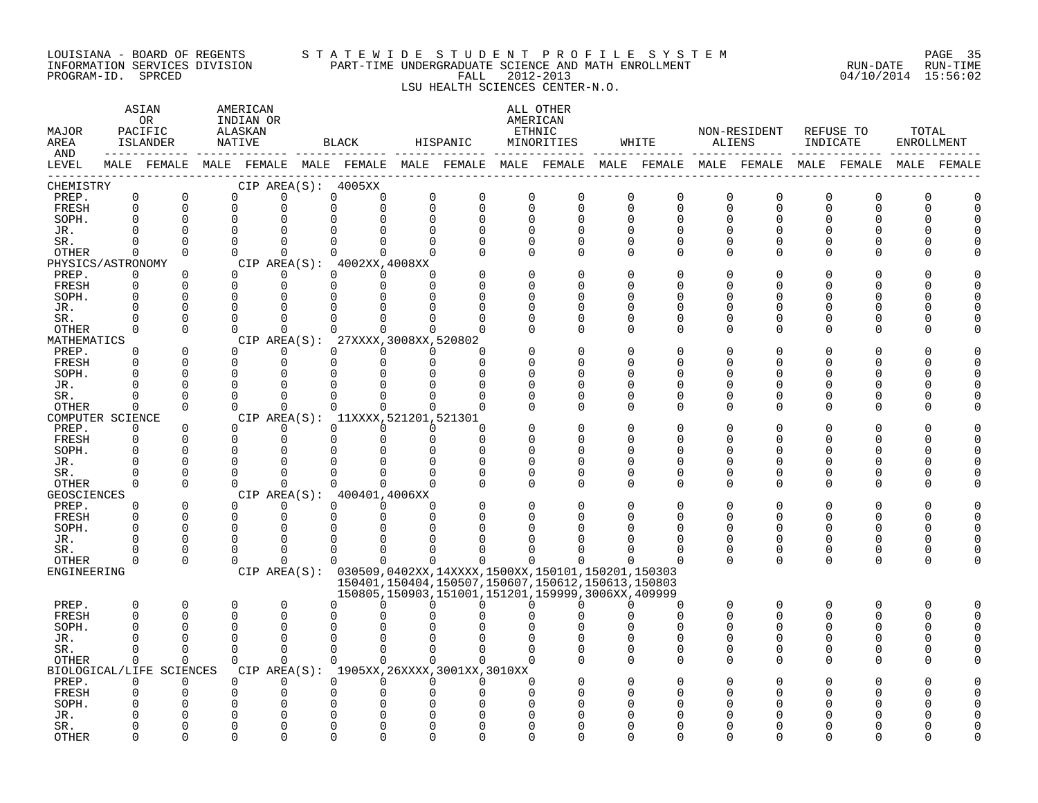LOUISIANA - BOARD OF REGENTS
INFORMATION SERVICES DIVISION
PROGRAM-ID. SPRCED

STATEWIDE STUDENT PROFILE SYSTEM
PART-TIME UNDERGRADUATE SCIENCE AND MATH ENROLLMENT
FALL 2012-2013
LSU HEALTH SCIENCES CENTER-N.O.

RUN-DATE 04/10/2014 RUN-TIME 15:56:02

| MAJOR AREA AND LEVEL | ASIAN OR PACIFIC ISLANDER | | AMERICAN INDIAN OR ALASKAN NATIVE | | BLACK | | HISPANIC | | ALL OTHER AMERICAN ETHNIC MINORITIES | | WHITE | | NON-RESIDENT ALIENS | | REFUSE TO INDICATE | | TOTAL ENROLLMENT | |
|---|---|---|---|---|---|---|---|---|---|---|---|---|---|---|---|---|---|---|
| | MALE | FEMALE | MALE | FEMALE | MALE | FEMALE | MALE | FEMALE | MALE | FEMALE | MALE | FEMALE | MALE | FEMALE | MALE | FEMALE | MALE | FEMALE |
| CHEMISTRY — CIP AREA(S): 4005XX | | | | | | | | | | | | | | | | | | |
| PREP. | 0 | 0 | 0 | 0 | 0 | 0 | 0 | 0 | 0 | 0 | 0 | 0 | 0 | 0 | 0 | 0 | 0 | 0 |
| FRESH | 0 | 0 | 0 | 0 | 0 | 0 | 0 | 0 | 0 | 0 | 0 | 0 | 0 | 0 | 0 | 0 | 0 | 0 |
| SOPH. | 0 | 0 | 0 | 0 | 0 | 0 | 0 | 0 | 0 | 0 | 0 | 0 | 0 | 0 | 0 | 0 | 0 | 0 |
| JR. | 0 | 0 | 0 | 0 | 0 | 0 | 0 | 0 | 0 | 0 | 0 | 0 | 0 | 0 | 0 | 0 | 0 | 0 |
| SR. | 0 | 0 | 0 | 0 | 0 | 0 | 0 | 0 | 0 | 0 | 0 | 0 | 0 | 0 | 0 | 0 | 0 | 0 |
| OTHER | 0 | 0 | 0 | 0 | 0 | 0 | 0 | 0 | 0 | 0 | 0 | 0 | 0 | 0 | 0 | 0 | 0 | 0 |
| PHYSICS/ASTRONOMY — CIP AREA(S): 4002XX,4008XX | | | | | | | | | | | | | | | | | | |
| PREP. | 0 | 0 | 0 | 0 | 0 | 0 | 0 | 0 | 0 | 0 | 0 | 0 | 0 | 0 | 0 | 0 | 0 | 0 |
| FRESH | 0 | 0 | 0 | 0 | 0 | 0 | 0 | 0 | 0 | 0 | 0 | 0 | 0 | 0 | 0 | 0 | 0 | 0 |
| SOPH. | 0 | 0 | 0 | 0 | 0 | 0 | 0 | 0 | 0 | 0 | 0 | 0 | 0 | 0 | 0 | 0 | 0 | 0 |
| JR. | 0 | 0 | 0 | 0 | 0 | 0 | 0 | 0 | 0 | 0 | 0 | 0 | 0 | 0 | 0 | 0 | 0 | 0 |
| SR. | 0 | 0 | 0 | 0 | 0 | 0 | 0 | 0 | 0 | 0 | 0 | 0 | 0 | 0 | 0 | 0 | 0 | 0 |
| OTHER | 0 | 0 | 0 | 0 | 0 | 0 | 0 | 0 | 0 | 0 | 0 | 0 | 0 | 0 | 0 | 0 | 0 | 0 |
| MATHEMATICS — CIP AREA(S): 27XXXX,3008XX,520802 | | | | | | | | | | | | | | | | | | |
| PREP. | 0 | 0 | 0 | 0 | 0 | 0 | 0 | 0 | 0 | 0 | 0 | 0 | 0 | 0 | 0 | 0 | 0 | 0 |
| FRESH | 0 | 0 | 0 | 0 | 0 | 0 | 0 | 0 | 0 | 0 | 0 | 0 | 0 | 0 | 0 | 0 | 0 | 0 |
| SOPH. | 0 | 0 | 0 | 0 | 0 | 0 | 0 | 0 | 0 | 0 | 0 | 0 | 0 | 0 | 0 | 0 | 0 | 0 |
| JR. | 0 | 0 | 0 | 0 | 0 | 0 | 0 | 0 | 0 | 0 | 0 | 0 | 0 | 0 | 0 | 0 | 0 | 0 |
| SR. | 0 | 0 | 0 | 0 | 0 | 0 | 0 | 0 | 0 | 0 | 0 | 0 | 0 | 0 | 0 | 0 | 0 | 0 |
| OTHER | 0 | 0 | 0 | 0 | 0 | 0 | 0 | 0 | 0 | 0 | 0 | 0 | 0 | 0 | 0 | 0 | 0 | 0 |
| COMPUTER SCIENCE — CIP AREA(S): 11XXXX,521201,521301 | | | | | | | | | | | | | | | | | | |
| PREP. | 0 | 0 | 0 | 0 | 0 | 0 | 0 | 0 | 0 | 0 | 0 | 0 | 0 | 0 | 0 | 0 | 0 | 0 |
| FRESH | 0 | 0 | 0 | 0 | 0 | 0 | 0 | 0 | 0 | 0 | 0 | 0 | 0 | 0 | 0 | 0 | 0 | 0 |
| SOPH. | 0 | 0 | 0 | 0 | 0 | 0 | 0 | 0 | 0 | 0 | 0 | 0 | 0 | 0 | 0 | 0 | 0 | 0 |
| JR. | 0 | 0 | 0 | 0 | 0 | 0 | 0 | 0 | 0 | 0 | 0 | 0 | 0 | 0 | 0 | 0 | 0 | 0 |
| SR. | 0 | 0 | 0 | 0 | 0 | 0 | 0 | 0 | 0 | 0 | 0 | 0 | 0 | 0 | 0 | 0 | 0 | 0 |
| OTHER | 0 | 0 | 0 | 0 | 0 | 0 | 0 | 0 | 0 | 0 | 0 | 0 | 0 | 0 | 0 | 0 | 0 | 0 |
| GEOSCIENCES — CIP AREA(S): 400401,4006XX | | | | | | | | | | | | | | | | | | |
| PREP. | 0 | 0 | 0 | 0 | 0 | 0 | 0 | 0 | 0 | 0 | 0 | 0 | 0 | 0 | 0 | 0 | 0 | 0 |
| FRESH | 0 | 0 | 0 | 0 | 0 | 0 | 0 | 0 | 0 | 0 | 0 | 0 | 0 | 0 | 0 | 0 | 0 | 0 |
| SOPH. | 0 | 0 | 0 | 0 | 0 | 0 | 0 | 0 | 0 | 0 | 0 | 0 | 0 | 0 | 0 | 0 | 0 | 0 |
| JR. | 0 | 0 | 0 | 0 | 0 | 0 | 0 | 0 | 0 | 0 | 0 | 0 | 0 | 0 | 0 | 0 | 0 | 0 |
| SR. | 0 | 0 | 0 | 0 | 0 | 0 | 0 | 0 | 0 | 0 | 0 | 0 | 0 | 0 | 0 | 0 | 0 | 0 |
| OTHER | 0 | 0 | 0 | 0 | 0 | 0 | 0 | 0 | 0 | 0 | 0 | 0 | 0 | 0 | 0 | 0 | 0 | 0 |
| ENGINEERING — CIP AREA(S): 030509,0402XX,14XXXX,1500XX,150101,150201,150303 150401,150404,150507,150607,150612,150613,150803 150805,150903,151001,151201,159999,3006XX,409999 | | | | | | | | | | | | | | | | | | |
| PREP. | 0 | 0 | 0 | 0 | 0 | 0 | 0 | 0 | 0 | 0 | 0 | 0 | 0 | 0 | 0 | 0 | 0 | 0 |
| FRESH | 0 | 0 | 0 | 0 | 0 | 0 | 0 | 0 | 0 | 0 | 0 | 0 | 0 | 0 | 0 | 0 | 0 | 0 |
| SOPH. | 0 | 0 | 0 | 0 | 0 | 0 | 0 | 0 | 0 | 0 | 0 | 0 | 0 | 0 | 0 | 0 | 0 | 0 |
| JR. | 0 | 0 | 0 | 0 | 0 | 0 | 0 | 0 | 0 | 0 | 0 | 0 | 0 | 0 | 0 | 0 | 0 | 0 |
| SR. | 0 | 0 | 0 | 0 | 0 | 0 | 0 | 0 | 0 | 0 | 0 | 0 | 0 | 0 | 0 | 0 | 0 | 0 |
| OTHER | 0 | 0 | 0 | 0 | 0 | 0 | 0 | 0 | 0 | 0 | 0 | 0 | 0 | 0 | 0 | 0 | 0 | 0 |
| BIOLOGICAL/LIFE SCIENCES — CIP AREA(S): 1905XX,26XXXX,3001XX,3010XX | | | | | | | | | | | | | | | | | | |
| PREP. | 0 | 0 | 0 | 0 | 0 | 0 | 0 | 0 | 0 | 0 | 0 | 0 | 0 | 0 | 0 | 0 | 0 | 0 |
| FRESH | 0 | 0 | 0 | 0 | 0 | 0 | 0 | 0 | 0 | 0 | 0 | 0 | 0 | 0 | 0 | 0 | 0 | 0 |
| SOPH. | 0 | 0 | 0 | 0 | 0 | 0 | 0 | 0 | 0 | 0 | 0 | 0 | 0 | 0 | 0 | 0 | 0 | 0 |
| JR. | 0 | 0 | 0 | 0 | 0 | 0 | 0 | 0 | 0 | 0 | 0 | 0 | 0 | 0 | 0 | 0 | 0 | 0 |
| SR. | 0 | 0 | 0 | 0 | 0 | 0 | 0 | 0 | 0 | 0 | 0 | 0 | 0 | 0 | 0 | 0 | 0 | 0 |
| OTHER | 0 | 0 | 0 | 0 | 0 | 0 | 0 | 0 | 0 | 0 | 0 | 0 | 0 | 0 | 0 | 0 | 0 | 0 |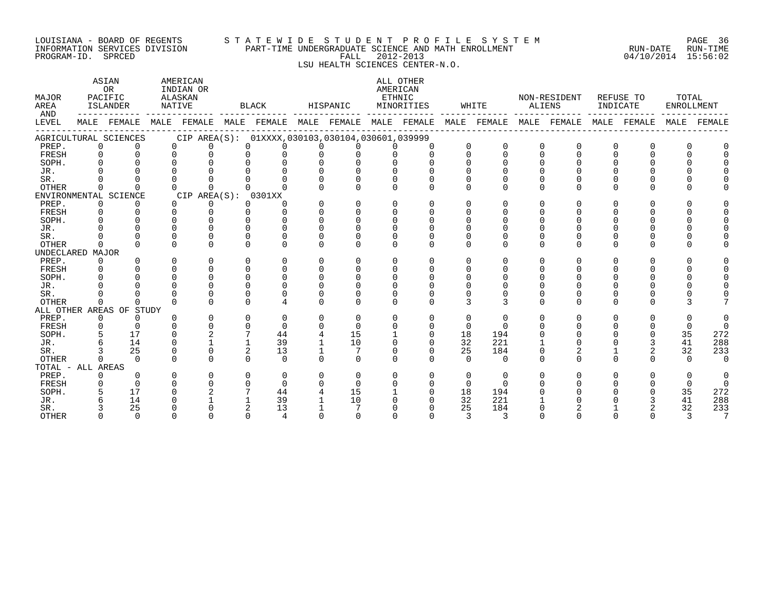LOUISIANA - BOARD OF REGENTS
INFORMATION SERVICES DIVISION
PROGRAM-ID. SPRCED

STATEWIDE STUDENT PROFILE SYSTEM
PART-TIME UNDERGRADUATE SCIENCE AND MATH ENROLLMENT
FALL 2012-2013
LSU HEALTH SCIENCES CENTER-N.O.

RUN-DATE 04/10/2014 RUN-TIME 15:56:02

| MAJOR AREA AND LEVEL | ASIAN OR PACIFIC ISLANDER MALE | FEMALE | AMERICAN INDIAN OR ALASKAN NATIVE MALE | FEMALE | BLACK MALE | FEMALE | HISPANIC MALE | FEMALE | ALL OTHER AMERICAN ETHNIC MINORITIES MALE | FEMALE | WHITE MALE | FEMALE | NON-RESIDENT ALIENS MALE | FEMALE | REFUSE TO INDICATE MALE | FEMALE | TOTAL ENROLLMENT MALE | FEMALE |
|---|---|---|---|---|---|---|---|---|---|---|---|---|---|---|---|---|---|---|
| AGRICULTURAL SCIENCES CIP AREA(S): 01XXXX,030103,030104,030601,039999 | | | | | | | | | | | | | | | | | | |
| PREP. | 0 | 0 | 0 | 0 | 0 | 0 | 0 | 0 | 0 | 0 | 0 | 0 | 0 | 0 | 0 | 0 | 0 | 0 |
| FRESH | 0 | 0 | 0 | 0 | 0 | 0 | 0 | 0 | 0 | 0 | 0 | 0 | 0 | 0 | 0 | 0 | 0 | 0 |
| SOPH. | 0 | 0 | 0 | 0 | 0 | 0 | 0 | 0 | 0 | 0 | 0 | 0 | 0 | 0 | 0 | 0 | 0 | 0 |
| JR. | 0 | 0 | 0 | 0 | 0 | 0 | 0 | 0 | 0 | 0 | 0 | 0 | 0 | 0 | 0 | 0 | 0 | 0 |
| SR. | 0 | 0 | 0 | 0 | 0 | 0 | 0 | 0 | 0 | 0 | 0 | 0 | 0 | 0 | 0 | 0 | 0 | 0 |
| OTHER | 0 | 0 | 0 | 0 | 0 | 0 | 0 | 0 | 0 | 0 | 0 | 0 | 0 | 0 | 0 | 0 | 0 | 0 |
| ENVIRONMENTAL SCIENCE CIP AREA(S): 0301XX | | | | | | | | | | | | | | | | | | |
| PREP. | 0 | 0 | 0 | 0 | 0 | 0 | 0 | 0 | 0 | 0 | 0 | 0 | 0 | 0 | 0 | 0 | 0 | 0 |
| FRESH | 0 | 0 | 0 | 0 | 0 | 0 | 0 | 0 | 0 | 0 | 0 | 0 | 0 | 0 | 0 | 0 | 0 | 0 |
| SOPH. | 0 | 0 | 0 | 0 | 0 | 0 | 0 | 0 | 0 | 0 | 0 | 0 | 0 | 0 | 0 | 0 | 0 | 0 |
| JR. | 0 | 0 | 0 | 0 | 0 | 0 | 0 | 0 | 0 | 0 | 0 | 0 | 0 | 0 | 0 | 0 | 0 | 0 |
| SR. | 0 | 0 | 0 | 0 | 0 | 0 | 0 | 0 | 0 | 0 | 0 | 0 | 0 | 0 | 0 | 0 | 0 | 0 |
| OTHER | 0 | 0 | 0 | 0 | 0 | 0 | 0 | 0 | 0 | 0 | 0 | 0 | 0 | 0 | 0 | 0 | 0 | 0 |
| UNDECLARED MAJOR | | | | | | | | | | | | | | | | | | |
| PREP. | 0 | 0 | 0 | 0 | 0 | 0 | 0 | 0 | 0 | 0 | 0 | 0 | 0 | 0 | 0 | 0 | 0 | 0 |
| FRESH | 0 | 0 | 0 | 0 | 0 | 0 | 0 | 0 | 0 | 0 | 0 | 0 | 0 | 0 | 0 | 0 | 0 | 0 |
| SOPH. | 0 | 0 | 0 | 0 | 0 | 0 | 0 | 0 | 0 | 0 | 0 | 0 | 0 | 0 | 0 | 0 | 0 | 0 |
| JR. | 0 | 0 | 0 | 0 | 0 | 0 | 0 | 0 | 0 | 0 | 0 | 0 | 0 | 0 | 0 | 0 | 0 | 0 |
| SR. | 0 | 0 | 0 | 0 | 0 | 0 | 0 | 0 | 0 | 0 | 0 | 0 | 0 | 0 | 0 | 0 | 0 | 0 |
| OTHER | 0 | 0 | 0 | 0 | 0 | 4 | 0 | 0 | 0 | 0 | 3 | 3 | 0 | 0 | 0 | 0 | 3 | 7 |
| ALL OTHER AREAS OF STUDY | | | | | | | | | | | | | | | | | | |
| PREP. | 0 | 0 | 0 | 0 | 0 | 0 | 0 | 0 | 0 | 0 | 0 | 0 | 0 | 0 | 0 | 0 | 0 | 0 |
| FRESH | 0 | 0 | 0 | 0 | 0 | 0 | 0 | 0 | 0 | 0 | 0 | 0 | 0 | 0 | 0 | 0 | 0 | 0 |
| SOPH. | 5 | 17 | 0 | 2 | 7 | 44 | 4 | 15 | 1 | 0 | 18 | 194 | 0 | 0 | 0 | 0 | 35 | 272 |
| JR. | 6 | 14 | 0 | 1 | 1 | 39 | 1 | 10 | 0 | 0 | 32 | 221 | 1 | 0 | 0 | 3 | 41 | 288 |
| SR. | 3 | 25 | 0 | 0 | 2 | 13 | 1 | 7 | 0 | 0 | 25 | 184 | 0 | 2 | 1 | 2 | 32 | 233 |
| OTHER | 0 | 0 | 0 | 0 | 0 | 0 | 0 | 0 | 0 | 0 | 0 | 0 | 0 | 0 | 0 | 0 | 0 | 0 |
| TOTAL - ALL AREAS | | | | | | | | | | | | | | | | | | |
| PREP. | 0 | 0 | 0 | 0 | 0 | 0 | 0 | 0 | 0 | 0 | 0 | 0 | 0 | 0 | 0 | 0 | 0 | 0 |
| FRESH | 0 | 0 | 0 | 0 | 0 | 0 | 0 | 0 | 0 | 0 | 0 | 0 | 0 | 0 | 0 | 0 | 0 | 0 |
| SOPH. | 5 | 17 | 0 | 2 | 7 | 44 | 4 | 15 | 1 | 0 | 18 | 194 | 0 | 0 | 0 | 0 | 35 | 272 |
| JR. | 6 | 14 | 0 | 1 | 1 | 39 | 1 | 10 | 0 | 0 | 32 | 221 | 1 | 0 | 0 | 3 | 41 | 288 |
| SR. | 3 | 25 | 0 | 0 | 2 | 13 | 1 | 7 | 0 | 0 | 25 | 184 | 0 | 2 | 1 | 2 | 32 | 233 |
| OTHER | 0 | 0 | 0 | 0 | 0 | 4 | 0 | 0 | 0 | 0 | 3 | 3 | 0 | 0 | 0 | 0 | 3 | 7 |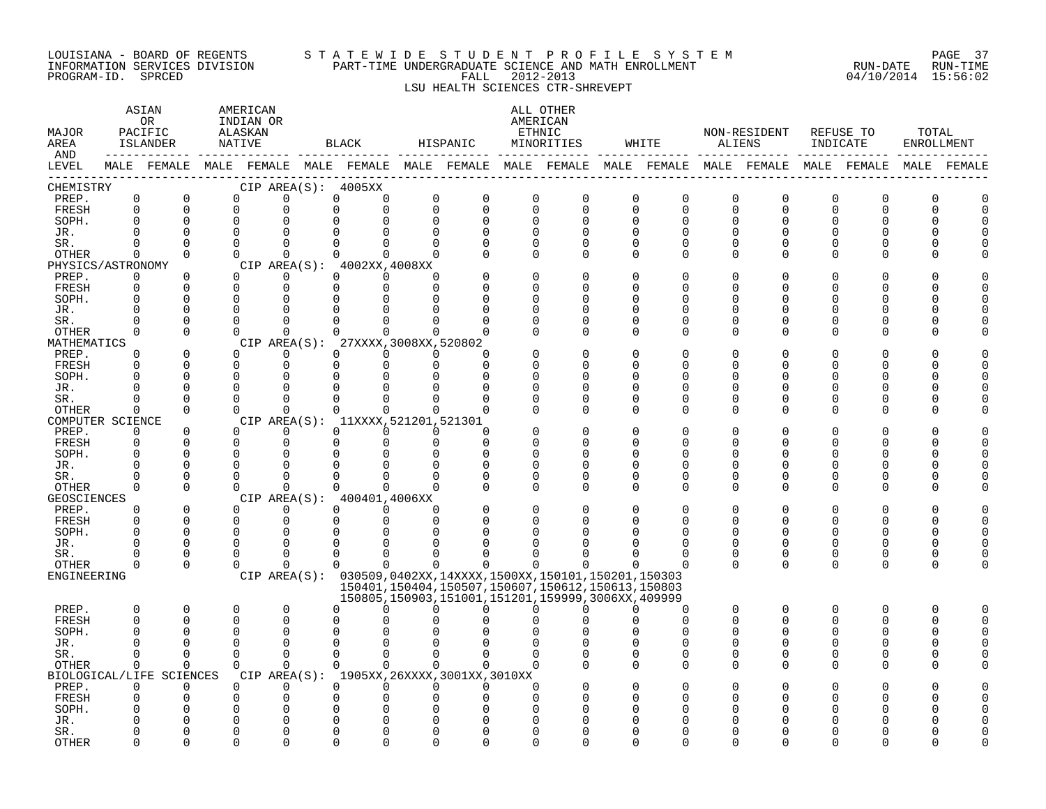LOUISIANA - BOARD OF REGENTS
INFORMATION SERVICES DIVISION
PROGRAM-ID. SPRCED

STATEWIDE STUDENT PROFILE SYSTEM
PART-TIME UNDERGRADUATE SCIENCE AND MATH ENROLLMENT
FALL 2012-2013
LSU HEALTH SCIENCES CTR-SHREVEPT

RUN-DATE 04/10/2014 RUN-TIME 15:56:02

| MAJOR AREA AND LEVEL | ASIAN OR PACIFIC ISLANDER | | AMERICAN INDIAN OR ALASKAN NATIVE | | BLACK | | HISPANIC | | ALL OTHER AMERICAN ETHNIC MINORITIES | | WHITE | | NON-RESIDENT ALIENS | | REFUSE TO INDICATE | | TOTAL ENROLLMENT | |
|---|---|---|---|---|---|---|---|---|---|---|---|---|---|---|---|---|---|---|
| | MALE | FEMALE | MALE | FEMALE | MALE | FEMALE | MALE | FEMALE | MALE | FEMALE | MALE | FEMALE | MALE | FEMALE | MALE | FEMALE | MALE | FEMALE |
| CHEMISTRY — CIP AREA(S): 4005XX | | | | | | | | | | | | | | | | | | |
| PREP. | 0 | 0 | 0 | 0 | 0 | 0 | 0 | 0 | 0 | 0 | 0 | 0 | 0 | 0 | 0 | 0 | 0 | 0 |
| FRESH | 0 | 0 | 0 | 0 | 0 | 0 | 0 | 0 | 0 | 0 | 0 | 0 | 0 | 0 | 0 | 0 | 0 | 0 |
| SOPH. | 0 | 0 | 0 | 0 | 0 | 0 | 0 | 0 | 0 | 0 | 0 | 0 | 0 | 0 | 0 | 0 | 0 | 0 |
| JR. | 0 | 0 | 0 | 0 | 0 | 0 | 0 | 0 | 0 | 0 | 0 | 0 | 0 | 0 | 0 | 0 | 0 | 0 |
| SR. | 0 | 0 | 0 | 0 | 0 | 0 | 0 | 0 | 0 | 0 | 0 | 0 | 0 | 0 | 0 | 0 | 0 | 0 |
| OTHER | 0 | 0 | 0 | 0 | 0 | 0 | 0 | 0 | 0 | 0 | 0 | 0 | 0 | 0 | 0 | 0 | 0 | 0 |
| PHYSICS/ASTRONOMY — CIP AREA(S): 4002XX,4008XX | | | | | | | | | | | | | | | | | | |
| PREP. | 0 | 0 | 0 | 0 | 0 | 0 | 0 | 0 | 0 | 0 | 0 | 0 | 0 | 0 | 0 | 0 | 0 | 0 |
| FRESH | 0 | 0 | 0 | 0 | 0 | 0 | 0 | 0 | 0 | 0 | 0 | 0 | 0 | 0 | 0 | 0 | 0 | 0 |
| SOPH. | 0 | 0 | 0 | 0 | 0 | 0 | 0 | 0 | 0 | 0 | 0 | 0 | 0 | 0 | 0 | 0 | 0 | 0 |
| JR. | 0 | 0 | 0 | 0 | 0 | 0 | 0 | 0 | 0 | 0 | 0 | 0 | 0 | 0 | 0 | 0 | 0 | 0 |
| SR. | 0 | 0 | 0 | 0 | 0 | 0 | 0 | 0 | 0 | 0 | 0 | 0 | 0 | 0 | 0 | 0 | 0 | 0 |
| OTHER | 0 | 0 | 0 | 0 | 0 | 0 | 0 | 0 | 0 | 0 | 0 | 0 | 0 | 0 | 0 | 0 | 0 | 0 |
| MATHEMATICS — CIP AREA(S): 27XXXX,3008XX,520802 | | | | | | | | | | | | | | | | | | |
| PREP. | 0 | 0 | 0 | 0 | 0 | 0 | 0 | 0 | 0 | 0 | 0 | 0 | 0 | 0 | 0 | 0 | 0 | 0 |
| FRESH | 0 | 0 | 0 | 0 | 0 | 0 | 0 | 0 | 0 | 0 | 0 | 0 | 0 | 0 | 0 | 0 | 0 | 0 |
| SOPH. | 0 | 0 | 0 | 0 | 0 | 0 | 0 | 0 | 0 | 0 | 0 | 0 | 0 | 0 | 0 | 0 | 0 | 0 |
| JR. | 0 | 0 | 0 | 0 | 0 | 0 | 0 | 0 | 0 | 0 | 0 | 0 | 0 | 0 | 0 | 0 | 0 | 0 |
| SR. | 0 | 0 | 0 | 0 | 0 | 0 | 0 | 0 | 0 | 0 | 0 | 0 | 0 | 0 | 0 | 0 | 0 | 0 |
| OTHER | 0 | 0 | 0 | 0 | 0 | 0 | 0 | 0 | 0 | 0 | 0 | 0 | 0 | 0 | 0 | 0 | 0 | 0 |
| COMPUTER SCIENCE — CIP AREA(S): 11XXXX,521201,521301 | | | | | | | | | | | | | | | | | | |
| PREP. | 0 | 0 | 0 | 0 | 0 | 0 | 0 | 0 | 0 | 0 | 0 | 0 | 0 | 0 | 0 | 0 | 0 | 0 |
| FRESH | 0 | 0 | 0 | 0 | 0 | 0 | 0 | 0 | 0 | 0 | 0 | 0 | 0 | 0 | 0 | 0 | 0 | 0 |
| SOPH. | 0 | 0 | 0 | 0 | 0 | 0 | 0 | 0 | 0 | 0 | 0 | 0 | 0 | 0 | 0 | 0 | 0 | 0 |
| JR. | 0 | 0 | 0 | 0 | 0 | 0 | 0 | 0 | 0 | 0 | 0 | 0 | 0 | 0 | 0 | 0 | 0 | 0 |
| SR. | 0 | 0 | 0 | 0 | 0 | 0 | 0 | 0 | 0 | 0 | 0 | 0 | 0 | 0 | 0 | 0 | 0 | 0 |
| OTHER | 0 | 0 | 0 | 0 | 0 | 0 | 0 | 0 | 0 | 0 | 0 | 0 | 0 | 0 | 0 | 0 | 0 | 0 |
| GEOSCIENCES — CIP AREA(S): 400401,4006XX | | | | | | | | | | | | | | | | | | |
| PREP. | 0 | 0 | 0 | 0 | 0 | 0 | 0 | 0 | 0 | 0 | 0 | 0 | 0 | 0 | 0 | 0 | 0 | 0 |
| FRESH | 0 | 0 | 0 | 0 | 0 | 0 | 0 | 0 | 0 | 0 | 0 | 0 | 0 | 0 | 0 | 0 | 0 | 0 |
| SOPH. | 0 | 0 | 0 | 0 | 0 | 0 | 0 | 0 | 0 | 0 | 0 | 0 | 0 | 0 | 0 | 0 | 0 | 0 |
| JR. | 0 | 0 | 0 | 0 | 0 | 0 | 0 | 0 | 0 | 0 | 0 | 0 | 0 | 0 | 0 | 0 | 0 | 0 |
| SR. | 0 | 0 | 0 | 0 | 0 | 0 | 0 | 0 | 0 | 0 | 0 | 0 | 0 | 0 | 0 | 0 | 0 | 0 |
| OTHER | 0 | 0 | 0 | 0 | 0 | 0 | 0 | 0 | 0 | 0 | 0 | 0 | 0 | 0 | 0 | 0 | 0 | 0 |
| ENGINEERING — CIP AREA(S): 030509,0402XX,14XXXX,1500XX,150101,150201,150303 150401,150404,150507,150607,150612,150613,150803 150805,150903,151001,151201,159999,3006XX,409999 | | | | | | | | | | | | | | | | | | |
| PREP. | 0 | 0 | 0 | 0 | 0 | 0 | 0 | 0 | 0 | 0 | 0 | 0 | 0 | 0 | 0 | 0 | 0 | 0 |
| FRESH | 0 | 0 | 0 | 0 | 0 | 0 | 0 | 0 | 0 | 0 | 0 | 0 | 0 | 0 | 0 | 0 | 0 | 0 |
| SOPH. | 0 | 0 | 0 | 0 | 0 | 0 | 0 | 0 | 0 | 0 | 0 | 0 | 0 | 0 | 0 | 0 | 0 | 0 |
| JR. | 0 | 0 | 0 | 0 | 0 | 0 | 0 | 0 | 0 | 0 | 0 | 0 | 0 | 0 | 0 | 0 | 0 | 0 |
| SR. | 0 | 0 | 0 | 0 | 0 | 0 | 0 | 0 | 0 | 0 | 0 | 0 | 0 | 0 | 0 | 0 | 0 | 0 |
| OTHER | 0 | 0 | 0 | 0 | 0 | 0 | 0 | 0 | 0 | 0 | 0 | 0 | 0 | 0 | 0 | 0 | 0 | 0 |
| BIOLOGICAL/LIFE SCIENCES — CIP AREA(S): 1905XX,26XXXX,3001XX,3010XX | | | | | | | | | | | | | | | | | | |
| PREP. | 0 | 0 | 0 | 0 | 0 | 0 | 0 | 0 | 0 | 0 | 0 | 0 | 0 | 0 | 0 | 0 | 0 | 0 |
| FRESH | 0 | 0 | 0 | 0 | 0 | 0 | 0 | 0 | 0 | 0 | 0 | 0 | 0 | 0 | 0 | 0 | 0 | 0 |
| SOPH. | 0 | 0 | 0 | 0 | 0 | 0 | 0 | 0 | 0 | 0 | 0 | 0 | 0 | 0 | 0 | 0 | 0 | 0 |
| JR. | 0 | 0 | 0 | 0 | 0 | 0 | 0 | 0 | 0 | 0 | 0 | 0 | 0 | 0 | 0 | 0 | 0 | 0 |
| SR. | 0 | 0 | 0 | 0 | 0 | 0 | 0 | 0 | 0 | 0 | 0 | 0 | 0 | 0 | 0 | 0 | 0 | 0 |
| OTHER | 0 | 0 | 0 | 0 | 0 | 0 | 0 | 0 | 0 | 0 | 0 | 0 | 0 | 0 | 0 | 0 | 0 | 0 |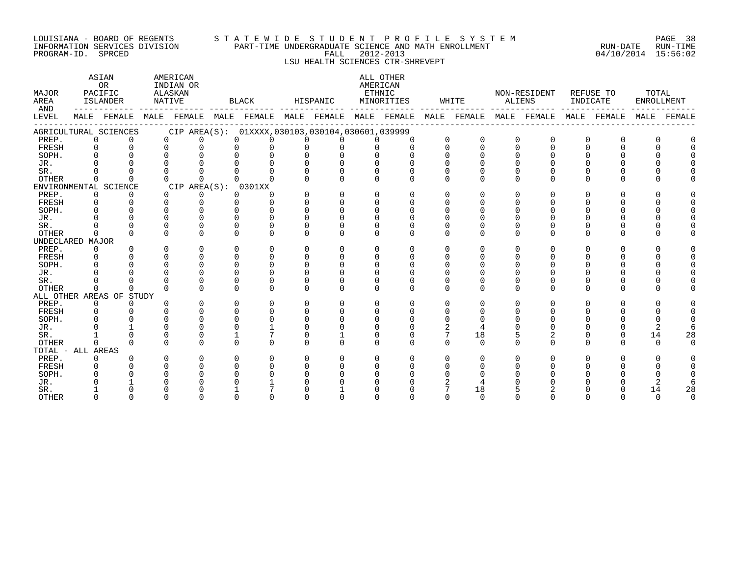LOUISIANA - BOARD OF REGENTS
INFORMATION SERVICES DIVISION
PROGRAM-ID. SPRCED

STATEWIDE STUDENT PROFILE SYSTEM
PART-TIME UNDERGRADUATE SCIENCE AND MATH ENROLLMENT
FALL 2012-2013
LSU HEALTH SCIENCES CTR-SHREVEPT

RUN-DATE 04/10/2014 RUN-TIME 15:56:02

| MAJOR AREA AND LEVEL | ASIAN OR PACIFIC ISLANDER MALE | ASIAN OR PACIFIC ISLANDER FEMALE | AMERICAN INDIAN OR ALASKAN NATIVE MALE | AMERICAN INDIAN OR ALASKAN NATIVE FEMALE | BLACK MALE | BLACK FEMALE | HISPANIC MALE | HISPANIC FEMALE | ALL OTHER AMERICAN ETHNIC MINORITIES MALE | ALL OTHER AMERICAN ETHNIC MINORITIES FEMALE | WHITE MALE | WHITE FEMALE | NON-RESIDENT ALIENS MALE | NON-RESIDENT ALIENS FEMALE | REFUSE TO INDICATE MALE | REFUSE TO INDICATE FEMALE | TOTAL ENROLLMENT MALE | TOTAL ENROLLMENT FEMALE |
|---|---|---|---|---|---|---|---|---|---|---|---|---|---|---|---|---|---|---|
| AGRICULTURAL SCIENCES CIP AREA(S): 01XXXX,030103,030104,030601,039999 | | | | | | | | | | | | | | | | | | |
| PREP. | 0 | 0 | 0 | 0 | 0 | 0 | 0 | 0 | 0 | 0 | 0 | 0 | 0 | 0 | 0 | 0 | 0 | 0 |
| FRESH | 0 | 0 | 0 | 0 | 0 | 0 | 0 | 0 | 0 | 0 | 0 | 0 | 0 | 0 | 0 | 0 | 0 | 0 |
| SOPH. | 0 | 0 | 0 | 0 | 0 | 0 | 0 | 0 | 0 | 0 | 0 | 0 | 0 | 0 | 0 | 0 | 0 | 0 |
| JR. | 0 | 0 | 0 | 0 | 0 | 0 | 0 | 0 | 0 | 0 | 0 | 0 | 0 | 0 | 0 | 0 | 0 | 0 |
| SR. | 0 | 0 | 0 | 0 | 0 | 0 | 0 | 0 | 0 | 0 | 0 | 0 | 0 | 0 | 0 | 0 | 0 | 0 |
| OTHER | 0 | 0 | 0 | 0 | 0 | 0 | 0 | 0 | 0 | 0 | 0 | 0 | 0 | 0 | 0 | 0 | 0 | 0 |
| ENVIRONMENTAL SCIENCE CIP AREA(S): 0301XX | | | | | | | | | | | | | | | | | | |
| PREP. | 0 | 0 | 0 | 0 | 0 | 0 | 0 | 0 | 0 | 0 | 0 | 0 | 0 | 0 | 0 | 0 | 0 | 0 |
| FRESH | 0 | 0 | 0 | 0 | 0 | 0 | 0 | 0 | 0 | 0 | 0 | 0 | 0 | 0 | 0 | 0 | 0 | 0 |
| SOPH. | 0 | 0 | 0 | 0 | 0 | 0 | 0 | 0 | 0 | 0 | 0 | 0 | 0 | 0 | 0 | 0 | 0 | 0 |
| JR. | 0 | 0 | 0 | 0 | 0 | 0 | 0 | 0 | 0 | 0 | 0 | 0 | 0 | 0 | 0 | 0 | 0 | 0 |
| SR. | 0 | 0 | 0 | 0 | 0 | 0 | 0 | 0 | 0 | 0 | 0 | 0 | 0 | 0 | 0 | 0 | 0 | 0 |
| OTHER | 0 | 0 | 0 | 0 | 0 | 0 | 0 | 0 | 0 | 0 | 0 | 0 | 0 | 0 | 0 | 0 | 0 | 0 |
| UNDECLARED MAJOR | | | | | | | | | | | | | | | | | | |
| PREP. | 0 | 0 | 0 | 0 | 0 | 0 | 0 | 0 | 0 | 0 | 0 | 0 | 0 | 0 | 0 | 0 | 0 | 0 |
| FRESH | 0 | 0 | 0 | 0 | 0 | 0 | 0 | 0 | 0 | 0 | 0 | 0 | 0 | 0 | 0 | 0 | 0 | 0 |
| SOPH. | 0 | 0 | 0 | 0 | 0 | 0 | 0 | 0 | 0 | 0 | 0 | 0 | 0 | 0 | 0 | 0 | 0 | 0 |
| JR. | 0 | 0 | 0 | 0 | 0 | 0 | 0 | 0 | 0 | 0 | 0 | 0 | 0 | 0 | 0 | 0 | 0 | 0 |
| SR. | 0 | 0 | 0 | 0 | 0 | 0 | 0 | 0 | 0 | 0 | 0 | 0 | 0 | 0 | 0 | 0 | 0 | 0 |
| OTHER | 0 | 0 | 0 | 0 | 0 | 0 | 0 | 0 | 0 | 0 | 0 | 0 | 0 | 0 | 0 | 0 | 0 | 0 |
| ALL OTHER AREAS OF STUDY | | | | | | | | | | | | | | | | | | |
| PREP. | 0 | 0 | 0 | 0 | 0 | 0 | 0 | 0 | 0 | 0 | 0 | 0 | 0 | 0 | 0 | 0 | 0 | 0 |
| FRESH | 0 | 0 | 0 | 0 | 0 | 0 | 0 | 0 | 0 | 0 | 0 | 0 | 0 | 0 | 0 | 0 | 0 | 0 |
| SOPH. | 0 | 0 | 0 | 0 | 0 | 0 | 0 | 0 | 0 | 0 | 0 | 0 | 0 | 0 | 0 | 0 | 0 | 0 |
| JR. | 0 | 1 | 0 | 0 | 0 | 1 | 0 | 0 | 0 | 0 | 2 | 4 | 0 | 0 | 0 | 0 | 2 | 6 |
| SR. | 1 | 0 | 0 | 0 | 1 | 7 | 0 | 1 | 0 | 0 | 7 | 18 | 5 | 2 | 0 | 0 | 14 | 28 |
| OTHER | 0 | 0 | 0 | 0 | 0 | 0 | 0 | 0 | 0 | 0 | 0 | 0 | 0 | 0 | 0 | 0 | 0 | 0 |
| TOTAL - ALL AREAS | | | | | | | | | | | | | | | | | | |
| PREP. | 0 | 0 | 0 | 0 | 0 | 0 | 0 | 0 | 0 | 0 | 0 | 0 | 0 | 0 | 0 | 0 | 0 | 0 |
| FRESH | 0 | 0 | 0 | 0 | 0 | 0 | 0 | 0 | 0 | 0 | 0 | 0 | 0 | 0 | 0 | 0 | 0 | 0 |
| SOPH. | 0 | 0 | 0 | 0 | 0 | 0 | 0 | 0 | 0 | 0 | 0 | 0 | 0 | 0 | 0 | 0 | 0 | 0 |
| JR. | 0 | 1 | 0 | 0 | 0 | 1 | 0 | 0 | 0 | 0 | 2 | 4 | 0 | 0 | 0 | 0 | 2 | 6 |
| SR. | 1 | 0 | 0 | 0 | 1 | 7 | 0 | 1 | 0 | 0 | 7 | 18 | 5 | 2 | 0 | 0 | 14 | 28 |
| OTHER | 0 | 0 | 0 | 0 | 0 | 0 | 0 | 0 | 0 | 0 | 0 | 0 | 0 | 0 | 0 | 0 | 0 | 0 |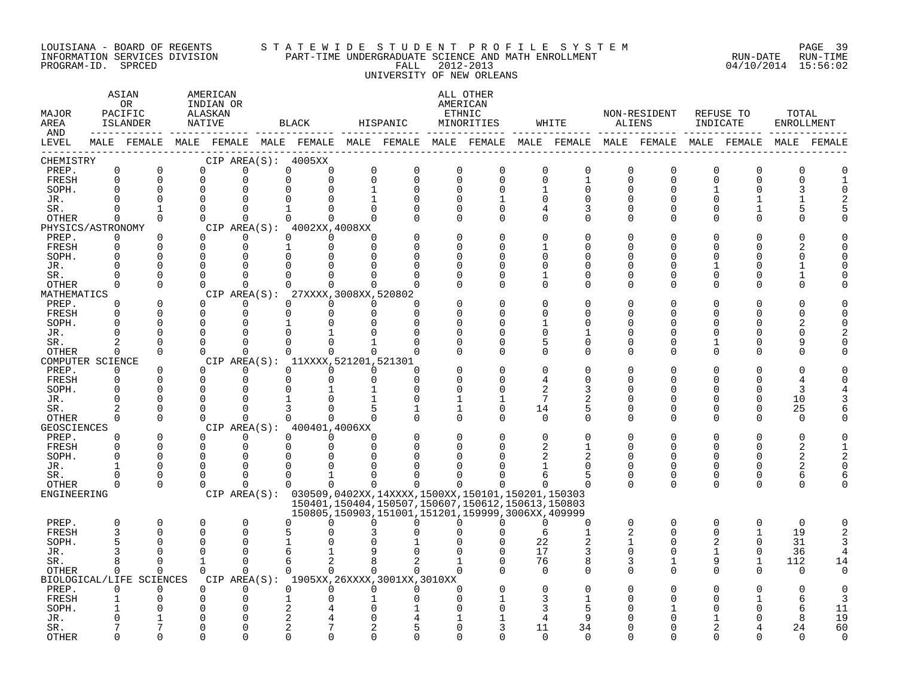LOUISIANA - BOARD OF REGENTS
INFORMATION SERVICES DIVISION
PROGRAM-ID. SPRCED

STATEWIDE STUDENT PROFILE SYSTEM
PART-TIME UNDERGRADUATE SCIENCE AND MATH ENROLLMENT
FALL 2012-2013
UNIVERSITY OF NEW ORLEANS

RUN-DATE 04/10/2014 RUN-TIME 15:56:02

| MAJOR AREA AND LEVEL | ASIAN OR PACIFIC ISLANDER MALE | ASIAN OR PACIFIC ISLANDER FEMALE | AMERICAN INDIAN OR ALASKAN NATIVE MALE | AMERICAN INDIAN OR ALASKAN NATIVE FEMALE | BLACK MALE | BLACK FEMALE | HISPANIC MALE | HISPANIC FEMALE | ALL OTHER AMERICAN ETHNIC MINORITIES MALE | ALL OTHER AMERICAN ETHNIC MINORITIES FEMALE | WHITE MALE | WHITE FEMALE | NON-RESIDENT ALIENS MALE | NON-RESIDENT ALIENS FEMALE | REFUSE TO INDICATE MALE | REFUSE TO INDICATE FEMALE | TOTAL ENROLLMENT MALE | TOTAL ENROLLMENT FEMALE |
|---|---|---|---|---|---|---|---|---|---|---|---|---|---|---|---|---|---|---|
| CHEMISTRY — CIP AREA(S): 4005XX | | | | | | | | | | | | | | | | | | |
| PREP. | 0 | 0 | 0 | 0 | 0 | 0 | 0 | 0 | 0 | 0 | 0 | 0 | 0 | 0 | 0 | 0 | 0 | 0 |
| FRESH | 0 | 0 | 0 | 0 | 0 | 0 | 0 | 0 | 0 | 0 | 0 | 1 | 0 | 0 | 0 | 0 | 0 | 1 |
| SOPH. | 0 | 0 | 0 | 0 | 0 | 0 | 1 | 0 | 0 | 0 | 1 | 0 | 0 | 0 | 1 | 0 | 3 | 0 |
| JR. | 0 | 0 | 0 | 0 | 0 | 0 | 1 | 0 | 0 | 1 | 0 | 0 | 0 | 0 | 0 | 1 | 1 | 2 |
| SR. | 0 | 1 | 0 | 0 | 1 | 0 | 0 | 0 | 0 | 0 | 4 | 3 | 0 | 0 | 0 | 1 | 5 | 5 |
| OTHER | 0 | 0 | 0 | 0 | 0 | 0 | 0 | 0 | 0 | 0 | 0 | 0 | 0 | 0 | 0 | 0 | 0 | 0 |
| PHYSICS/ASTRONOMY — CIP AREA(S): 4002XX,4008XX | | | | | | | | | | | | | | | | | | |
| PREP. | 0 | 0 | 0 | 0 | 0 | 0 | 0 | 0 | 0 | 0 | 0 | 0 | 0 | 0 | 0 | 0 | 0 | 0 |
| FRESH | 0 | 0 | 0 | 0 | 1 | 0 | 0 | 0 | 0 | 0 | 1 | 0 | 0 | 0 | 0 | 0 | 2 | 0 |
| SOPH. | 0 | 0 | 0 | 0 | 0 | 0 | 0 | 0 | 0 | 0 | 0 | 0 | 0 | 0 | 0 | 0 | 0 | 0 |
| JR. | 0 | 0 | 0 | 0 | 0 | 0 | 0 | 0 | 0 | 0 | 0 | 0 | 0 | 0 | 1 | 0 | 1 | 0 |
| SR. | 0 | 0 | 0 | 0 | 0 | 0 | 0 | 0 | 0 | 0 | 1 | 0 | 0 | 0 | 0 | 0 | 1 | 0 |
| OTHER | 0 | 0 | 0 | 0 | 0 | 0 | 0 | 0 | 0 | 0 | 0 | 0 | 0 | 0 | 0 | 0 | 0 | 0 |
| MATHEMATICS — CIP AREA(S): 27XXXX,3008XX,520802 | | | | | | | | | | | | | | | | | | |
| PREP. | 0 | 0 | 0 | 0 | 0 | 0 | 0 | 0 | 0 | 0 | 0 | 0 | 0 | 0 | 0 | 0 | 0 | 0 |
| FRESH | 0 | 0 | 0 | 0 | 0 | 0 | 0 | 0 | 0 | 0 | 0 | 0 | 0 | 0 | 0 | 0 | 0 | 0 |
| SOPH. | 0 | 0 | 0 | 0 | 1 | 0 | 0 | 0 | 0 | 0 | 1 | 0 | 0 | 0 | 0 | 0 | 2 | 0 |
| JR. | 0 | 0 | 0 | 0 | 0 | 1 | 0 | 0 | 0 | 0 | 0 | 1 | 0 | 0 | 0 | 0 | 0 | 2 |
| SR. | 2 | 0 | 0 | 0 | 0 | 0 | 1 | 0 | 0 | 0 | 5 | 0 | 0 | 0 | 1 | 0 | 9 | 0 |
| OTHER | 0 | 0 | 0 | 0 | 0 | 0 | 0 | 0 | 0 | 0 | 0 | 0 | 0 | 0 | 0 | 0 | 0 | 0 |
| COMPUTER SCIENCE — CIP AREA(S): 11XXXX,521201,521301 | | | | | | | | | | | | | | | | | | |
| PREP. | 0 | 0 | 0 | 0 | 0 | 0 | 0 | 0 | 0 | 0 | 0 | 0 | 0 | 0 | 0 | 0 | 0 | 0 |
| FRESH | 0 | 0 | 0 | 0 | 0 | 0 | 0 | 0 | 0 | 0 | 4 | 0 | 0 | 0 | 0 | 0 | 4 | 0 |
| SOPH. | 0 | 0 | 0 | 0 | 0 | 1 | 1 | 0 | 0 | 0 | 2 | 3 | 0 | 0 | 0 | 0 | 3 | 4 |
| JR. | 0 | 0 | 0 | 0 | 1 | 0 | 1 | 0 | 1 | 1 | 7 | 2 | 0 | 0 | 0 | 0 | 10 | 3 |
| SR. | 2 | 0 | 0 | 0 | 3 | 0 | 5 | 1 | 1 | 0 | 14 | 5 | 0 | 0 | 0 | 0 | 25 | 6 |
| OTHER | 0 | 0 | 0 | 0 | 0 | 0 | 0 | 0 | 0 | 0 | 0 | 0 | 0 | 0 | 0 | 0 | 0 | 0 |
| GEOSCIENCES — CIP AREA(S): 400401,4006XX | | | | | | | | | | | | | | | | | | |
| PREP. | 0 | 0 | 0 | 0 | 0 | 0 | 0 | 0 | 0 | 0 | 0 | 0 | 0 | 0 | 0 | 0 | 0 | 0 |
| FRESH | 0 | 0 | 0 | 0 | 0 | 0 | 0 | 0 | 0 | 0 | 2 | 1 | 0 | 0 | 0 | 0 | 2 | 1 |
| SOPH. | 0 | 0 | 0 | 0 | 0 | 0 | 0 | 0 | 0 | 0 | 2 | 2 | 0 | 0 | 0 | 0 | 2 | 2 |
| JR. | 1 | 0 | 0 | 0 | 0 | 0 | 0 | 0 | 0 | 0 | 1 | 0 | 0 | 0 | 0 | 0 | 2 | 0 |
| SR. | 0 | 0 | 0 | 0 | 0 | 1 | 0 | 0 | 0 | 0 | 6 | 5 | 0 | 0 | 0 | 0 | 6 | 6 |
| OTHER | 0 | 0 | 0 | 0 | 0 | 0 | 0 | 0 | 0 | 0 | 0 | 0 | 0 | 0 | 0 | 0 | 0 | 0 |
| ENGINEERING — CIP AREA(S): 030509,0402XX,14XXXX,1500XX,150101,150201,150303, 150401,150404,150507,150607,150612,150613,150803, 150805,150903,151001,151201,159999,3006XX,409999 | | | | | | | | | | | | | | | | | | |
| PREP. | 0 | 0 | 0 | 0 | 0 | 0 | 0 | 0 | 0 | 0 | 0 | 0 | 0 | 0 | 0 | 0 | 0 | 0 |
| FRESH | 3 | 0 | 0 | 0 | 5 | 0 | 3 | 0 | 0 | 0 | 6 | 1 | 2 | 0 | 0 | 1 | 19 | 2 |
| SOPH. | 5 | 0 | 0 | 0 | 1 | 0 | 0 | 1 | 0 | 0 | 22 | 2 | 1 | 0 | 2 | 0 | 31 | 3 |
| JR. | 3 | 0 | 0 | 0 | 6 | 1 | 9 | 0 | 0 | 0 | 17 | 3 | 0 | 0 | 1 | 0 | 36 | 4 |
| SR. | 8 | 0 | 1 | 0 | 6 | 2 | 8 | 2 | 1 | 0 | 76 | 8 | 3 | 1 | 9 | 1 | 112 | 14 |
| OTHER | 0 | 0 | 0 | 0 | 0 | 0 | 0 | 0 | 0 | 0 | 0 | 0 | 0 | 0 | 0 | 0 | 0 | 0 |
| BIOLOGICAL/LIFE SCIENCES — CIP AREA(S): 1905XX,26XXXX,3001XX,3010XX | | | | | | | | | | | | | | | | | | |
| PREP. | 0 | 0 | 0 | 0 | 0 | 0 | 0 | 0 | 0 | 0 | 0 | 0 | 0 | 0 | 0 | 0 | 0 | 0 |
| FRESH | 1 | 0 | 0 | 0 | 1 | 0 | 1 | 0 | 0 | 1 | 3 | 1 | 0 | 0 | 0 | 1 | 6 | 3 |
| SOPH. | 1 | 0 | 0 | 0 | 2 | 4 | 0 | 1 | 0 | 0 | 3 | 5 | 0 | 1 | 0 | 0 | 6 | 11 |
| JR. | 0 | 1 | 0 | 0 | 2 | 4 | 0 | 4 | 1 | 1 | 4 | 9 | 0 | 0 | 1 | 0 | 8 | 19 |
| SR. | 7 | 7 | 0 | 0 | 2 | 7 | 2 | 5 | 0 | 3 | 11 | 34 | 0 | 0 | 2 | 4 | 24 | 60 |
| OTHER | 0 | 0 | 0 | 0 | 0 | 0 | 0 | 0 | 0 | 0 | 0 | 0 | 0 | 0 | 0 | 0 | 0 | 0 |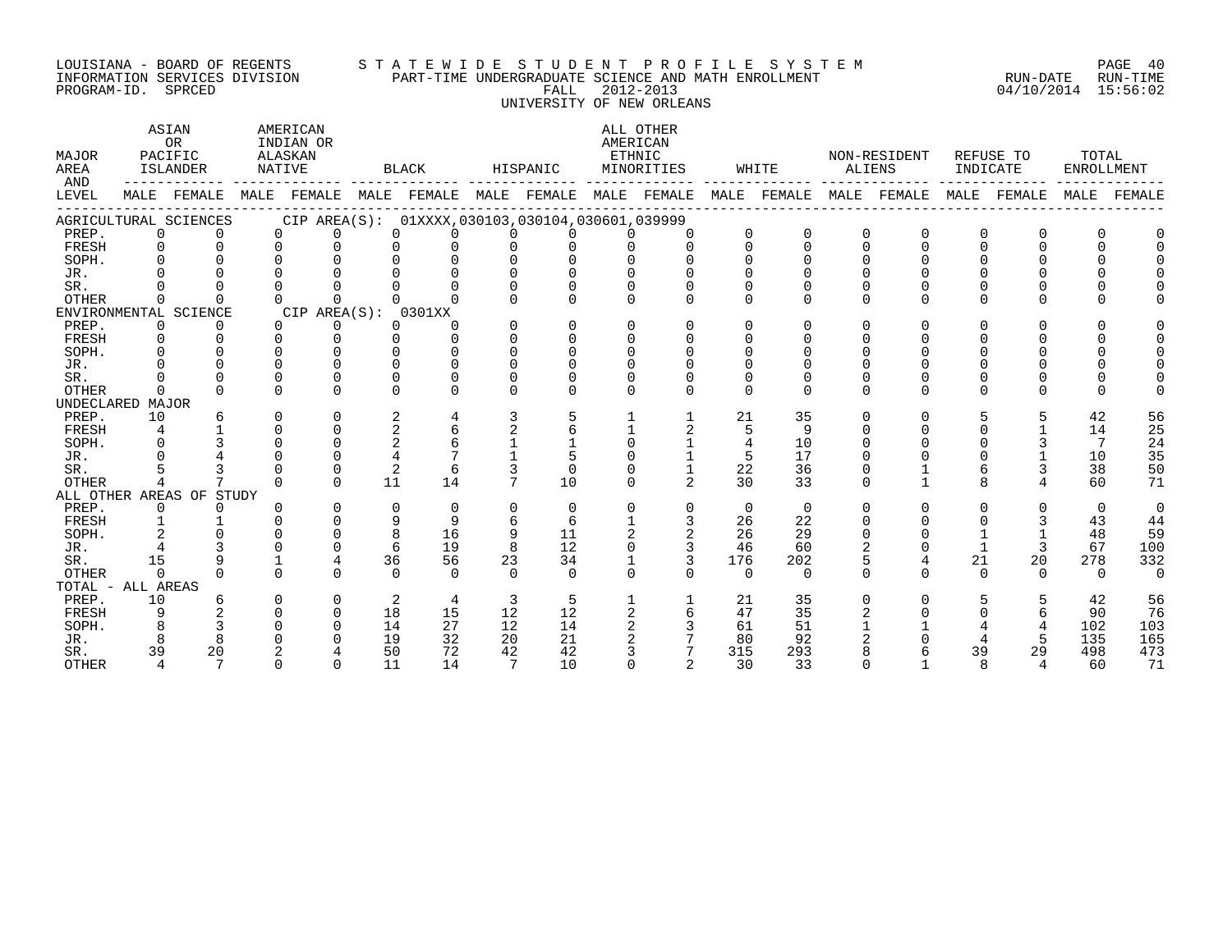LOUISIANA - BOARD OF REGENTS
INFORMATION SERVICES DIVISION
PROGRAM-ID. SPRCED

STATEWIDE STUDENT PROFILE SYSTEM
PART-TIME UNDERGRADUATE SCIENCE AND MATH ENROLLMENT
FALL 2012-2013
UNIVERSITY OF NEW ORLEANS

RUN-DATE 04/10/2014 RUN-TIME 15:56:02

| MAJOR AREA AND LEVEL | ASIAN OR PACIFIC ISLANDER | | AMERICAN INDIAN OR ALASKAN NATIVE | | BLACK | | HISPANIC | | ALL OTHER AMERICAN ETHNIC MINORITIES | | WHITE | | NON-RESIDENT ALIENS | | REFUSE TO INDICATE | | TOTAL ENROLLMENT | |
|---|---|---|---|---|---|---|---|---|---|---|---|---|---|---|---|---|---|---|
| | MALE | FEMALE | MALE | FEMALE | MALE | FEMALE | MALE | FEMALE | MALE | FEMALE | MALE | FEMALE | MALE | FEMALE | MALE | FEMALE | MALE | FEMALE |
| **AGRICULTURAL SCIENCES** CIP AREA(S): 01XXXX,030103,030104,030601,039999 | | | | | | | | | | | | | | | | | | |
| PREP. | 0 | 0 | 0 | 0 | 0 | 0 | 0 | 0 | 0 | 0 | 0 | 0 | 0 | 0 | 0 | 0 | 0 | 0 |
| FRESH | 0 | 0 | 0 | 0 | 0 | 0 | 0 | 0 | 0 | 0 | 0 | 0 | 0 | 0 | 0 | 0 | 0 | 0 |
| SOPH. | 0 | 0 | 0 | 0 | 0 | 0 | 0 | 0 | 0 | 0 | 0 | 0 | 0 | 0 | 0 | 0 | 0 | 0 |
| JR. | 0 | 0 | 0 | 0 | 0 | 0 | 0 | 0 | 0 | 0 | 0 | 0 | 0 | 0 | 0 | 0 | 0 | 0 |
| SR. | 0 | 0 | 0 | 0 | 0 | 0 | 0 | 0 | 0 | 0 | 0 | 0 | 0 | 0 | 0 | 0 | 0 | 0 |
| OTHER | 0 | 0 | 0 | 0 | 0 | 0 | 0 | 0 | 0 | 0 | 0 | 0 | 0 | 0 | 0 | 0 | 0 | 0 |
| **ENVIRONMENTAL SCIENCE** CIP AREA(S): 0301XX | | | | | | | | | | | | | | | | | | |
| PREP. | 0 | 0 | 0 | 0 | 0 | 0 | 0 | 0 | 0 | 0 | 0 | 0 | 0 | 0 | 0 | 0 | 0 | 0 |
| FRESH | 0 | 0 | 0 | 0 | 0 | 0 | 0 | 0 | 0 | 0 | 0 | 0 | 0 | 0 | 0 | 0 | 0 | 0 |
| SOPH. | 0 | 0 | 0 | 0 | 0 | 0 | 0 | 0 | 0 | 0 | 0 | 0 | 0 | 0 | 0 | 0 | 0 | 0 |
| JR. | 0 | 0 | 0 | 0 | 0 | 0 | 0 | 0 | 0 | 0 | 0 | 0 | 0 | 0 | 0 | 0 | 0 | 0 |
| SR. | 0 | 0 | 0 | 0 | 0 | 0 | 0 | 0 | 0 | 0 | 0 | 0 | 0 | 0 | 0 | 0 | 0 | 0 |
| OTHER | 0 | 0 | 0 | 0 | 0 | 0 | 0 | 0 | 0 | 0 | 0 | 0 | 0 | 0 | 0 | 0 | 0 | 0 |
| **UNDECLARED MAJOR** | | | | | | | | | | | | | | | | | | |
| PREP. | 10 | 6 | 0 | 0 | 2 | 4 | 3 | 5 | 1 | 1 | 21 | 35 | 0 | 0 | 5 | 5 | 42 | 56 |
| FRESH | 4 | 1 | 0 | 0 | 2 | 6 | 2 | 6 | 1 | 2 | 5 | 9 | 0 | 0 | 0 | 1 | 14 | 25 |
| SOPH. | 0 | 3 | 0 | 0 | 2 | 6 | 1 | 1 | 0 | 1 | 4 | 10 | 0 | 0 | 0 | 3 | 7 | 24 |
| JR. | 0 | 4 | 0 | 0 | 4 | 7 | 1 | 5 | 0 | 1 | 5 | 17 | 0 | 0 | 0 | 1 | 10 | 35 |
| SR. | 5 | 3 | 0 | 0 | 2 | 6 | 3 | 0 | 0 | 1 | 22 | 36 | 0 | 1 | 6 | 3 | 38 | 50 |
| OTHER | 4 | 7 | 0 | 0 | 11 | 14 | 7 | 10 | 0 | 2 | 30 | 33 | 0 | 1 | 8 | 4 | 60 | 71 |
| **ALL OTHER AREAS OF STUDY** | | | | | | | | | | | | | | | | | | |
| PREP. | 0 | 0 | 0 | 0 | 0 | 0 | 0 | 0 | 0 | 0 | 0 | 0 | 0 | 0 | 0 | 0 | 0 | 0 |
| FRESH | 1 | 1 | 0 | 0 | 9 | 9 | 6 | 6 | 1 | 3 | 26 | 22 | 0 | 0 | 0 | 3 | 43 | 44 |
| SOPH. | 2 | 0 | 0 | 0 | 8 | 16 | 9 | 11 | 2 | 2 | 26 | 29 | 0 | 0 | 1 | 1 | 48 | 59 |
| JR. | 4 | 3 | 0 | 0 | 6 | 19 | 8 | 12 | 0 | 3 | 46 | 60 | 2 | 0 | 1 | 3 | 67 | 100 |
| SR. | 15 | 9 | 1 | 4 | 36 | 56 | 23 | 34 | 1 | 3 | 176 | 202 | 5 | 4 | 21 | 20 | 278 | 332 |
| OTHER | 0 | 0 | 0 | 0 | 0 | 0 | 0 | 0 | 0 | 0 | 0 | 0 | 0 | 0 | 0 | 0 | 0 | 0 |
| **TOTAL - ALL AREAS** | | | | | | | | | | | | | | | | | | |
| PREP. | 10 | 6 | 0 | 0 | 2 | 4 | 3 | 5 | 1 | 1 | 21 | 35 | 0 | 0 | 5 | 5 | 42 | 56 |
| FRESH | 9 | 2 | 0 | 0 | 18 | 15 | 12 | 12 | 2 | 6 | 47 | 35 | 2 | 0 | 0 | 6 | 90 | 76 |
| SOPH. | 8 | 3 | 0 | 0 | 14 | 27 | 12 | 14 | 2 | 3 | 61 | 51 | 1 | 1 | 4 | 4 | 102 | 103 |
| JR. | 8 | 8 | 0 | 0 | 19 | 32 | 20 | 21 | 2 | 7 | 80 | 92 | 2 | 0 | 4 | 5 | 135 | 165 |
| SR. | 39 | 20 | 2 | 4 | 50 | 72 | 42 | 42 | 3 | 7 | 315 | 293 | 8 | 6 | 39 | 29 | 498 | 473 |
| OTHER | 4 | 7 | 0 | 0 | 11 | 14 | 7 | 10 | 0 | 2 | 30 | 33 | 0 | 1 | 8 | 4 | 60 | 71 |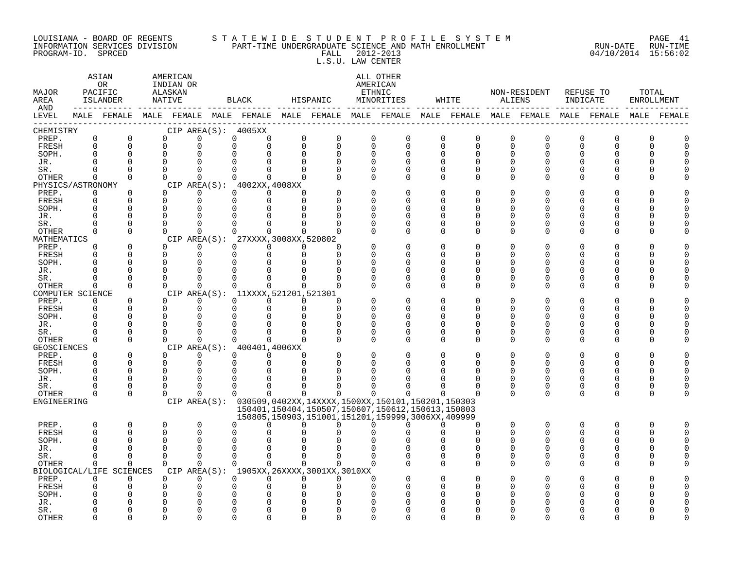LOUISIANA - BOARD OF REGENTS
INFORMATION SERVICES DIVISION
PROGRAM-ID. SPRCED

STATEWIDE STUDENT PROFILE SYSTEM
PART-TIME UNDERGRADUATE SCIENCE AND MATH ENROLLMENT
FALL 2012-2013
L.S.U. LAW CENTER

RUN-DATE 04/10/2014 RUN-TIME 15:56:02

| MAJOR AREA AND LEVEL | ASIAN OR PACIFIC ISLANDER | | AMERICAN INDIAN OR ALASKAN NATIVE | | BLACK | | HISPANIC | | ALL OTHER AMERICAN ETHNIC MINORITIES | | WHITE | | NON-RESIDENT ALIENS | | REFUSE TO INDICATE | | TOTAL ENROLLMENT | |
|---|---|---|---|---|---|---|---|---|---|---|---|---|---|---|---|---|---|---|
| | MALE | FEMALE | MALE | FEMALE | MALE | FEMALE | MALE | FEMALE | MALE | FEMALE | MALE | FEMALE | MALE | FEMALE | MALE | FEMALE | MALE | FEMALE |
| **CHEMISTRY** CIP AREA(S): 4005XX | | | | | | | | | | | | | | | | | | |
| PREP. | 0 | 0 | 0 | 0 | 0 | 0 | 0 | 0 | 0 | 0 | 0 | 0 | 0 | 0 | 0 | 0 | 0 | 0 |
| FRESH | 0 | 0 | 0 | 0 | 0 | 0 | 0 | 0 | 0 | 0 | 0 | 0 | 0 | 0 | 0 | 0 | 0 | 0 |
| SOPH. | 0 | 0 | 0 | 0 | 0 | 0 | 0 | 0 | 0 | 0 | 0 | 0 | 0 | 0 | 0 | 0 | 0 | 0 |
| JR. | 0 | 0 | 0 | 0 | 0 | 0 | 0 | 0 | 0 | 0 | 0 | 0 | 0 | 0 | 0 | 0 | 0 | 0 |
| SR. | 0 | 0 | 0 | 0 | 0 | 0 | 0 | 0 | 0 | 0 | 0 | 0 | 0 | 0 | 0 | 0 | 0 | 0 |
| OTHER | 0 | 0 | 0 | 0 | 0 | 0 | 0 | 0 | 0 | 0 | 0 | 0 | 0 | 0 | 0 | 0 | 0 | 0 |
| **PHYSICS/ASTRONOMY** CIP AREA(S): 4002XX,4008XX | | | | | | | | | | | | | | | | | | |
| PREP. | 0 | 0 | 0 | 0 | 0 | 0 | 0 | 0 | 0 | 0 | 0 | 0 | 0 | 0 | 0 | 0 | 0 | 0 |
| FRESH | 0 | 0 | 0 | 0 | 0 | 0 | 0 | 0 | 0 | 0 | 0 | 0 | 0 | 0 | 0 | 0 | 0 | 0 |
| SOPH. | 0 | 0 | 0 | 0 | 0 | 0 | 0 | 0 | 0 | 0 | 0 | 0 | 0 | 0 | 0 | 0 | 0 | 0 |
| JR. | 0 | 0 | 0 | 0 | 0 | 0 | 0 | 0 | 0 | 0 | 0 | 0 | 0 | 0 | 0 | 0 | 0 | 0 |
| SR. | 0 | 0 | 0 | 0 | 0 | 0 | 0 | 0 | 0 | 0 | 0 | 0 | 0 | 0 | 0 | 0 | 0 | 0 |
| OTHER | 0 | 0 | 0 | 0 | 0 | 0 | 0 | 0 | 0 | 0 | 0 | 0 | 0 | 0 | 0 | 0 | 0 | 0 |
| **MATHEMATICS** CIP AREA(S): 27XXXX,3008XX,520802 | | | | | | | | | | | | | | | | | | |
| PREP. | 0 | 0 | 0 | 0 | 0 | 0 | 0 | 0 | 0 | 0 | 0 | 0 | 0 | 0 | 0 | 0 | 0 | 0 |
| FRESH | 0 | 0 | 0 | 0 | 0 | 0 | 0 | 0 | 0 | 0 | 0 | 0 | 0 | 0 | 0 | 0 | 0 | 0 |
| SOPH. | 0 | 0 | 0 | 0 | 0 | 0 | 0 | 0 | 0 | 0 | 0 | 0 | 0 | 0 | 0 | 0 | 0 | 0 |
| JR. | 0 | 0 | 0 | 0 | 0 | 0 | 0 | 0 | 0 | 0 | 0 | 0 | 0 | 0 | 0 | 0 | 0 | 0 |
| SR. | 0 | 0 | 0 | 0 | 0 | 0 | 0 | 0 | 0 | 0 | 0 | 0 | 0 | 0 | 0 | 0 | 0 | 0 |
| OTHER | 0 | 0 | 0 | 0 | 0 | 0 | 0 | 0 | 0 | 0 | 0 | 0 | 0 | 0 | 0 | 0 | 0 | 0 |
| **COMPUTER SCIENCE** CIP AREA(S): 11XXXX,521201,521301 | | | | | | | | | | | | | | | | | | |
| PREP. | 0 | 0 | 0 | 0 | 0 | 0 | 0 | 0 | 0 | 0 | 0 | 0 | 0 | 0 | 0 | 0 | 0 | 0 |
| FRESH | 0 | 0 | 0 | 0 | 0 | 0 | 0 | 0 | 0 | 0 | 0 | 0 | 0 | 0 | 0 | 0 | 0 | 0 |
| SOPH. | 0 | 0 | 0 | 0 | 0 | 0 | 0 | 0 | 0 | 0 | 0 | 0 | 0 | 0 | 0 | 0 | 0 | 0 |
| JR. | 0 | 0 | 0 | 0 | 0 | 0 | 0 | 0 | 0 | 0 | 0 | 0 | 0 | 0 | 0 | 0 | 0 | 0 |
| SR. | 0 | 0 | 0 | 0 | 0 | 0 | 0 | 0 | 0 | 0 | 0 | 0 | 0 | 0 | 0 | 0 | 0 | 0 |
| OTHER | 0 | 0 | 0 | 0 | 0 | 0 | 0 | 0 | 0 | 0 | 0 | 0 | 0 | 0 | 0 | 0 | 0 | 0 |
| **GEOSCIENCES** CIP AREA(S): 400401,4006XX | | | | | | | | | | | | | | | | | | |
| PREP. | 0 | 0 | 0 | 0 | 0 | 0 | 0 | 0 | 0 | 0 | 0 | 0 | 0 | 0 | 0 | 0 | 0 | 0 |
| FRESH | 0 | 0 | 0 | 0 | 0 | 0 | 0 | 0 | 0 | 0 | 0 | 0 | 0 | 0 | 0 | 0 | 0 | 0 |
| SOPH. | 0 | 0 | 0 | 0 | 0 | 0 | 0 | 0 | 0 | 0 | 0 | 0 | 0 | 0 | 0 | 0 | 0 | 0 |
| JR. | 0 | 0 | 0 | 0 | 0 | 0 | 0 | 0 | 0 | 0 | 0 | 0 | 0 | 0 | 0 | 0 | 0 | 0 |
| SR. | 0 | 0 | 0 | 0 | 0 | 0 | 0 | 0 | 0 | 0 | 0 | 0 | 0 | 0 | 0 | 0 | 0 | 0 |
| OTHER | 0 | 0 | 0 | 0 | 0 | 0 | 0 | 0 | 0 | 0 | 0 | 0 | 0 | 0 | 0 | 0 | 0 | 0 |
| **ENGINEERING** CIP AREA(S): 030509,0402XX,14XXXX,1500XX,150101,150201,150303 150401,150404,150507,150607,150612,150613,150803 150805,150903,151001,151201,159999,3006XX,409999 | | | | | | | | | | | | | | | | | | |
| PREP. | 0 | 0 | 0 | 0 | 0 | 0 | 0 | 0 | 0 | 0 | 0 | 0 | 0 | 0 | 0 | 0 | 0 | 0 |
| FRESH | 0 | 0 | 0 | 0 | 0 | 0 | 0 | 0 | 0 | 0 | 0 | 0 | 0 | 0 | 0 | 0 | 0 | 0 |
| SOPH. | 0 | 0 | 0 | 0 | 0 | 0 | 0 | 0 | 0 | 0 | 0 | 0 | 0 | 0 | 0 | 0 | 0 | 0 |
| JR. | 0 | 0 | 0 | 0 | 0 | 0 | 0 | 0 | 0 | 0 | 0 | 0 | 0 | 0 | 0 | 0 | 0 | 0 |
| SR. | 0 | 0 | 0 | 0 | 0 | 0 | 0 | 0 | 0 | 0 | 0 | 0 | 0 | 0 | 0 | 0 | 0 | 0 |
| OTHER | 0 | 0 | 0 | 0 | 0 | 0 | 0 | 0 | 0 | 0 | 0 | 0 | 0 | 0 | 0 | 0 | 0 | 0 |
| **BIOLOGICAL/LIFE SCIENCES** CIP AREA(S): 1905XX,26XXXX,3001XX,3010XX | | | | | | | | | | | | | | | | | | |
| PREP. | 0 | 0 | 0 | 0 | 0 | 0 | 0 | 0 | 0 | 0 | 0 | 0 | 0 | 0 | 0 | 0 | 0 | 0 |
| FRESH | 0 | 0 | 0 | 0 | 0 | 0 | 0 | 0 | 0 | 0 | 0 | 0 | 0 | 0 | 0 | 0 | 0 | 0 |
| SOPH. | 0 | 0 | 0 | 0 | 0 | 0 | 0 | 0 | 0 | 0 | 0 | 0 | 0 | 0 | 0 | 0 | 0 | 0 |
| JR. | 0 | 0 | 0 | 0 | 0 | 0 | 0 | 0 | 0 | 0 | 0 | 0 | 0 | 0 | 0 | 0 | 0 | 0 |
| SR. | 0 | 0 | 0 | 0 | 0 | 0 | 0 | 0 | 0 | 0 | 0 | 0 | 0 | 0 | 0 | 0 | 0 | 0 |
| OTHER | 0 | 0 | 0 | 0 | 0 | 0 | 0 | 0 | 0 | 0 | 0 | 0 | 0 | 0 | 0 | 0 | 0 | 0 |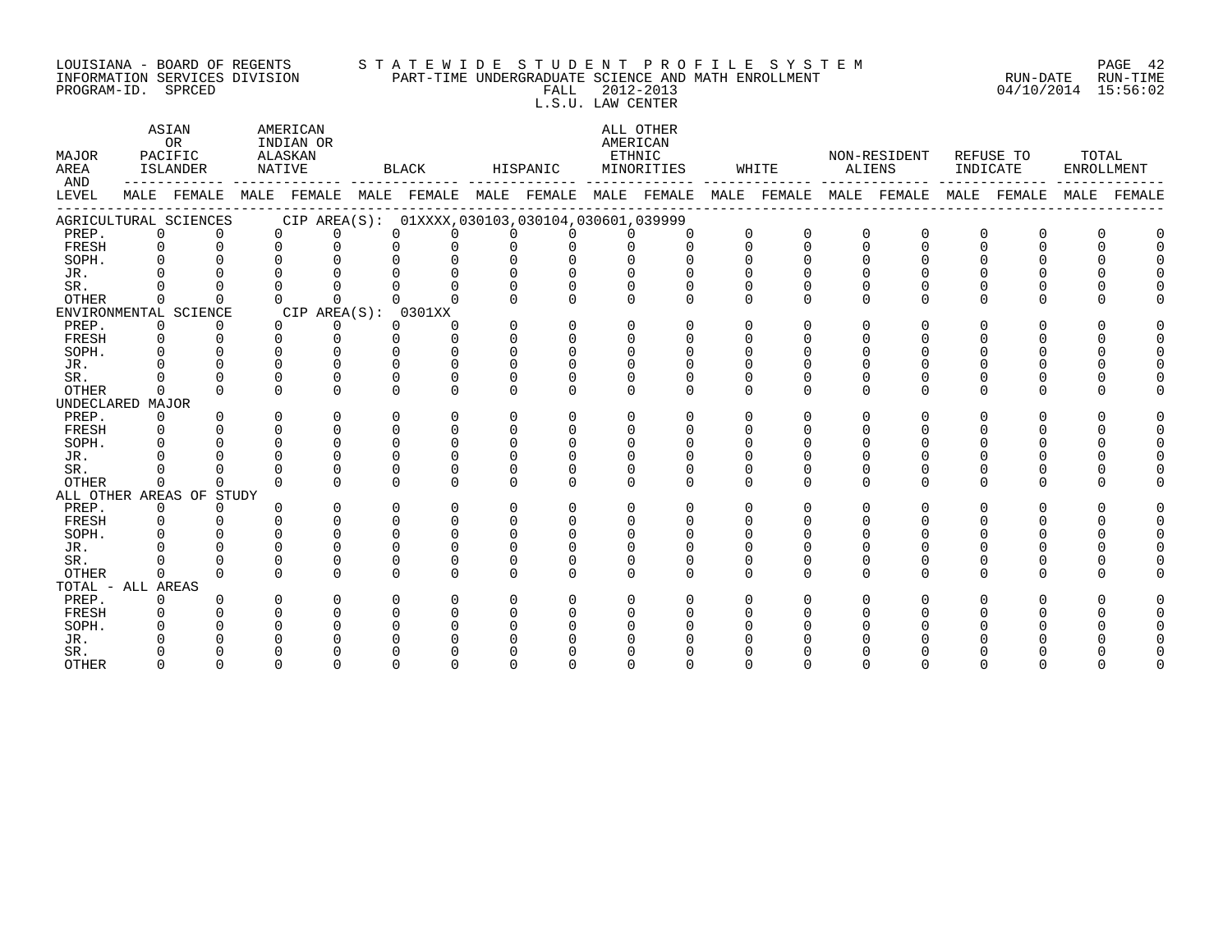LOUISIANA - BOARD OF REGENTS
INFORMATION SERVICES DIVISION
PROGRAM-ID. SPRCED

STATEWIDE STUDENT PROFILE SYSTEM
PART-TIME UNDERGRADUATE SCIENCE AND MATH ENROLLMENT
FALL 2012-2013
L.S.U. LAW CENTER

RUN-DATE 04/10/2014 RUN-TIME 15:56:02

| MAJOR AREA AND LEVEL | ASIAN OR PACIFIC ISLANDER | | AMERICAN INDIAN OR ALASKAN NATIVE | | BLACK | | HISPANIC | | ALL OTHER AMERICAN ETHNIC MINORITIES | | WHITE | | NON-RESIDENT ALIENS | | REFUSE TO INDICATE | | TOTAL ENROLLMENT | |
|---|---|---|---|---|---|---|---|---|---|---|---|---|---|---|---|---|---|---|
| | MALE | FEMALE | MALE | FEMALE | MALE | FEMALE | MALE | FEMALE | MALE | FEMALE | MALE | FEMALE | MALE | FEMALE | MALE | FEMALE | MALE | FEMALE |
| AGRICULTURAL SCIENCES CIP AREA(S): 01XXXX,030103,030104,030601,039999 | | | | | | | | | | | | | | | | | | |
| PREP. | 0 | 0 | 0 | 0 | 0 | 0 | 0 | 0 | 0 | 0 | 0 | 0 | 0 | 0 | 0 | 0 | 0 | 0 |
| FRESH | 0 | 0 | 0 | 0 | 0 | 0 | 0 | 0 | 0 | 0 | 0 | 0 | 0 | 0 | 0 | 0 | 0 | 0 |
| SOPH. | 0 | 0 | 0 | 0 | 0 | 0 | 0 | 0 | 0 | 0 | 0 | 0 | 0 | 0 | 0 | 0 | 0 | 0 |
| JR. | 0 | 0 | 0 | 0 | 0 | 0 | 0 | 0 | 0 | 0 | 0 | 0 | 0 | 0 | 0 | 0 | 0 | 0 |
| SR. | 0 | 0 | 0 | 0 | 0 | 0 | 0 | 0 | 0 | 0 | 0 | 0 | 0 | 0 | 0 | 0 | 0 | 0 |
| OTHER | 0 | 0 | 0 | 0 | 0 | 0 | 0 | 0 | 0 | 0 | 0 | 0 | 0 | 0 | 0 | 0 | 0 | 0 |
| ENVIRONMENTAL SCIENCE CIP AREA(S): 0301XX | | | | | | | | | | | | | | | | | | |
| PREP. | 0 | 0 | 0 | 0 | 0 | 0 | 0 | 0 | 0 | 0 | 0 | 0 | 0 | 0 | 0 | 0 | 0 | 0 |
| FRESH | 0 | 0 | 0 | 0 | 0 | 0 | 0 | 0 | 0 | 0 | 0 | 0 | 0 | 0 | 0 | 0 | 0 | 0 |
| SOPH. | 0 | 0 | 0 | 0 | 0 | 0 | 0 | 0 | 0 | 0 | 0 | 0 | 0 | 0 | 0 | 0 | 0 | 0 |
| JR. | 0 | 0 | 0 | 0 | 0 | 0 | 0 | 0 | 0 | 0 | 0 | 0 | 0 | 0 | 0 | 0 | 0 | 0 |
| SR. | 0 | 0 | 0 | 0 | 0 | 0 | 0 | 0 | 0 | 0 | 0 | 0 | 0 | 0 | 0 | 0 | 0 | 0 |
| OTHER | 0 | 0 | 0 | 0 | 0 | 0 | 0 | 0 | 0 | 0 | 0 | 0 | 0 | 0 | 0 | 0 | 0 | 0 |
| UNDECLARED MAJOR | | | | | | | | | | | | | | | | | | |
| PREP. | 0 | 0 | 0 | 0 | 0 | 0 | 0 | 0 | 0 | 0 | 0 | 0 | 0 | 0 | 0 | 0 | 0 | 0 |
| FRESH | 0 | 0 | 0 | 0 | 0 | 0 | 0 | 0 | 0 | 0 | 0 | 0 | 0 | 0 | 0 | 0 | 0 | 0 |
| SOPH. | 0 | 0 | 0 | 0 | 0 | 0 | 0 | 0 | 0 | 0 | 0 | 0 | 0 | 0 | 0 | 0 | 0 | 0 |
| JR. | 0 | 0 | 0 | 0 | 0 | 0 | 0 | 0 | 0 | 0 | 0 | 0 | 0 | 0 | 0 | 0 | 0 | 0 |
| SR. | 0 | 0 | 0 | 0 | 0 | 0 | 0 | 0 | 0 | 0 | 0 | 0 | 0 | 0 | 0 | 0 | 0 | 0 |
| OTHER | 0 | 0 | 0 | 0 | 0 | 0 | 0 | 0 | 0 | 0 | 0 | 0 | 0 | 0 | 0 | 0 | 0 | 0 |
| ALL OTHER AREAS OF STUDY | | | | | | | | | | | | | | | | | | |
| PREP. | 0 | 0 | 0 | 0 | 0 | 0 | 0 | 0 | 0 | 0 | 0 | 0 | 0 | 0 | 0 | 0 | 0 | 0 |
| FRESH | 0 | 0 | 0 | 0 | 0 | 0 | 0 | 0 | 0 | 0 | 0 | 0 | 0 | 0 | 0 | 0 | 0 | 0 |
| SOPH. | 0 | 0 | 0 | 0 | 0 | 0 | 0 | 0 | 0 | 0 | 0 | 0 | 0 | 0 | 0 | 0 | 0 | 0 |
| JR. | 0 | 0 | 0 | 0 | 0 | 0 | 0 | 0 | 0 | 0 | 0 | 0 | 0 | 0 | 0 | 0 | 0 | 0 |
| SR. | 0 | 0 | 0 | 0 | 0 | 0 | 0 | 0 | 0 | 0 | 0 | 0 | 0 | 0 | 0 | 0 | 0 | 0 |
| OTHER | 0 | 0 | 0 | 0 | 0 | 0 | 0 | 0 | 0 | 0 | 0 | 0 | 0 | 0 | 0 | 0 | 0 | 0 |
| TOTAL - ALL AREAS | | | | | | | | | | | | | | | | | | |
| PREP. | 0 | 0 | 0 | 0 | 0 | 0 | 0 | 0 | 0 | 0 | 0 | 0 | 0 | 0 | 0 | 0 | 0 | 0 |
| FRESH | 0 | 0 | 0 | 0 | 0 | 0 | 0 | 0 | 0 | 0 | 0 | 0 | 0 | 0 | 0 | 0 | 0 | 0 |
| SOPH. | 0 | 0 | 0 | 0 | 0 | 0 | 0 | 0 | 0 | 0 | 0 | 0 | 0 | 0 | 0 | 0 | 0 | 0 |
| JR. | 0 | 0 | 0 | 0 | 0 | 0 | 0 | 0 | 0 | 0 | 0 | 0 | 0 | 0 | 0 | 0 | 0 | 0 |
| SR. | 0 | 0 | 0 | 0 | 0 | 0 | 0 | 0 | 0 | 0 | 0 | 0 | 0 | 0 | 0 | 0 | 0 | 0 |
| OTHER | 0 | 0 | 0 | 0 | 0 | 0 | 0 | 0 | 0 | 0 | 0 | 0 | 0 | 0 | 0 | 0 | 0 | 0 |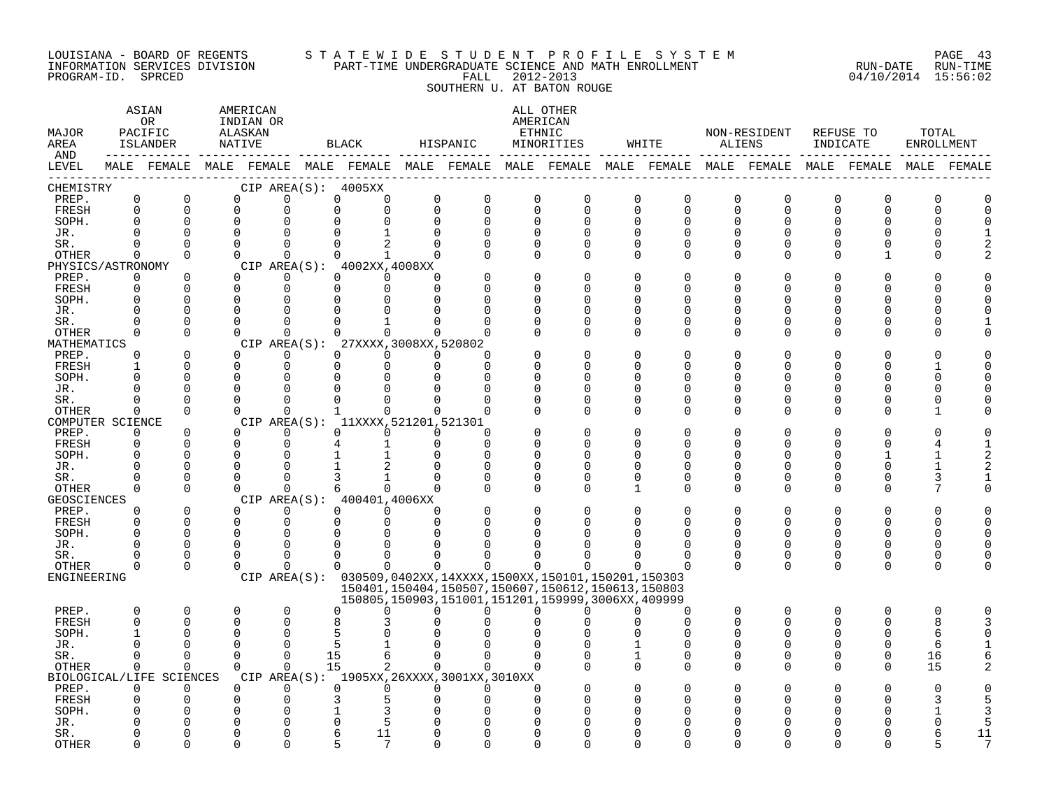LOUISIANA - BOARD OF REGENTS
INFORMATION SERVICES DIVISION
PROGRAM-ID. SPRCED

STATEWIDE STUDENT PROFILE SYSTEM
PART-TIME UNDERGRADUATE SCIENCE AND MATH ENROLLMENT
FALL 2012-2013
SOUTHERN U. AT BATON ROUGE

RUN-DATE 04/10/2014 RUN-TIME 15:56:02

| MAJOR AREA AND LEVEL | ASIAN OR PACIFIC ISLANDER | | AMERICAN INDIAN OR ALASKAN NATIVE | | BLACK | | HISPANIC | | ALL OTHER AMERICAN ETHNIC MINORITIES | | WHITE | | NON-RESIDENT ALIENS | | REFUSE TO INDICATE | | TOTAL ENROLLMENT | |
|---|---|---|---|---|---|---|---|---|---|---|---|---|---|---|---|---|---|---|
| | MALE | FEMALE | MALE | FEMALE | MALE | FEMALE | MALE | FEMALE | MALE | FEMALE | MALE | FEMALE | MALE | FEMALE | MALE | FEMALE | MALE | FEMALE |
| CHEMISTRY — CIP AREA(S): 4005XX | | | | | | | | | | | | | | | | | | |
| PREP. | 0 | 0 | 0 | 0 | 0 | 0 | 0 | 0 | 0 | 0 | 0 | 0 | 0 | 0 | 0 | 0 | 0 | 0 |
| FRESH | 0 | 0 | 0 | 0 | 0 | 0 | 0 | 0 | 0 | 0 | 0 | 0 | 0 | 0 | 0 | 0 | 0 | 0 |
| SOPH. | 0 | 0 | 0 | 0 | 0 | 0 | 0 | 0 | 0 | 0 | 0 | 0 | 0 | 0 | 0 | 0 | 0 | 0 |
| JR. | 0 | 0 | 0 | 0 | 0 | 1 | 0 | 0 | 0 | 0 | 0 | 0 | 0 | 0 | 0 | 0 | 0 | 1 |
| SR. | 0 | 0 | 0 | 0 | 0 | 2 | 0 | 0 | 0 | 0 | 0 | 0 | 0 | 0 | 0 | 0 | 0 | 2 |
| OTHER | 0 | 0 | 0 | 0 | 0 | 1 | 0 | 0 | 0 | 0 | 0 | 0 | 0 | 0 | 0 | 1 | 0 | 2 |
| PHYSICS/ASTRONOMY — CIP AREA(S): 4002XX,4008XX | | | | | | | | | | | | | | | | | | |
| PREP. | 0 | 0 | 0 | 0 | 0 | 0 | 0 | 0 | 0 | 0 | 0 | 0 | 0 | 0 | 0 | 0 | 0 | 0 |
| FRESH | 0 | 0 | 0 | 0 | 0 | 0 | 0 | 0 | 0 | 0 | 0 | 0 | 0 | 0 | 0 | 0 | 0 | 0 |
| SOPH. | 0 | 0 | 0 | 0 | 0 | 0 | 0 | 0 | 0 | 0 | 0 | 0 | 0 | 0 | 0 | 0 | 0 | 0 |
| JR. | 0 | 0 | 0 | 0 | 0 | 0 | 0 | 0 | 0 | 0 | 0 | 0 | 0 | 0 | 0 | 0 | 0 | 0 |
| SR. | 0 | 0 | 0 | 0 | 0 | 1 | 0 | 0 | 0 | 0 | 0 | 0 | 0 | 0 | 0 | 0 | 0 | 1 |
| OTHER | 0 | 0 | 0 | 0 | 0 | 0 | 0 | 0 | 0 | 0 | 0 | 0 | 0 | 0 | 0 | 0 | 0 | 0 |
| MATHEMATICS — CIP AREA(S): 27XXXX,3008XX,520802 | | | | | | | | | | | | | | | | | | |
| PREP. | 0 | 0 | 0 | 0 | 0 | 0 | 0 | 0 | 0 | 0 | 0 | 0 | 0 | 0 | 0 | 0 | 0 | 0 |
| FRESH | 1 | 0 | 0 | 0 | 0 | 0 | 0 | 0 | 0 | 0 | 0 | 0 | 0 | 0 | 0 | 0 | 1 | 0 |
| SOPH. | 0 | 0 | 0 | 0 | 0 | 0 | 0 | 0 | 0 | 0 | 0 | 0 | 0 | 0 | 0 | 0 | 0 | 0 |
| JR. | 0 | 0 | 0 | 0 | 0 | 0 | 0 | 0 | 0 | 0 | 0 | 0 | 0 | 0 | 0 | 0 | 0 | 0 |
| SR. | 0 | 0 | 0 | 0 | 0 | 0 | 0 | 0 | 0 | 0 | 0 | 0 | 0 | 0 | 0 | 0 | 0 | 0 |
| OTHER | 0 | 0 | 0 | 0 | 1 | 0 | 0 | 0 | 0 | 0 | 0 | 0 | 0 | 0 | 0 | 0 | 1 | 0 |
| COMPUTER SCIENCE — CIP AREA(S): 11XXXX,521201,521301 | | | | | | | | | | | | | | | | | | |
| PREP. | 0 | 0 | 0 | 0 | 0 | 0 | 0 | 0 | 0 | 0 | 0 | 0 | 0 | 0 | 0 | 0 | 0 | 0 |
| FRESH | 0 | 0 | 0 | 0 | 4 | 1 | 0 | 0 | 0 | 0 | 0 | 0 | 0 | 0 | 0 | 0 | 4 | 1 |
| SOPH. | 0 | 0 | 0 | 0 | 1 | 1 | 0 | 0 | 0 | 0 | 0 | 0 | 0 | 0 | 0 | 1 | 1 | 2 |
| JR. | 0 | 0 | 0 | 0 | 1 | 2 | 0 | 0 | 0 | 0 | 0 | 0 | 0 | 0 | 0 | 0 | 1 | 2 |
| SR. | 0 | 0 | 0 | 0 | 3 | 1 | 0 | 0 | 0 | 0 | 0 | 0 | 0 | 0 | 0 | 0 | 3 | 1 |
| OTHER | 0 | 0 | 0 | 0 | 6 | 0 | 0 | 0 | 0 | 0 | 1 | 0 | 0 | 0 | 0 | 0 | 7 | 0 |
| GEOSCIENCES — CIP AREA(S): 400401,4006XX | | | | | | | | | | | | | | | | | | |
| PREP. | 0 | 0 | 0 | 0 | 0 | 0 | 0 | 0 | 0 | 0 | 0 | 0 | 0 | 0 | 0 | 0 | 0 | 0 |
| FRESH | 0 | 0 | 0 | 0 | 0 | 0 | 0 | 0 | 0 | 0 | 0 | 0 | 0 | 0 | 0 | 0 | 0 | 0 |
| SOPH. | 0 | 0 | 0 | 0 | 0 | 0 | 0 | 0 | 0 | 0 | 0 | 0 | 0 | 0 | 0 | 0 | 0 | 0 |
| JR. | 0 | 0 | 0 | 0 | 0 | 0 | 0 | 0 | 0 | 0 | 0 | 0 | 0 | 0 | 0 | 0 | 0 | 0 |
| SR. | 0 | 0 | 0 | 0 | 0 | 0 | 0 | 0 | 0 | 0 | 0 | 0 | 0 | 0 | 0 | 0 | 0 | 0 |
| OTHER | 0 | 0 | 0 | 0 | 0 | 0 | 0 | 0 | 0 | 0 | 0 | 0 | 0 | 0 | 0 | 0 | 0 | 0 |
| ENGINEERING — CIP AREA(S): 030509,0402XX,14XXXX,1500XX,150101,150201,150303 150401,150404,150507,150607,150612,150613,150803 150805,150903,151001,151201,159999,3006XX,409999 | | | | | | | | | | | | | | | | | | |
| PREP. | 0 | 0 | 0 | 0 | 0 | 0 | 0 | 0 | 0 | 0 | 0 | 0 | 0 | 0 | 0 | 0 | 0 | 0 |
| FRESH | 0 | 0 | 0 | 0 | 8 | 3 | 0 | 0 | 0 | 0 | 0 | 0 | 0 | 0 | 0 | 0 | 8 | 3 |
| SOPH. | 1 | 0 | 0 | 0 | 5 | 0 | 0 | 0 | 0 | 0 | 0 | 0 | 0 | 0 | 0 | 0 | 6 | 0 |
| JR. | 0 | 0 | 0 | 0 | 5 | 1 | 0 | 0 | 0 | 0 | 1 | 0 | 0 | 0 | 0 | 0 | 6 | 1 |
| SR. | 0 | 0 | 0 | 0 | 15 | 6 | 0 | 0 | 0 | 0 | 1 | 0 | 0 | 0 | 0 | 0 | 16 | 6 |
| OTHER | 0 | 0 | 0 | 0 | 15 | 2 | 0 | 0 | 0 | 0 | 0 | 0 | 0 | 0 | 0 | 0 | 15 | 2 |
| BIOLOGICAL/LIFE SCIENCES — CIP AREA(S): 1905XX,26XXXX,3001XX,3010XX | | | | | | | | | | | | | | | | | | |
| PREP. | 0 | 0 | 0 | 0 | 0 | 0 | 0 | 0 | 0 | 0 | 0 | 0 | 0 | 0 | 0 | 0 | 0 | 0 |
| FRESH | 0 | 0 | 0 | 0 | 3 | 5 | 0 | 0 | 0 | 0 | 0 | 0 | 0 | 0 | 0 | 0 | 3 | 5 |
| SOPH. | 0 | 0 | 0 | 0 | 1 | 3 | 0 | 0 | 0 | 0 | 0 | 0 | 0 | 0 | 0 | 0 | 1 | 3 |
| JR. | 0 | 0 | 0 | 0 | 0 | 5 | 0 | 0 | 0 | 0 | 0 | 0 | 0 | 0 | 0 | 0 | 0 | 5 |
| SR. | 0 | 0 | 0 | 0 | 6 | 11 | 0 | 0 | 0 | 0 | 0 | 0 | 0 | 0 | 0 | 0 | 6 | 11 |
| OTHER | 0 | 0 | 0 | 0 | 5 | 7 | 0 | 0 | 0 | 0 | 0 | 0 | 0 | 0 | 0 | 0 | 5 | 7 |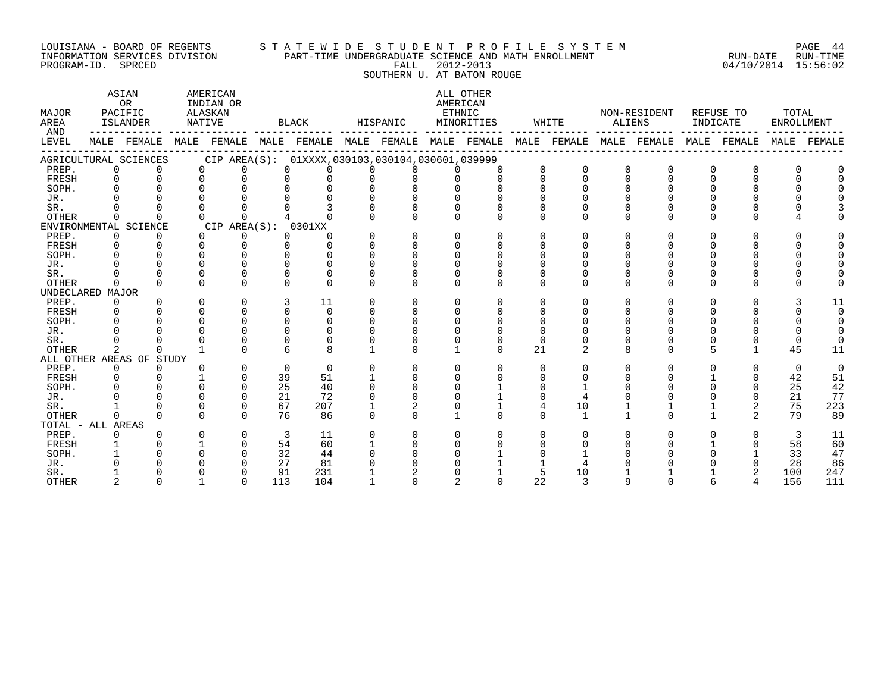LOUISIANA - BOARD OF REGENTS
INFORMATION SERVICES DIVISION
PROGRAM-ID. SPRCED

STATEWIDE STUDENT PROFILE SYSTEM
PART-TIME UNDERGRADUATE SCIENCE AND MATH ENROLLMENT
FALL 2012-2013
SOUTHERN U. AT BATON ROUGE

RUN-DATE 04/10/2014 RUN-TIME 15:56:02

| MAJOR AREA AND LEVEL | ASIAN OR PACIFIC ISLANDER | | AMERICAN INDIAN OR ALASKAN NATIVE | | BLACK | | HISPANIC | | ALL OTHER AMERICAN ETHNIC MINORITIES | | WHITE | | NON-RESIDENT ALIENS | | REFUSE TO INDICATE | | TOTAL ENROLLMENT | |
|---|---|---|---|---|---|---|---|---|---|---|---|---|---|---|---|---|---|---|
| | MALE | FEMALE | MALE | FEMALE | MALE | FEMALE | MALE | FEMALE | MALE | FEMALE | MALE | FEMALE | MALE | FEMALE | MALE | FEMALE | MALE | FEMALE |
| AGRICULTURAL SCIENCES CIP AREA(S): 01XXXX,030103,030104,030601,039999 | | | | | | | | | | | | | | | | | | |
| PREP. | 0 | 0 | 0 | 0 | 0 | 0 | 0 | 0 | 0 | 0 | 0 | 0 | 0 | 0 | 0 | 0 | 0 | 0 |
| FRESH | 0 | 0 | 0 | 0 | 0 | 0 | 0 | 0 | 0 | 0 | 0 | 0 | 0 | 0 | 0 | 0 | 0 | 0 |
| SOPH. | 0 | 0 | 0 | 0 | 0 | 0 | 0 | 0 | 0 | 0 | 0 | 0 | 0 | 0 | 0 | 0 | 0 | 0 |
| JR. | 0 | 0 | 0 | 0 | 0 | 0 | 0 | 0 | 0 | 0 | 0 | 0 | 0 | 0 | 0 | 0 | 0 | 0 |
| SR. | 0 | 0 | 0 | 0 | 0 | 3 | 0 | 0 | 0 | 0 | 0 | 0 | 0 | 0 | 0 | 0 | 0 | 3 |
| OTHER | 0 | 0 | 0 | 0 | 4 | 0 | 0 | 0 | 0 | 0 | 0 | 0 | 0 | 0 | 0 | 0 | 4 | 0 |
| ENVIRONMENTAL SCIENCE CIP AREA(S): 0301XX | | | | | | | | | | | | | | | | | | |
| PREP. | 0 | 0 | 0 | 0 | 0 | 0 | 0 | 0 | 0 | 0 | 0 | 0 | 0 | 0 | 0 | 0 | 0 | 0 |
| FRESH | 0 | 0 | 0 | 0 | 0 | 0 | 0 | 0 | 0 | 0 | 0 | 0 | 0 | 0 | 0 | 0 | 0 | 0 |
| SOPH. | 0 | 0 | 0 | 0 | 0 | 0 | 0 | 0 | 0 | 0 | 0 | 0 | 0 | 0 | 0 | 0 | 0 | 0 |
| JR. | 0 | 0 | 0 | 0 | 0 | 0 | 0 | 0 | 0 | 0 | 0 | 0 | 0 | 0 | 0 | 0 | 0 | 0 |
| SR. | 0 | 0 | 0 | 0 | 0 | 0 | 0 | 0 | 0 | 0 | 0 | 0 | 0 | 0 | 0 | 0 | 0 | 0 |
| OTHER | 0 | 0 | 0 | 0 | 0 | 0 | 0 | 0 | 0 | 0 | 0 | 0 | 0 | 0 | 0 | 0 | 0 | 0 |
| UNDECLARED MAJOR | | | | | | | | | | | | | | | | | | |
| PREP. | 0 | 0 | 0 | 0 | 3 | 11 | 0 | 0 | 0 | 0 | 0 | 0 | 0 | 0 | 0 | 0 | 3 | 11 |
| FRESH | 0 | 0 | 0 | 0 | 0 | 0 | 0 | 0 | 0 | 0 | 0 | 0 | 0 | 0 | 0 | 0 | 0 | 0 |
| SOPH. | 0 | 0 | 0 | 0 | 0 | 0 | 0 | 0 | 0 | 0 | 0 | 0 | 0 | 0 | 0 | 0 | 0 | 0 |
| JR. | 0 | 0 | 0 | 0 | 0 | 0 | 0 | 0 | 0 | 0 | 0 | 0 | 0 | 0 | 0 | 0 | 0 | 0 |
| SR. | 0 | 0 | 0 | 0 | 0 | 0 | 0 | 0 | 0 | 0 | 0 | 0 | 0 | 0 | 0 | 0 | 0 | 0 |
| OTHER | 2 | 0 | 1 | 0 | 6 | 8 | 1 | 0 | 1 | 0 | 21 | 2 | 8 | 0 | 5 | 1 | 45 | 11 |
| ALL OTHER AREAS OF STUDY | | | | | | | | | | | | | | | | | | |
| PREP. | 0 | 0 | 0 | 0 | 0 | 0 | 0 | 0 | 0 | 0 | 0 | 0 | 0 | 0 | 0 | 0 | 0 | 0 |
| FRESH | 0 | 0 | 1 | 0 | 39 | 51 | 1 | 0 | 0 | 0 | 0 | 0 | 0 | 0 | 1 | 0 | 42 | 51 |
| SOPH. | 0 | 0 | 0 | 0 | 25 | 40 | 0 | 0 | 0 | 1 | 0 | 1 | 0 | 0 | 0 | 0 | 25 | 42 |
| JR. | 0 | 0 | 0 | 0 | 21 | 72 | 0 | 0 | 0 | 1 | 0 | 4 | 0 | 0 | 0 | 0 | 21 | 77 |
| SR. | 1 | 0 | 0 | 0 | 67 | 207 | 1 | 2 | 0 | 1 | 4 | 10 | 1 | 1 | 1 | 2 | 75 | 223 |
| OTHER | 0 | 0 | 0 | 0 | 76 | 86 | 0 | 0 | 1 | 0 | 0 | 1 | 1 | 0 | 1 | 2 | 79 | 89 |
| TOTAL - ALL AREAS | | | | | | | | | | | | | | | | | | |
| PREP. | 0 | 0 | 0 | 0 | 3 | 11 | 0 | 0 | 0 | 0 | 0 | 0 | 0 | 0 | 0 | 0 | 3 | 11 |
| FRESH | 1 | 0 | 1 | 0 | 54 | 60 | 1 | 0 | 0 | 0 | 0 | 0 | 0 | 0 | 1 | 0 | 58 | 60 |
| SOPH. | 1 | 0 | 0 | 0 | 32 | 44 | 0 | 0 | 0 | 1 | 0 | 1 | 0 | 0 | 0 | 1 | 33 | 47 |
| JR. | 0 | 0 | 0 | 0 | 27 | 81 | 0 | 0 | 0 | 1 | 1 | 4 | 0 | 0 | 0 | 0 | 28 | 86 |
| SR. | 1 | 0 | 0 | 0 | 91 | 231 | 1 | 2 | 0 | 1 | 5 | 10 | 1 | 1 | 1 | 2 | 100 | 247 |
| OTHER | 2 | 0 | 1 | 0 | 113 | 104 | 1 | 0 | 2 | 0 | 22 | 3 | 9 | 0 | 6 | 4 | 156 | 111 |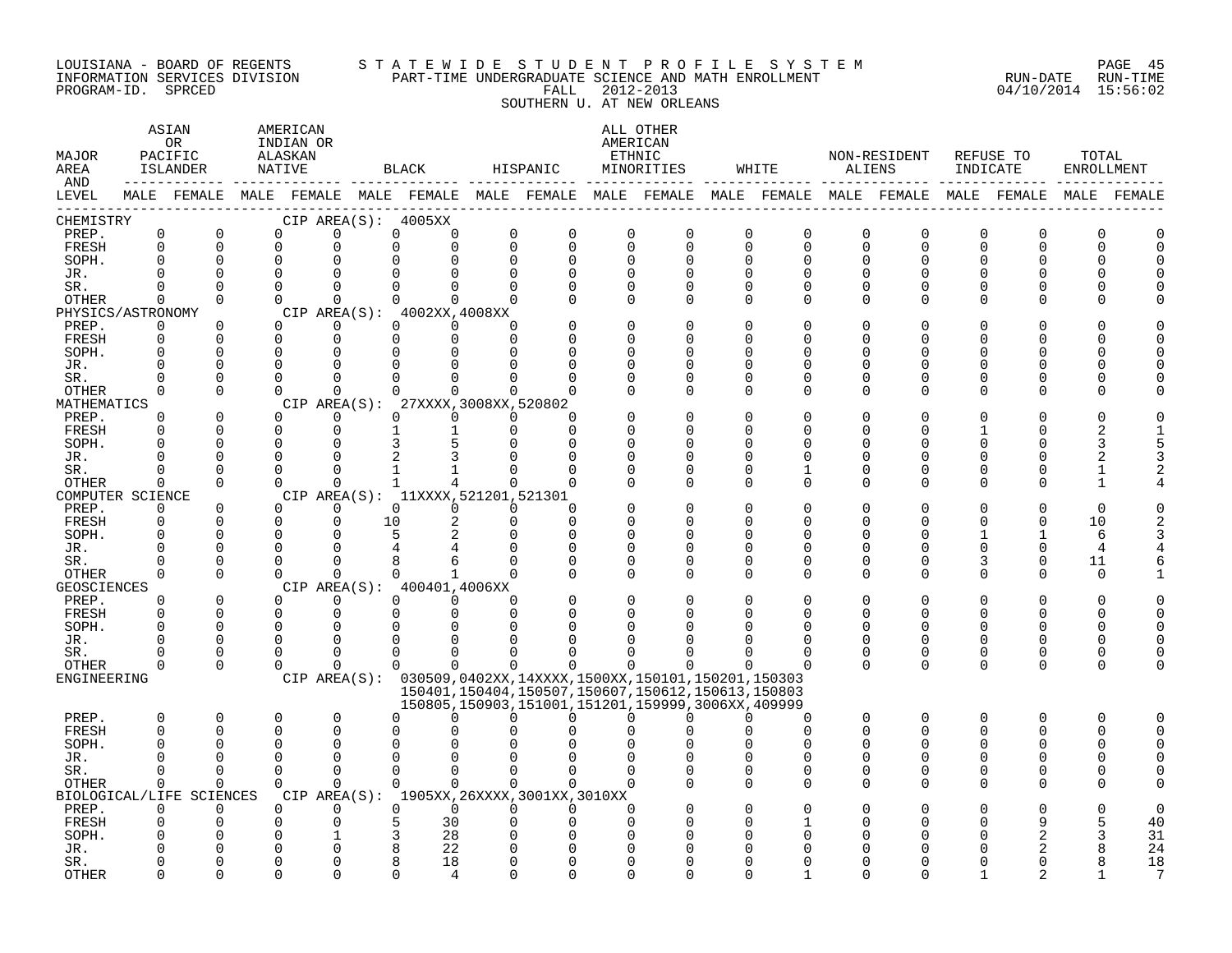LOUISIANA - BOARD OF REGENTS
INFORMATION SERVICES DIVISION
PROGRAM-ID. SPRCED

STATEWIDE STUDENT PROFILE SYSTEM
PART-TIME UNDERGRADUATE SCIENCE AND MATH ENROLLMENT
FALL 2012-2013
SOUTHERN U. AT NEW ORLEANS

RUN-DATE 04/10/2014 RUN-TIME 15:56:02

| MAJOR AREA AND LEVEL | ASIAN OR PACIFIC ISLANDER MALE | ASIAN OR PACIFIC ISLANDER FEMALE | AMERICAN INDIAN OR ALASKAN NATIVE MALE | AMERICAN INDIAN OR ALASKAN NATIVE FEMALE | BLACK MALE | BLACK FEMALE | HISPANIC MALE | HISPANIC FEMALE | ALL OTHER AMERICAN ETHNIC MINORITIES MALE | ALL OTHER AMERICAN ETHNIC MINORITIES FEMALE | WHITE MALE | WHITE FEMALE | NON-RESIDENT ALIENS MALE | NON-RESIDENT ALIENS FEMALE | REFUSE TO INDICATE MALE | REFUSE TO INDICATE FEMALE | TOTAL ENROLLMENT MALE | TOTAL ENROLLMENT FEMALE |
|---|---|---|---|---|---|---|---|---|---|---|---|---|---|---|---|---|---|---|
| CHEMISTRY — CIP AREA(S): 4005XX | | | | | | | | | | | | | | | | | | |
| PREP. | 0 | 0 | 0 | 0 | 0 | 0 | 0 | 0 | 0 | 0 | 0 | 0 | 0 | 0 | 0 | 0 | 0 | 0 |
| FRESH | 0 | 0 | 0 | 0 | 0 | 0 | 0 | 0 | 0 | 0 | 0 | 0 | 0 | 0 | 0 | 0 | 0 | 0 |
| SOPH. | 0 | 0 | 0 | 0 | 0 | 0 | 0 | 0 | 0 | 0 | 0 | 0 | 0 | 0 | 0 | 0 | 0 | 0 |
| JR. | 0 | 0 | 0 | 0 | 0 | 0 | 0 | 0 | 0 | 0 | 0 | 0 | 0 | 0 | 0 | 0 | 0 | 0 |
| SR. | 0 | 0 | 0 | 0 | 0 | 0 | 0 | 0 | 0 | 0 | 0 | 0 | 0 | 0 | 0 | 0 | 0 | 0 |
| OTHER | 0 | 0 | 0 | 0 | 0 | 0 | 0 | 0 | 0 | 0 | 0 | 0 | 0 | 0 | 0 | 0 | 0 | 0 |
| PHYSICS/ASTRONOMY — CIP AREA(S): 4002XX,4008XX | | | | | | | | | | | | | | | | | | |
| PREP. | 0 | 0 | 0 | 0 | 0 | 0 | 0 | 0 | 0 | 0 | 0 | 0 | 0 | 0 | 0 | 0 | 0 | 0 |
| FRESH | 0 | 0 | 0 | 0 | 0 | 0 | 0 | 0 | 0 | 0 | 0 | 0 | 0 | 0 | 0 | 0 | 0 | 0 |
| SOPH. | 0 | 0 | 0 | 0 | 0 | 0 | 0 | 0 | 0 | 0 | 0 | 0 | 0 | 0 | 0 | 0 | 0 | 0 |
| JR. | 0 | 0 | 0 | 0 | 0 | 0 | 0 | 0 | 0 | 0 | 0 | 0 | 0 | 0 | 0 | 0 | 0 | 0 |
| SR. | 0 | 0 | 0 | 0 | 0 | 0 | 0 | 0 | 0 | 0 | 0 | 0 | 0 | 0 | 0 | 0 | 0 | 0 |
| OTHER | 0 | 0 | 0 | 0 | 0 | 0 | 0 | 0 | 0 | 0 | 0 | 0 | 0 | 0 | 0 | 0 | 0 | 0 |
| MATHEMATICS — CIP AREA(S): 27XXXX,3008XX,520802 | | | | | | | | | | | | | | | | | | |
| PREP. | 0 | 0 | 0 | 0 | 0 | 0 | 0 | 0 | 0 | 0 | 0 | 0 | 0 | 0 | 0 | 0 | 0 | 0 |
| FRESH | 0 | 0 | 0 | 0 | 1 | 1 | 0 | 0 | 0 | 0 | 0 | 0 | 0 | 0 | 1 | 0 | 2 | 1 |
| SOPH. | 0 | 0 | 0 | 0 | 3 | 5 | 0 | 0 | 0 | 0 | 0 | 0 | 0 | 0 | 0 | 0 | 3 | 5 |
| JR. | 0 | 0 | 0 | 0 | 2 | 3 | 0 | 0 | 0 | 0 | 0 | 0 | 0 | 0 | 0 | 0 | 2 | 3 |
| SR. | 0 | 0 | 0 | 0 | 1 | 1 | 0 | 0 | 0 | 0 | 0 | 1 | 0 | 0 | 0 | 0 | 1 | 2 |
| OTHER | 0 | 0 | 0 | 0 | 1 | 4 | 0 | 0 | 0 | 0 | 0 | 0 | 0 | 0 | 0 | 0 | 1 | 4 |
| COMPUTER SCIENCE — CIP AREA(S): 11XXXX,521201,521301 | | | | | | | | | | | | | | | | | | |
| PREP. | 0 | 0 | 0 | 0 | 0 | 0 | 0 | 0 | 0 | 0 | 0 | 0 | 0 | 0 | 0 | 0 | 0 | 0 |
| FRESH | 0 | 0 | 0 | 0 | 10 | 2 | 0 | 0 | 0 | 0 | 0 | 0 | 0 | 0 | 0 | 0 | 10 | 2 |
| SOPH. | 0 | 0 | 0 | 0 | 5 | 2 | 0 | 0 | 0 | 0 | 0 | 0 | 0 | 0 | 1 | 1 | 6 | 3 |
| JR. | 0 | 0 | 0 | 0 | 4 | 4 | 0 | 0 | 0 | 0 | 0 | 0 | 0 | 0 | 0 | 0 | 4 | 4 |
| SR. | 0 | 0 | 0 | 0 | 8 | 6 | 0 | 0 | 0 | 0 | 0 | 0 | 0 | 0 | 3 | 0 | 11 | 6 |
| OTHER | 0 | 0 | 0 | 0 | 0 | 1 | 0 | 0 | 0 | 0 | 0 | 0 | 0 | 0 | 0 | 0 | 0 | 1 |
| GEOSCIENCES — CIP AREA(S): 400401,4006XX | | | | | | | | | | | | | | | | | | |
| PREP. | 0 | 0 | 0 | 0 | 0 | 0 | 0 | 0 | 0 | 0 | 0 | 0 | 0 | 0 | 0 | 0 | 0 | 0 |
| FRESH | 0 | 0 | 0 | 0 | 0 | 0 | 0 | 0 | 0 | 0 | 0 | 0 | 0 | 0 | 0 | 0 | 0 | 0 |
| SOPH. | 0 | 0 | 0 | 0 | 0 | 0 | 0 | 0 | 0 | 0 | 0 | 0 | 0 | 0 | 0 | 0 | 0 | 0 |
| JR. | 0 | 0 | 0 | 0 | 0 | 0 | 0 | 0 | 0 | 0 | 0 | 0 | 0 | 0 | 0 | 0 | 0 | 0 |
| SR. | 0 | 0 | 0 | 0 | 0 | 0 | 0 | 0 | 0 | 0 | 0 | 0 | 0 | 0 | 0 | 0 | 0 | 0 |
| OTHER | 0 | 0 | 0 | 0 | 0 | 0 | 0 | 0 | 0 | 0 | 0 | 0 | 0 | 0 | 0 | 0 | 0 | 0 |
| ENGINEERING — CIP AREA(S): 030509,0402XX,14XXXX,1500XX,150101,150201,150303 150401,150404,150507,150607,150612,150613,150803 150805,150903,151001,151201,159999,3006XX,409999 | | | | | | | | | | | | | | | | | | |
| PREP. | 0 | 0 | 0 | 0 | 0 | 0 | 0 | 0 | 0 | 0 | 0 | 0 | 0 | 0 | 0 | 0 | 0 | 0 |
| FRESH | 0 | 0 | 0 | 0 | 0 | 0 | 0 | 0 | 0 | 0 | 0 | 0 | 0 | 0 | 0 | 0 | 0 | 0 |
| SOPH. | 0 | 0 | 0 | 0 | 0 | 0 | 0 | 0 | 0 | 0 | 0 | 0 | 0 | 0 | 0 | 0 | 0 | 0 |
| JR. | 0 | 0 | 0 | 0 | 0 | 0 | 0 | 0 | 0 | 0 | 0 | 0 | 0 | 0 | 0 | 0 | 0 | 0 |
| SR. | 0 | 0 | 0 | 0 | 0 | 0 | 0 | 0 | 0 | 0 | 0 | 0 | 0 | 0 | 0 | 0 | 0 | 0 |
| OTHER | 0 | 0 | 0 | 0 | 0 | 0 | 0 | 0 | 0 | 0 | 0 | 0 | 0 | 0 | 0 | 0 | 0 | 0 |
| BIOLOGICAL/LIFE SCIENCES — CIP AREA(S): 1905XX,26XXXX,3001XX,3010XX | | | | | | | | | | | | | | | | | | |
| PREP. | 0 | 0 | 0 | 0 | 0 | 0 | 0 | 0 | 0 | 0 | 0 | 0 | 0 | 0 | 0 | 0 | 0 | 0 |
| FRESH | 0 | 0 | 0 | 0 | 5 | 30 | 0 | 0 | 0 | 0 | 0 | 1 | 0 | 0 | 0 | 9 | 5 | 40 |
| SOPH. | 0 | 0 | 0 | 1 | 3 | 28 | 0 | 0 | 0 | 0 | 0 | 0 | 0 | 0 | 0 | 2 | 3 | 31 |
| JR. | 0 | 0 | 0 | 0 | 8 | 22 | 0 | 0 | 0 | 0 | 0 | 0 | 0 | 0 | 0 | 2 | 8 | 24 |
| SR. | 0 | 0 | 0 | 0 | 8 | 18 | 0 | 0 | 0 | 0 | 0 | 0 | 0 | 0 | 0 | 0 | 8 | 18 |
| OTHER | 0 | 0 | 0 | 0 | 0 | 4 | 0 | 0 | 0 | 0 | 0 | 1 | 0 | 0 | 1 | 2 | 1 | 7 |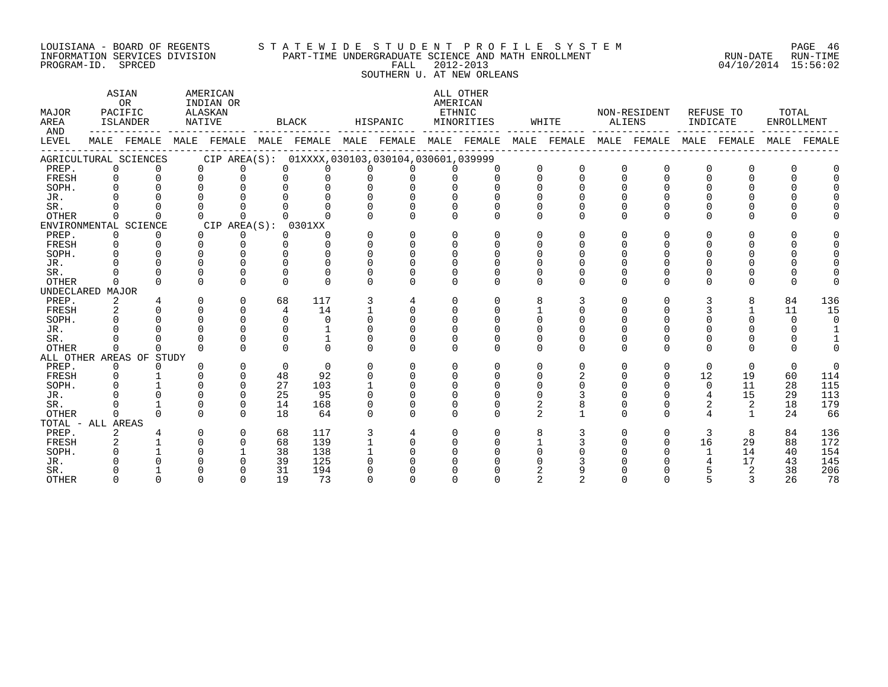LOUISIANA - BOARD OF REGENTS
INFORMATION SERVICES DIVISION
PROGRAM-ID. SPRCED

STATEWIDE STUDENT PROFILE SYSTEM
PART-TIME UNDERGRADUATE SCIENCE AND MATH ENROLLMENT
FALL 2012-2013
SOUTHERN U. AT NEW ORLEANS

RUN-DATE 04/10/2014 RUN-TIME 15:56:02

| MAJOR AREA AND LEVEL | ASIAN OR PACIFIC ISLANDER | | AMERICAN INDIAN OR ALASKAN NATIVE | | BLACK | | HISPANIC | | ALL OTHER AMERICAN ETHNIC MINORITIES | | WHITE | | NON-RESIDENT ALIENS | | REFUSE TO INDICATE | | TOTAL ENROLLMENT | |
|---|---|---|---|---|---|---|---|---|---|---|---|---|---|---|---|---|---|---|
| | MALE | FEMALE | MALE | FEMALE | MALE | FEMALE | MALE | FEMALE | MALE | FEMALE | MALE | FEMALE | MALE | FEMALE | MALE | FEMALE | MALE | FEMALE |
| AGRICULTURAL SCIENCES CIP AREA(S): 01XXXX,030103,030104,030601,039999 | | | | | | | | | | | | | | | | | | |
| PREP. | 0 | 0 | 0 | 0 | 0 | 0 | 0 | 0 | 0 | 0 | 0 | 0 | 0 | 0 | 0 | 0 | 0 | 0 |
| FRESH | 0 | 0 | 0 | 0 | 0 | 0 | 0 | 0 | 0 | 0 | 0 | 0 | 0 | 0 | 0 | 0 | 0 | 0 |
| SOPH. | 0 | 0 | 0 | 0 | 0 | 0 | 0 | 0 | 0 | 0 | 0 | 0 | 0 | 0 | 0 | 0 | 0 | 0 |
| JR. | 0 | 0 | 0 | 0 | 0 | 0 | 0 | 0 | 0 | 0 | 0 | 0 | 0 | 0 | 0 | 0 | 0 | 0 |
| SR. | 0 | 0 | 0 | 0 | 0 | 0 | 0 | 0 | 0 | 0 | 0 | 0 | 0 | 0 | 0 | 0 | 0 | 0 |
| OTHER | 0 | 0 | 0 | 0 | 0 | 0 | 0 | 0 | 0 | 0 | 0 | 0 | 0 | 0 | 0 | 0 | 0 | 0 |
| ENVIRONMENTAL SCIENCE CIP AREA(S): 0301XX | | | | | | | | | | | | | | | | | | |
| PREP. | 0 | 0 | 0 | 0 | 0 | 0 | 0 | 0 | 0 | 0 | 0 | 0 | 0 | 0 | 0 | 0 | 0 | 0 |
| FRESH | 0 | 0 | 0 | 0 | 0 | 0 | 0 | 0 | 0 | 0 | 0 | 0 | 0 | 0 | 0 | 0 | 0 | 0 |
| SOPH. | 0 | 0 | 0 | 0 | 0 | 0 | 0 | 0 | 0 | 0 | 0 | 0 | 0 | 0 | 0 | 0 | 0 | 0 |
| JR. | 0 | 0 | 0 | 0 | 0 | 0 | 0 | 0 | 0 | 0 | 0 | 0 | 0 | 0 | 0 | 0 | 0 | 0 |
| SR. | 0 | 0 | 0 | 0 | 0 | 0 | 0 | 0 | 0 | 0 | 0 | 0 | 0 | 0 | 0 | 0 | 0 | 0 |
| OTHER | 0 | 0 | 0 | 0 | 0 | 0 | 0 | 0 | 0 | 0 | 0 | 0 | 0 | 0 | 0 | 0 | 0 | 0 |
| UNDECLARED MAJOR | | | | | | | | | | | | | | | | | | |
| PREP. | 2 | 4 | 0 | 0 | 68 | 117 | 3 | 4 | 0 | 0 | 8 | 3 | 0 | 0 | 3 | 8 | 84 | 136 |
| FRESH | 2 | 0 | 0 | 0 | 4 | 14 | 1 | 0 | 0 | 0 | 1 | 0 | 0 | 0 | 3 | 1 | 11 | 15 |
| SOPH. | 0 | 0 | 0 | 0 | 0 | 0 | 0 | 0 | 0 | 0 | 0 | 0 | 0 | 0 | 0 | 0 | 0 | 0 |
| JR. | 0 | 0 | 0 | 0 | 0 | 1 | 0 | 0 | 0 | 0 | 0 | 0 | 0 | 0 | 0 | 0 | 0 | 1 |
| SR. | 0 | 0 | 0 | 0 | 0 | 1 | 0 | 0 | 0 | 0 | 0 | 0 | 0 | 0 | 0 | 0 | 0 | 1 |
| OTHER | 0 | 0 | 0 | 0 | 0 | 0 | 0 | 0 | 0 | 0 | 0 | 0 | 0 | 0 | 0 | 0 | 0 | 0 |
| ALL OTHER AREAS OF STUDY | | | | | | | | | | | | | | | | | | |
| PREP. | 0 | 0 | 0 | 0 | 0 | 0 | 0 | 0 | 0 | 0 | 0 | 0 | 0 | 0 | 0 | 0 | 0 | 0 |
| FRESH | 0 | 1 | 0 | 0 | 48 | 92 | 0 | 0 | 0 | 0 | 0 | 2 | 0 | 0 | 12 | 19 | 60 | 114 |
| SOPH. | 0 | 1 | 0 | 0 | 27 | 103 | 1 | 0 | 0 | 0 | 0 | 0 | 0 | 0 | 0 | 11 | 28 | 115 |
| JR. | 0 | 0 | 0 | 0 | 25 | 95 | 0 | 0 | 0 | 0 | 0 | 3 | 0 | 0 | 4 | 15 | 29 | 113 |
| SR. | 0 | 1 | 0 | 0 | 14 | 168 | 0 | 0 | 0 | 0 | 2 | 8 | 0 | 0 | 2 | 2 | 18 | 179 |
| OTHER | 0 | 0 | 0 | 0 | 18 | 64 | 0 | 0 | 0 | 0 | 2 | 1 | 0 | 0 | 4 | 1 | 24 | 66 |
| TOTAL - ALL AREAS | | | | | | | | | | | | | | | | | | |
| PREP. | 2 | 4 | 0 | 0 | 68 | 117 | 3 | 4 | 0 | 0 | 8 | 3 | 0 | 0 | 3 | 8 | 84 | 136 |
| FRESH | 2 | 1 | 0 | 0 | 68 | 139 | 1 | 0 | 0 | 0 | 1 | 3 | 0 | 0 | 16 | 29 | 88 | 172 |
| SOPH. | 0 | 1 | 0 | 1 | 38 | 138 | 1 | 0 | 0 | 0 | 0 | 0 | 0 | 0 | 1 | 14 | 40 | 154 |
| JR. | 0 | 0 | 0 | 0 | 39 | 125 | 0 | 0 | 0 | 0 | 0 | 3 | 0 | 0 | 4 | 17 | 43 | 145 |
| SR. | 0 | 1 | 0 | 0 | 31 | 194 | 0 | 0 | 0 | 0 | 2 | 9 | 0 | 0 | 5 | 2 | 38 | 206 |
| OTHER | 0 | 0 | 0 | 0 | 19 | 73 | 0 | 0 | 0 | 0 | 2 | 2 | 0 | 0 | 5 | 3 | 26 | 78 |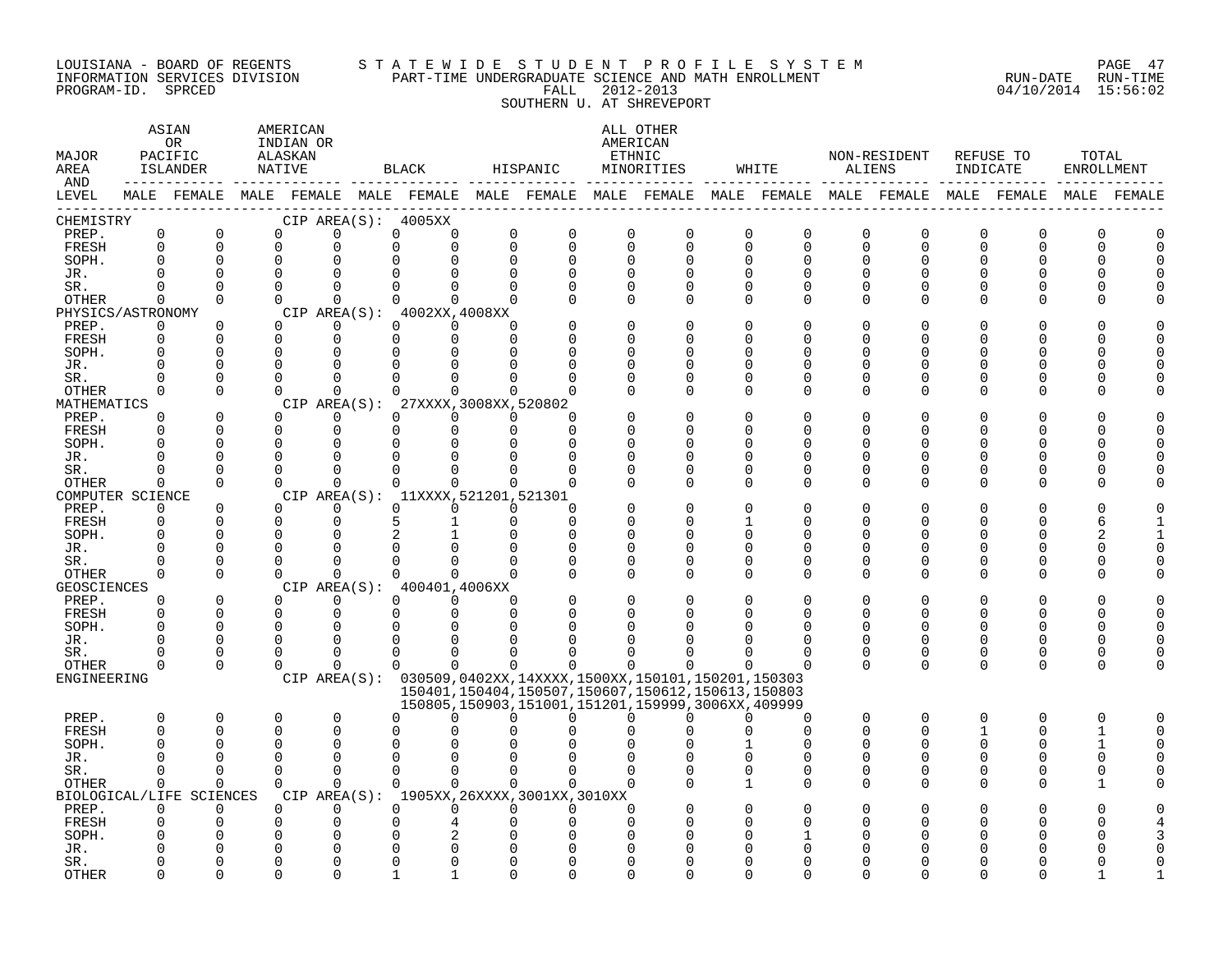LOUISIANA - BOARD OF REGENTS
INFORMATION SERVICES DIVISION
PROGRAM-ID. SPRCED

STATEWIDE STUDENT PROFILE SYSTEM
PART-TIME UNDERGRADUATE SCIENCE AND MATH ENROLLMENT
FALL 2012-2013
SOUTHERN U. AT SHREVEPORT

RUN-DATE 04/10/2014 RUN-TIME 15:56:02

| MAJOR AREA AND LEVEL | ASIAN OR PACIFIC ISLANDER MALE | ASIAN OR PACIFIC ISLANDER FEMALE | AMERICAN INDIAN OR ALASKAN NATIVE MALE | AMERICAN INDIAN OR ALASKAN NATIVE FEMALE | BLACK MALE | BLACK FEMALE | HISPANIC MALE | HISPANIC FEMALE | ALL OTHER AMERICAN ETHNIC MINORITIES MALE | ALL OTHER AMERICAN ETHNIC MINORITIES FEMALE | WHITE MALE | WHITE FEMALE | NON-RESIDENT ALIENS MALE | NON-RESIDENT ALIENS FEMALE | REFUSE TO INDICATE MALE | REFUSE TO INDICATE FEMALE | TOTAL ENROLLMENT MALE | TOTAL ENROLLMENT FEMALE |
|---|---|---|---|---|---|---|---|---|---|---|---|---|---|---|---|---|---|---|
| CHEMISTRY — CIP AREA(S): 4005XX | | | | | | | | | | | | | | | | | | |
| PREP. | 0 | 0 | 0 | 0 | 0 | 0 | 0 | 0 | 0 | 0 | 0 | 0 | 0 | 0 | 0 | 0 | 0 | 0 |
| FRESH | 0 | 0 | 0 | 0 | 0 | 0 | 0 | 0 | 0 | 0 | 0 | 0 | 0 | 0 | 0 | 0 | 0 | 0 |
| SOPH. | 0 | 0 | 0 | 0 | 0 | 0 | 0 | 0 | 0 | 0 | 0 | 0 | 0 | 0 | 0 | 0 | 0 | 0 |
| JR. | 0 | 0 | 0 | 0 | 0 | 0 | 0 | 0 | 0 | 0 | 0 | 0 | 0 | 0 | 0 | 0 | 0 | 0 |
| SR. | 0 | 0 | 0 | 0 | 0 | 0 | 0 | 0 | 0 | 0 | 0 | 0 | 0 | 0 | 0 | 0 | 0 | 0 |
| OTHER | 0 | 0 | 0 | 0 | 0 | 0 | 0 | 0 | 0 | 0 | 0 | 0 | 0 | 0 | 0 | 0 | 0 | 0 |
| PHYSICS/ASTRONOMY — CIP AREA(S): 4002XX,4008XX | | | | | | | | | | | | | | | | | | |
| PREP. | 0 | 0 | 0 | 0 | 0 | 0 | 0 | 0 | 0 | 0 | 0 | 0 | 0 | 0 | 0 | 0 | 0 | 0 |
| FRESH | 0 | 0 | 0 | 0 | 0 | 0 | 0 | 0 | 0 | 0 | 0 | 0 | 0 | 0 | 0 | 0 | 0 | 0 |
| SOPH. | 0 | 0 | 0 | 0 | 0 | 0 | 0 | 0 | 0 | 0 | 0 | 0 | 0 | 0 | 0 | 0 | 0 | 0 |
| JR. | 0 | 0 | 0 | 0 | 0 | 0 | 0 | 0 | 0 | 0 | 0 | 0 | 0 | 0 | 0 | 0 | 0 | 0 |
| SR. | 0 | 0 | 0 | 0 | 0 | 0 | 0 | 0 | 0 | 0 | 0 | 0 | 0 | 0 | 0 | 0 | 0 | 0 |
| OTHER | 0 | 0 | 0 | 0 | 0 | 0 | 0 | 0 | 0 | 0 | 0 | 0 | 0 | 0 | 0 | 0 | 0 | 0 |
| MATHEMATICS — CIP AREA(S): 27XXXX,3008XX,520802 | | | | | | | | | | | | | | | | | | |
| PREP. | 0 | 0 | 0 | 0 | 0 | 0 | 0 | 0 | 0 | 0 | 0 | 0 | 0 | 0 | 0 | 0 | 0 | 0 |
| FRESH | 0 | 0 | 0 | 0 | 0 | 0 | 0 | 0 | 0 | 0 | 0 | 0 | 0 | 0 | 0 | 0 | 0 | 0 |
| SOPH. | 0 | 0 | 0 | 0 | 0 | 0 | 0 | 0 | 0 | 0 | 0 | 0 | 0 | 0 | 0 | 0 | 0 | 0 |
| JR. | 0 | 0 | 0 | 0 | 0 | 0 | 0 | 0 | 0 | 0 | 0 | 0 | 0 | 0 | 0 | 0 | 0 | 0 |
| SR. | 0 | 0 | 0 | 0 | 0 | 0 | 0 | 0 | 0 | 0 | 0 | 0 | 0 | 0 | 0 | 0 | 0 | 0 |
| OTHER | 0 | 0 | 0 | 0 | 0 | 0 | 0 | 0 | 0 | 0 | 0 | 0 | 0 | 0 | 0 | 0 | 0 | 0 |
| COMPUTER SCIENCE — CIP AREA(S): 11XXXX,521201,521301 | | | | | | | | | | | | | | | | | | |
| PREP. | 0 | 0 | 0 | 0 | 0 | 0 | 0 | 0 | 0 | 0 | 0 | 0 | 0 | 0 | 0 | 0 | 0 | 0 |
| FRESH | 0 | 0 | 0 | 0 | 5 | 1 | 0 | 0 | 0 | 0 | 1 | 0 | 0 | 0 | 0 | 0 | 6 | 1 |
| SOPH. | 0 | 0 | 0 | 0 | 2 | 1 | 0 | 0 | 0 | 0 | 0 | 0 | 0 | 0 | 0 | 0 | 2 | 1 |
| JR. | 0 | 0 | 0 | 0 | 0 | 0 | 0 | 0 | 0 | 0 | 0 | 0 | 0 | 0 | 0 | 0 | 0 | 0 |
| SR. | 0 | 0 | 0 | 0 | 0 | 0 | 0 | 0 | 0 | 0 | 0 | 0 | 0 | 0 | 0 | 0 | 0 | 0 |
| OTHER | 0 | 0 | 0 | 0 | 0 | 0 | 0 | 0 | 0 | 0 | 0 | 0 | 0 | 0 | 0 | 0 | 0 | 0 |
| GEOSCIENCES — CIP AREA(S): 400401,4006XX | | | | | | | | | | | | | | | | | | |
| PREP. | 0 | 0 | 0 | 0 | 0 | 0 | 0 | 0 | 0 | 0 | 0 | 0 | 0 | 0 | 0 | 0 | 0 | 0 |
| FRESH | 0 | 0 | 0 | 0 | 0 | 0 | 0 | 0 | 0 | 0 | 0 | 0 | 0 | 0 | 0 | 0 | 0 | 0 |
| SOPH. | 0 | 0 | 0 | 0 | 0 | 0 | 0 | 0 | 0 | 0 | 0 | 0 | 0 | 0 | 0 | 0 | 0 | 0 |
| JR. | 0 | 0 | 0 | 0 | 0 | 0 | 0 | 0 | 0 | 0 | 0 | 0 | 0 | 0 | 0 | 0 | 0 | 0 |
| SR. | 0 | 0 | 0 | 0 | 0 | 0 | 0 | 0 | 0 | 0 | 0 | 0 | 0 | 0 | 0 | 0 | 0 | 0 |
| OTHER | 0 | 0 | 0 | 0 | 0 | 0 | 0 | 0 | 0 | 0 | 0 | 0 | 0 | 0 | 0 | 0 | 0 | 0 |
| ENGINEERING — CIP AREA(S): 030509,0402XX,14XXXX,1500XX,150101,150201,150303 150401,150404,150507,150607,150612,150613,150803 150805,150903,151001,151201,159999,3006XX,409999 | | | | | | | | | | | | | | | | | | |
| PREP. | 0 | 0 | 0 | 0 | 0 | 0 | 0 | 0 | 0 | 0 | 0 | 0 | 0 | 0 | 0 | 0 | 0 | 0 |
| FRESH | 0 | 0 | 0 | 0 | 0 | 0 | 0 | 0 | 0 | 0 | 0 | 0 | 0 | 0 | 1 | 0 | 1 | 0 |
| SOPH. | 0 | 0 | 0 | 0 | 0 | 0 | 0 | 0 | 0 | 0 | 1 | 0 | 0 | 0 | 0 | 0 | 1 | 0 |
| JR. | 0 | 0 | 0 | 0 | 0 | 0 | 0 | 0 | 0 | 0 | 0 | 0 | 0 | 0 | 0 | 0 | 0 | 0 |
| SR. | 0 | 0 | 0 | 0 | 0 | 0 | 0 | 0 | 0 | 0 | 0 | 0 | 0 | 0 | 0 | 0 | 0 | 0 |
| OTHER | 0 | 0 | 0 | 0 | 0 | 0 | 0 | 0 | 0 | 0 | 1 | 0 | 0 | 0 | 0 | 0 | 1 | 0 |
| BIOLOGICAL/LIFE SCIENCES — CIP AREA(S): 1905XX,26XXXX,3001XX,3010XX | | | | | | | | | | | | | | | | | | |
| PREP. | 0 | 0 | 0 | 0 | 0 | 0 | 0 | 0 | 0 | 0 | 0 | 0 | 0 | 0 | 0 | 0 | 0 | 0 |
| FRESH | 0 | 0 | 0 | 0 | 0 | 4 | 0 | 0 | 0 | 0 | 0 | 0 | 0 | 0 | 0 | 0 | 0 | 4 |
| SOPH. | 0 | 0 | 0 | 0 | 0 | 2 | 0 | 0 | 0 | 0 | 0 | 1 | 0 | 0 | 0 | 0 | 0 | 3 |
| JR. | 0 | 0 | 0 | 0 | 0 | 0 | 0 | 0 | 0 | 0 | 0 | 0 | 0 | 0 | 0 | 0 | 0 | 0 |
| SR. | 0 | 0 | 0 | 0 | 0 | 0 | 0 | 0 | 0 | 0 | 0 | 0 | 0 | 0 | 0 | 0 | 0 | 0 |
| OTHER | 0 | 0 | 0 | 0 | 1 | 1 | 0 | 0 | 0 | 0 | 0 | 0 | 0 | 0 | 0 | 0 | 1 | 1 |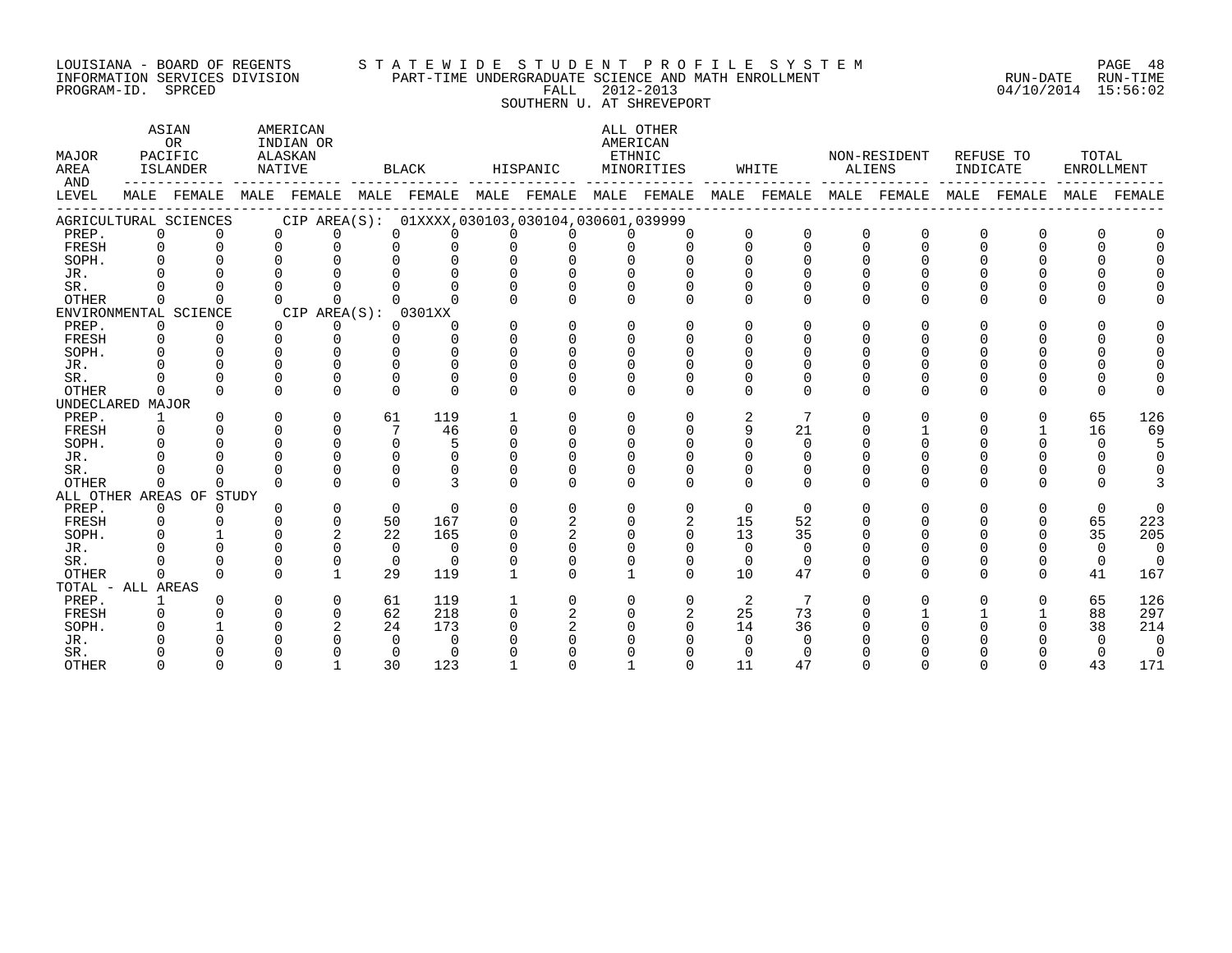LOUISIANA - BOARD OF REGENTS
INFORMATION SERVICES DIVISION
PROGRAM-ID. SPRCED

STATEWIDE STUDENT PROFILE SYSTEM
PART-TIME UNDERGRADUATE SCIENCE AND MATH ENROLLMENT
FALL 2012-2013
SOUTHERN U. AT SHREVEPORT

RUN-DATE 04/10/2014 RUN-TIME 15:56:02

| MAJOR AREA AND LEVEL | ASIAN OR PACIFIC ISLANDER MALE | ASIAN OR PACIFIC ISLANDER FEMALE | AMERICAN INDIAN OR ALASKAN NATIVE MALE | AMERICAN INDIAN OR ALASKAN NATIVE FEMALE | BLACK MALE | BLACK FEMALE | HISPANIC MALE | HISPANIC FEMALE | ALL OTHER AMERICAN ETHNIC MINORITIES MALE | ALL OTHER AMERICAN ETHNIC MINORITIES FEMALE | WHITE MALE | WHITE FEMALE | NON-RESIDENT ALIENS MALE | NON-RESIDENT ALIENS FEMALE | REFUSE TO INDICATE MALE | REFUSE TO INDICATE FEMALE | TOTAL ENROLLMENT MALE | TOTAL ENROLLMENT FEMALE |
|---|---|---|---|---|---|---|---|---|---|---|---|---|---|---|---|---|---|---|
| AGRICULTURAL SCIENCES CIP AREA(S): 01XXXX,030103,030104,030601,039999 | | | | | | | | | | | | | | | | | | |
| PREP. | 0 | 0 | 0 | 0 | 0 | 0 | 0 | 0 | 0 | 0 | 0 | 0 | 0 | 0 | 0 | 0 | 0 | 0 |
| FRESH | 0 | 0 | 0 | 0 | 0 | 0 | 0 | 0 | 0 | 0 | 0 | 0 | 0 | 0 | 0 | 0 | 0 | 0 |
| SOPH. | 0 | 0 | 0 | 0 | 0 | 0 | 0 | 0 | 0 | 0 | 0 | 0 | 0 | 0 | 0 | 0 | 0 | 0 |
| JR. | 0 | 0 | 0 | 0 | 0 | 0 | 0 | 0 | 0 | 0 | 0 | 0 | 0 | 0 | 0 | 0 | 0 | 0 |
| SR. | 0 | 0 | 0 | 0 | 0 | 0 | 0 | 0 | 0 | 0 | 0 | 0 | 0 | 0 | 0 | 0 | 0 | 0 |
| OTHER | 0 | 0 | 0 | 0 | 0 | 0 | 0 | 0 | 0 | 0 | 0 | 0 | 0 | 0 | 0 | 0 | 0 | 0 |
| ENVIRONMENTAL SCIENCE CIP AREA(S): 0301XX | | | | | | | | | | | | | | | | | | |
| PREP. | 0 | 0 | 0 | 0 | 0 | 0 | 0 | 0 | 0 | 0 | 0 | 0 | 0 | 0 | 0 | 0 | 0 | 0 |
| FRESH | 0 | 0 | 0 | 0 | 0 | 0 | 0 | 0 | 0 | 0 | 0 | 0 | 0 | 0 | 0 | 0 | 0 | 0 |
| SOPH. | 0 | 0 | 0 | 0 | 0 | 0 | 0 | 0 | 0 | 0 | 0 | 0 | 0 | 0 | 0 | 0 | 0 | 0 |
| JR. | 0 | 0 | 0 | 0 | 0 | 0 | 0 | 0 | 0 | 0 | 0 | 0 | 0 | 0 | 0 | 0 | 0 | 0 |
| SR. | 0 | 0 | 0 | 0 | 0 | 0 | 0 | 0 | 0 | 0 | 0 | 0 | 0 | 0 | 0 | 0 | 0 | 0 |
| OTHER | 0 | 0 | 0 | 0 | 0 | 0 | 0 | 0 | 0 | 0 | 0 | 0 | 0 | 0 | 0 | 0 | 0 | 0 |
| UNDECLARED MAJOR | | | | | | | | | | | | | | | | | | |
| PREP. | 1 | 0 | 0 | 0 | 61 | 119 | 1 | 0 | 0 | 0 | 2 | 7 | 0 | 0 | 0 | 0 | 65 | 126 |
| FRESH | 0 | 0 | 0 | 0 | 7 | 46 | 0 | 0 | 0 | 0 | 9 | 21 | 0 | 1 | 0 | 1 | 16 | 69 |
| SOPH. | 0 | 0 | 0 | 0 | 0 | 5 | 0 | 0 | 0 | 0 | 0 | 0 | 0 | 0 | 0 | 0 | 0 | 5 |
| JR. | 0 | 0 | 0 | 0 | 0 | 0 | 0 | 0 | 0 | 0 | 0 | 0 | 0 | 0 | 0 | 0 | 0 | 0 |
| SR. | 0 | 0 | 0 | 0 | 0 | 0 | 0 | 0 | 0 | 0 | 0 | 0 | 0 | 0 | 0 | 0 | 0 | 0 |
| OTHER | 0 | 0 | 0 | 0 | 0 | 3 | 0 | 0 | 0 | 0 | 0 | 0 | 0 | 0 | 0 | 0 | 0 | 3 |
| ALL OTHER AREAS OF STUDY | | | | | | | | | | | | | | | | | | |
| PREP. | 0 | 0 | 0 | 0 | 0 | 0 | 0 | 0 | 0 | 0 | 0 | 0 | 0 | 0 | 0 | 0 | 0 | 0 |
| FRESH | 0 | 0 | 0 | 0 | 50 | 167 | 0 | 2 | 0 | 2 | 15 | 52 | 0 | 0 | 0 | 0 | 65 | 223 |
| SOPH. | 0 | 1 | 0 | 2 | 22 | 165 | 0 | 2 | 0 | 0 | 13 | 35 | 0 | 0 | 0 | 0 | 35 | 205 |
| JR. | 0 | 0 | 0 | 0 | 0 | 0 | 0 | 0 | 0 | 0 | 0 | 0 | 0 | 0 | 0 | 0 | 0 | 0 |
| SR. | 0 | 0 | 0 | 0 | 0 | 0 | 0 | 0 | 0 | 0 | 0 | 0 | 0 | 0 | 0 | 0 | 0 | 0 |
| OTHER | 0 | 0 | 0 | 1 | 29 | 119 | 1 | 0 | 1 | 0 | 10 | 47 | 0 | 0 | 0 | 0 | 41 | 167 |
| TOTAL - ALL AREAS | | | | | | | | | | | | | | | | | | |
| PREP. | 1 | 0 | 0 | 0 | 61 | 119 | 1 | 0 | 0 | 0 | 2 | 7 | 0 | 0 | 0 | 0 | 65 | 126 |
| FRESH | 0 | 0 | 0 | 0 | 62 | 218 | 0 | 2 | 0 | 2 | 25 | 73 | 0 | 1 | 1 | 1 | 88 | 297 |
| SOPH. | 0 | 1 | 0 | 2 | 24 | 173 | 0 | 2 | 0 | 0 | 14 | 36 | 0 | 0 | 0 | 0 | 38 | 214 |
| JR. | 0 | 0 | 0 | 0 | 0 | 0 | 0 | 0 | 0 | 0 | 0 | 0 | 0 | 0 | 0 | 0 | 0 | 0 |
| SR. | 0 | 0 | 0 | 0 | 0 | 0 | 0 | 0 | 0 | 0 | 0 | 0 | 0 | 0 | 0 | 0 | 0 | 0 |
| OTHER | 0 | 0 | 0 | 1 | 30 | 123 | 1 | 0 | 1 | 0 | 11 | 47 | 0 | 0 | 0 | 0 | 43 | 171 |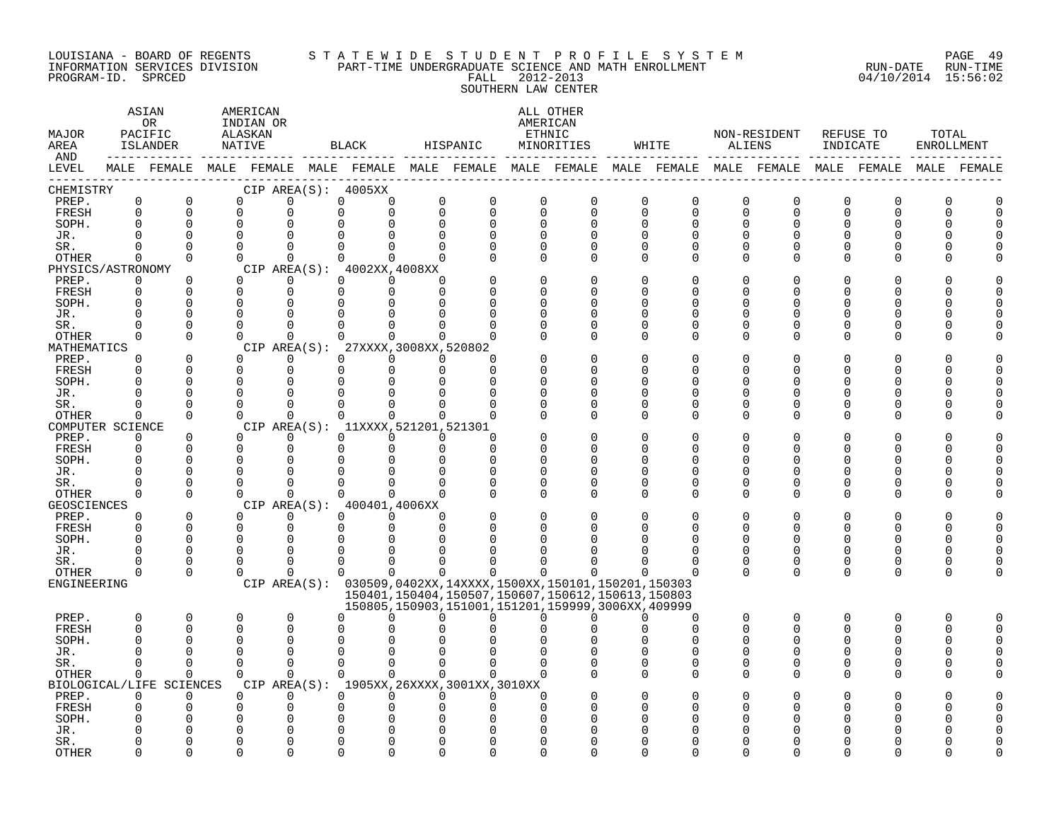LOUISIANA - BOARD OF REGENTS
INFORMATION SERVICES DIVISION
PROGRAM-ID. SPRCED

STATEWIDE STUDENT PROFILE SYSTEM
PART-TIME UNDERGRADUATE SCIENCE AND MATH ENROLLMENT
FALL 2012-2013
SOUTHERN LAW CENTER

RUN-DATE 04/10/2014 RUN-TIME 15:56:02

| MAJOR AREA AND LEVEL | ASIAN OR PACIFIC ISLANDER | | AMERICAN INDIAN OR ALASKAN NATIVE | | BLACK | | HISPANIC | | ALL OTHER AMERICAN ETHNIC MINORITIES | | WHITE | | NON-RESIDENT ALIENS | | REFUSE TO INDICATE | | TOTAL ENROLLMENT | |
|---|---|---|---|---|---|---|---|---|---|---|---|---|---|---|---|---|---|---|
| | MALE | FEMALE | MALE | FEMALE | MALE | FEMALE | MALE | FEMALE | MALE | FEMALE | MALE | FEMALE | MALE | FEMALE | MALE | FEMALE | MALE | FEMALE |
| CHEMISTRY — CIP AREA(S): 4005XX | | | | | | | | | | | | | | | | | | |
| PREP. | 0 | 0 | 0 | 0 | 0 | 0 | 0 | 0 | 0 | 0 | 0 | 0 | 0 | 0 | 0 | 0 | 0 | 0 |
| FRESH | 0 | 0 | 0 | 0 | 0 | 0 | 0 | 0 | 0 | 0 | 0 | 0 | 0 | 0 | 0 | 0 | 0 | 0 |
| SOPH. | 0 | 0 | 0 | 0 | 0 | 0 | 0 | 0 | 0 | 0 | 0 | 0 | 0 | 0 | 0 | 0 | 0 | 0 |
| JR. | 0 | 0 | 0 | 0 | 0 | 0 | 0 | 0 | 0 | 0 | 0 | 0 | 0 | 0 | 0 | 0 | 0 | 0 |
| SR. | 0 | 0 | 0 | 0 | 0 | 0 | 0 | 0 | 0 | 0 | 0 | 0 | 0 | 0 | 0 | 0 | 0 | 0 |
| OTHER | 0 | 0 | 0 | 0 | 0 | 0 | 0 | 0 | 0 | 0 | 0 | 0 | 0 | 0 | 0 | 0 | 0 | 0 |
| PHYSICS/ASTRONOMY — CIP AREA(S): 4002XX,4008XX | | | | | | | | | | | | | | | | | | |
| PREP. | 0 | 0 | 0 | 0 | 0 | 0 | 0 | 0 | 0 | 0 | 0 | 0 | 0 | 0 | 0 | 0 | 0 | 0 |
| FRESH | 0 | 0 | 0 | 0 | 0 | 0 | 0 | 0 | 0 | 0 | 0 | 0 | 0 | 0 | 0 | 0 | 0 | 0 |
| SOPH. | 0 | 0 | 0 | 0 | 0 | 0 | 0 | 0 | 0 | 0 | 0 | 0 | 0 | 0 | 0 | 0 | 0 | 0 |
| JR. | 0 | 0 | 0 | 0 | 0 | 0 | 0 | 0 | 0 | 0 | 0 | 0 | 0 | 0 | 0 | 0 | 0 | 0 |
| SR. | 0 | 0 | 0 | 0 | 0 | 0 | 0 | 0 | 0 | 0 | 0 | 0 | 0 | 0 | 0 | 0 | 0 | 0 |
| OTHER | 0 | 0 | 0 | 0 | 0 | 0 | 0 | 0 | 0 | 0 | 0 | 0 | 0 | 0 | 0 | 0 | 0 | 0 |
| MATHEMATICS — CIP AREA(S): 27XXXX,3008XX,520802 | | | | | | | | | | | | | | | | | | |
| PREP. | 0 | 0 | 0 | 0 | 0 | 0 | 0 | 0 | 0 | 0 | 0 | 0 | 0 | 0 | 0 | 0 | 0 | 0 |
| FRESH | 0 | 0 | 0 | 0 | 0 | 0 | 0 | 0 | 0 | 0 | 0 | 0 | 0 | 0 | 0 | 0 | 0 | 0 |
| SOPH. | 0 | 0 | 0 | 0 | 0 | 0 | 0 | 0 | 0 | 0 | 0 | 0 | 0 | 0 | 0 | 0 | 0 | 0 |
| JR. | 0 | 0 | 0 | 0 | 0 | 0 | 0 | 0 | 0 | 0 | 0 | 0 | 0 | 0 | 0 | 0 | 0 | 0 |
| SR. | 0 | 0 | 0 | 0 | 0 | 0 | 0 | 0 | 0 | 0 | 0 | 0 | 0 | 0 | 0 | 0 | 0 | 0 |
| OTHER | 0 | 0 | 0 | 0 | 0 | 0 | 0 | 0 | 0 | 0 | 0 | 0 | 0 | 0 | 0 | 0 | 0 | 0 |
| COMPUTER SCIENCE — CIP AREA(S): 11XXXX,521201,521301 | | | | | | | | | | | | | | | | | | |
| PREP. | 0 | 0 | 0 | 0 | 0 | 0 | 0 | 0 | 0 | 0 | 0 | 0 | 0 | 0 | 0 | 0 | 0 | 0 |
| FRESH | 0 | 0 | 0 | 0 | 0 | 0 | 0 | 0 | 0 | 0 | 0 | 0 | 0 | 0 | 0 | 0 | 0 | 0 |
| SOPH. | 0 | 0 | 0 | 0 | 0 | 0 | 0 | 0 | 0 | 0 | 0 | 0 | 0 | 0 | 0 | 0 | 0 | 0 |
| JR. | 0 | 0 | 0 | 0 | 0 | 0 | 0 | 0 | 0 | 0 | 0 | 0 | 0 | 0 | 0 | 0 | 0 | 0 |
| SR. | 0 | 0 | 0 | 0 | 0 | 0 | 0 | 0 | 0 | 0 | 0 | 0 | 0 | 0 | 0 | 0 | 0 | 0 |
| OTHER | 0 | 0 | 0 | 0 | 0 | 0 | 0 | 0 | 0 | 0 | 0 | 0 | 0 | 0 | 0 | 0 | 0 | 0 |
| GEOSCIENCES — CIP AREA(S): 400401,4006XX | | | | | | | | | | | | | | | | | | |
| PREP. | 0 | 0 | 0 | 0 | 0 | 0 | 0 | 0 | 0 | 0 | 0 | 0 | 0 | 0 | 0 | 0 | 0 | 0 |
| FRESH | 0 | 0 | 0 | 0 | 0 | 0 | 0 | 0 | 0 | 0 | 0 | 0 | 0 | 0 | 0 | 0 | 0 | 0 |
| SOPH. | 0 | 0 | 0 | 0 | 0 | 0 | 0 | 0 | 0 | 0 | 0 | 0 | 0 | 0 | 0 | 0 | 0 | 0 |
| JR. | 0 | 0 | 0 | 0 | 0 | 0 | 0 | 0 | 0 | 0 | 0 | 0 | 0 | 0 | 0 | 0 | 0 | 0 |
| SR. | 0 | 0 | 0 | 0 | 0 | 0 | 0 | 0 | 0 | 0 | 0 | 0 | 0 | 0 | 0 | 0 | 0 | 0 |
| OTHER | 0 | 0 | 0 | 0 | 0 | 0 | 0 | 0 | 0 | 0 | 0 | 0 | 0 | 0 | 0 | 0 | 0 | 0 |
| ENGINEERING — CIP AREA(S): 030509,0402XX,14XXXX,1500XX,150101,150201,150303 150401,150404,150507,150607,150612,150613,150803 150805,150903,151001,151201,159999,3006XX,409999 | | | | | | | | | | | | | | | | | | |
| PREP. | 0 | 0 | 0 | 0 | 0 | 0 | 0 | 0 | 0 | 0 | 0 | 0 | 0 | 0 | 0 | 0 | 0 | 0 |
| FRESH | 0 | 0 | 0 | 0 | 0 | 0 | 0 | 0 | 0 | 0 | 0 | 0 | 0 | 0 | 0 | 0 | 0 | 0 |
| SOPH. | 0 | 0 | 0 | 0 | 0 | 0 | 0 | 0 | 0 | 0 | 0 | 0 | 0 | 0 | 0 | 0 | 0 | 0 |
| JR. | 0 | 0 | 0 | 0 | 0 | 0 | 0 | 0 | 0 | 0 | 0 | 0 | 0 | 0 | 0 | 0 | 0 | 0 |
| SR. | 0 | 0 | 0 | 0 | 0 | 0 | 0 | 0 | 0 | 0 | 0 | 0 | 0 | 0 | 0 | 0 | 0 | 0 |
| OTHER | 0 | 0 | 0 | 0 | 0 | 0 | 0 | 0 | 0 | 0 | 0 | 0 | 0 | 0 | 0 | 0 | 0 | 0 |
| BIOLOGICAL/LIFE SCIENCES — CIP AREA(S): 1905XX,26XXXX,3001XX,3010XX | | | | | | | | | | | | | | | | | | |
| PREP. | 0 | 0 | 0 | 0 | 0 | 0 | 0 | 0 | 0 | 0 | 0 | 0 | 0 | 0 | 0 | 0 | 0 | 0 |
| FRESH | 0 | 0 | 0 | 0 | 0 | 0 | 0 | 0 | 0 | 0 | 0 | 0 | 0 | 0 | 0 | 0 | 0 | 0 |
| SOPH. | 0 | 0 | 0 | 0 | 0 | 0 | 0 | 0 | 0 | 0 | 0 | 0 | 0 | 0 | 0 | 0 | 0 | 0 |
| JR. | 0 | 0 | 0 | 0 | 0 | 0 | 0 | 0 | 0 | 0 | 0 | 0 | 0 | 0 | 0 | 0 | 0 | 0 |
| SR. | 0 | 0 | 0 | 0 | 0 | 0 | 0 | 0 | 0 | 0 | 0 | 0 | 0 | 0 | 0 | 0 | 0 | 0 |
| OTHER | 0 | 0 | 0 | 0 | 0 | 0 | 0 | 0 | 0 | 0 | 0 | 0 | 0 | 0 | 0 | 0 | 0 | 0 |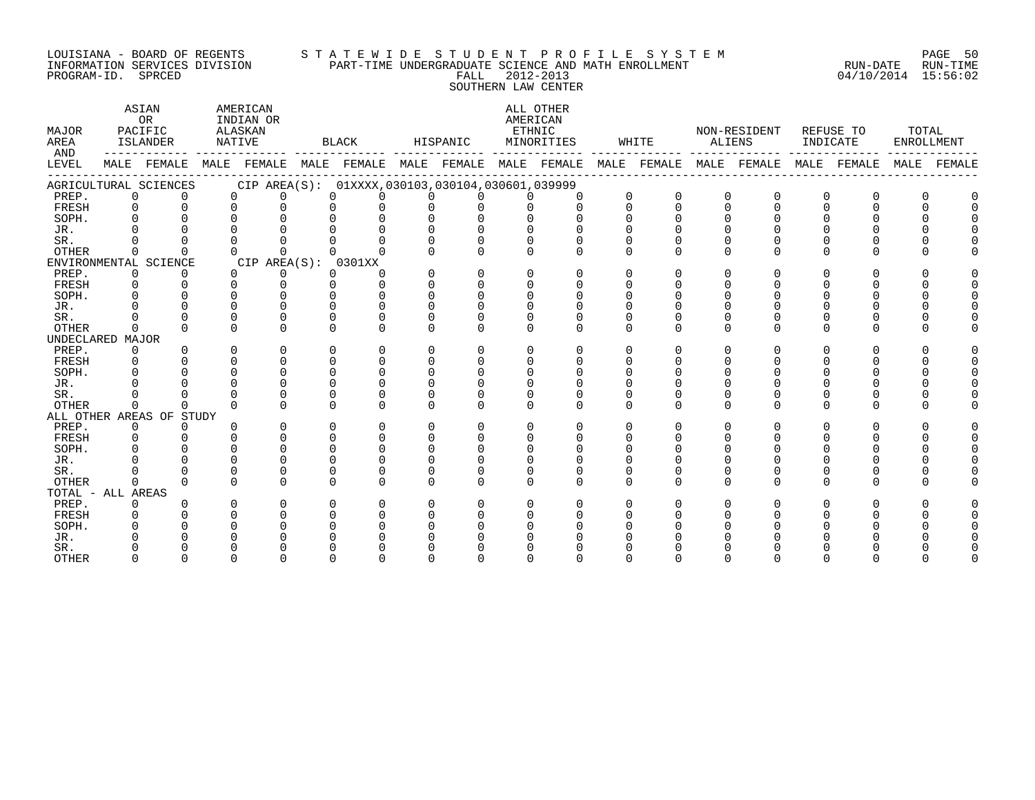LOUISIANA - BOARD OF REGENTS
INFORMATION SERVICES DIVISION
PROGRAM-ID. SPRCED

STATEWIDE STUDENT PROFILE SYSTEM
PART-TIME UNDERGRADUATE SCIENCE AND MATH ENROLLMENT
FALL 2012-2013
SOUTHERN LAW CENTER

RUN-DATE 04/10/2014 RUN-TIME 15:56:02

| MAJOR AREA AND LEVEL | ASIAN OR PACIFIC ISLANDER | | AMERICAN INDIAN OR ALASKAN NATIVE | | BLACK | | HISPANIC | | ALL OTHER AMERICAN ETHNIC MINORITIES | | WHITE | | NON-RESIDENT ALIENS | | REFUSE TO INDICATE | | TOTAL ENROLLMENT | |
|---|---|---|---|---|---|---|---|---|---|---|---|---|---|---|---|---|---|---|
| | MALE | FEMALE | MALE | FEMALE | MALE | FEMALE | MALE | FEMALE | MALE | FEMALE | MALE | FEMALE | MALE | FEMALE | MALE | FEMALE | MALE | FEMALE |
| AGRICULTURAL SCIENCES CIP AREA(S): 01XXXX,030103,030104,030601,039999 | | | | | | | | | | | | | | | | | | |
| PREP. | 0 | 0 | 0 | 0 | 0 | 0 | 0 | 0 | 0 | 0 | 0 | 0 | 0 | 0 | 0 | 0 | 0 | 0 |
| FRESH | 0 | 0 | 0 | 0 | 0 | 0 | 0 | 0 | 0 | 0 | 0 | 0 | 0 | 0 | 0 | 0 | 0 | 0 |
| SOPH. | 0 | 0 | 0 | 0 | 0 | 0 | 0 | 0 | 0 | 0 | 0 | 0 | 0 | 0 | 0 | 0 | 0 | 0 |
| JR. | 0 | 0 | 0 | 0 | 0 | 0 | 0 | 0 | 0 | 0 | 0 | 0 | 0 | 0 | 0 | 0 | 0 | 0 |
| SR. | 0 | 0 | 0 | 0 | 0 | 0 | 0 | 0 | 0 | 0 | 0 | 0 | 0 | 0 | 0 | 0 | 0 | 0 |
| OTHER | 0 | 0 | 0 | 0 | 0 | 0 | 0 | 0 | 0 | 0 | 0 | 0 | 0 | 0 | 0 | 0 | 0 | 0 |
| ENVIRONMENTAL SCIENCE CIP AREA(S): 0301XX | | | | | | | | | | | | | | | | | | |
| PREP. | 0 | 0 | 0 | 0 | 0 | 0 | 0 | 0 | 0 | 0 | 0 | 0 | 0 | 0 | 0 | 0 | 0 | 0 |
| FRESH | 0 | 0 | 0 | 0 | 0 | 0 | 0 | 0 | 0 | 0 | 0 | 0 | 0 | 0 | 0 | 0 | 0 | 0 |
| SOPH. | 0 | 0 | 0 | 0 | 0 | 0 | 0 | 0 | 0 | 0 | 0 | 0 | 0 | 0 | 0 | 0 | 0 | 0 |
| JR. | 0 | 0 | 0 | 0 | 0 | 0 | 0 | 0 | 0 | 0 | 0 | 0 | 0 | 0 | 0 | 0 | 0 | 0 |
| SR. | 0 | 0 | 0 | 0 | 0 | 0 | 0 | 0 | 0 | 0 | 0 | 0 | 0 | 0 | 0 | 0 | 0 | 0 |
| OTHER | 0 | 0 | 0 | 0 | 0 | 0 | 0 | 0 | 0 | 0 | 0 | 0 | 0 | 0 | 0 | 0 | 0 | 0 |
| UNDECLARED MAJOR | | | | | | | | | | | | | | | | | | |
| PREP. | 0 | 0 | 0 | 0 | 0 | 0 | 0 | 0 | 0 | 0 | 0 | 0 | 0 | 0 | 0 | 0 | 0 | 0 |
| FRESH | 0 | 0 | 0 | 0 | 0 | 0 | 0 | 0 | 0 | 0 | 0 | 0 | 0 | 0 | 0 | 0 | 0 | 0 |
| SOPH. | 0 | 0 | 0 | 0 | 0 | 0 | 0 | 0 | 0 | 0 | 0 | 0 | 0 | 0 | 0 | 0 | 0 | 0 |
| JR. | 0 | 0 | 0 | 0 | 0 | 0 | 0 | 0 | 0 | 0 | 0 | 0 | 0 | 0 | 0 | 0 | 0 | 0 |
| SR. | 0 | 0 | 0 | 0 | 0 | 0 | 0 | 0 | 0 | 0 | 0 | 0 | 0 | 0 | 0 | 0 | 0 | 0 |
| OTHER | 0 | 0 | 0 | 0 | 0 | 0 | 0 | 0 | 0 | 0 | 0 | 0 | 0 | 0 | 0 | 0 | 0 | 0 |
| ALL OTHER AREAS OF STUDY | | | | | | | | | | | | | | | | | | |
| PREP. | 0 | 0 | 0 | 0 | 0 | 0 | 0 | 0 | 0 | 0 | 0 | 0 | 0 | 0 | 0 | 0 | 0 | 0 |
| FRESH | 0 | 0 | 0 | 0 | 0 | 0 | 0 | 0 | 0 | 0 | 0 | 0 | 0 | 0 | 0 | 0 | 0 | 0 |
| SOPH. | 0 | 0 | 0 | 0 | 0 | 0 | 0 | 0 | 0 | 0 | 0 | 0 | 0 | 0 | 0 | 0 | 0 | 0 |
| JR. | 0 | 0 | 0 | 0 | 0 | 0 | 0 | 0 | 0 | 0 | 0 | 0 | 0 | 0 | 0 | 0 | 0 | 0 |
| SR. | 0 | 0 | 0 | 0 | 0 | 0 | 0 | 0 | 0 | 0 | 0 | 0 | 0 | 0 | 0 | 0 | 0 | 0 |
| OTHER | 0 | 0 | 0 | 0 | 0 | 0 | 0 | 0 | 0 | 0 | 0 | 0 | 0 | 0 | 0 | 0 | 0 | 0 |
| TOTAL - ALL AREAS | | | | | | | | | | | | | | | | | | |
| PREP. | 0 | 0 | 0 | 0 | 0 | 0 | 0 | 0 | 0 | 0 | 0 | 0 | 0 | 0 | 0 | 0 | 0 | 0 |
| FRESH | 0 | 0 | 0 | 0 | 0 | 0 | 0 | 0 | 0 | 0 | 0 | 0 | 0 | 0 | 0 | 0 | 0 | 0 |
| SOPH. | 0 | 0 | 0 | 0 | 0 | 0 | 0 | 0 | 0 | 0 | 0 | 0 | 0 | 0 | 0 | 0 | 0 | 0 |
| JR. | 0 | 0 | 0 | 0 | 0 | 0 | 0 | 0 | 0 | 0 | 0 | 0 | 0 | 0 | 0 | 0 | 0 | 0 |
| SR. | 0 | 0 | 0 | 0 | 0 | 0 | 0 | 0 | 0 | 0 | 0 | 0 | 0 | 0 | 0 | 0 | 0 | 0 |
| OTHER | 0 | 0 | 0 | 0 | 0 | 0 | 0 | 0 | 0 | 0 | 0 | 0 | 0 | 0 | 0 | 0 | 0 | 0 |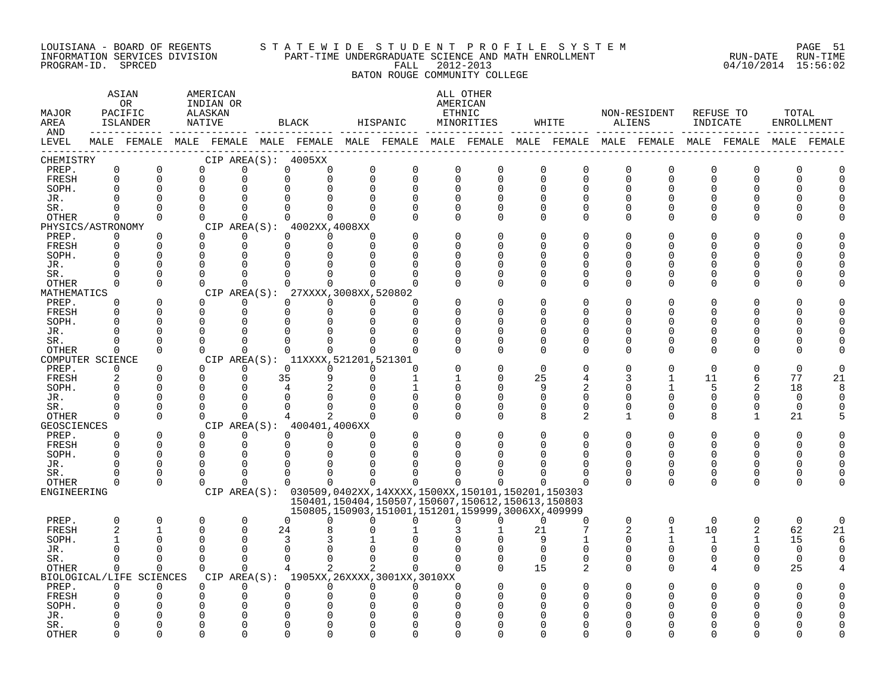LOUISIANA - BOARD OF REGENTS — STATEWIDE STUDENT PROFILE SYSTEM
INFORMATION SERVICES DIVISION — PART-TIME UNDERGRADUATE SCIENCE AND MATH ENROLLMENT — RUN-DATE 04/10/2014 RUN-TIME 15:56:02
PROGRAM-ID. SPRCED — FALL 2012-2013
BATON ROUGE COMMUNITY COLLEGE

| MAJOR AREA AND LEVEL | ASIAN OR PACIFIC ISLANDER MALE | ASIAN OR PACIFIC ISLANDER FEMALE | AMERICAN INDIAN OR ALASKAN NATIVE MALE | AMERICAN INDIAN OR ALASKAN NATIVE FEMALE | BLACK MALE | BLACK FEMALE | HISPANIC MALE | HISPANIC FEMALE | ALL OTHER AMERICAN ETHNIC MINORITIES MALE | ALL OTHER AMERICAN ETHNIC MINORITIES FEMALE | WHITE MALE | WHITE FEMALE | NON-RESIDENT ALIENS MALE | NON-RESIDENT ALIENS FEMALE | REFUSE TO INDICATE MALE | REFUSE TO INDICATE FEMALE | TOTAL ENROLLMENT MALE | TOTAL ENROLLMENT FEMALE |
|---|---|---|---|---|---|---|---|---|---|---|---|---|---|---|---|---|---|---|
| CHEMISTRY — CIP AREA(S): 4005XX | | | | | | | | | | | | | | | | | | |
| PREP. | 0 | 0 | 0 | 0 | 0 | 0 | 0 | 0 | 0 | 0 | 0 | 0 | 0 | 0 | 0 | 0 | 0 | 0 |
| FRESH | 0 | 0 | 0 | 0 | 0 | 0 | 0 | 0 | 0 | 0 | 0 | 0 | 0 | 0 | 0 | 0 | 0 | 0 |
| SOPH. | 0 | 0 | 0 | 0 | 0 | 0 | 0 | 0 | 0 | 0 | 0 | 0 | 0 | 0 | 0 | 0 | 0 | 0 |
| JR. | 0 | 0 | 0 | 0 | 0 | 0 | 0 | 0 | 0 | 0 | 0 | 0 | 0 | 0 | 0 | 0 | 0 | 0 |
| SR. | 0 | 0 | 0 | 0 | 0 | 0 | 0 | 0 | 0 | 0 | 0 | 0 | 0 | 0 | 0 | 0 | 0 | 0 |
| OTHER | 0 | 0 | 0 | 0 | 0 | 0 | 0 | 0 | 0 | 0 | 0 | 0 | 0 | 0 | 0 | 0 | 0 | 0 |
| PHYSICS/ASTRONOMY — CIP AREA(S): 4002XX,4008XX | | | | | | | | | | | | | | | | | | |
| PREP. | 0 | 0 | 0 | 0 | 0 | 0 | 0 | 0 | 0 | 0 | 0 | 0 | 0 | 0 | 0 | 0 | 0 | 0 |
| FRESH | 0 | 0 | 0 | 0 | 0 | 0 | 0 | 0 | 0 | 0 | 0 | 0 | 0 | 0 | 0 | 0 | 0 | 0 |
| SOPH. | 0 | 0 | 0 | 0 | 0 | 0 | 0 | 0 | 0 | 0 | 0 | 0 | 0 | 0 | 0 | 0 | 0 | 0 |
| JR. | 0 | 0 | 0 | 0 | 0 | 0 | 0 | 0 | 0 | 0 | 0 | 0 | 0 | 0 | 0 | 0 | 0 | 0 |
| SR. | 0 | 0 | 0 | 0 | 0 | 0 | 0 | 0 | 0 | 0 | 0 | 0 | 0 | 0 | 0 | 0 | 0 | 0 |
| OTHER | 0 | 0 | 0 | 0 | 0 | 0 | 0 | 0 | 0 | 0 | 0 | 0 | 0 | 0 | 0 | 0 | 0 | 0 |
| MATHEMATICS — CIP AREA(S): 27XXXX,3008XX,520802 | | | | | | | | | | | | | | | | | | |
| PREP. | 0 | 0 | 0 | 0 | 0 | 0 | 0 | 0 | 0 | 0 | 0 | 0 | 0 | 0 | 0 | 0 | 0 | 0 |
| FRESH | 0 | 0 | 0 | 0 | 0 | 0 | 0 | 0 | 0 | 0 | 0 | 0 | 0 | 0 | 0 | 0 | 0 | 0 |
| SOPH. | 0 | 0 | 0 | 0 | 0 | 0 | 0 | 0 | 0 | 0 | 0 | 0 | 0 | 0 | 0 | 0 | 0 | 0 |
| JR. | 0 | 0 | 0 | 0 | 0 | 0 | 0 | 0 | 0 | 0 | 0 | 0 | 0 | 0 | 0 | 0 | 0 | 0 |
| SR. | 0 | 0 | 0 | 0 | 0 | 0 | 0 | 0 | 0 | 0 | 0 | 0 | 0 | 0 | 0 | 0 | 0 | 0 |
| OTHER | 0 | 0 | 0 | 0 | 0 | 0 | 0 | 0 | 0 | 0 | 0 | 0 | 0 | 0 | 0 | 0 | 0 | 0 |
| COMPUTER SCIENCE — CIP AREA(S): 11XXXX,521201,521301 | | | | | | | | | | | | | | | | | | |
| PREP. | 0 | 0 | 0 | 0 | 0 | 0 | 0 | 0 | 0 | 0 | 0 | 0 | 0 | 0 | 0 | 0 | 0 | 0 |
| FRESH | 2 | 0 | 0 | 0 | 35 | 9 | 0 | 1 | 1 | 0 | 25 | 4 | 3 | 1 | 11 | 6 | 77 | 21 |
| SOPH. | 0 | 0 | 0 | 0 | 4 | 2 | 0 | 1 | 0 | 0 | 9 | 2 | 0 | 1 | 5 | 2 | 18 | 8 |
| JR. | 0 | 0 | 0 | 0 | 0 | 0 | 0 | 0 | 0 | 0 | 0 | 0 | 0 | 0 | 0 | 0 | 0 | 0 |
| SR. | 0 | 0 | 0 | 0 | 0 | 0 | 0 | 0 | 0 | 0 | 0 | 0 | 0 | 0 | 0 | 0 | 0 | 0 |
| OTHER | 0 | 0 | 0 | 0 | 4 | 2 | 0 | 0 | 0 | 0 | 8 | 2 | 1 | 0 | 8 | 1 | 21 | 5 |
| GEOSCIENCES — CIP AREA(S): 400401,4006XX | | | | | | | | | | | | | | | | | | |
| PREP. | 0 | 0 | 0 | 0 | 0 | 0 | 0 | 0 | 0 | 0 | 0 | 0 | 0 | 0 | 0 | 0 | 0 | 0 |
| FRESH | 0 | 0 | 0 | 0 | 0 | 0 | 0 | 0 | 0 | 0 | 0 | 0 | 0 | 0 | 0 | 0 | 0 | 0 |
| SOPH. | 0 | 0 | 0 | 0 | 0 | 0 | 0 | 0 | 0 | 0 | 0 | 0 | 0 | 0 | 0 | 0 | 0 | 0 |
| JR. | 0 | 0 | 0 | 0 | 0 | 0 | 0 | 0 | 0 | 0 | 0 | 0 | 0 | 0 | 0 | 0 | 0 | 0 |
| SR. | 0 | 0 | 0 | 0 | 0 | 0 | 0 | 0 | 0 | 0 | 0 | 0 | 0 | 0 | 0 | 0 | 0 | 0 |
| OTHER | 0 | 0 | 0 | 0 | 0 | 0 | 0 | 0 | 0 | 0 | 0 | 0 | 0 | 0 | 0 | 0 | 0 | 0 |
| ENGINEERING — CIP AREA(S): 030509,0402XX,14XXXX,1500XX,150101,150201,150303,150401,150404,150507,150607,150612,150613,150803,150805,150903,151001,151201,159999,3006XX,409999 | | | | | | | | | | | | | | | | | | |
| PREP. | 0 | 0 | 0 | 0 | 0 | 0 | 0 | 0 | 0 | 0 | 0 | 0 | 0 | 0 | 0 | 0 | 0 | 0 |
| FRESH | 2 | 1 | 0 | 0 | 24 | 8 | 0 | 1 | 3 | 1 | 21 | 7 | 2 | 1 | 10 | 2 | 62 | 21 |
| SOPH. | 1 | 0 | 0 | 0 | 3 | 3 | 1 | 0 | 0 | 0 | 9 | 1 | 0 | 1 | 1 | 1 | 15 | 6 |
| JR. | 0 | 0 | 0 | 0 | 0 | 0 | 0 | 0 | 0 | 0 | 0 | 0 | 0 | 0 | 0 | 0 | 0 | 0 |
| SR. | 0 | 0 | 0 | 0 | 0 | 0 | 0 | 0 | 0 | 0 | 0 | 0 | 0 | 0 | 0 | 0 | 0 | 0 |
| OTHER | 0 | 0 | 0 | 0 | 4 | 2 | 2 | 0 | 0 | 0 | 15 | 2 | 0 | 0 | 4 | 0 | 25 | 4 |
| BIOLOGICAL/LIFE SCIENCES — CIP AREA(S): 1905XX,26XXXX,3001XX,3010XX | | | | | | | | | | | | | | | | | | |
| PREP. | 0 | 0 | 0 | 0 | 0 | 0 | 0 | 0 | 0 | 0 | 0 | 0 | 0 | 0 | 0 | 0 | 0 | 0 |
| FRESH | 0 | 0 | 0 | 0 | 0 | 0 | 0 | 0 | 0 | 0 | 0 | 0 | 0 | 0 | 0 | 0 | 0 | 0 |
| SOPH. | 0 | 0 | 0 | 0 | 0 | 0 | 0 | 0 | 0 | 0 | 0 | 0 | 0 | 0 | 0 | 0 | 0 | 0 |
| JR. | 0 | 0 | 0 | 0 | 0 | 0 | 0 | 0 | 0 | 0 | 0 | 0 | 0 | 0 | 0 | 0 | 0 | 0 |
| SR. | 0 | 0 | 0 | 0 | 0 | 0 | 0 | 0 | 0 | 0 | 0 | 0 | 0 | 0 | 0 | 0 | 0 | 0 |
| OTHER | 0 | 0 | 0 | 0 | 0 | 0 | 0 | 0 | 0 | 0 | 0 | 0 | 0 | 0 | 0 | 0 | 0 | 0 |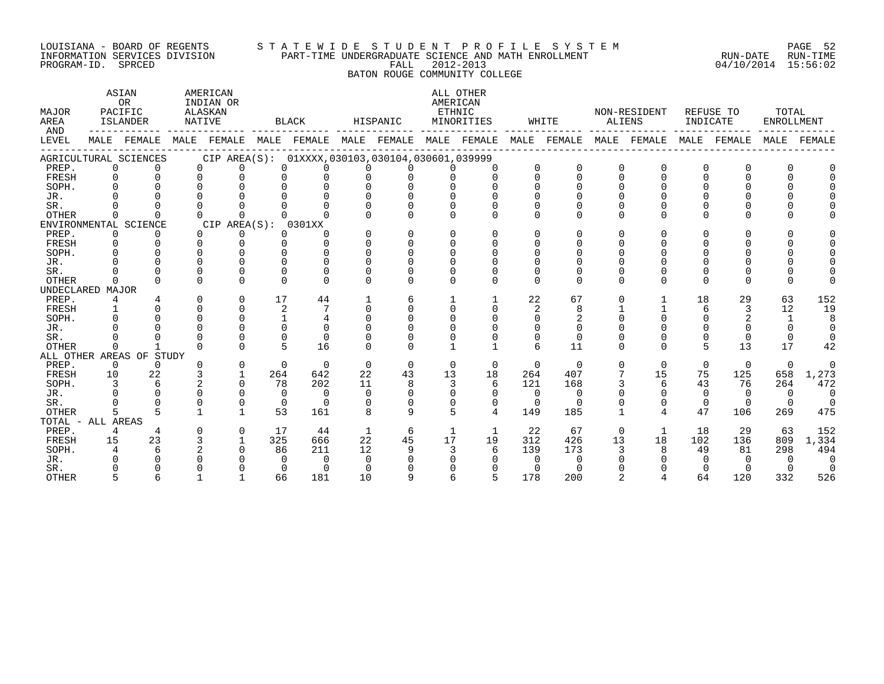LOUISIANA - BOARD OF REGENTS
INFORMATION SERVICES DIVISION
PROGRAM-ID. SPRCED

S T A T E W I D E S T U D E N T P R O F I L E S Y S T E M
PART-TIME UNDERGRADUATE SCIENCE AND MATH ENROLLMENT
FALL 2012-2013
BATON ROUGE COMMUNITY COLLEGE

RUN-DATE RUN-TIME
04/10/2014 15:56:02

| MAJOR AREA AND LEVEL | ASIAN OR PACIFIC ISLANDER | | AMERICAN INDIAN OR ALASKAN NATIVE | | BLACK | | HISPANIC | | ALL OTHER AMERICAN ETHNIC MINORITIES | | WHITE | | NON-RESIDENT ALIENS | | REFUSE TO INDICATE | | TOTAL ENROLLMENT | |
|---|---|---|---|---|---|---|---|---|---|---|---|---|---|---|---|---|---|---|
| | MALE | FEMALE | MALE | FEMALE | MALE | FEMALE | MALE | FEMALE | MALE | FEMALE | MALE | FEMALE | MALE | FEMALE | MALE | FEMALE | MALE | FEMALE |
| AGRICULTURAL SCIENCES CIP AREA(S): 01XXXX,030103,030104,030601,039999 | | | | | | | | | | | | | | | | | | |
| PREP. | 0 | 0 | 0 | 0 | 0 | 0 | 0 | 0 | 0 | 0 | 0 | 0 | 0 | 0 | 0 | 0 | 0 | 0 |
| FRESH | 0 | 0 | 0 | 0 | 0 | 0 | 0 | 0 | 0 | 0 | 0 | 0 | 0 | 0 | 0 | 0 | 0 | 0 |
| SOPH. | 0 | 0 | 0 | 0 | 0 | 0 | 0 | 0 | 0 | 0 | 0 | 0 | 0 | 0 | 0 | 0 | 0 | 0 |
| JR. | 0 | 0 | 0 | 0 | 0 | 0 | 0 | 0 | 0 | 0 | 0 | 0 | 0 | 0 | 0 | 0 | 0 | 0 |
| SR. | 0 | 0 | 0 | 0 | 0 | 0 | 0 | 0 | 0 | 0 | 0 | 0 | 0 | 0 | 0 | 0 | 0 | 0 |
| OTHER | 0 | 0 | 0 | 0 | 0 | 0 | 0 | 0 | 0 | 0 | 0 | 0 | 0 | 0 | 0 | 0 | 0 | 0 |
| ENVIRONMENTAL SCIENCE CIP AREA(S): 0301XX | | | | | | | | | | | | | | | | | | |
| PREP. | 0 | 0 | 0 | 0 | 0 | 0 | 0 | 0 | 0 | 0 | 0 | 0 | 0 | 0 | 0 | 0 | 0 | 0 |
| FRESH | 0 | 0 | 0 | 0 | 0 | 0 | 0 | 0 | 0 | 0 | 0 | 0 | 0 | 0 | 0 | 0 | 0 | 0 |
| SOPH. | 0 | 0 | 0 | 0 | 0 | 0 | 0 | 0 | 0 | 0 | 0 | 0 | 0 | 0 | 0 | 0 | 0 | 0 |
| JR. | 0 | 0 | 0 | 0 | 0 | 0 | 0 | 0 | 0 | 0 | 0 | 0 | 0 | 0 | 0 | 0 | 0 | 0 |
| SR. | 0 | 0 | 0 | 0 | 0 | 0 | 0 | 0 | 0 | 0 | 0 | 0 | 0 | 0 | 0 | 0 | 0 | 0 |
| OTHER | 0 | 0 | 0 | 0 | 0 | 0 | 0 | 0 | 0 | 0 | 0 | 0 | 0 | 0 | 0 | 0 | 0 | 0 |
| UNDECLARED MAJOR | | | | | | | | | | | | | | | | | | |
| PREP. | 4 | 4 | 0 | 0 | 17 | 44 | 1 | 6 | 1 | 1 | 22 | 67 | 0 | 1 | 18 | 29 | 63 | 152 |
| FRESH | 1 | 0 | 0 | 0 | 2 | 7 | 0 | 0 | 0 | 0 | 2 | 8 | 1 | 1 | 6 | 3 | 12 | 19 |
| SOPH. | 0 | 0 | 0 | 0 | 1 | 4 | 0 | 0 | 0 | 0 | 0 | 2 | 0 | 0 | 0 | 2 | 1 | 8 |
| JR. | 0 | 0 | 0 | 0 | 0 | 0 | 0 | 0 | 0 | 0 | 0 | 0 | 0 | 0 | 0 | 0 | 0 | 0 |
| SR. | 0 | 0 | 0 | 0 | 0 | 0 | 0 | 0 | 0 | 0 | 0 | 0 | 0 | 0 | 0 | 0 | 0 | 0 |
| OTHER | 0 | 1 | 0 | 0 | 5 | 16 | 0 | 0 | 1 | 1 | 6 | 11 | 0 | 0 | 5 | 13 | 17 | 42 |
| ALL OTHER AREAS OF STUDY | | | | | | | | | | | | | | | | | | |
| PREP. | 0 | 0 | 0 | 0 | 0 | 0 | 0 | 0 | 0 | 0 | 0 | 0 | 0 | 0 | 0 | 0 | 0 | 0 |
| FRESH | 10 | 22 | 3 | 1 | 264 | 642 | 22 | 43 | 13 | 18 | 264 | 407 | 7 | 15 | 75 | 125 | 658 | 1,273 |
| SOPH. | 3 | 6 | 2 | 0 | 78 | 202 | 11 | 8 | 3 | 6 | 121 | 168 | 3 | 6 | 43 | 76 | 264 | 472 |
| JR. | 0 | 0 | 0 | 0 | 0 | 0 | 0 | 0 | 0 | 0 | 0 | 0 | 0 | 0 | 0 | 0 | 0 | 0 |
| SR. | 0 | 0 | 0 | 0 | 0 | 0 | 0 | 0 | 0 | 0 | 0 | 0 | 0 | 0 | 0 | 0 | 0 | 0 |
| OTHER | 5 | 5 | 1 | 1 | 53 | 161 | 8 | 9 | 5 | 4 | 149 | 185 | 1 | 4 | 47 | 106 | 269 | 475 |
| TOTAL - ALL AREAS | | | | | | | | | | | | | | | | | | |
| PREP. | 4 | 4 | 0 | 0 | 17 | 44 | 1 | 6 | 1 | 1 | 22 | 67 | 0 | 1 | 18 | 29 | 63 | 152 |
| FRESH | 15 | 23 | 3 | 1 | 325 | 666 | 22 | 45 | 17 | 19 | 312 | 426 | 13 | 18 | 102 | 136 | 809 | 1,334 |
| SOPH. | 4 | 6 | 2 | 0 | 86 | 211 | 12 | 9 | 3 | 6 | 139 | 173 | 3 | 8 | 49 | 81 | 298 | 494 |
| JR. | 0 | 0 | 0 | 0 | 0 | 0 | 0 | 0 | 0 | 0 | 0 | 0 | 0 | 0 | 0 | 0 | 0 | 0 |
| SR. | 0 | 0 | 0 | 0 | 0 | 0 | 0 | 0 | 0 | 0 | 0 | 0 | 0 | 0 | 0 | 0 | 0 | 0 |
| OTHER | 5 | 6 | 1 | 1 | 66 | 181 | 10 | 9 | 6 | 5 | 178 | 200 | 2 | 4 | 64 | 120 | 332 | 526 |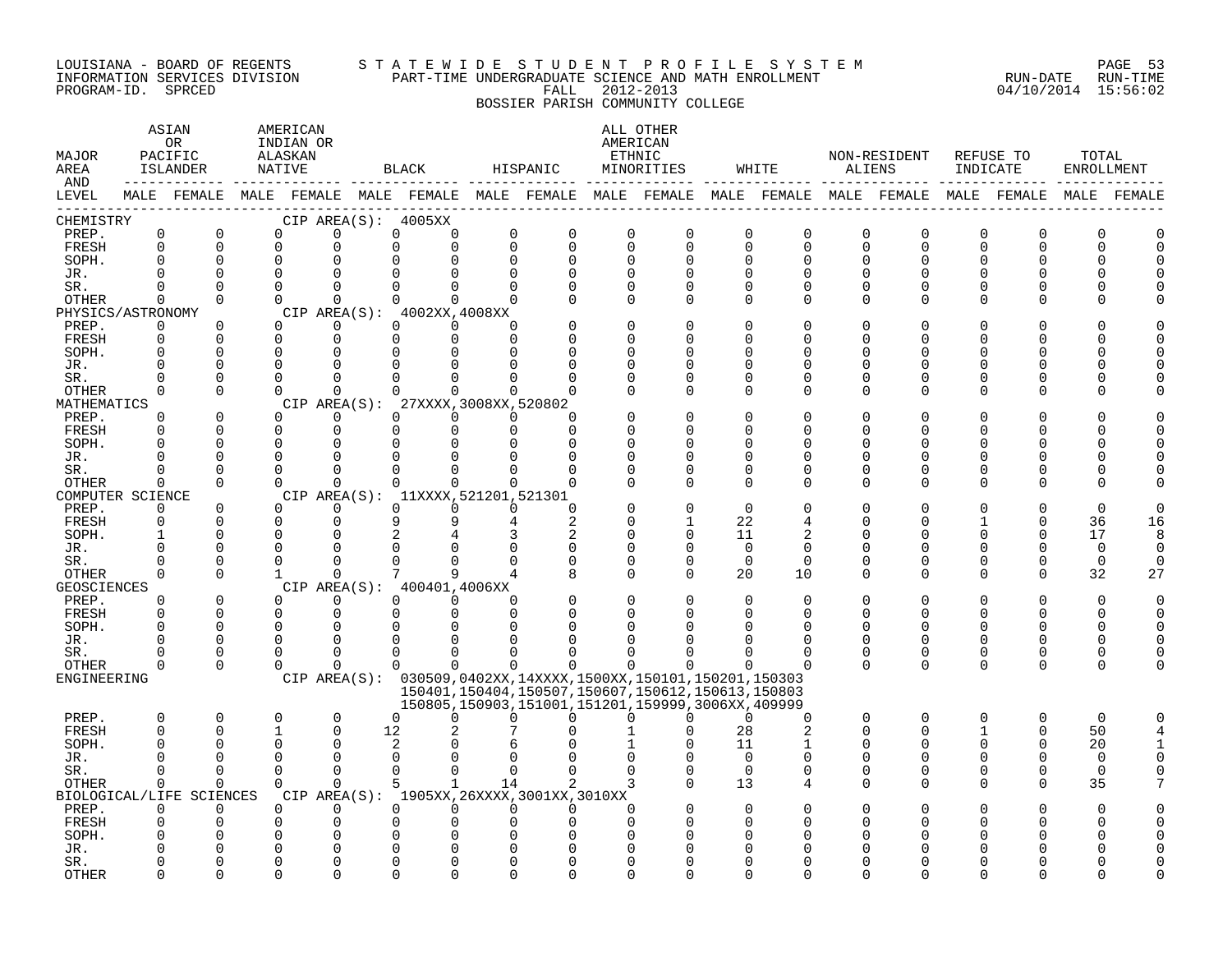LOUISIANA - BOARD OF REGENTS
INFORMATION SERVICES DIVISION
PROGRAM-ID. SPRCED

STATEWIDE STUDENT PROFILE SYSTEM
PART-TIME UNDERGRADUATE SCIENCE AND MATH ENROLLMENT
FALL 2012-2013
BOSSIER PARISH COMMUNITY COLLEGE

RUN-DATE 04/10/2014 RUN-TIME 15:56:02

| MAJOR AREA AND LEVEL | ASIAN OR PACIFIC ISLANDER | | AMERICAN INDIAN OR ALASKAN NATIVE | | BLACK | | HISPANIC | | ALL OTHER AMERICAN ETHNIC MINORITIES | | WHITE | | NON-RESIDENT ALIENS | | REFUSE TO INDICATE | | TOTAL ENROLLMENT | |
|---|---|---|---|---|---|---|---|---|---|---|---|---|---|---|---|---|---|---|
| | MALE | FEMALE | MALE | FEMALE | MALE | FEMALE | MALE | FEMALE | MALE | FEMALE | MALE | FEMALE | MALE | FEMALE | MALE | FEMALE | MALE | FEMALE |
| **CHEMISTRY** CIP AREA(S): 4005XX | | | | | | | | | | | | | | | | | | |
| PREP. | 0 | 0 | 0 | 0 | 0 | 0 | 0 | 0 | 0 | 0 | 0 | 0 | 0 | 0 | 0 | 0 | 0 | 0 |
| FRESH | 0 | 0 | 0 | 0 | 0 | 0 | 0 | 0 | 0 | 0 | 0 | 0 | 0 | 0 | 0 | 0 | 0 | 0 |
| SOPH. | 0 | 0 | 0 | 0 | 0 | 0 | 0 | 0 | 0 | 0 | 0 | 0 | 0 | 0 | 0 | 0 | 0 | 0 |
| JR. | 0 | 0 | 0 | 0 | 0 | 0 | 0 | 0 | 0 | 0 | 0 | 0 | 0 | 0 | 0 | 0 | 0 | 0 |
| SR. | 0 | 0 | 0 | 0 | 0 | 0 | 0 | 0 | 0 | 0 | 0 | 0 | 0 | 0 | 0 | 0 | 0 | 0 |
| OTHER | 0 | 0 | 0 | 0 | 0 | 0 | 0 | 0 | 0 | 0 | 0 | 0 | 0 | 0 | 0 | 0 | 0 | 0 |
| **PHYSICS/ASTRONOMY** CIP AREA(S): 4002XX,4008XX | | | | | | | | | | | | | | | | | | |
| PREP. | 0 | 0 | 0 | 0 | 0 | 0 | 0 | 0 | 0 | 0 | 0 | 0 | 0 | 0 | 0 | 0 | 0 | 0 |
| FRESH | 0 | 0 | 0 | 0 | 0 | 0 | 0 | 0 | 0 | 0 | 0 | 0 | 0 | 0 | 0 | 0 | 0 | 0 |
| SOPH. | 0 | 0 | 0 | 0 | 0 | 0 | 0 | 0 | 0 | 0 | 0 | 0 | 0 | 0 | 0 | 0 | 0 | 0 |
| JR. | 0 | 0 | 0 | 0 | 0 | 0 | 0 | 0 | 0 | 0 | 0 | 0 | 0 | 0 | 0 | 0 | 0 | 0 |
| SR. | 0 | 0 | 0 | 0 | 0 | 0 | 0 | 0 | 0 | 0 | 0 | 0 | 0 | 0 | 0 | 0 | 0 | 0 |
| OTHER | 0 | 0 | 0 | 0 | 0 | 0 | 0 | 0 | 0 | 0 | 0 | 0 | 0 | 0 | 0 | 0 | 0 | 0 |
| **MATHEMATICS** CIP AREA(S): 27XXXX,3008XX,520802 | | | | | | | | | | | | | | | | | | |
| PREP. | 0 | 0 | 0 | 0 | 0 | 0 | 0 | 0 | 0 | 0 | 0 | 0 | 0 | 0 | 0 | 0 | 0 | 0 |
| FRESH | 0 | 0 | 0 | 0 | 0 | 0 | 0 | 0 | 0 | 0 | 0 | 0 | 0 | 0 | 0 | 0 | 0 | 0 |
| SOPH. | 0 | 0 | 0 | 0 | 0 | 0 | 0 | 0 | 0 | 0 | 0 | 0 | 0 | 0 | 0 | 0 | 0 | 0 |
| JR. | 0 | 0 | 0 | 0 | 0 | 0 | 0 | 0 | 0 | 0 | 0 | 0 | 0 | 0 | 0 | 0 | 0 | 0 |
| SR. | 0 | 0 | 0 | 0 | 0 | 0 | 0 | 0 | 0 | 0 | 0 | 0 | 0 | 0 | 0 | 0 | 0 | 0 |
| OTHER | 0 | 0 | 0 | 0 | 0 | 0 | 0 | 0 | 0 | 0 | 0 | 0 | 0 | 0 | 0 | 0 | 0 | 0 |
| **COMPUTER SCIENCE** CIP AREA(S): 11XXXX,521201,521301 | | | | | | | | | | | | | | | | | | |
| PREP. | 0 | 0 | 0 | 0 | 0 | 0 | 0 | 0 | 0 | 0 | 0 | 0 | 0 | 0 | 0 | 0 | 0 | 0 |
| FRESH | 0 | 0 | 0 | 0 | 9 | 9 | 4 | 2 | 0 | 1 | 22 | 4 | 0 | 0 | 1 | 0 | 36 | 16 |
| SOPH. | 1 | 0 | 0 | 0 | 2 | 4 | 3 | 2 | 0 | 0 | 11 | 2 | 0 | 0 | 0 | 0 | 17 | 8 |
| JR. | 0 | 0 | 0 | 0 | 0 | 0 | 0 | 0 | 0 | 0 | 0 | 0 | 0 | 0 | 0 | 0 | 0 | 0 |
| SR. | 0 | 0 | 0 | 0 | 0 | 0 | 0 | 0 | 0 | 0 | 0 | 0 | 0 | 0 | 0 | 0 | 0 | 0 |
| OTHER | 0 | 0 | 1 | 0 | 7 | 9 | 4 | 8 | 0 | 0 | 20 | 10 | 0 | 0 | 0 | 0 | 32 | 27 |
| **GEOSCIENCES** CIP AREA(S): 400401,4006XX | | | | | | | | | | | | | | | | | | |
| PREP. | 0 | 0 | 0 | 0 | 0 | 0 | 0 | 0 | 0 | 0 | 0 | 0 | 0 | 0 | 0 | 0 | 0 | 0 |
| FRESH | 0 | 0 | 0 | 0 | 0 | 0 | 0 | 0 | 0 | 0 | 0 | 0 | 0 | 0 | 0 | 0 | 0 | 0 |
| SOPH. | 0 | 0 | 0 | 0 | 0 | 0 | 0 | 0 | 0 | 0 | 0 | 0 | 0 | 0 | 0 | 0 | 0 | 0 |
| JR. | 0 | 0 | 0 | 0 | 0 | 0 | 0 | 0 | 0 | 0 | 0 | 0 | 0 | 0 | 0 | 0 | 0 | 0 |
| SR. | 0 | 0 | 0 | 0 | 0 | 0 | 0 | 0 | 0 | 0 | 0 | 0 | 0 | 0 | 0 | 0 | 0 | 0 |
| OTHER | 0 | 0 | 0 | 0 | 0 | 0 | 0 | 0 | 0 | 0 | 0 | 0 | 0 | 0 | 0 | 0 | 0 | 0 |
| **ENGINEERING** CIP AREA(S): 030509,0402XX,14XXXX,1500XX,150101,150201,150303 150401,150404,150507,150607,150612,150613,150803 150805,150903,151001,151201,159999,3006XX,409999 | | | | | | | | | | | | | | | | | | |
| PREP. | 0 | 0 | 0 | 0 | 0 | 0 | 0 | 0 | 0 | 0 | 0 | 0 | 0 | 0 | 0 | 0 | 0 | 0 |
| FRESH | 0 | 0 | 1 | 0 | 12 | 2 | 7 | 0 | 1 | 0 | 28 | 2 | 0 | 0 | 1 | 0 | 50 | 4 |
| SOPH. | 0 | 0 | 0 | 0 | 2 | 0 | 6 | 0 | 1 | 0 | 11 | 1 | 0 | 0 | 0 | 0 | 20 | 1 |
| JR. | 0 | 0 | 0 | 0 | 0 | 0 | 0 | 0 | 0 | 0 | 0 | 0 | 0 | 0 | 0 | 0 | 0 | 0 |
| SR. | 0 | 0 | 0 | 0 | 0 | 0 | 0 | 0 | 0 | 0 | 0 | 0 | 0 | 0 | 0 | 0 | 0 | 0 |
| OTHER | 0 | 0 | 0 | 0 | 5 | 1 | 14 | 2 | 3 | 0 | 13 | 4 | 0 | 0 | 0 | 0 | 35 | 7 |
| **BIOLOGICAL/LIFE SCIENCES** CIP AREA(S): 1905XX,26XXXX,3001XX,3010XX | | | | | | | | | | | | | | | | | | |
| PREP. | 0 | 0 | 0 | 0 | 0 | 0 | 0 | 0 | 0 | 0 | 0 | 0 | 0 | 0 | 0 | 0 | 0 | 0 |
| FRESH | 0 | 0 | 0 | 0 | 0 | 0 | 0 | 0 | 0 | 0 | 0 | 0 | 0 | 0 | 0 | 0 | 0 | 0 |
| SOPH. | 0 | 0 | 0 | 0 | 0 | 0 | 0 | 0 | 0 | 0 | 0 | 0 | 0 | 0 | 0 | 0 | 0 | 0 |
| JR. | 0 | 0 | 0 | 0 | 0 | 0 | 0 | 0 | 0 | 0 | 0 | 0 | 0 | 0 | 0 | 0 | 0 | 0 |
| SR. | 0 | 0 | 0 | 0 | 0 | 0 | 0 | 0 | 0 | 0 | 0 | 0 | 0 | 0 | 0 | 0 | 0 | 0 |
| OTHER | 0 | 0 | 0 | 0 | 0 | 0 | 0 | 0 | 0 | 0 | 0 | 0 | 0 | 0 | 0 | 0 | 0 | 0 |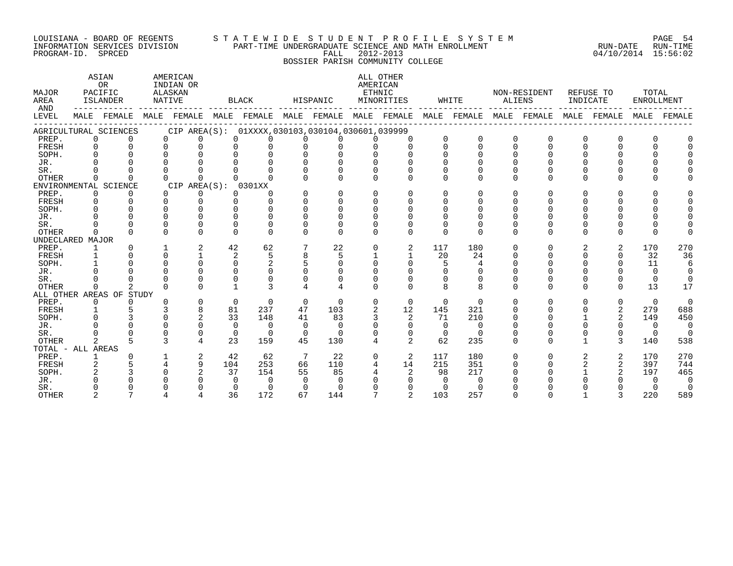LOUISIANA - BOARD OF REGENTS
INFORMATION SERVICES DIVISION
PROGRAM-ID. SPRCED

# STATEWIDE STUDENT PROFILE SYSTEM
## PART-TIME UNDERGRADUATE SCIENCE AND MATH ENROLLMENT
FALL 2012-2013
BOSSIER PARISH COMMUNITY COLLEGE

RUN-DATE 04/10/2014 RUN-TIME 15:56:02

| MAJOR AREA AND LEVEL | ASIAN OR PACIFIC ISLANDER MALE | ASIAN OR PACIFIC ISLANDER FEMALE | AMERICAN INDIAN OR ALASKAN NATIVE MALE | AMERICAN INDIAN OR ALASKAN NATIVE FEMALE | BLACK MALE | BLACK FEMALE | HISPANIC MALE | HISPANIC FEMALE | ALL OTHER AMERICAN ETHNIC MINORITIES MALE | ALL OTHER AMERICAN ETHNIC MINORITIES FEMALE | WHITE MALE | WHITE FEMALE | NON-RESIDENT ALIENS MALE | NON-RESIDENT ALIENS FEMALE | REFUSE TO INDICATE MALE | REFUSE TO INDICATE FEMALE | TOTAL ENROLLMENT MALE | TOTAL ENROLLMENT FEMALE |
|---|---|---|---|---|---|---|---|---|---|---|---|---|---|---|---|---|---|---|
| AGRICULTURAL SCIENCES CIP AREA(S): 01XXXX,030103,030104,030601,039999 | | | | | | | | | | | | | | | | | | |
| PREP. | 0 | 0 | 0 | 0 | 0 | 0 | 0 | 0 | 0 | 0 | 0 | 0 | 0 | 0 | 0 | 0 | 0 | 0 |
| FRESH | 0 | 0 | 0 | 0 | 0 | 0 | 0 | 0 | 0 | 0 | 0 | 0 | 0 | 0 | 0 | 0 | 0 | 0 |
| SOPH. | 0 | 0 | 0 | 0 | 0 | 0 | 0 | 0 | 0 | 0 | 0 | 0 | 0 | 0 | 0 | 0 | 0 | 0 |
| JR. | 0 | 0 | 0 | 0 | 0 | 0 | 0 | 0 | 0 | 0 | 0 | 0 | 0 | 0 | 0 | 0 | 0 | 0 |
| SR. | 0 | 0 | 0 | 0 | 0 | 0 | 0 | 0 | 0 | 0 | 0 | 0 | 0 | 0 | 0 | 0 | 0 | 0 |
| OTHER | 0 | 0 | 0 | 0 | 0 | 0 | 0 | 0 | 0 | 0 | 0 | 0 | 0 | 0 | 0 | 0 | 0 | 0 |
| ENVIRONMENTAL SCIENCE CIP AREA(S): 0301XX | | | | | | | | | | | | | | | | | | |
| PREP. | 0 | 0 | 0 | 0 | 0 | 0 | 0 | 0 | 0 | 0 | 0 | 0 | 0 | 0 | 0 | 0 | 0 | 0 |
| FRESH | 0 | 0 | 0 | 0 | 0 | 0 | 0 | 0 | 0 | 0 | 0 | 0 | 0 | 0 | 0 | 0 | 0 | 0 |
| SOPH. | 0 | 0 | 0 | 0 | 0 | 0 | 0 | 0 | 0 | 0 | 0 | 0 | 0 | 0 | 0 | 0 | 0 | 0 |
| JR. | 0 | 0 | 0 | 0 | 0 | 0 | 0 | 0 | 0 | 0 | 0 | 0 | 0 | 0 | 0 | 0 | 0 | 0 |
| SR. | 0 | 0 | 0 | 0 | 0 | 0 | 0 | 0 | 0 | 0 | 0 | 0 | 0 | 0 | 0 | 0 | 0 | 0 |
| OTHER | 0 | 0 | 0 | 0 | 0 | 0 | 0 | 0 | 0 | 0 | 0 | 0 | 0 | 0 | 0 | 0 | 0 | 0 |
| UNDECLARED MAJOR | | | | | | | | | | | | | | | | | | |
| PREP. | 1 | 0 | 1 | 2 | 42 | 62 | 7 | 22 | 0 | 2 | 117 | 180 | 0 | 0 | 2 | 2 | 170 | 270 |
| FRESH | 1 | 0 | 0 | 1 | 2 | 5 | 8 | 5 | 1 | 1 | 20 | 24 | 0 | 0 | 0 | 0 | 32 | 36 |
| SOPH. | 1 | 0 | 0 | 0 | 0 | 2 | 5 | 0 | 0 | 0 | 5 | 4 | 0 | 0 | 0 | 0 | 11 | 6 |
| JR. | 0 | 0 | 0 | 0 | 0 | 0 | 0 | 0 | 0 | 0 | 0 | 0 | 0 | 0 | 0 | 0 | 0 | 0 |
| SR. | 0 | 0 | 0 | 0 | 0 | 0 | 0 | 0 | 0 | 0 | 0 | 0 | 0 | 0 | 0 | 0 | 0 | 0 |
| OTHER | 0 | 2 | 0 | 0 | 1 | 3 | 4 | 4 | 0 | 0 | 8 | 8 | 0 | 0 | 0 | 0 | 13 | 17 |
| ALL OTHER AREAS OF STUDY | | | | | | | | | | | | | | | | | | |
| PREP. | 0 | 0 | 0 | 0 | 0 | 0 | 0 | 0 | 0 | 0 | 0 | 0 | 0 | 0 | 0 | 0 | 0 | 0 |
| FRESH | 1 | 5 | 3 | 8 | 81 | 237 | 47 | 103 | 2 | 12 | 145 | 321 | 0 | 0 | 0 | 2 | 279 | 688 |
| SOPH. | 0 | 3 | 0 | 2 | 33 | 148 | 41 | 83 | 3 | 2 | 71 | 210 | 0 | 0 | 1 | 2 | 149 | 450 |
| JR. | 0 | 0 | 0 | 0 | 0 | 0 | 0 | 0 | 0 | 0 | 0 | 0 | 0 | 0 | 0 | 0 | 0 | 0 |
| SR. | 0 | 0 | 0 | 0 | 0 | 0 | 0 | 0 | 0 | 0 | 0 | 0 | 0 | 0 | 0 | 0 | 0 | 0 |
| OTHER | 2 | 5 | 3 | 4 | 23 | 159 | 45 | 130 | 4 | 2 | 62 | 235 | 0 | 0 | 1 | 3 | 140 | 538 |
| TOTAL - ALL AREAS | | | | | | | | | | | | | | | | | | |
| PREP. | 1 | 0 | 1 | 2 | 42 | 62 | 7 | 22 | 0 | 2 | 117 | 180 | 0 | 0 | 2 | 2 | 170 | 270 |
| FRESH | 2 | 5 | 4 | 9 | 104 | 253 | 66 | 110 | 4 | 14 | 215 | 351 | 0 | 0 | 2 | 2 | 397 | 744 |
| SOPH. | 2 | 3 | 0 | 2 | 37 | 154 | 55 | 85 | 4 | 2 | 98 | 217 | 0 | 0 | 1 | 2 | 197 | 465 |
| JR. | 0 | 0 | 0 | 0 | 0 | 0 | 0 | 0 | 0 | 0 | 0 | 0 | 0 | 0 | 0 | 0 | 0 | 0 |
| SR. | 0 | 0 | 0 | 0 | 0 | 0 | 0 | 0 | 0 | 0 | 0 | 0 | 0 | 0 | 0 | 0 | 0 | 0 |
| OTHER | 2 | 7 | 4 | 4 | 36 | 172 | 67 | 144 | 7 | 2 | 103 | 257 | 0 | 0 | 1 | 3 | 220 | 589 |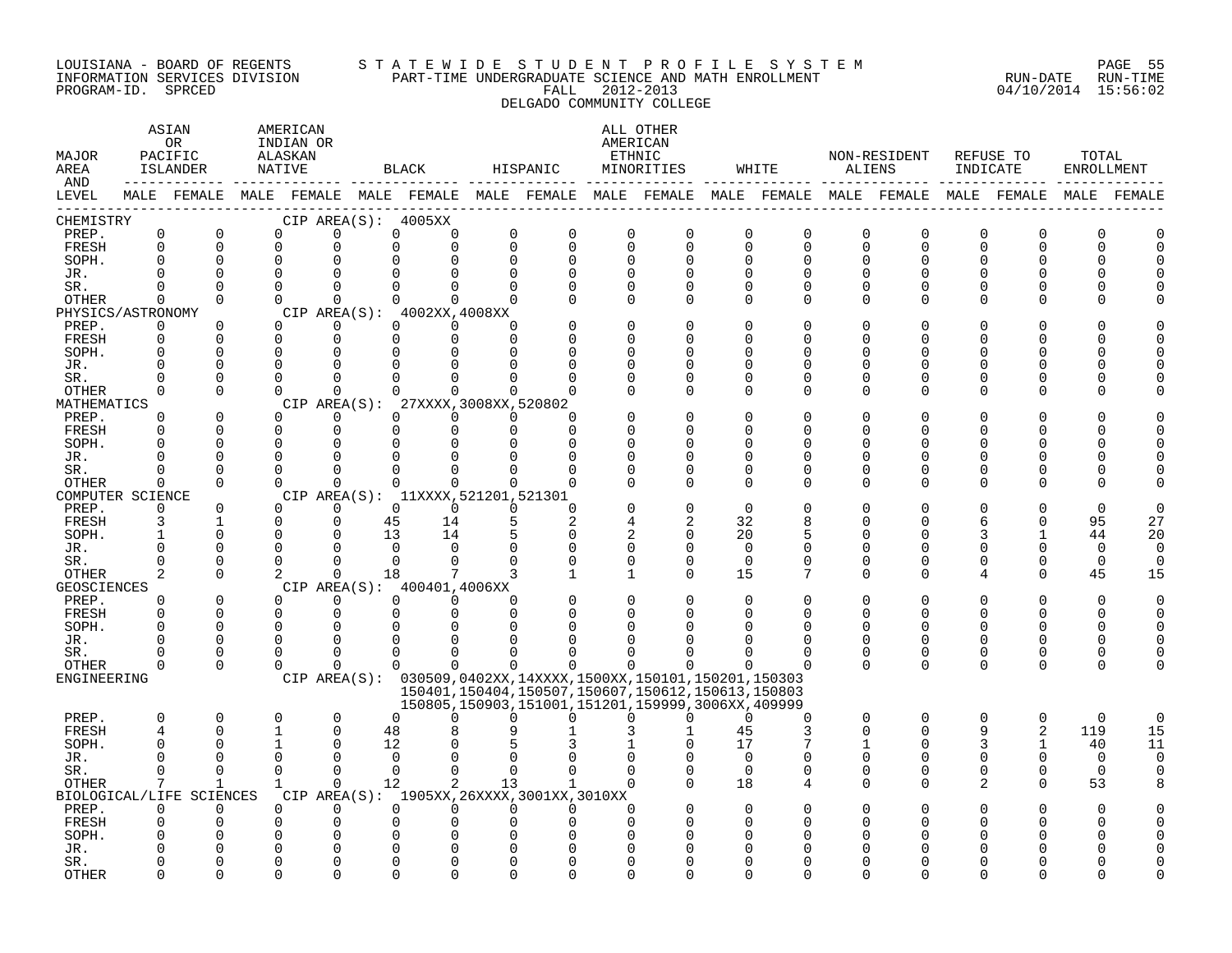LOUISIANA - BOARD OF REGENTS
INFORMATION SERVICES DIVISION
PROGRAM-ID. SPRCED

STATEWIDE STUDENT PROFILE SYSTEM
PART-TIME UNDERGRADUATE SCIENCE AND MATH ENROLLMENT
FALL 2012-2013
DELGADO COMMUNITY COLLEGE

RUN-DATE 04/10/2014 RUN-TIME 15:56:02

| MAJOR AREA AND LEVEL | ASIAN OR PACIFIC ISLANDER MALE | ASIAN OR PACIFIC ISLANDER FEMALE | AMERICAN INDIAN OR ALASKAN NATIVE MALE | AMERICAN INDIAN OR ALASKAN NATIVE FEMALE | BLACK MALE | BLACK FEMALE | HISPANIC MALE | HISPANIC FEMALE | ALL OTHER AMERICAN ETHNIC MINORITIES MALE | ALL OTHER AMERICAN ETHNIC MINORITIES FEMALE | WHITE MALE | WHITE FEMALE | NON-RESIDENT ALIENS MALE | NON-RESIDENT ALIENS FEMALE | REFUSE TO INDICATE MALE | REFUSE TO INDICATE FEMALE | TOTAL ENROLLMENT MALE | TOTAL ENROLLMENT FEMALE |
|---|---|---|---|---|---|---|---|---|---|---|---|---|---|---|---|---|---|---|
| CHEMISTRY — CIP AREA(S): 4005XX | | | | | | | | | | | | | | | | | | |
| PREP. | 0 | 0 | 0 | 0 | 0 | 0 | 0 | 0 | 0 | 0 | 0 | 0 | 0 | 0 | 0 | 0 | 0 | 0 |
| FRESH | 0 | 0 | 0 | 0 | 0 | 0 | 0 | 0 | 0 | 0 | 0 | 0 | 0 | 0 | 0 | 0 | 0 | 0 |
| SOPH. | 0 | 0 | 0 | 0 | 0 | 0 | 0 | 0 | 0 | 0 | 0 | 0 | 0 | 0 | 0 | 0 | 0 | 0 |
| JR. | 0 | 0 | 0 | 0 | 0 | 0 | 0 | 0 | 0 | 0 | 0 | 0 | 0 | 0 | 0 | 0 | 0 | 0 |
| SR. | 0 | 0 | 0 | 0 | 0 | 0 | 0 | 0 | 0 | 0 | 0 | 0 | 0 | 0 | 0 | 0 | 0 | 0 |
| OTHER | 0 | 0 | 0 | 0 | 0 | 0 | 0 | 0 | 0 | 0 | 0 | 0 | 0 | 0 | 0 | 0 | 0 | 0 |
| PHYSICS/ASTRONOMY — CIP AREA(S): 4002XX,4008XX | | | | | | | | | | | | | | | | | | |
| PREP. | 0 | 0 | 0 | 0 | 0 | 0 | 0 | 0 | 0 | 0 | 0 | 0 | 0 | 0 | 0 | 0 | 0 | 0 |
| FRESH | 0 | 0 | 0 | 0 | 0 | 0 | 0 | 0 | 0 | 0 | 0 | 0 | 0 | 0 | 0 | 0 | 0 | 0 |
| SOPH. | 0 | 0 | 0 | 0 | 0 | 0 | 0 | 0 | 0 | 0 | 0 | 0 | 0 | 0 | 0 | 0 | 0 | 0 |
| JR. | 0 | 0 | 0 | 0 | 0 | 0 | 0 | 0 | 0 | 0 | 0 | 0 | 0 | 0 | 0 | 0 | 0 | 0 |
| SR. | 0 | 0 | 0 | 0 | 0 | 0 | 0 | 0 | 0 | 0 | 0 | 0 | 0 | 0 | 0 | 0 | 0 | 0 |
| OTHER | 0 | 0 | 0 | 0 | 0 | 0 | 0 | 0 | 0 | 0 | 0 | 0 | 0 | 0 | 0 | 0 | 0 | 0 |
| MATHEMATICS — CIP AREA(S): 27XXXX,3008XX,520802 | | | | | | | | | | | | | | | | | | |
| PREP. | 0 | 0 | 0 | 0 | 0 | 0 | 0 | 0 | 0 | 0 | 0 | 0 | 0 | 0 | 0 | 0 | 0 | 0 |
| FRESH | 0 | 0 | 0 | 0 | 0 | 0 | 0 | 0 | 0 | 0 | 0 | 0 | 0 | 0 | 0 | 0 | 0 | 0 |
| SOPH. | 0 | 0 | 0 | 0 | 0 | 0 | 0 | 0 | 0 | 0 | 0 | 0 | 0 | 0 | 0 | 0 | 0 | 0 |
| JR. | 0 | 0 | 0 | 0 | 0 | 0 | 0 | 0 | 0 | 0 | 0 | 0 | 0 | 0 | 0 | 0 | 0 | 0 |
| SR. | 0 | 0 | 0 | 0 | 0 | 0 | 0 | 0 | 0 | 0 | 0 | 0 | 0 | 0 | 0 | 0 | 0 | 0 |
| OTHER | 0 | 0 | 0 | 0 | 0 | 0 | 0 | 0 | 0 | 0 | 0 | 0 | 0 | 0 | 0 | 0 | 0 | 0 |
| COMPUTER SCIENCE — CIP AREA(S): 11XXXX,521201,521301 | | | | | | | | | | | | | | | | | | |
| PREP. | 0 | 0 | 0 | 0 | 0 | 0 | 0 | 0 | 0 | 0 | 0 | 0 | 0 | 0 | 0 | 0 | 0 | 0 |
| FRESH | 3 | 1 | 0 | 0 | 45 | 14 | 5 | 2 | 4 | 2 | 32 | 8 | 0 | 0 | 6 | 0 | 95 | 27 |
| SOPH. | 1 | 0 | 0 | 0 | 13 | 14 | 5 | 0 | 2 | 0 | 20 | 5 | 0 | 0 | 3 | 1 | 44 | 20 |
| JR. | 0 | 0 | 0 | 0 | 0 | 0 | 0 | 0 | 0 | 0 | 0 | 0 | 0 | 0 | 0 | 0 | 0 | 0 |
| SR. | 0 | 0 | 0 | 0 | 0 | 0 | 0 | 0 | 0 | 0 | 0 | 0 | 0 | 0 | 0 | 0 | 0 | 0 |
| OTHER | 2 | 0 | 2 | 0 | 18 | 7 | 3 | 1 | 1 | 0 | 15 | 7 | 0 | 0 | 4 | 0 | 45 | 15 |
| GEOSCIENCES — CIP AREA(S): 400401,4006XX | | | | | | | | | | | | | | | | | | |
| PREP. | 0 | 0 | 0 | 0 | 0 | 0 | 0 | 0 | 0 | 0 | 0 | 0 | 0 | 0 | 0 | 0 | 0 | 0 |
| FRESH | 0 | 0 | 0 | 0 | 0 | 0 | 0 | 0 | 0 | 0 | 0 | 0 | 0 | 0 | 0 | 0 | 0 | 0 |
| SOPH. | 0 | 0 | 0 | 0 | 0 | 0 | 0 | 0 | 0 | 0 | 0 | 0 | 0 | 0 | 0 | 0 | 0 | 0 |
| JR. | 0 | 0 | 0 | 0 | 0 | 0 | 0 | 0 | 0 | 0 | 0 | 0 | 0 | 0 | 0 | 0 | 0 | 0 |
| SR. | 0 | 0 | 0 | 0 | 0 | 0 | 0 | 0 | 0 | 0 | 0 | 0 | 0 | 0 | 0 | 0 | 0 | 0 |
| OTHER | 0 | 0 | 0 | 0 | 0 | 0 | 0 | 0 | 0 | 0 | 0 | 0 | 0 | 0 | 0 | 0 | 0 | 0 |
| ENGINEERING — CIP AREA(S): 030509,0402XX,14XXXX,1500XX,150101,150201,150303 150401,150404,150507,150607,150612,150613,150803 150805,150903,151001,151201,159999,3006XX,409999 | | | | | | | | | | | | | | | | | | |
| PREP. | 0 | 0 | 0 | 0 | 0 | 0 | 0 | 0 | 0 | 0 | 0 | 0 | 0 | 0 | 0 | 0 | 0 | 0 |
| FRESH | 4 | 0 | 1 | 0 | 48 | 8 | 9 | 1 | 3 | 1 | 45 | 3 | 0 | 0 | 9 | 2 | 119 | 15 |
| SOPH. | 0 | 0 | 1 | 0 | 12 | 0 | 5 | 3 | 1 | 0 | 17 | 7 | 1 | 0 | 3 | 1 | 40 | 11 |
| JR. | 0 | 0 | 0 | 0 | 0 | 0 | 0 | 0 | 0 | 0 | 0 | 0 | 0 | 0 | 0 | 0 | 0 | 0 |
| SR. | 0 | 0 | 0 | 0 | 0 | 0 | 0 | 0 | 0 | 0 | 0 | 0 | 0 | 0 | 0 | 0 | 0 | 0 |
| OTHER | 7 | 1 | 1 | 0 | 12 | 2 | 13 | 1 | 0 | 0 | 18 | 4 | 0 | 0 | 2 | 0 | 53 | 8 |
| BIOLOGICAL/LIFE SCIENCES — CIP AREA(S): 1905XX,26XXXX,3001XX,3010XX | | | | | | | | | | | | | | | | | | |
| PREP. | 0 | 0 | 0 | 0 | 0 | 0 | 0 | 0 | 0 | 0 | 0 | 0 | 0 | 0 | 0 | 0 | 0 | 0 |
| FRESH | 0 | 0 | 0 | 0 | 0 | 0 | 0 | 0 | 0 | 0 | 0 | 0 | 0 | 0 | 0 | 0 | 0 | 0 |
| SOPH. | 0 | 0 | 0 | 0 | 0 | 0 | 0 | 0 | 0 | 0 | 0 | 0 | 0 | 0 | 0 | 0 | 0 | 0 |
| JR. | 0 | 0 | 0 | 0 | 0 | 0 | 0 | 0 | 0 | 0 | 0 | 0 | 0 | 0 | 0 | 0 | 0 | 0 |
| SR. | 0 | 0 | 0 | 0 | 0 | 0 | 0 | 0 | 0 | 0 | 0 | 0 | 0 | 0 | 0 | 0 | 0 | 0 |
| OTHER | 0 | 0 | 0 | 0 | 0 | 0 | 0 | 0 | 0 | 0 | 0 | 0 | 0 | 0 | 0 | 0 | 0 | 0 |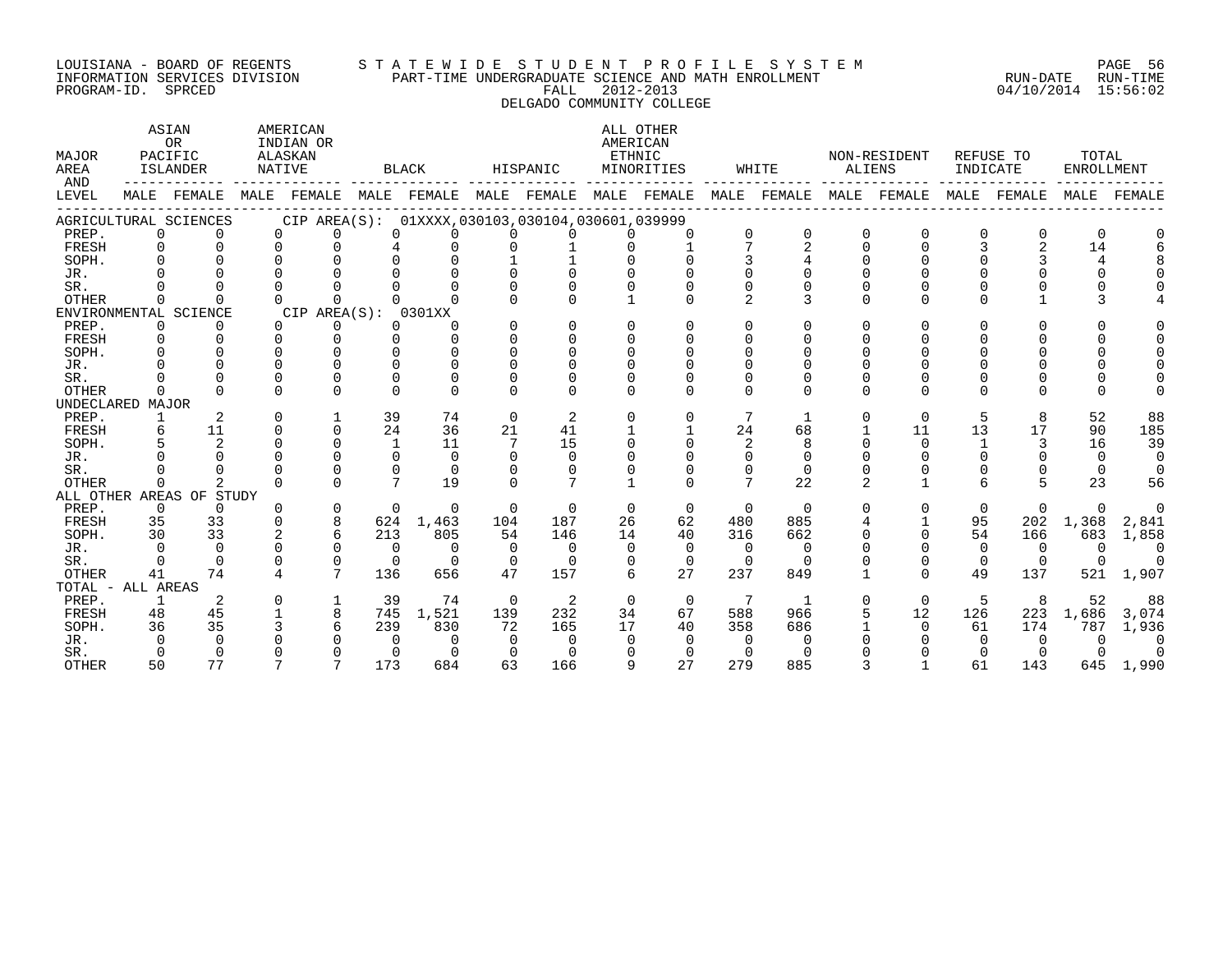LOUISIANA - BOARD OF REGENTS
INFORMATION SERVICES DIVISION
PROGRAM-ID. SPRCED

S T A T E W I D E S T U D E N T P R O F I L E S Y S T E M
PART-TIME UNDERGRADUATE SCIENCE AND MATH ENROLLMENT
FALL 2012-2013
DELGADO COMMUNITY COLLEGE

RUN-DATE 04/10/2014 RUN-TIME 15:56:02

| MAJOR AREA AND LEVEL | ASIAN OR PACIFIC ISLANDER | | AMERICAN INDIAN OR ALASKAN NATIVE | | BLACK | | HISPANIC | | ALL OTHER AMERICAN ETHNIC MINORITIES | | WHITE | | NON-RESIDENT ALIENS | | REFUSE TO INDICATE | | TOTAL ENROLLMENT | |
|---|---|---|---|---|---|---|---|---|---|---|---|---|---|---|---|---|---|---|
| | MALE | FEMALE | MALE | FEMALE | MALE | FEMALE | MALE | FEMALE | MALE | FEMALE | MALE | FEMALE | MALE | FEMALE | MALE | FEMALE | MALE | FEMALE |
| AGRICULTURAL SCIENCES CIP AREA(S): 01XXXX,030103,030104,030601,039999 | | | | | | | | | | | | | | | | | | |
| PREP. | 0 | 0 | 0 | 0 | 0 | 0 | 0 | 0 | 0 | 0 | 0 | 0 | 0 | 0 | 0 | 0 | 0 | 0 |
| FRESH | 0 | 0 | 0 | 0 | 4 | 0 | 0 | 1 | 0 | 1 | 7 | 2 | 0 | 0 | 3 | 2 | 14 | 6 |
| SOPH. | 0 | 0 | 0 | 0 | 0 | 0 | 1 | 1 | 0 | 0 | 3 | 4 | 0 | 0 | 0 | 3 | 4 | 8 |
| JR. | 0 | 0 | 0 | 0 | 0 | 0 | 0 | 0 | 0 | 0 | 0 | 0 | 0 | 0 | 0 | 0 | 0 | 0 |
| SR. | 0 | 0 | 0 | 0 | 0 | 0 | 0 | 0 | 0 | 0 | 0 | 0 | 0 | 0 | 0 | 0 | 0 | 0 |
| OTHER | 0 | 0 | 0 | 0 | 0 | 0 | 0 | 0 | 1 | 0 | 2 | 3 | 0 | 0 | 0 | 1 | 3 | 4 |
| ENVIRONMENTAL SCIENCE CIP AREA(S): 0301XX | | | | | | | | | | | | | | | | | | |
| PREP. | 0 | 0 | 0 | 0 | 0 | 0 | 0 | 0 | 0 | 0 | 0 | 0 | 0 | 0 | 0 | 0 | 0 | 0 |
| FRESH | 0 | 0 | 0 | 0 | 0 | 0 | 0 | 0 | 0 | 0 | 0 | 0 | 0 | 0 | 0 | 0 | 0 | 0 |
| SOPH. | 0 | 0 | 0 | 0 | 0 | 0 | 0 | 0 | 0 | 0 | 0 | 0 | 0 | 0 | 0 | 0 | 0 | 0 |
| JR. | 0 | 0 | 0 | 0 | 0 | 0 | 0 | 0 | 0 | 0 | 0 | 0 | 0 | 0 | 0 | 0 | 0 | 0 |
| SR. | 0 | 0 | 0 | 0 | 0 | 0 | 0 | 0 | 0 | 0 | 0 | 0 | 0 | 0 | 0 | 0 | 0 | 0 |
| OTHER | 0 | 0 | 0 | 0 | 0 | 0 | 0 | 0 | 0 | 0 | 0 | 0 | 0 | 0 | 0 | 0 | 0 | 0 |
| UNDECLARED MAJOR | | | | | | | | | | | | | | | | | | |
| PREP. | 1 | 2 | 0 | 1 | 39 | 74 | 0 | 2 | 0 | 0 | 7 | 1 | 0 | 0 | 5 | 8 | 52 | 88 |
| FRESH | 6 | 11 | 0 | 0 | 24 | 36 | 21 | 41 | 1 | 1 | 24 | 68 | 1 | 11 | 13 | 17 | 90 | 185 |
| SOPH. | 5 | 2 | 0 | 0 | 1 | 11 | 7 | 15 | 0 | 0 | 2 | 8 | 0 | 0 | 1 | 3 | 16 | 39 |
| JR. | 0 | 0 | 0 | 0 | 0 | 0 | 0 | 0 | 0 | 0 | 0 | 0 | 0 | 0 | 0 | 0 | 0 | 0 |
| SR. | 0 | 0 | 0 | 0 | 0 | 0 | 0 | 0 | 0 | 0 | 0 | 0 | 0 | 0 | 0 | 0 | 0 | 0 |
| OTHER | 0 | 2 | 0 | 0 | 7 | 19 | 0 | 7 | 1 | 0 | 7 | 22 | 2 | 1 | 6 | 5 | 23 | 56 |
| ALL OTHER AREAS OF STUDY | | | | | | | | | | | | | | | | | | |
| PREP. | 0 | 0 | 0 | 0 | 0 | 0 | 0 | 0 | 0 | 0 | 0 | 0 | 0 | 0 | 0 | 0 | 0 | 0 |
| FRESH | 35 | 33 | 0 | 8 | 624 | 1,463 | 104 | 187 | 26 | 62 | 480 | 885 | 4 | 1 | 95 | 202 | 1,368 | 2,841 |
| SOPH. | 30 | 33 | 2 | 6 | 213 | 805 | 54 | 146 | 14 | 40 | 316 | 662 | 0 | 0 | 54 | 166 | 683 | 1,858 |
| JR. | 0 | 0 | 0 | 0 | 0 | 0 | 0 | 0 | 0 | 0 | 0 | 0 | 0 | 0 | 0 | 0 | 0 | 0 |
| SR. | 0 | 0 | 0 | 0 | 0 | 0 | 0 | 0 | 0 | 0 | 0 | 0 | 0 | 0 | 0 | 0 | 0 | 0 |
| OTHER | 41 | 74 | 4 | 7 | 136 | 656 | 47 | 157 | 6 | 27 | 237 | 849 | 1 | 0 | 49 | 137 | 521 | 1,907 |
| TOTAL - ALL AREAS | | | | | | | | | | | | | | | | | | |
| PREP. | 1 | 2 | 0 | 1 | 39 | 74 | 0 | 2 | 0 | 0 | 7 | 1 | 0 | 0 | 5 | 8 | 52 | 88 |
| FRESH | 48 | 45 | 1 | 8 | 745 | 1,521 | 139 | 232 | 34 | 67 | 588 | 966 | 5 | 12 | 126 | 223 | 1,686 | 3,074 |
| SOPH. | 36 | 35 | 3 | 6 | 239 | 830 | 72 | 165 | 17 | 40 | 358 | 686 | 1 | 0 | 61 | 174 | 787 | 1,936 |
| JR. | 0 | 0 | 0 | 0 | 0 | 0 | 0 | 0 | 0 | 0 | 0 | 0 | 0 | 0 | 0 | 0 | 0 | 0 |
| SR. | 0 | 0 | 0 | 0 | 0 | 0 | 0 | 0 | 0 | 0 | 0 | 0 | 0 | 0 | 0 | 0 | 0 | 0 |
| OTHER | 50 | 77 | 7 | 7 | 173 | 684 | 63 | 166 | 9 | 27 | 279 | 885 | 3 | 1 | 61 | 143 | 645 | 1,990 |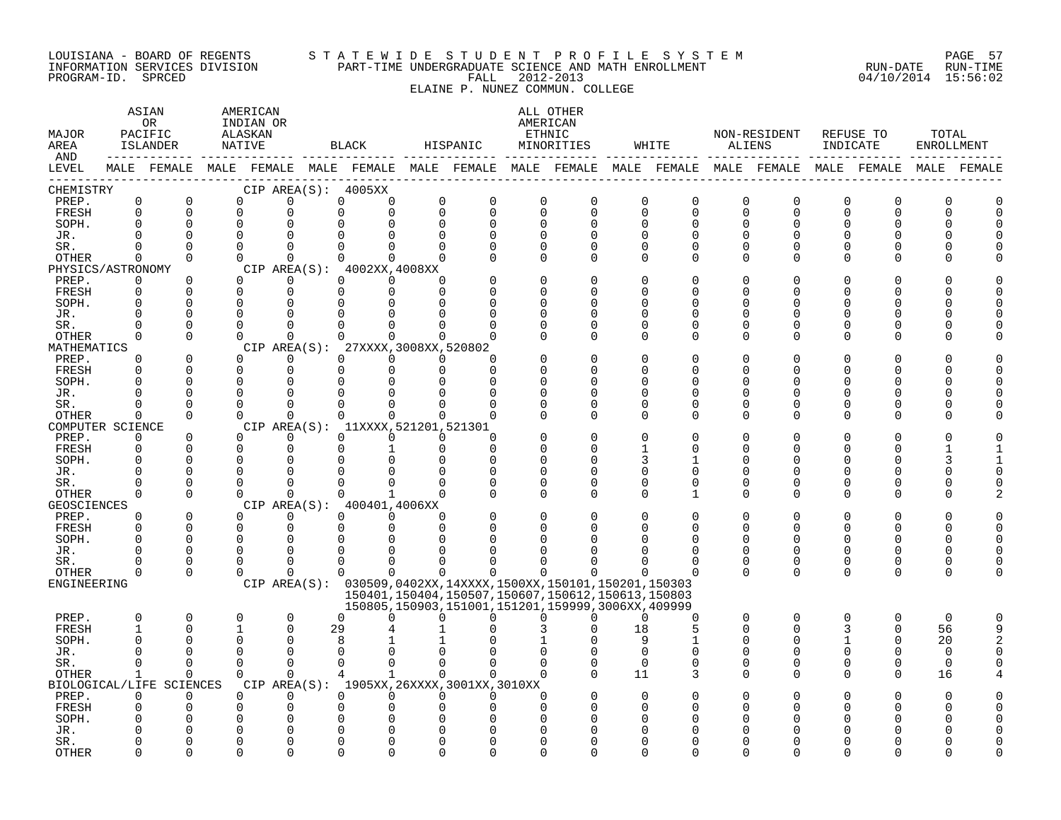LOUISIANA - BOARD OF REGENTS
INFORMATION SERVICES DIVISION
PROGRAM-ID. SPRCED

STATEWIDE STUDENT PROFILE SYSTEM
PART-TIME UNDERGRADUATE SCIENCE AND MATH ENROLLMENT
FALL 2012-2013
ELAINE P. NUNEZ COMMUN. COLLEGE

RUN-DATE 04/10/2014 RUN-TIME 15:56:02

| MAJOR AREA AND LEVEL | ASIAN OR PACIFIC ISLANDER MALE | ASIAN OR PACIFIC ISLANDER FEMALE | AMERICAN INDIAN OR ALASKAN NATIVE MALE | AMERICAN INDIAN OR ALASKAN NATIVE FEMALE | BLACK MALE | BLACK FEMALE | HISPANIC MALE | HISPANIC FEMALE | ALL OTHER AMERICAN ETHNIC MINORITIES MALE | ALL OTHER AMERICAN ETHNIC MINORITIES FEMALE | WHITE MALE | WHITE FEMALE | NON-RESIDENT ALIENS MALE | NON-RESIDENT ALIENS FEMALE | REFUSE TO INDICATE MALE | REFUSE TO INDICATE FEMALE | TOTAL ENROLLMENT MALE | TOTAL ENROLLMENT FEMALE |
|---|---|---|---|---|---|---|---|---|---|---|---|---|---|---|---|---|---|---|
| CHEMISTRY — CIP AREA(S): 4005XX | | | | | | | | | | | | | | | | | | |
| PREP. | 0 | 0 | 0 | 0 | 0 | 0 | 0 | 0 | 0 | 0 | 0 | 0 | 0 | 0 | 0 | 0 | 0 | 0 |
| FRESH | 0 | 0 | 0 | 0 | 0 | 0 | 0 | 0 | 0 | 0 | 0 | 0 | 0 | 0 | 0 | 0 | 0 | 0 |
| SOPH. | 0 | 0 | 0 | 0 | 0 | 0 | 0 | 0 | 0 | 0 | 0 | 0 | 0 | 0 | 0 | 0 | 0 | 0 |
| JR. | 0 | 0 | 0 | 0 | 0 | 0 | 0 | 0 | 0 | 0 | 0 | 0 | 0 | 0 | 0 | 0 | 0 | 0 |
| SR. | 0 | 0 | 0 | 0 | 0 | 0 | 0 | 0 | 0 | 0 | 0 | 0 | 0 | 0 | 0 | 0 | 0 | 0 |
| OTHER | 0 | 0 | 0 | 0 | 0 | 0 | 0 | 0 | 0 | 0 | 0 | 0 | 0 | 0 | 0 | 0 | 0 | 0 |
| PHYSICS/ASTRONOMY — CIP AREA(S): 4002XX,4008XX | | | | | | | | | | | | | | | | | | |
| PREP. | 0 | 0 | 0 | 0 | 0 | 0 | 0 | 0 | 0 | 0 | 0 | 0 | 0 | 0 | 0 | 0 | 0 | 0 |
| FRESH | 0 | 0 | 0 | 0 | 0 | 0 | 0 | 0 | 0 | 0 | 0 | 0 | 0 | 0 | 0 | 0 | 0 | 0 |
| SOPH. | 0 | 0 | 0 | 0 | 0 | 0 | 0 | 0 | 0 | 0 | 0 | 0 | 0 | 0 | 0 | 0 | 0 | 0 |
| JR. | 0 | 0 | 0 | 0 | 0 | 0 | 0 | 0 | 0 | 0 | 0 | 0 | 0 | 0 | 0 | 0 | 0 | 0 |
| SR. | 0 | 0 | 0 | 0 | 0 | 0 | 0 | 0 | 0 | 0 | 0 | 0 | 0 | 0 | 0 | 0 | 0 | 0 |
| OTHER | 0 | 0 | 0 | 0 | 0 | 0 | 0 | 0 | 0 | 0 | 0 | 0 | 0 | 0 | 0 | 0 | 0 | 0 |
| MATHEMATICS — CIP AREA(S): 27XXXX,3008XX,520802 | | | | | | | | | | | | | | | | | | |
| PREP. | 0 | 0 | 0 | 0 | 0 | 0 | 0 | 0 | 0 | 0 | 0 | 0 | 0 | 0 | 0 | 0 | 0 | 0 |
| FRESH | 0 | 0 | 0 | 0 | 0 | 0 | 0 | 0 | 0 | 0 | 0 | 0 | 0 | 0 | 0 | 0 | 0 | 0 |
| SOPH. | 0 | 0 | 0 | 0 | 0 | 0 | 0 | 0 | 0 | 0 | 0 | 0 | 0 | 0 | 0 | 0 | 0 | 0 |
| JR. | 0 | 0 | 0 | 0 | 0 | 0 | 0 | 0 | 0 | 0 | 0 | 0 | 0 | 0 | 0 | 0 | 0 | 0 |
| SR. | 0 | 0 | 0 | 0 | 0 | 0 | 0 | 0 | 0 | 0 | 0 | 0 | 0 | 0 | 0 | 0 | 0 | 0 |
| OTHER | 0 | 0 | 0 | 0 | 0 | 0 | 0 | 0 | 0 | 0 | 0 | 0 | 0 | 0 | 0 | 0 | 0 | 0 |
| COMPUTER SCIENCE — CIP AREA(S): 11XXXX,521201,521301 | | | | | | | | | | | | | | | | | | |
| PREP. | 0 | 0 | 0 | 0 | 0 | 0 | 0 | 0 | 0 | 0 | 0 | 0 | 0 | 0 | 0 | 0 | 0 | 0 |
| FRESH | 0 | 0 | 0 | 0 | 0 | 1 | 0 | 0 | 0 | 0 | 1 | 0 | 0 | 0 | 0 | 0 | 1 | 1 |
| SOPH. | 0 | 0 | 0 | 0 | 0 | 0 | 0 | 0 | 0 | 0 | 3 | 1 | 0 | 0 | 0 | 0 | 3 | 1 |
| JR. | 0 | 0 | 0 | 0 | 0 | 0 | 0 | 0 | 0 | 0 | 0 | 0 | 0 | 0 | 0 | 0 | 0 | 0 |
| SR. | 0 | 0 | 0 | 0 | 0 | 0 | 0 | 0 | 0 | 0 | 0 | 0 | 0 | 0 | 0 | 0 | 0 | 0 |
| OTHER | 0 | 0 | 0 | 0 | 0 | 1 | 0 | 0 | 0 | 0 | 0 | 1 | 0 | 0 | 0 | 0 | 0 | 2 |
| GEOSCIENCES — CIP AREA(S): 400401,4006XX | | | | | | | | | | | | | | | | | | |
| PREP. | 0 | 0 | 0 | 0 | 0 | 0 | 0 | 0 | 0 | 0 | 0 | 0 | 0 | 0 | 0 | 0 | 0 | 0 |
| FRESH | 0 | 0 | 0 | 0 | 0 | 0 | 0 | 0 | 0 | 0 | 0 | 0 | 0 | 0 | 0 | 0 | 0 | 0 |
| SOPH. | 0 | 0 | 0 | 0 | 0 | 0 | 0 | 0 | 0 | 0 | 0 | 0 | 0 | 0 | 0 | 0 | 0 | 0 |
| JR. | 0 | 0 | 0 | 0 | 0 | 0 | 0 | 0 | 0 | 0 | 0 | 0 | 0 | 0 | 0 | 0 | 0 | 0 |
| SR. | 0 | 0 | 0 | 0 | 0 | 0 | 0 | 0 | 0 | 0 | 0 | 0 | 0 | 0 | 0 | 0 | 0 | 0 |
| OTHER | 0 | 0 | 0 | 0 | 0 | 0 | 0 | 0 | 0 | 0 | 0 | 0 | 0 | 0 | 0 | 0 | 0 | 0 |
| ENGINEERING — CIP AREA(S): 030509,0402XX,14XXXX,1500XX,150101,150201,150303,150401,150404,150507,150607,150612,150613,150803,150805,150903,151001,151201,159999,3006XX,409999 | | | | | | | | | | | | | | | | | | |
| PREP. | 0 | 0 | 0 | 0 | 0 | 0 | 0 | 0 | 0 | 0 | 0 | 0 | 0 | 0 | 0 | 0 | 0 | 0 |
| FRESH | 1 | 0 | 1 | 0 | 29 | 4 | 1 | 0 | 3 | 0 | 18 | 5 | 0 | 0 | 3 | 0 | 56 | 9 |
| SOPH. | 0 | 0 | 0 | 0 | 8 | 1 | 1 | 0 | 1 | 0 | 9 | 1 | 0 | 0 | 1 | 0 | 20 | 2 |
| JR. | 0 | 0 | 0 | 0 | 0 | 0 | 0 | 0 | 0 | 0 | 0 | 0 | 0 | 0 | 0 | 0 | 0 | 0 |
| SR. | 0 | 0 | 0 | 0 | 0 | 0 | 0 | 0 | 0 | 0 | 0 | 0 | 0 | 0 | 0 | 0 | 0 | 0 |
| OTHER | 1 | 0 | 0 | 0 | 4 | 1 | 0 | 0 | 0 | 0 | 11 | 3 | 0 | 0 | 0 | 0 | 16 | 4 |
| BIOLOGICAL/LIFE SCIENCES — CIP AREA(S): 1905XX,26XXXX,3001XX,3010XX | | | | | | | | | | | | | | | | | | |
| PREP. | 0 | 0 | 0 | 0 | 0 | 0 | 0 | 0 | 0 | 0 | 0 | 0 | 0 | 0 | 0 | 0 | 0 | 0 |
| FRESH | 0 | 0 | 0 | 0 | 0 | 0 | 0 | 0 | 0 | 0 | 0 | 0 | 0 | 0 | 0 | 0 | 0 | 0 |
| SOPH. | 0 | 0 | 0 | 0 | 0 | 0 | 0 | 0 | 0 | 0 | 0 | 0 | 0 | 0 | 0 | 0 | 0 | 0 |
| JR. | 0 | 0 | 0 | 0 | 0 | 0 | 0 | 0 | 0 | 0 | 0 | 0 | 0 | 0 | 0 | 0 | 0 | 0 |
| SR. | 0 | 0 | 0 | 0 | 0 | 0 | 0 | 0 | 0 | 0 | 0 | 0 | 0 | 0 | 0 | 0 | 0 | 0 |
| OTHER | 0 | 0 | 0 | 0 | 0 | 0 | 0 | 0 | 0 | 0 | 0 | 0 | 0 | 0 | 0 | 0 | 0 | 0 |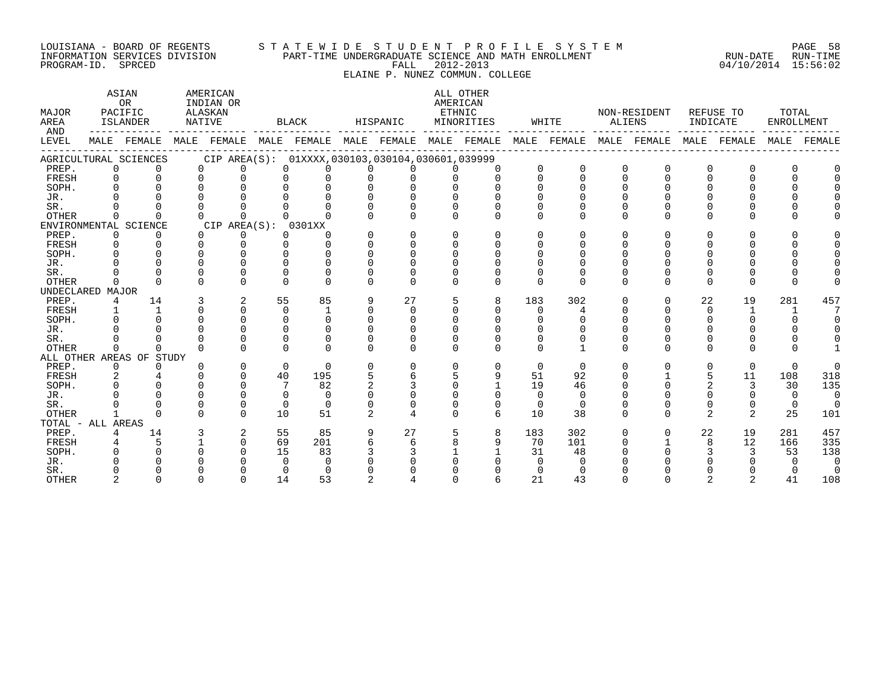LOUISIANA - BOARD OF REGENTS
INFORMATION SERVICES DIVISION
PROGRAM-ID. SPRCED

STATEWIDE STUDENT PROFILE SYSTEM
PART-TIME UNDERGRADUATE SCIENCE AND MATH ENROLLMENT
FALL 2012-2013
ELAINE P. NUNEZ COMMUN. COLLEGE

RUN-DATE 04/10/2014 RUN-TIME 15:56:02

| MAJOR AREA AND LEVEL | ASIAN OR PACIFIC ISLANDER MALE | ASIAN OR PACIFIC ISLANDER FEMALE | AMERICAN INDIAN OR ALASKAN NATIVE MALE | AMERICAN INDIAN OR ALASKAN NATIVE FEMALE | BLACK MALE | BLACK FEMALE | HISPANIC MALE | HISPANIC FEMALE | ALL OTHER AMERICAN ETHNIC MINORITIES MALE | ALL OTHER AMERICAN ETHNIC MINORITIES FEMALE | WHITE MALE | WHITE FEMALE | NON-RESIDENT ALIENS MALE | NON-RESIDENT ALIENS FEMALE | REFUSE TO INDICATE MALE | REFUSE TO INDICATE FEMALE | TOTAL ENROLLMENT MALE | TOTAL ENROLLMENT FEMALE |
|---|---|---|---|---|---|---|---|---|---|---|---|---|---|---|---|---|---|---|
| AGRICULTURAL SCIENCES CIP AREA(S): 01XXXX,030103,030104,030601,039999 | | | | | | | | | | | | | | | | | | |
| PREP. | 0 | 0 | 0 | 0 | 0 | 0 | 0 | 0 | 0 | 0 | 0 | 0 | 0 | 0 | 0 | 0 | 0 | 0 |
| FRESH | 0 | 0 | 0 | 0 | 0 | 0 | 0 | 0 | 0 | 0 | 0 | 0 | 0 | 0 | 0 | 0 | 0 | 0 |
| SOPH. | 0 | 0 | 0 | 0 | 0 | 0 | 0 | 0 | 0 | 0 | 0 | 0 | 0 | 0 | 0 | 0 | 0 | 0 |
| JR. | 0 | 0 | 0 | 0 | 0 | 0 | 0 | 0 | 0 | 0 | 0 | 0 | 0 | 0 | 0 | 0 | 0 | 0 |
| SR. | 0 | 0 | 0 | 0 | 0 | 0 | 0 | 0 | 0 | 0 | 0 | 0 | 0 | 0 | 0 | 0 | 0 | 0 |
| OTHER | 0 | 0 | 0 | 0 | 0 | 0 | 0 | 0 | 0 | 0 | 0 | 0 | 0 | 0 | 0 | 0 | 0 | 0 |
| ENVIRONMENTAL SCIENCE CIP AREA(S): 0301XX | | | | | | | | | | | | | | | | | | |
| PREP. | 0 | 0 | 0 | 0 | 0 | 0 | 0 | 0 | 0 | 0 | 0 | 0 | 0 | 0 | 0 | 0 | 0 | 0 |
| FRESH | 0 | 0 | 0 | 0 | 0 | 0 | 0 | 0 | 0 | 0 | 0 | 0 | 0 | 0 | 0 | 0 | 0 | 0 |
| SOPH. | 0 | 0 | 0 | 0 | 0 | 0 | 0 | 0 | 0 | 0 | 0 | 0 | 0 | 0 | 0 | 0 | 0 | 0 |
| JR. | 0 | 0 | 0 | 0 | 0 | 0 | 0 | 0 | 0 | 0 | 0 | 0 | 0 | 0 | 0 | 0 | 0 | 0 |
| SR. | 0 | 0 | 0 | 0 | 0 | 0 | 0 | 0 | 0 | 0 | 0 | 0 | 0 | 0 | 0 | 0 | 0 | 0 |
| OTHER | 0 | 0 | 0 | 0 | 0 | 0 | 0 | 0 | 0 | 0 | 0 | 0 | 0 | 0 | 0 | 0 | 0 | 0 |
| UNDECLARED MAJOR | | | | | | | | | | | | | | | | | | |
| PREP. | 4 | 14 | 3 | 2 | 55 | 85 | 9 | 27 | 5 | 8 | 183 | 302 | 0 | 0 | 22 | 19 | 281 | 457 |
| FRESH | 1 | 1 | 0 | 0 | 0 | 1 | 0 | 0 | 0 | 0 | 0 | 4 | 0 | 0 | 0 | 1 | 1 | 7 |
| SOPH. | 0 | 0 | 0 | 0 | 0 | 0 | 0 | 0 | 0 | 0 | 0 | 0 | 0 | 0 | 0 | 0 | 0 | 0 |
| JR. | 0 | 0 | 0 | 0 | 0 | 0 | 0 | 0 | 0 | 0 | 0 | 0 | 0 | 0 | 0 | 0 | 0 | 0 |
| SR. | 0 | 0 | 0 | 0 | 0 | 0 | 0 | 0 | 0 | 0 | 0 | 0 | 0 | 0 | 0 | 0 | 0 | 0 |
| OTHER | 0 | 0 | 0 | 0 | 0 | 0 | 0 | 0 | 0 | 0 | 0 | 1 | 0 | 0 | 0 | 0 | 0 | 1 |
| ALL OTHER AREAS OF STUDY | | | | | | | | | | | | | | | | | | |
| PREP. | 0 | 0 | 0 | 0 | 0 | 0 | 0 | 0 | 0 | 0 | 0 | 0 | 0 | 0 | 0 | 0 | 0 | 0 |
| FRESH | 2 | 4 | 0 | 0 | 40 | 195 | 5 | 6 | 5 | 9 | 51 | 92 | 0 | 1 | 5 | 11 | 108 | 318 |
| SOPH. | 0 | 0 | 0 | 0 | 7 | 82 | 2 | 3 | 0 | 1 | 19 | 46 | 0 | 0 | 2 | 3 | 30 | 135 |
| JR. | 0 | 0 | 0 | 0 | 0 | 0 | 0 | 0 | 0 | 0 | 0 | 0 | 0 | 0 | 0 | 0 | 0 | 0 |
| SR. | 0 | 0 | 0 | 0 | 0 | 0 | 0 | 0 | 0 | 0 | 0 | 0 | 0 | 0 | 0 | 0 | 0 | 0 |
| OTHER | 1 | 0 | 0 | 0 | 10 | 51 | 2 | 4 | 0 | 6 | 10 | 38 | 0 | 0 | 2 | 2 | 25 | 101 |
| TOTAL - ALL AREAS | | | | | | | | | | | | | | | | | | |
| PREP. | 4 | 14 | 3 | 2 | 55 | 85 | 9 | 27 | 5 | 8 | 183 | 302 | 0 | 0 | 22 | 19 | 281 | 457 |
| FRESH | 4 | 5 | 1 | 0 | 69 | 201 | 6 | 6 | 8 | 9 | 70 | 101 | 0 | 1 | 8 | 12 | 166 | 335 |
| SOPH. | 0 | 0 | 0 | 0 | 15 | 83 | 3 | 3 | 1 | 1 | 31 | 48 | 0 | 0 | 3 | 3 | 53 | 138 |
| JR. | 0 | 0 | 0 | 0 | 0 | 0 | 0 | 0 | 0 | 0 | 0 | 0 | 0 | 0 | 0 | 0 | 0 | 0 |
| SR. | 0 | 0 | 0 | 0 | 0 | 0 | 0 | 0 | 0 | 0 | 0 | 0 | 0 | 0 | 0 | 0 | 0 | 0 |
| OTHER | 2 | 0 | 0 | 0 | 14 | 53 | 2 | 4 | 0 | 6 | 21 | 43 | 0 | 0 | 2 | 2 | 41 | 108 |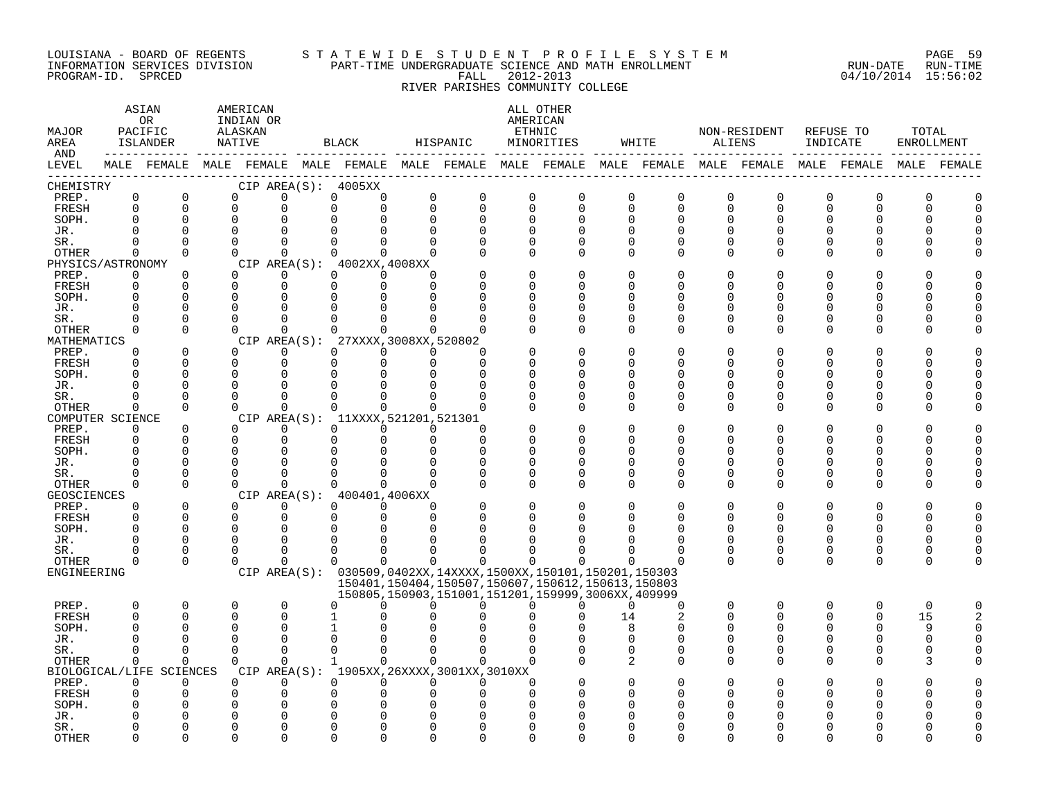LOUISIANA - BOARD OF REGENTS
INFORMATION SERVICES DIVISION
PROGRAM-ID. SPRCED

STATEWIDE STUDENT PROFILE SYSTEM
PART-TIME UNDERGRADUATE SCIENCE AND MATH ENROLLMENT
FALL 2012-2013
RIVER PARISHES COMMUNITY COLLEGE

RUN-DATE 04/10/2014 RUN-TIME 15:56:02

| MAJOR AREA AND LEVEL | ASIAN OR PACIFIC ISLANDER MALE | ASIAN OR PACIFIC ISLANDER FEMALE | AMERICAN INDIAN OR ALASKAN NATIVE MALE | AMERICAN INDIAN OR ALASKAN NATIVE FEMALE | BLACK MALE | BLACK FEMALE | HISPANIC MALE | HISPANIC FEMALE | ALL OTHER AMERICAN ETHNIC MINORITIES MALE | ALL OTHER AMERICAN ETHNIC MINORITIES FEMALE | WHITE MALE | WHITE FEMALE | NON-RESIDENT ALIENS MALE | NON-RESIDENT ALIENS FEMALE | REFUSE TO INDICATE MALE | REFUSE TO INDICATE FEMALE | TOTAL ENROLLMENT MALE | TOTAL ENROLLMENT FEMALE |
|---|---|---|---|---|---|---|---|---|---|---|---|---|---|---|---|---|---|---|
| CHEMISTRY — CIP AREA(S): 4005XX | | | | | | | | | | | | | | | | | | |
| PREP. | 0 | 0 | 0 | 0 | 0 | 0 | 0 | 0 | 0 | 0 | 0 | 0 | 0 | 0 | 0 | 0 | 0 | 0 |
| FRESH | 0 | 0 | 0 | 0 | 0 | 0 | 0 | 0 | 0 | 0 | 0 | 0 | 0 | 0 | 0 | 0 | 0 | 0 |
| SOPH. | 0 | 0 | 0 | 0 | 0 | 0 | 0 | 0 | 0 | 0 | 0 | 0 | 0 | 0 | 0 | 0 | 0 | 0 |
| JR. | 0 | 0 | 0 | 0 | 0 | 0 | 0 | 0 | 0 | 0 | 0 | 0 | 0 | 0 | 0 | 0 | 0 | 0 |
| SR. | 0 | 0 | 0 | 0 | 0 | 0 | 0 | 0 | 0 | 0 | 0 | 0 | 0 | 0 | 0 | 0 | 0 | 0 |
| OTHER | 0 | 0 | 0 | 0 | 0 | 0 | 0 | 0 | 0 | 0 | 0 | 0 | 0 | 0 | 0 | 0 | 0 | 0 |
| PHYSICS/ASTRONOMY — CIP AREA(S): 4002XX,4008XX | | | | | | | | | | | | | | | | | | |
| PREP. | 0 | 0 | 0 | 0 | 0 | 0 | 0 | 0 | 0 | 0 | 0 | 0 | 0 | 0 | 0 | 0 | 0 | 0 |
| FRESH | 0 | 0 | 0 | 0 | 0 | 0 | 0 | 0 | 0 | 0 | 0 | 0 | 0 | 0 | 0 | 0 | 0 | 0 |
| SOPH. | 0 | 0 | 0 | 0 | 0 | 0 | 0 | 0 | 0 | 0 | 0 | 0 | 0 | 0 | 0 | 0 | 0 | 0 |
| JR. | 0 | 0 | 0 | 0 | 0 | 0 | 0 | 0 | 0 | 0 | 0 | 0 | 0 | 0 | 0 | 0 | 0 | 0 |
| SR. | 0 | 0 | 0 | 0 | 0 | 0 | 0 | 0 | 0 | 0 | 0 | 0 | 0 | 0 | 0 | 0 | 0 | 0 |
| OTHER | 0 | 0 | 0 | 0 | 0 | 0 | 0 | 0 | 0 | 0 | 0 | 0 | 0 | 0 | 0 | 0 | 0 | 0 |
| MATHEMATICS — CIP AREA(S): 27XXXX,3008XX,520802 | | | | | | | | | | | | | | | | | | |
| PREP. | 0 | 0 | 0 | 0 | 0 | 0 | 0 | 0 | 0 | 0 | 0 | 0 | 0 | 0 | 0 | 0 | 0 | 0 |
| FRESH | 0 | 0 | 0 | 0 | 0 | 0 | 0 | 0 | 0 | 0 | 0 | 0 | 0 | 0 | 0 | 0 | 0 | 0 |
| SOPH. | 0 | 0 | 0 | 0 | 0 | 0 | 0 | 0 | 0 | 0 | 0 | 0 | 0 | 0 | 0 | 0 | 0 | 0 |
| JR. | 0 | 0 | 0 | 0 | 0 | 0 | 0 | 0 | 0 | 0 | 0 | 0 | 0 | 0 | 0 | 0 | 0 | 0 |
| SR. | 0 | 0 | 0 | 0 | 0 | 0 | 0 | 0 | 0 | 0 | 0 | 0 | 0 | 0 | 0 | 0 | 0 | 0 |
| OTHER | 0 | 0 | 0 | 0 | 0 | 0 | 0 | 0 | 0 | 0 | 0 | 0 | 0 | 0 | 0 | 0 | 0 | 0 |
| COMPUTER SCIENCE — CIP AREA(S): 11XXXX,521201,521301 | | | | | | | | | | | | | | | | | | |
| PREP. | 0 | 0 | 0 | 0 | 0 | 0 | 0 | 0 | 0 | 0 | 0 | 0 | 0 | 0 | 0 | 0 | 0 | 0 |
| FRESH | 0 | 0 | 0 | 0 | 0 | 0 | 0 | 0 | 0 | 0 | 0 | 0 | 0 | 0 | 0 | 0 | 0 | 0 |
| SOPH. | 0 | 0 | 0 | 0 | 0 | 0 | 0 | 0 | 0 | 0 | 0 | 0 | 0 | 0 | 0 | 0 | 0 | 0 |
| JR. | 0 | 0 | 0 | 0 | 0 | 0 | 0 | 0 | 0 | 0 | 0 | 0 | 0 | 0 | 0 | 0 | 0 | 0 |
| SR. | 0 | 0 | 0 | 0 | 0 | 0 | 0 | 0 | 0 | 0 | 0 | 0 | 0 | 0 | 0 | 0 | 0 | 0 |
| OTHER | 0 | 0 | 0 | 0 | 0 | 0 | 0 | 0 | 0 | 0 | 0 | 0 | 0 | 0 | 0 | 0 | 0 | 0 |
| GEOSCIENCES — CIP AREA(S): 400401,4006XX | | | | | | | | | | | | | | | | | | |
| PREP. | 0 | 0 | 0 | 0 | 0 | 0 | 0 | 0 | 0 | 0 | 0 | 0 | 0 | 0 | 0 | 0 | 0 | 0 |
| FRESH | 0 | 0 | 0 | 0 | 0 | 0 | 0 | 0 | 0 | 0 | 0 | 0 | 0 | 0 | 0 | 0 | 0 | 0 |
| SOPH. | 0 | 0 | 0 | 0 | 0 | 0 | 0 | 0 | 0 | 0 | 0 | 0 | 0 | 0 | 0 | 0 | 0 | 0 |
| JR. | 0 | 0 | 0 | 0 | 0 | 0 | 0 | 0 | 0 | 0 | 0 | 0 | 0 | 0 | 0 | 0 | 0 | 0 |
| SR. | 0 | 0 | 0 | 0 | 0 | 0 | 0 | 0 | 0 | 0 | 0 | 0 | 0 | 0 | 0 | 0 | 0 | 0 |
| OTHER | 0 | 0 | 0 | 0 | 0 | 0 | 0 | 0 | 0 | 0 | 0 | 0 | 0 | 0 | 0 | 0 | 0 | 0 |
| ENGINEERING — CIP AREA(S): 030509,0402XX,14XXXX,1500XX,150101,150201,150303,150401,150404,150507,150607,150612,150613,150803,150805,150903,151001,151201,159999,3006XX,409999 | | | | | | | | | | | | | | | | | | |
| PREP. | 0 | 0 | 0 | 0 | 0 | 0 | 0 | 0 | 0 | 0 | 0 | 0 | 0 | 0 | 0 | 0 | 0 | 0 |
| FRESH | 0 | 0 | 0 | 0 | 1 | 0 | 0 | 0 | 0 | 0 | 14 | 2 | 0 | 0 | 0 | 0 | 15 | 2 |
| SOPH. | 0 | 0 | 0 | 0 | 1 | 0 | 0 | 0 | 0 | 0 | 8 | 0 | 0 | 0 | 0 | 0 | 9 | 0 |
| JR. | 0 | 0 | 0 | 0 | 0 | 0 | 0 | 0 | 0 | 0 | 0 | 0 | 0 | 0 | 0 | 0 | 0 | 0 |
| SR. | 0 | 0 | 0 | 0 | 0 | 0 | 0 | 0 | 0 | 0 | 0 | 0 | 0 | 0 | 0 | 0 | 0 | 0 |
| OTHER | 0 | 0 | 0 | 0 | 1 | 0 | 0 | 0 | 0 | 0 | 2 | 0 | 0 | 0 | 0 | 0 | 3 | 0 |
| BIOLOGICAL/LIFE SCIENCES — CIP AREA(S): 1905XX,26XXXX,3001XX,3010XX | | | | | | | | | | | | | | | | | | |
| PREP. | 0 | 0 | 0 | 0 | 0 | 0 | 0 | 0 | 0 | 0 | 0 | 0 | 0 | 0 | 0 | 0 | 0 | 0 |
| FRESH | 0 | 0 | 0 | 0 | 0 | 0 | 0 | 0 | 0 | 0 | 0 | 0 | 0 | 0 | 0 | 0 | 0 | 0 |
| SOPH. | 0 | 0 | 0 | 0 | 0 | 0 | 0 | 0 | 0 | 0 | 0 | 0 | 0 | 0 | 0 | 0 | 0 | 0 |
| JR. | 0 | 0 | 0 | 0 | 0 | 0 | 0 | 0 | 0 | 0 | 0 | 0 | 0 | 0 | 0 | 0 | 0 | 0 |
| SR. | 0 | 0 | 0 | 0 | 0 | 0 | 0 | 0 | 0 | 0 | 0 | 0 | 0 | 0 | 0 | 0 | 0 | 0 |
| OTHER | 0 | 0 | 0 | 0 | 0 | 0 | 0 | 0 | 0 | 0 | 0 | 0 | 0 | 0 | 0 | 0 | 0 | 0 |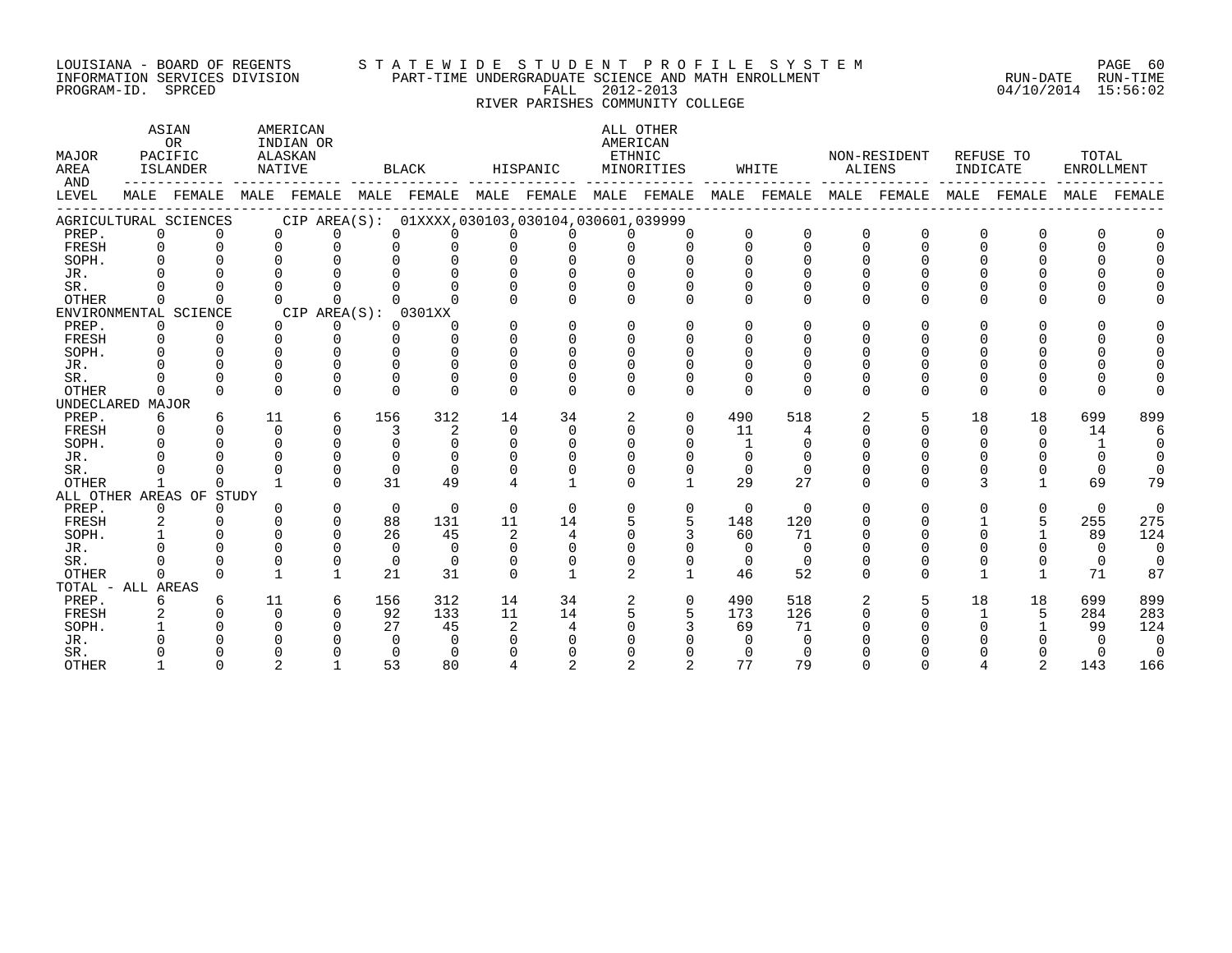LOUISIANA - BOARD OF REGENTS
INFORMATION SERVICES DIVISION
PROGRAM-ID. SPRCED

S T A T E W I D E   S T U D E N T   P R O F I L E   S Y S T E M
PART-TIME UNDERGRADUATE SCIENCE AND MATH ENROLLMENT
FALL 2012-2013
RIVER PARISHES COMMUNITY COLLEGE

RUN-DATE 04/10/2014 RUN-TIME 15:56:02

| MAJOR AREA AND LEVEL | ASIAN OR PACIFIC ISLANDER MALE | FEMALE | AMERICAN INDIAN OR ALASKAN NATIVE MALE | FEMALE | BLACK MALE | FEMALE | HISPANIC MALE | FEMALE | ALL OTHER AMERICAN ETHNIC MINORITIES MALE | FEMALE | WHITE MALE | FEMALE | NON-RESIDENT ALIENS MALE | FEMALE | REFUSE TO INDICATE MALE | FEMALE | TOTAL ENROLLMENT MALE | FEMALE |
|---|---|---|---|---|---|---|---|---|---|---|---|---|---|---|---|---|---|---|
| AGRICULTURAL SCIENCES CIP AREA(S): 01XXXX,030103,030104,030601,039999 | | | | | | | | | | | | | | | | | | |
| PREP. | 0 | 0 | 0 | 0 | 0 | 0 | 0 | 0 | 0 | 0 | 0 | 0 | 0 | 0 | 0 | 0 | 0 | 0 |
| FRESH | 0 | 0 | 0 | 0 | 0 | 0 | 0 | 0 | 0 | 0 | 0 | 0 | 0 | 0 | 0 | 0 | 0 | 0 |
| SOPH. | 0 | 0 | 0 | 0 | 0 | 0 | 0 | 0 | 0 | 0 | 0 | 0 | 0 | 0 | 0 | 0 | 0 | 0 |
| JR. | 0 | 0 | 0 | 0 | 0 | 0 | 0 | 0 | 0 | 0 | 0 | 0 | 0 | 0 | 0 | 0 | 0 | 0 |
| SR. | 0 | 0 | 0 | 0 | 0 | 0 | 0 | 0 | 0 | 0 | 0 | 0 | 0 | 0 | 0 | 0 | 0 | 0 |
| OTHER | 0 | 0 | 0 | 0 | 0 | 0 | 0 | 0 | 0 | 0 | 0 | 0 | 0 | 0 | 0 | 0 | 0 | 0 |
| ENVIRONMENTAL SCIENCE CIP AREA(S): 0301XX | | | | | | | | | | | | | | | | | | |
| PREP. | 0 | 0 | 0 | 0 | 0 | 0 | 0 | 0 | 0 | 0 | 0 | 0 | 0 | 0 | 0 | 0 | 0 | 0 |
| FRESH | 0 | 0 | 0 | 0 | 0 | 0 | 0 | 0 | 0 | 0 | 0 | 0 | 0 | 0 | 0 | 0 | 0 | 0 |
| SOPH. | 0 | 0 | 0 | 0 | 0 | 0 | 0 | 0 | 0 | 0 | 0 | 0 | 0 | 0 | 0 | 0 | 0 | 0 |
| JR. | 0 | 0 | 0 | 0 | 0 | 0 | 0 | 0 | 0 | 0 | 0 | 0 | 0 | 0 | 0 | 0 | 0 | 0 |
| SR. | 0 | 0 | 0 | 0 | 0 | 0 | 0 | 0 | 0 | 0 | 0 | 0 | 0 | 0 | 0 | 0 | 0 | 0 |
| OTHER | 0 | 0 | 0 | 0 | 0 | 0 | 0 | 0 | 0 | 0 | 0 | 0 | 0 | 0 | 0 | 0 | 0 | 0 |
| UNDECLARED MAJOR | | | | | | | | | | | | | | | | | | |
| PREP. | 6 | 6 | 11 | 6 | 156 | 312 | 14 | 34 | 2 | 0 | 490 | 518 | 2 | 5 | 18 | 18 | 699 | 899 |
| FRESH | 0 | 0 | 0 | 0 | 3 | 2 | 0 | 0 | 0 | 0 | 11 | 4 | 0 | 0 | 0 | 0 | 14 | 6 |
| SOPH. | 0 | 0 | 0 | 0 | 0 | 0 | 0 | 0 | 0 | 0 | 1 | 0 | 0 | 0 | 0 | 0 | 1 | 0 |
| JR. | 0 | 0 | 0 | 0 | 0 | 0 | 0 | 0 | 0 | 0 | 0 | 0 | 0 | 0 | 0 | 0 | 0 | 0 |
| SR. | 0 | 0 | 0 | 0 | 0 | 0 | 0 | 0 | 0 | 0 | 0 | 0 | 0 | 0 | 0 | 0 | 0 | 0 |
| OTHER | 1 | 0 | 1 | 0 | 31 | 49 | 4 | 1 | 0 | 1 | 29 | 27 | 0 | 0 | 3 | 1 | 69 | 79 |
| ALL OTHER AREAS OF STUDY | | | | | | | | | | | | | | | | | | |
| PREP. | 0 | 0 | 0 | 0 | 0 | 0 | 0 | 0 | 0 | 0 | 0 | 0 | 0 | 0 | 0 | 0 | 0 | 0 |
| FRESH | 2 | 0 | 0 | 0 | 88 | 131 | 11 | 14 | 5 | 5 | 148 | 120 | 0 | 0 | 1 | 5 | 255 | 275 |
| SOPH. | 1 | 0 | 0 | 0 | 26 | 45 | 2 | 4 | 0 | 3 | 60 | 71 | 0 | 0 | 0 | 1 | 89 | 124 |
| JR. | 0 | 0 | 0 | 0 | 0 | 0 | 0 | 0 | 0 | 0 | 0 | 0 | 0 | 0 | 0 | 0 | 0 | 0 |
| SR. | 0 | 0 | 0 | 0 | 0 | 0 | 0 | 0 | 0 | 0 | 0 | 0 | 0 | 0 | 0 | 0 | 0 | 0 |
| OTHER | 0 | 0 | 1 | 1 | 21 | 31 | 0 | 1 | 2 | 1 | 46 | 52 | 0 | 0 | 1 | 1 | 71 | 87 |
| TOTAL - ALL AREAS | | | | | | | | | | | | | | | | | | |
| PREP. | 6 | 6 | 11 | 6 | 156 | 312 | 14 | 34 | 2 | 0 | 490 | 518 | 2 | 5 | 18 | 18 | 699 | 899 |
| FRESH | 2 | 0 | 0 | 0 | 92 | 133 | 11 | 14 | 5 | 5 | 173 | 126 | 0 | 0 | 1 | 5 | 284 | 283 |
| SOPH. | 1 | 0 | 0 | 0 | 27 | 45 | 2 | 4 | 0 | 3 | 69 | 71 | 0 | 0 | 0 | 1 | 99 | 124 |
| JR. | 0 | 0 | 0 | 0 | 0 | 0 | 0 | 0 | 0 | 0 | 0 | 0 | 0 | 0 | 0 | 0 | 0 | 0 |
| SR. | 0 | 0 | 0 | 0 | 0 | 0 | 0 | 0 | 0 | 0 | 0 | 0 | 0 | 0 | 0 | 0 | 0 | 0 |
| OTHER | 1 | 0 | 2 | 1 | 53 | 80 | 4 | 2 | 2 | 2 | 77 | 79 | 0 | 0 | 4 | 2 | 143 | 166 |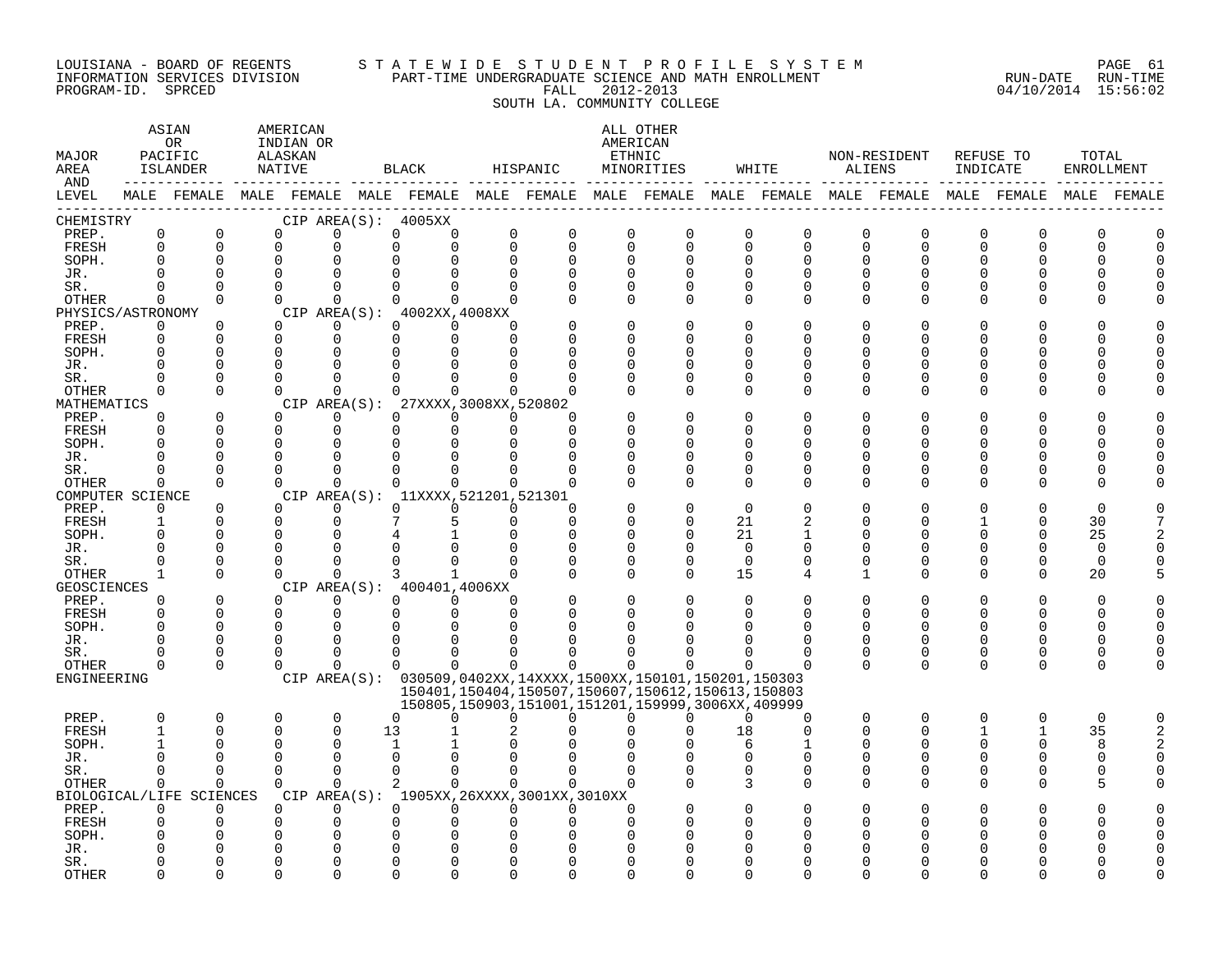LOUISIANA - BOARD OF REGENTS
INFORMATION SERVICES DIVISION
PROGRAM-ID. SPRCED

STATEWIDE STUDENT PROFILE SYSTEM
PART-TIME UNDERGRADUATE SCIENCE AND MATH ENROLLMENT
FALL 2012-2013
SOUTH LA. COMMUNITY COLLEGE

RUN-DATE 04/10/2014 RUN-TIME 15:56:02

| MAJOR AREA AND LEVEL | ASIAN OR PACIFIC ISLANDER MALE | ASIAN OR PACIFIC ISLANDER FEMALE | AMERICAN INDIAN OR ALASKAN NATIVE MALE | AMERICAN INDIAN OR ALASKAN NATIVE FEMALE | BLACK MALE | BLACK FEMALE | HISPANIC MALE | HISPANIC FEMALE | ALL OTHER AMERICAN ETHNIC MINORITIES MALE | ALL OTHER AMERICAN ETHNIC MINORITIES FEMALE | WHITE MALE | WHITE FEMALE | NON-RESIDENT ALIENS MALE | NON-RESIDENT ALIENS FEMALE | REFUSE TO INDICATE MALE | REFUSE TO INDICATE FEMALE | TOTAL ENROLLMENT MALE | TOTAL ENROLLMENT FEMALE |
|---|---|---|---|---|---|---|---|---|---|---|---|---|---|---|---|---|---|---|
| CHEMISTRY — CIP AREA(S): 4005XX | | | | | | | | | | | | | | | | | | |
| PREP. | 0 | 0 | 0 | 0 | 0 | 0 | 0 | 0 | 0 | 0 | 0 | 0 | 0 | 0 | 0 | 0 | 0 | 0 |
| FRESH | 0 | 0 | 0 | 0 | 0 | 0 | 0 | 0 | 0 | 0 | 0 | 0 | 0 | 0 | 0 | 0 | 0 | 0 |
| SOPH. | 0 | 0 | 0 | 0 | 0 | 0 | 0 | 0 | 0 | 0 | 0 | 0 | 0 | 0 | 0 | 0 | 0 | 0 |
| JR. | 0 | 0 | 0 | 0 | 0 | 0 | 0 | 0 | 0 | 0 | 0 | 0 | 0 | 0 | 0 | 0 | 0 | 0 |
| SR. | 0 | 0 | 0 | 0 | 0 | 0 | 0 | 0 | 0 | 0 | 0 | 0 | 0 | 0 | 0 | 0 | 0 | 0 |
| OTHER | 0 | 0 | 0 | 0 | 0 | 0 | 0 | 0 | 0 | 0 | 0 | 0 | 0 | 0 | 0 | 0 | 0 | 0 |
| PHYSICS/ASTRONOMY — CIP AREA(S): 4002XX,4008XX | | | | | | | | | | | | | | | | | | |
| PREP. | 0 | 0 | 0 | 0 | 0 | 0 | 0 | 0 | 0 | 0 | 0 | 0 | 0 | 0 | 0 | 0 | 0 | 0 |
| FRESH | 0 | 0 | 0 | 0 | 0 | 0 | 0 | 0 | 0 | 0 | 0 | 0 | 0 | 0 | 0 | 0 | 0 | 0 |
| SOPH. | 0 | 0 | 0 | 0 | 0 | 0 | 0 | 0 | 0 | 0 | 0 | 0 | 0 | 0 | 0 | 0 | 0 | 0 |
| JR. | 0 | 0 | 0 | 0 | 0 | 0 | 0 | 0 | 0 | 0 | 0 | 0 | 0 | 0 | 0 | 0 | 0 | 0 |
| SR. | 0 | 0 | 0 | 0 | 0 | 0 | 0 | 0 | 0 | 0 | 0 | 0 | 0 | 0 | 0 | 0 | 0 | 0 |
| OTHER | 0 | 0 | 0 | 0 | 0 | 0 | 0 | 0 | 0 | 0 | 0 | 0 | 0 | 0 | 0 | 0 | 0 | 0 |
| MATHEMATICS — CIP AREA(S): 27XXXX,3008XX,520802 | | | | | | | | | | | | | | | | | | |
| PREP. | 0 | 0 | 0 | 0 | 0 | 0 | 0 | 0 | 0 | 0 | 0 | 0 | 0 | 0 | 0 | 0 | 0 | 0 |
| FRESH | 0 | 0 | 0 | 0 | 0 | 0 | 0 | 0 | 0 | 0 | 0 | 0 | 0 | 0 | 0 | 0 | 0 | 0 |
| SOPH. | 0 | 0 | 0 | 0 | 0 | 0 | 0 | 0 | 0 | 0 | 0 | 0 | 0 | 0 | 0 | 0 | 0 | 0 |
| JR. | 0 | 0 | 0 | 0 | 0 | 0 | 0 | 0 | 0 | 0 | 0 | 0 | 0 | 0 | 0 | 0 | 0 | 0 |
| SR. | 0 | 0 | 0 | 0 | 0 | 0 | 0 | 0 | 0 | 0 | 0 | 0 | 0 | 0 | 0 | 0 | 0 | 0 |
| OTHER | 0 | 0 | 0 | 0 | 0 | 0 | 0 | 0 | 0 | 0 | 0 | 0 | 0 | 0 | 0 | 0 | 0 | 0 |
| COMPUTER SCIENCE — CIP AREA(S): 11XXXX,521201,521301 | | | | | | | | | | | | | | | | | | |
| PREP. | 0 | 0 | 0 | 0 | 0 | 0 | 0 | 0 | 0 | 0 | 0 | 0 | 0 | 0 | 0 | 0 | 0 | 0 |
| FRESH | 1 | 0 | 0 | 0 | 7 | 5 | 0 | 0 | 0 | 0 | 21 | 2 | 0 | 0 | 1 | 0 | 30 | 7 |
| SOPH. | 0 | 0 | 0 | 0 | 4 | 1 | 0 | 0 | 0 | 0 | 21 | 1 | 0 | 0 | 0 | 0 | 25 | 2 |
| JR. | 0 | 0 | 0 | 0 | 0 | 0 | 0 | 0 | 0 | 0 | 0 | 0 | 0 | 0 | 0 | 0 | 0 | 0 |
| SR. | 0 | 0 | 0 | 0 | 0 | 0 | 0 | 0 | 0 | 0 | 0 | 0 | 0 | 0 | 0 | 0 | 0 | 0 |
| OTHER | 1 | 0 | 0 | 0 | 3 | 1 | 0 | 0 | 0 | 0 | 15 | 4 | 1 | 0 | 0 | 0 | 20 | 5 |
| GEOSCIENCES — CIP AREA(S): 400401,4006XX | | | | | | | | | | | | | | | | | | |
| PREP. | 0 | 0 | 0 | 0 | 0 | 0 | 0 | 0 | 0 | 0 | 0 | 0 | 0 | 0 | 0 | 0 | 0 | 0 |
| FRESH | 0 | 0 | 0 | 0 | 0 | 0 | 0 | 0 | 0 | 0 | 0 | 0 | 0 | 0 | 0 | 0 | 0 | 0 |
| SOPH. | 0 | 0 | 0 | 0 | 0 | 0 | 0 | 0 | 0 | 0 | 0 | 0 | 0 | 0 | 0 | 0 | 0 | 0 |
| JR. | 0 | 0 | 0 | 0 | 0 | 0 | 0 | 0 | 0 | 0 | 0 | 0 | 0 | 0 | 0 | 0 | 0 | 0 |
| SR. | 0 | 0 | 0 | 0 | 0 | 0 | 0 | 0 | 0 | 0 | 0 | 0 | 0 | 0 | 0 | 0 | 0 | 0 |
| OTHER | 0 | 0 | 0 | 0 | 0 | 0 | 0 | 0 | 0 | 0 | 0 | 0 | 0 | 0 | 0 | 0 | 0 | 0 |
| ENGINEERING — CIP AREA(S): 030509,0402XX,14XXXX,1500XX,150101,150201,150303,150401,150404,150507,150607,150612,150613,150803,150805,150903,151001,151201,159999,3006XX,409999 | | | | | | | | | | | | | | | | | | |
| PREP. | 0 | 0 | 0 | 0 | 0 | 0 | 0 | 0 | 0 | 0 | 0 | 0 | 0 | 0 | 0 | 0 | 0 | 0 |
| FRESH | 1 | 0 | 0 | 0 | 13 | 1 | 2 | 0 | 0 | 0 | 18 | 0 | 0 | 0 | 1 | 1 | 35 | 2 |
| SOPH. | 1 | 0 | 0 | 0 | 1 | 1 | 0 | 0 | 0 | 0 | 6 | 1 | 0 | 0 | 0 | 0 | 8 | 2 |
| JR. | 0 | 0 | 0 | 0 | 0 | 0 | 0 | 0 | 0 | 0 | 0 | 0 | 0 | 0 | 0 | 0 | 0 | 0 |
| SR. | 0 | 0 | 0 | 0 | 0 | 0 | 0 | 0 | 0 | 0 | 0 | 0 | 0 | 0 | 0 | 0 | 0 | 0 |
| OTHER | 0 | 0 | 0 | 0 | 2 | 0 | 0 | 0 | 0 | 0 | 3 | 0 | 0 | 0 | 0 | 0 | 5 | 0 |
| BIOLOGICAL/LIFE SCIENCES — CIP AREA(S): 1905XX,26XXXX,3001XX,3010XX | | | | | | | | | | | | | | | | | | |
| PREP. | 0 | 0 | 0 | 0 | 0 | 0 | 0 | 0 | 0 | 0 | 0 | 0 | 0 | 0 | 0 | 0 | 0 | 0 |
| FRESH | 0 | 0 | 0 | 0 | 0 | 0 | 0 | 0 | 0 | 0 | 0 | 0 | 0 | 0 | 0 | 0 | 0 | 0 |
| SOPH. | 0 | 0 | 0 | 0 | 0 | 0 | 0 | 0 | 0 | 0 | 0 | 0 | 0 | 0 | 0 | 0 | 0 | 0 |
| JR. | 0 | 0 | 0 | 0 | 0 | 0 | 0 | 0 | 0 | 0 | 0 | 0 | 0 | 0 | 0 | 0 | 0 | 0 |
| SR. | 0 | 0 | 0 | 0 | 0 | 0 | 0 | 0 | 0 | 0 | 0 | 0 | 0 | 0 | 0 | 0 | 0 | 0 |
| OTHER | 0 | 0 | 0 | 0 | 0 | 0 | 0 | 0 | 0 | 0 | 0 | 0 | 0 | 0 | 0 | 0 | 0 | 0 |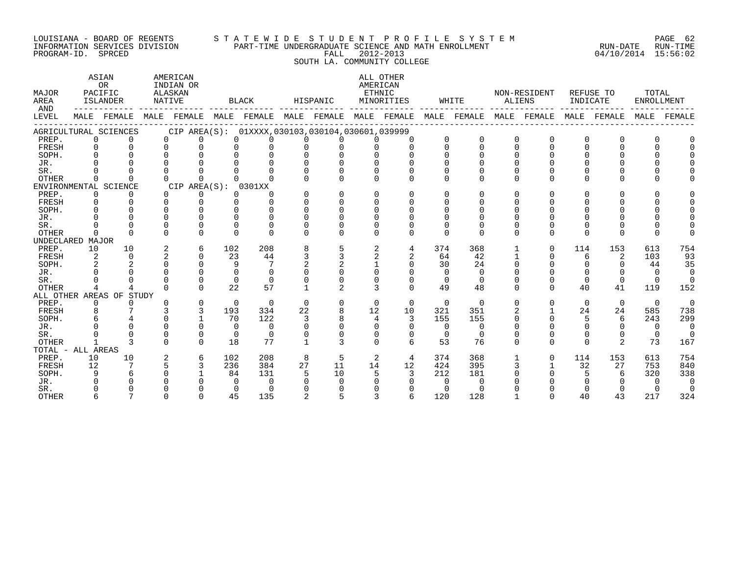LOUISIANA - BOARD OF REGENTS — STATEWIDE STUDENT PROFILE SYSTEM
INFORMATION SERVICES DIVISION — PART-TIME UNDERGRADUATE SCIENCE AND MATH ENROLLMENT — RUN-DATE 04/10/2014 RUN-TIME 15:56:02
PROGRAM-ID. SPRCED — FALL 2012-2013

SOUTH LA. COMMUNITY COLLEGE

| MAJOR AREA AND LEVEL | ASIAN OR PACIFIC ISLANDER | | AMERICAN INDIAN OR ALASKAN NATIVE | | BLACK | | HISPANIC | | ALL OTHER AMERICAN ETHNIC MINORITIES | | WHITE | | NON-RESIDENT ALIENS | | REFUSE TO INDICATE | | TOTAL ENROLLMENT | |
|---|---|---|---|---|---|---|---|---|---|---|---|---|---|---|---|---|---|---|
| | MALE | FEMALE | MALE | FEMALE | MALE | FEMALE | MALE | FEMALE | MALE | FEMALE | MALE | FEMALE | MALE | FEMALE | MALE | FEMALE | MALE | FEMALE |
| AGRICULTURAL SCIENCES — CIP AREA(S): 01XXXX,030103,030104,030601,039999 | | | | | | | | | | | | | | | | | | |
| PREP. | 0 | 0 | 0 | 0 | 0 | 0 | 0 | 0 | 0 | 0 | 0 | 0 | 0 | 0 | 0 | 0 | 0 | 0 |
| FRESH | 0 | 0 | 0 | 0 | 0 | 0 | 0 | 0 | 0 | 0 | 0 | 0 | 0 | 0 | 0 | 0 | 0 | 0 |
| SOPH. | 0 | 0 | 0 | 0 | 0 | 0 | 0 | 0 | 0 | 0 | 0 | 0 | 0 | 0 | 0 | 0 | 0 | 0 |
| JR. | 0 | 0 | 0 | 0 | 0 | 0 | 0 | 0 | 0 | 0 | 0 | 0 | 0 | 0 | 0 | 0 | 0 | 0 |
| SR. | 0 | 0 | 0 | 0 | 0 | 0 | 0 | 0 | 0 | 0 | 0 | 0 | 0 | 0 | 0 | 0 | 0 | 0 |
| OTHER | 0 | 0 | 0 | 0 | 0 | 0 | 0 | 0 | 0 | 0 | 0 | 0 | 0 | 0 | 0 | 0 | 0 | 0 |
| ENVIRONMENTAL SCIENCE — CIP AREA(S): 0301XX | | | | | | | | | | | | | | | | | | |
| PREP. | 0 | 0 | 0 | 0 | 0 | 0 | 0 | 0 | 0 | 0 | 0 | 0 | 0 | 0 | 0 | 0 | 0 | 0 |
| FRESH | 0 | 0 | 0 | 0 | 0 | 0 | 0 | 0 | 0 | 0 | 0 | 0 | 0 | 0 | 0 | 0 | 0 | 0 |
| SOPH. | 0 | 0 | 0 | 0 | 0 | 0 | 0 | 0 | 0 | 0 | 0 | 0 | 0 | 0 | 0 | 0 | 0 | 0 |
| JR. | 0 | 0 | 0 | 0 | 0 | 0 | 0 | 0 | 0 | 0 | 0 | 0 | 0 | 0 | 0 | 0 | 0 | 0 |
| SR. | 0 | 0 | 0 | 0 | 0 | 0 | 0 | 0 | 0 | 0 | 0 | 0 | 0 | 0 | 0 | 0 | 0 | 0 |
| OTHER | 0 | 0 | 0 | 0 | 0 | 0 | 0 | 0 | 0 | 0 | 0 | 0 | 0 | 0 | 0 | 0 | 0 | 0 |
| UNDECLARED MAJOR | | | | | | | | | | | | | | | | | | |
| PREP. | 10 | 10 | 2 | 6 | 102 | 208 | 8 | 5 | 2 | 4 | 374 | 368 | 1 | 0 | 114 | 153 | 613 | 754 |
| FRESH | 2 | 0 | 2 | 0 | 23 | 44 | 3 | 3 | 2 | 2 | 64 | 42 | 1 | 0 | 6 | 2 | 103 | 93 |
| SOPH. | 2 | 2 | 0 | 0 | 9 | 7 | 2 | 2 | 1 | 0 | 30 | 24 | 0 | 0 | 0 | 0 | 44 | 35 |
| JR. | 0 | 0 | 0 | 0 | 0 | 0 | 0 | 0 | 0 | 0 | 0 | 0 | 0 | 0 | 0 | 0 | 0 | 0 |
| SR. | 0 | 0 | 0 | 0 | 0 | 0 | 0 | 0 | 0 | 0 | 0 | 0 | 0 | 0 | 0 | 0 | 0 | 0 |
| OTHER | 4 | 4 | 0 | 0 | 22 | 57 | 1 | 2 | 3 | 0 | 49 | 48 | 0 | 0 | 40 | 41 | 119 | 152 |
| ALL OTHER AREAS OF STUDY | | | | | | | | | | | | | | | | | | |
| PREP. | 0 | 0 | 0 | 0 | 0 | 0 | 0 | 0 | 0 | 0 | 0 | 0 | 0 | 0 | 0 | 0 | 0 | 0 |
| FRESH | 8 | 7 | 3 | 3 | 193 | 334 | 22 | 8 | 12 | 10 | 321 | 351 | 2 | 1 | 24 | 24 | 585 | 738 |
| SOPH. | 6 | 4 | 0 | 1 | 70 | 122 | 3 | 8 | 4 | 3 | 155 | 155 | 0 | 0 | 5 | 6 | 243 | 299 |
| JR. | 0 | 0 | 0 | 0 | 0 | 0 | 0 | 0 | 0 | 0 | 0 | 0 | 0 | 0 | 0 | 0 | 0 | 0 |
| SR. | 0 | 0 | 0 | 0 | 0 | 0 | 0 | 0 | 0 | 0 | 0 | 0 | 0 | 0 | 0 | 0 | 0 | 0 |
| OTHER | 1 | 3 | 0 | 0 | 18 | 77 | 1 | 3 | 0 | 6 | 53 | 76 | 0 | 0 | 0 | 2 | 73 | 167 |
| TOTAL - ALL AREAS | | | | | | | | | | | | | | | | | | |
| PREP. | 10 | 10 | 2 | 6 | 102 | 208 | 8 | 5 | 2 | 4 | 374 | 368 | 1 | 0 | 114 | 153 | 613 | 754 |
| FRESH | 12 | 7 | 5 | 3 | 236 | 384 | 27 | 11 | 14 | 12 | 424 | 395 | 3 | 1 | 32 | 27 | 753 | 840 |
| SOPH. | 9 | 6 | 0 | 1 | 84 | 131 | 5 | 10 | 5 | 3 | 212 | 181 | 0 | 0 | 5 | 6 | 320 | 338 |
| JR. | 0 | 0 | 0 | 0 | 0 | 0 | 0 | 0 | 0 | 0 | 0 | 0 | 0 | 0 | 0 | 0 | 0 | 0 |
| SR. | 0 | 0 | 0 | 0 | 0 | 0 | 0 | 0 | 0 | 0 | 0 | 0 | 0 | 0 | 0 | 0 | 0 | 0 |
| OTHER | 6 | 7 | 0 | 0 | 45 | 135 | 2 | 5 | 3 | 6 | 120 | 128 | 1 | 0 | 40 | 43 | 217 | 324 |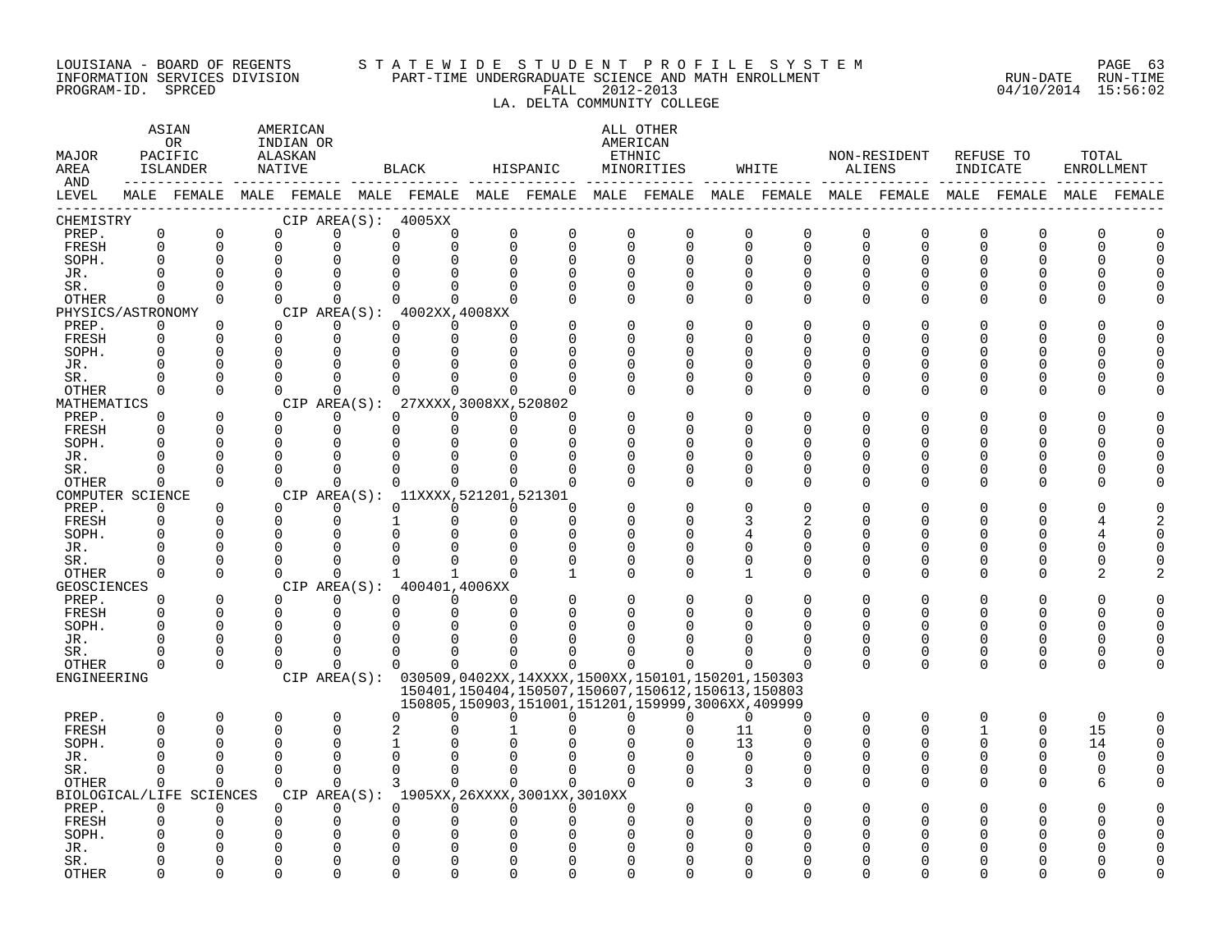LOUISIANA - BOARD OF REGENTS
INFORMATION SERVICES DIVISION
PROGRAM-ID. SPRCED

STATEWIDE STUDENT PROFILE SYSTEM
PART-TIME UNDERGRADUATE SCIENCE AND MATH ENROLLMENT
FALL 2012-2013
LA. DELTA COMMUNITY COLLEGE

RUN-DATE 04/10/2014 RUN-TIME 15:56:02

| MAJOR AREA AND LEVEL | ASIAN OR PACIFIC ISLANDER | | AMERICAN INDIAN OR ALASKAN NATIVE | | BLACK | | HISPANIC | | ALL OTHER AMERICAN ETHNIC MINORITIES | | WHITE | | NON-RESIDENT ALIENS | | REFUSE TO INDICATE | | TOTAL ENROLLMENT | |
|---|---|---|---|---|---|---|---|---|---|---|---|---|---|---|---|---|---|---|
| | MALE | FEMALE | MALE | FEMALE | MALE | FEMALE | MALE | FEMALE | MALE | FEMALE | MALE | FEMALE | MALE | FEMALE | MALE | FEMALE | MALE | FEMALE |
| CHEMISTRY — CIP AREA(S): 4005XX | | | | | | | | | | | | | | | | | | |
| PREP. | 0 | 0 | 0 | 0 | 0 | 0 | 0 | 0 | 0 | 0 | 0 | 0 | 0 | 0 | 0 | 0 | 0 | 0 |
| FRESH | 0 | 0 | 0 | 0 | 0 | 0 | 0 | 0 | 0 | 0 | 0 | 0 | 0 | 0 | 0 | 0 | 0 | 0 |
| SOPH. | 0 | 0 | 0 | 0 | 0 | 0 | 0 | 0 | 0 | 0 | 0 | 0 | 0 | 0 | 0 | 0 | 0 | 0 |
| JR. | 0 | 0 | 0 | 0 | 0 | 0 | 0 | 0 | 0 | 0 | 0 | 0 | 0 | 0 | 0 | 0 | 0 | 0 |
| SR. | 0 | 0 | 0 | 0 | 0 | 0 | 0 | 0 | 0 | 0 | 0 | 0 | 0 | 0 | 0 | 0 | 0 | 0 |
| OTHER | 0 | 0 | 0 | 0 | 0 | 0 | 0 | 0 | 0 | 0 | 0 | 0 | 0 | 0 | 0 | 0 | 0 | 0 |
| PHYSICS/ASTRONOMY — CIP AREA(S): 4002XX,4008XX | | | | | | | | | | | | | | | | | | |
| PREP. | 0 | 0 | 0 | 0 | 0 | 0 | 0 | 0 | 0 | 0 | 0 | 0 | 0 | 0 | 0 | 0 | 0 | 0 |
| FRESH | 0 | 0 | 0 | 0 | 0 | 0 | 0 | 0 | 0 | 0 | 0 | 0 | 0 | 0 | 0 | 0 | 0 | 0 |
| SOPH. | 0 | 0 | 0 | 0 | 0 | 0 | 0 | 0 | 0 | 0 | 0 | 0 | 0 | 0 | 0 | 0 | 0 | 0 |
| JR. | 0 | 0 | 0 | 0 | 0 | 0 | 0 | 0 | 0 | 0 | 0 | 0 | 0 | 0 | 0 | 0 | 0 | 0 |
| SR. | 0 | 0 | 0 | 0 | 0 | 0 | 0 | 0 | 0 | 0 | 0 | 0 | 0 | 0 | 0 | 0 | 0 | 0 |
| OTHER | 0 | 0 | 0 | 0 | 0 | 0 | 0 | 0 | 0 | 0 | 0 | 0 | 0 | 0 | 0 | 0 | 0 | 0 |
| MATHEMATICS — CIP AREA(S): 27XXXX,3008XX,520802 | | | | | | | | | | | | | | | | | | |
| PREP. | 0 | 0 | 0 | 0 | 0 | 0 | 0 | 0 | 0 | 0 | 0 | 0 | 0 | 0 | 0 | 0 | 0 | 0 |
| FRESH | 0 | 0 | 0 | 0 | 0 | 0 | 0 | 0 | 0 | 0 | 0 | 0 | 0 | 0 | 0 | 0 | 0 | 0 |
| SOPH. | 0 | 0 | 0 | 0 | 0 | 0 | 0 | 0 | 0 | 0 | 0 | 0 | 0 | 0 | 0 | 0 | 0 | 0 |
| JR. | 0 | 0 | 0 | 0 | 0 | 0 | 0 | 0 | 0 | 0 | 0 | 0 | 0 | 0 | 0 | 0 | 0 | 0 |
| SR. | 0 | 0 | 0 | 0 | 0 | 0 | 0 | 0 | 0 | 0 | 0 | 0 | 0 | 0 | 0 | 0 | 0 | 0 |
| OTHER | 0 | 0 | 0 | 0 | 0 | 0 | 0 | 0 | 0 | 0 | 0 | 0 | 0 | 0 | 0 | 0 | 0 | 0 |
| COMPUTER SCIENCE — CIP AREA(S): 11XXXX,521201,521301 | | | | | | | | | | | | | | | | | | |
| PREP. | 0 | 0 | 0 | 0 | 0 | 0 | 0 | 0 | 0 | 0 | 0 | 0 | 0 | 0 | 0 | 0 | 0 | 0 |
| FRESH | 0 | 0 | 0 | 0 | 1 | 0 | 0 | 0 | 0 | 0 | 3 | 2 | 0 | 0 | 0 | 0 | 4 | 2 |
| SOPH. | 0 | 0 | 0 | 0 | 0 | 0 | 0 | 0 | 0 | 0 | 4 | 0 | 0 | 0 | 0 | 0 | 4 | 0 |
| JR. | 0 | 0 | 0 | 0 | 0 | 0 | 0 | 0 | 0 | 0 | 0 | 0 | 0 | 0 | 0 | 0 | 0 | 0 |
| SR. | 0 | 0 | 0 | 0 | 0 | 0 | 0 | 0 | 0 | 0 | 0 | 0 | 0 | 0 | 0 | 0 | 0 | 0 |
| OTHER | 0 | 0 | 0 | 0 | 1 | 1 | 0 | 1 | 0 | 0 | 1 | 0 | 0 | 0 | 0 | 0 | 2 | 2 |
| GEOSCIENCES — CIP AREA(S): 400401,4006XX | | | | | | | | | | | | | | | | | | |
| PREP. | 0 | 0 | 0 | 0 | 0 | 0 | 0 | 0 | 0 | 0 | 0 | 0 | 0 | 0 | 0 | 0 | 0 | 0 |
| FRESH | 0 | 0 | 0 | 0 | 0 | 0 | 0 | 0 | 0 | 0 | 0 | 0 | 0 | 0 | 0 | 0 | 0 | 0 |
| SOPH. | 0 | 0 | 0 | 0 | 0 | 0 | 0 | 0 | 0 | 0 | 0 | 0 | 0 | 0 | 0 | 0 | 0 | 0 |
| JR. | 0 | 0 | 0 | 0 | 0 | 0 | 0 | 0 | 0 | 0 | 0 | 0 | 0 | 0 | 0 | 0 | 0 | 0 |
| SR. | 0 | 0 | 0 | 0 | 0 | 0 | 0 | 0 | 0 | 0 | 0 | 0 | 0 | 0 | 0 | 0 | 0 | 0 |
| OTHER | 0 | 0 | 0 | 0 | 0 | 0 | 0 | 0 | 0 | 0 | 0 | 0 | 0 | 0 | 0 | 0 | 0 | 0 |
| ENGINEERING — CIP AREA(S): 030509,0402XX,14XXXX,1500XX,150101,150201,150303 150401,150404,150507,150607,150612,150613,150803 150805,150903,151001,151201,159999,3006XX,409999 | | | | | | | | | | | | | | | | | | |
| PREP. | 0 | 0 | 0 | 0 | 0 | 0 | 0 | 0 | 0 | 0 | 0 | 0 | 0 | 0 | 0 | 0 | 0 | 0 |
| FRESH | 0 | 0 | 0 | 0 | 2 | 0 | 1 | 0 | 0 | 0 | 11 | 0 | 0 | 0 | 1 | 0 | 15 | 0 |
| SOPH. | 0 | 0 | 0 | 0 | 1 | 0 | 0 | 0 | 0 | 0 | 13 | 0 | 0 | 0 | 0 | 0 | 14 | 0 |
| JR. | 0 | 0 | 0 | 0 | 0 | 0 | 0 | 0 | 0 | 0 | 0 | 0 | 0 | 0 | 0 | 0 | 0 | 0 |
| SR. | 0 | 0 | 0 | 0 | 0 | 0 | 0 | 0 | 0 | 0 | 0 | 0 | 0 | 0 | 0 | 0 | 0 | 0 |
| OTHER | 0 | 0 | 0 | 0 | 3 | 0 | 0 | 0 | 0 | 0 | 3 | 0 | 0 | 0 | 0 | 0 | 6 | 0 |
| BIOLOGICAL/LIFE SCIENCES — CIP AREA(S): 1905XX,26XXXX,3001XX,3010XX | | | | | | | | | | | | | | | | | | |
| PREP. | 0 | 0 | 0 | 0 | 0 | 0 | 0 | 0 | 0 | 0 | 0 | 0 | 0 | 0 | 0 | 0 | 0 | 0 |
| FRESH | 0 | 0 | 0 | 0 | 0 | 0 | 0 | 0 | 0 | 0 | 0 | 0 | 0 | 0 | 0 | 0 | 0 | 0 |
| SOPH. | 0 | 0 | 0 | 0 | 0 | 0 | 0 | 0 | 0 | 0 | 0 | 0 | 0 | 0 | 0 | 0 | 0 | 0 |
| JR. | 0 | 0 | 0 | 0 | 0 | 0 | 0 | 0 | 0 | 0 | 0 | 0 | 0 | 0 | 0 | 0 | 0 | 0 |
| SR. | 0 | 0 | 0 | 0 | 0 | 0 | 0 | 0 | 0 | 0 | 0 | 0 | 0 | 0 | 0 | 0 | 0 | 0 |
| OTHER | 0 | 0 | 0 | 0 | 0 | 0 | 0 | 0 | 0 | 0 | 0 | 0 | 0 | 0 | 0 | 0 | 0 | 0 |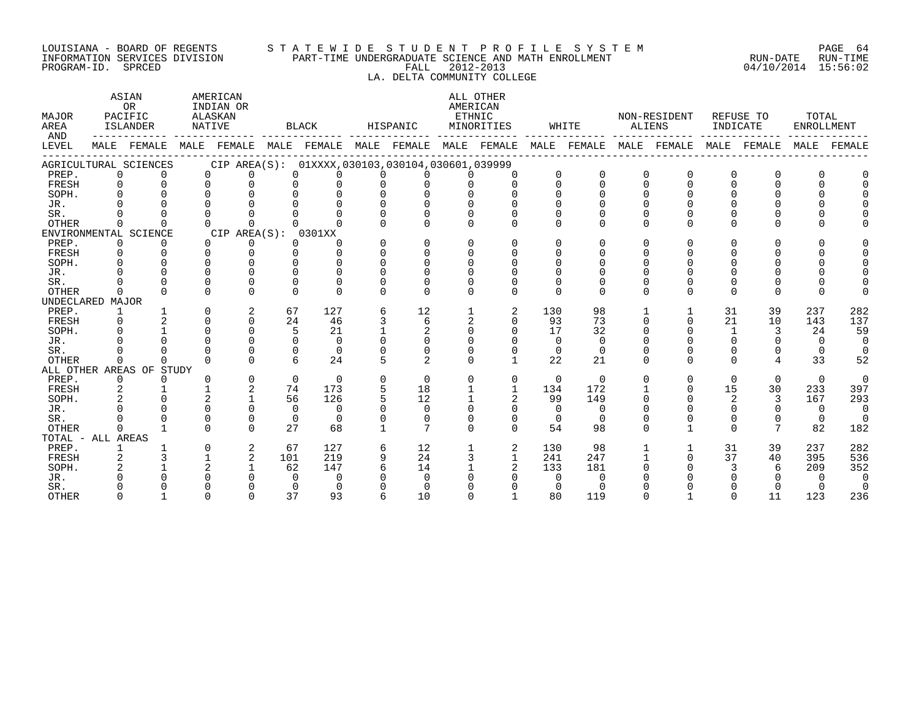LOUISIANA - BOARD OF REGENTS
INFORMATION SERVICES DIVISION
PROGRAM-ID. SPRCED

STATEWIDE STUDENT PROFILE SYSTEM
PART-TIME UNDERGRADUATE SCIENCE AND MATH ENROLLMENT
FALL 2012-2013
LA. DELTA COMMUNITY COLLEGE

RUN-DATE 04/10/2014 RUN-TIME 15:56:02

| MAJOR AREA AND LEVEL | ASIAN OR PACIFIC ISLANDER MALE | ASIAN OR PACIFIC ISLANDER FEMALE | AMERICAN INDIAN OR ALASKAN NATIVE MALE | AMERICAN INDIAN OR ALASKAN NATIVE FEMALE | BLACK MALE | BLACK FEMALE | HISPANIC MALE | HISPANIC FEMALE | ALL OTHER AMERICAN ETHNIC MINORITIES MALE | ALL OTHER AMERICAN ETHNIC MINORITIES FEMALE | WHITE MALE | WHITE FEMALE | NON-RESIDENT ALIENS MALE | NON-RESIDENT ALIENS FEMALE | REFUSE TO INDICATE MALE | REFUSE TO INDICATE FEMALE | TOTAL ENROLLMENT MALE | TOTAL ENROLLMENT FEMALE |
|---|---|---|---|---|---|---|---|---|---|---|---|---|---|---|---|---|---|---|
| AGRICULTURAL SCIENCES CIP AREA(S): 01XXXX,030103,030104,030601,039999 | | | | | | | | | | | | | | | | | | |
| PREP. | 0 | 0 | 0 | 0 | 0 | 0 | 0 | 0 | 0 | 0 | 0 | 0 | 0 | 0 | 0 | 0 | 0 | 0 |
| FRESH | 0 | 0 | 0 | 0 | 0 | 0 | 0 | 0 | 0 | 0 | 0 | 0 | 0 | 0 | 0 | 0 | 0 | 0 |
| SOPH. | 0 | 0 | 0 | 0 | 0 | 0 | 0 | 0 | 0 | 0 | 0 | 0 | 0 | 0 | 0 | 0 | 0 | 0 |
| JR. | 0 | 0 | 0 | 0 | 0 | 0 | 0 | 0 | 0 | 0 | 0 | 0 | 0 | 0 | 0 | 0 | 0 | 0 |
| SR. | 0 | 0 | 0 | 0 | 0 | 0 | 0 | 0 | 0 | 0 | 0 | 0 | 0 | 0 | 0 | 0 | 0 | 0 |
| OTHER | 0 | 0 | 0 | 0 | 0 | 0 | 0 | 0 | 0 | 0 | 0 | 0 | 0 | 0 | 0 | 0 | 0 | 0 |
| ENVIRONMENTAL SCIENCE CIP AREA(S): 0301XX | | | | | | | | | | | | | | | | | | |
| PREP. | 0 | 0 | 0 | 0 | 0 | 0 | 0 | 0 | 0 | 0 | 0 | 0 | 0 | 0 | 0 | 0 | 0 | 0 |
| FRESH | 0 | 0 | 0 | 0 | 0 | 0 | 0 | 0 | 0 | 0 | 0 | 0 | 0 | 0 | 0 | 0 | 0 | 0 |
| SOPH. | 0 | 0 | 0 | 0 | 0 | 0 | 0 | 0 | 0 | 0 | 0 | 0 | 0 | 0 | 0 | 0 | 0 | 0 |
| JR. | 0 | 0 | 0 | 0 | 0 | 0 | 0 | 0 | 0 | 0 | 0 | 0 | 0 | 0 | 0 | 0 | 0 | 0 |
| SR. | 0 | 0 | 0 | 0 | 0 | 0 | 0 | 0 | 0 | 0 | 0 | 0 | 0 | 0 | 0 | 0 | 0 | 0 |
| OTHER | 0 | 0 | 0 | 0 | 0 | 0 | 0 | 0 | 0 | 0 | 0 | 0 | 0 | 0 | 0 | 0 | 0 | 0 |
| UNDECLARED MAJOR | | | | | | | | | | | | | | | | | | |
| PREP. | 1 | 1 | 0 | 2 | 67 | 127 | 6 | 12 | 1 | 2 | 130 | 98 | 1 | 1 | 31 | 39 | 237 | 282 |
| FRESH | 0 | 2 | 0 | 0 | 24 | 46 | 3 | 6 | 2 | 0 | 93 | 73 | 0 | 0 | 21 | 10 | 143 | 137 |
| SOPH. | 0 | 1 | 0 | 0 | 5 | 21 | 1 | 2 | 0 | 0 | 17 | 32 | 0 | 0 | 1 | 3 | 24 | 59 |
| JR. | 0 | 0 | 0 | 0 | 0 | 0 | 0 | 0 | 0 | 0 | 0 | 0 | 0 | 0 | 0 | 0 | 0 | 0 |
| SR. | 0 | 0 | 0 | 0 | 0 | 0 | 0 | 0 | 0 | 0 | 0 | 0 | 0 | 0 | 0 | 0 | 0 | 0 |
| OTHER | 0 | 0 | 0 | 0 | 6 | 24 | 5 | 2 | 0 | 1 | 22 | 21 | 0 | 0 | 0 | 4 | 33 | 52 |
| ALL OTHER AREAS OF STUDY | | | | | | | | | | | | | | | | | | |
| PREP. | 0 | 0 | 0 | 0 | 0 | 0 | 0 | 0 | 0 | 0 | 0 | 0 | 0 | 0 | 0 | 0 | 0 | 0 |
| FRESH | 2 | 1 | 1 | 2 | 74 | 173 | 5 | 18 | 1 | 1 | 134 | 172 | 1 | 0 | 15 | 30 | 233 | 397 |
| SOPH. | 2 | 0 | 2 | 1 | 56 | 126 | 5 | 12 | 1 | 2 | 99 | 149 | 0 | 0 | 2 | 3 | 167 | 293 |
| JR. | 0 | 0 | 0 | 0 | 0 | 0 | 0 | 0 | 0 | 0 | 0 | 0 | 0 | 0 | 0 | 0 | 0 | 0 |
| SR. | 0 | 0 | 0 | 0 | 0 | 0 | 0 | 0 | 0 | 0 | 0 | 0 | 0 | 0 | 0 | 0 | 0 | 0 |
| OTHER | 0 | 1 | 0 | 0 | 27 | 68 | 1 | 7 | 0 | 0 | 54 | 98 | 0 | 1 | 0 | 7 | 82 | 182 |
| TOTAL - ALL AREAS | | | | | | | | | | | | | | | | | | |
| PREP. | 1 | 1 | 0 | 2 | 67 | 127 | 6 | 12 | 1 | 2 | 130 | 98 | 1 | 1 | 31 | 39 | 237 | 282 |
| FRESH | 2 | 3 | 1 | 2 | 101 | 219 | 9 | 24 | 3 | 1 | 241 | 247 | 1 | 0 | 37 | 40 | 395 | 536 |
| SOPH. | 2 | 1 | 2 | 1 | 62 | 147 | 6 | 14 | 1 | 2 | 133 | 181 | 0 | 0 | 3 | 6 | 209 | 352 |
| JR. | 0 | 0 | 0 | 0 | 0 | 0 | 0 | 0 | 0 | 0 | 0 | 0 | 0 | 0 | 0 | 0 | 0 | 0 |
| SR. | 0 | 0 | 0 | 0 | 0 | 0 | 0 | 0 | 0 | 0 | 0 | 0 | 0 | 0 | 0 | 0 | 0 | 0 |
| OTHER | 0 | 1 | 0 | 0 | 37 | 93 | 6 | 10 | 0 | 1 | 80 | 119 | 0 | 1 | 0 | 11 | 123 | 236 |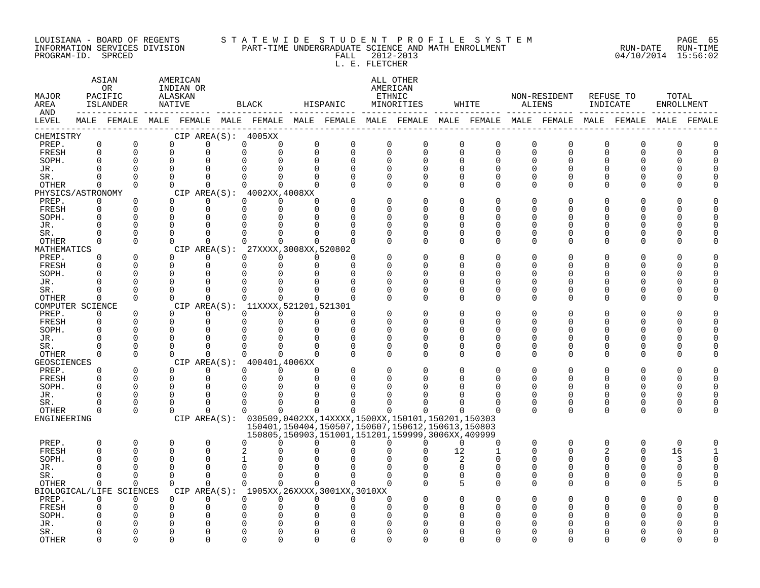LOUISIANA - BOARD OF REGENTS
INFORMATION SERVICES DIVISION
PROGRAM-ID. SPRCED

STATEWIDE STUDENT PROFILE SYSTEM
PART-TIME UNDERGRADUATE SCIENCE AND MATH ENROLLMENT
FALL 2012-2013
L. E. FLETCHER

RUN-DATE 04/10/2014 RUN-TIME 15:56:02

| MAJOR AREA AND LEVEL | ASIAN OR PACIFIC ISLANDER | | AMERICAN INDIAN OR ALASKAN NATIVE | | BLACK | | HISPANIC | | ALL OTHER AMERICAN ETHNIC MINORITIES | | WHITE | | NON-RESIDENT ALIENS | | REFUSE TO INDICATE | | TOTAL ENROLLMENT | |
|---|---|---|---|---|---|---|---|---|---|---|---|---|---|---|---|---|---|---|
| | MALE | FEMALE | MALE | FEMALE | MALE | FEMALE | MALE | FEMALE | MALE | FEMALE | MALE | FEMALE | MALE | FEMALE | MALE | FEMALE | MALE | FEMALE |
| **CHEMISTRY** CIP AREA(S): 4005XX | | | | | | | | | | | | | | | | | | |
| PREP. | 0 | 0 | 0 | 0 | 0 | 0 | 0 | 0 | 0 | 0 | 0 | 0 | 0 | 0 | 0 | 0 | 0 | 0 |
| FRESH | 0 | 0 | 0 | 0 | 0 | 0 | 0 | 0 | 0 | 0 | 0 | 0 | 0 | 0 | 0 | 0 | 0 | 0 |
| SOPH. | 0 | 0 | 0 | 0 | 0 | 0 | 0 | 0 | 0 | 0 | 0 | 0 | 0 | 0 | 0 | 0 | 0 | 0 |
| JR. | 0 | 0 | 0 | 0 | 0 | 0 | 0 | 0 | 0 | 0 | 0 | 0 | 0 | 0 | 0 | 0 | 0 | 0 |
| SR. | 0 | 0 | 0 | 0 | 0 | 0 | 0 | 0 | 0 | 0 | 0 | 0 | 0 | 0 | 0 | 0 | 0 | 0 |
| OTHER | 0 | 0 | 0 | 0 | 0 | 0 | 0 | 0 | 0 | 0 | 0 | 0 | 0 | 0 | 0 | 0 | 0 | 0 |
| **PHYSICS/ASTRONOMY** CIP AREA(S): 4002XX,4008XX | | | | | | | | | | | | | | | | | | |
| PREP. | 0 | 0 | 0 | 0 | 0 | 0 | 0 | 0 | 0 | 0 | 0 | 0 | 0 | 0 | 0 | 0 | 0 | 0 |
| FRESH | 0 | 0 | 0 | 0 | 0 | 0 | 0 | 0 | 0 | 0 | 0 | 0 | 0 | 0 | 0 | 0 | 0 | 0 |
| SOPH. | 0 | 0 | 0 | 0 | 0 | 0 | 0 | 0 | 0 | 0 | 0 | 0 | 0 | 0 | 0 | 0 | 0 | 0 |
| JR. | 0 | 0 | 0 | 0 | 0 | 0 | 0 | 0 | 0 | 0 | 0 | 0 | 0 | 0 | 0 | 0 | 0 | 0 |
| SR. | 0 | 0 | 0 | 0 | 0 | 0 | 0 | 0 | 0 | 0 | 0 | 0 | 0 | 0 | 0 | 0 | 0 | 0 |
| OTHER | 0 | 0 | 0 | 0 | 0 | 0 | 0 | 0 | 0 | 0 | 0 | 0 | 0 | 0 | 0 | 0 | 0 | 0 |
| **MATHEMATICS** CIP AREA(S): 27XXXX,3008XX,520802 | | | | | | | | | | | | | | | | | | |
| PREP. | 0 | 0 | 0 | 0 | 0 | 0 | 0 | 0 | 0 | 0 | 0 | 0 | 0 | 0 | 0 | 0 | 0 | 0 |
| FRESH | 0 | 0 | 0 | 0 | 0 | 0 | 0 | 0 | 0 | 0 | 0 | 0 | 0 | 0 | 0 | 0 | 0 | 0 |
| SOPH. | 0 | 0 | 0 | 0 | 0 | 0 | 0 | 0 | 0 | 0 | 0 | 0 | 0 | 0 | 0 | 0 | 0 | 0 |
| JR. | 0 | 0 | 0 | 0 | 0 | 0 | 0 | 0 | 0 | 0 | 0 | 0 | 0 | 0 | 0 | 0 | 0 | 0 |
| SR. | 0 | 0 | 0 | 0 | 0 | 0 | 0 | 0 | 0 | 0 | 0 | 0 | 0 | 0 | 0 | 0 | 0 | 0 |
| OTHER | 0 | 0 | 0 | 0 | 0 | 0 | 0 | 0 | 0 | 0 | 0 | 0 | 0 | 0 | 0 | 0 | 0 | 0 |
| **COMPUTER SCIENCE** CIP AREA(S): 11XXXX,521201,521301 | | | | | | | | | | | | | | | | | | |
| PREP. | 0 | 0 | 0 | 0 | 0 | 0 | 0 | 0 | 0 | 0 | 0 | 0 | 0 | 0 | 0 | 0 | 0 | 0 |
| FRESH | 0 | 0 | 0 | 0 | 0 | 0 | 0 | 0 | 0 | 0 | 0 | 0 | 0 | 0 | 0 | 0 | 0 | 0 |
| SOPH. | 0 | 0 | 0 | 0 | 0 | 0 | 0 | 0 | 0 | 0 | 0 | 0 | 0 | 0 | 0 | 0 | 0 | 0 |
| JR. | 0 | 0 | 0 | 0 | 0 | 0 | 0 | 0 | 0 | 0 | 0 | 0 | 0 | 0 | 0 | 0 | 0 | 0 |
| SR. | 0 | 0 | 0 | 0 | 0 | 0 | 0 | 0 | 0 | 0 | 0 | 0 | 0 | 0 | 0 | 0 | 0 | 0 |
| OTHER | 0 | 0 | 0 | 0 | 0 | 0 | 0 | 0 | 0 | 0 | 0 | 0 | 0 | 0 | 0 | 0 | 0 | 0 |
| **GEOSCIENCES** CIP AREA(S): 400401,4006XX | | | | | | | | | | | | | | | | | | |
| PREP. | 0 | 0 | 0 | 0 | 0 | 0 | 0 | 0 | 0 | 0 | 0 | 0 | 0 | 0 | 0 | 0 | 0 | 0 |
| FRESH | 0 | 0 | 0 | 0 | 0 | 0 | 0 | 0 | 0 | 0 | 0 | 0 | 0 | 0 | 0 | 0 | 0 | 0 |
| SOPH. | 0 | 0 | 0 | 0 | 0 | 0 | 0 | 0 | 0 | 0 | 0 | 0 | 0 | 0 | 0 | 0 | 0 | 0 |
| JR. | 0 | 0 | 0 | 0 | 0 | 0 | 0 | 0 | 0 | 0 | 0 | 0 | 0 | 0 | 0 | 0 | 0 | 0 |
| SR. | 0 | 0 | 0 | 0 | 0 | 0 | 0 | 0 | 0 | 0 | 0 | 0 | 0 | 0 | 0 | 0 | 0 | 0 |
| OTHER | 0 | 0 | 0 | 0 | 0 | 0 | 0 | 0 | 0 | 0 | 0 | 0 | 0 | 0 | 0 | 0 | 0 | 0 |
| **ENGINEERING** CIP AREA(S): 030509,0402XX,14XXXX,1500XX,150101,150201,150303 150401,150404,150507,150607,150612,150613,150803 150805,150903,151001,151201,159999,3006XX,409999 | | | | | | | | | | | | | | | | | | |
| PREP. | 0 | 0 | 0 | 0 | 0 | 0 | 0 | 0 | 0 | 0 | 0 | 0 | 0 | 0 | 0 | 0 | 0 | 0 |
| FRESH | 0 | 0 | 0 | 0 | 2 | 0 | 0 | 0 | 0 | 0 | 12 | 1 | 0 | 0 | 2 | 0 | 16 | 1 |
| SOPH. | 0 | 0 | 0 | 0 | 1 | 0 | 0 | 0 | 0 | 0 | 2 | 0 | 0 | 0 | 0 | 0 | 3 | 0 |
| JR. | 0 | 0 | 0 | 0 | 0 | 0 | 0 | 0 | 0 | 0 | 0 | 0 | 0 | 0 | 0 | 0 | 0 | 0 |
| SR. | 0 | 0 | 0 | 0 | 0 | 0 | 0 | 0 | 0 | 0 | 0 | 0 | 0 | 0 | 0 | 0 | 0 | 0 |
| OTHER | 0 | 0 | 0 | 0 | 0 | 0 | 0 | 0 | 0 | 0 | 5 | 0 | 0 | 0 | 0 | 0 | 5 | 0 |
| **BIOLOGICAL/LIFE SCIENCES** CIP AREA(S): 1905XX,26XXXX,3001XX,3010XX | | | | | | | | | | | | | | | | | | |
| PREP. | 0 | 0 | 0 | 0 | 0 | 0 | 0 | 0 | 0 | 0 | 0 | 0 | 0 | 0 | 0 | 0 | 0 | 0 |
| FRESH | 0 | 0 | 0 | 0 | 0 | 0 | 0 | 0 | 0 | 0 | 0 | 0 | 0 | 0 | 0 | 0 | 0 | 0 |
| SOPH. | 0 | 0 | 0 | 0 | 0 | 0 | 0 | 0 | 0 | 0 | 0 | 0 | 0 | 0 | 0 | 0 | 0 | 0 |
| JR. | 0 | 0 | 0 | 0 | 0 | 0 | 0 | 0 | 0 | 0 | 0 | 0 | 0 | 0 | 0 | 0 | 0 | 0 |
| SR. | 0 | 0 | 0 | 0 | 0 | 0 | 0 | 0 | 0 | 0 | 0 | 0 | 0 | 0 | 0 | 0 | 0 | 0 |
| OTHER | 0 | 0 | 0 | 0 | 0 | 0 | 0 | 0 | 0 | 0 | 0 | 0 | 0 | 0 | 0 | 0 | 0 | 0 |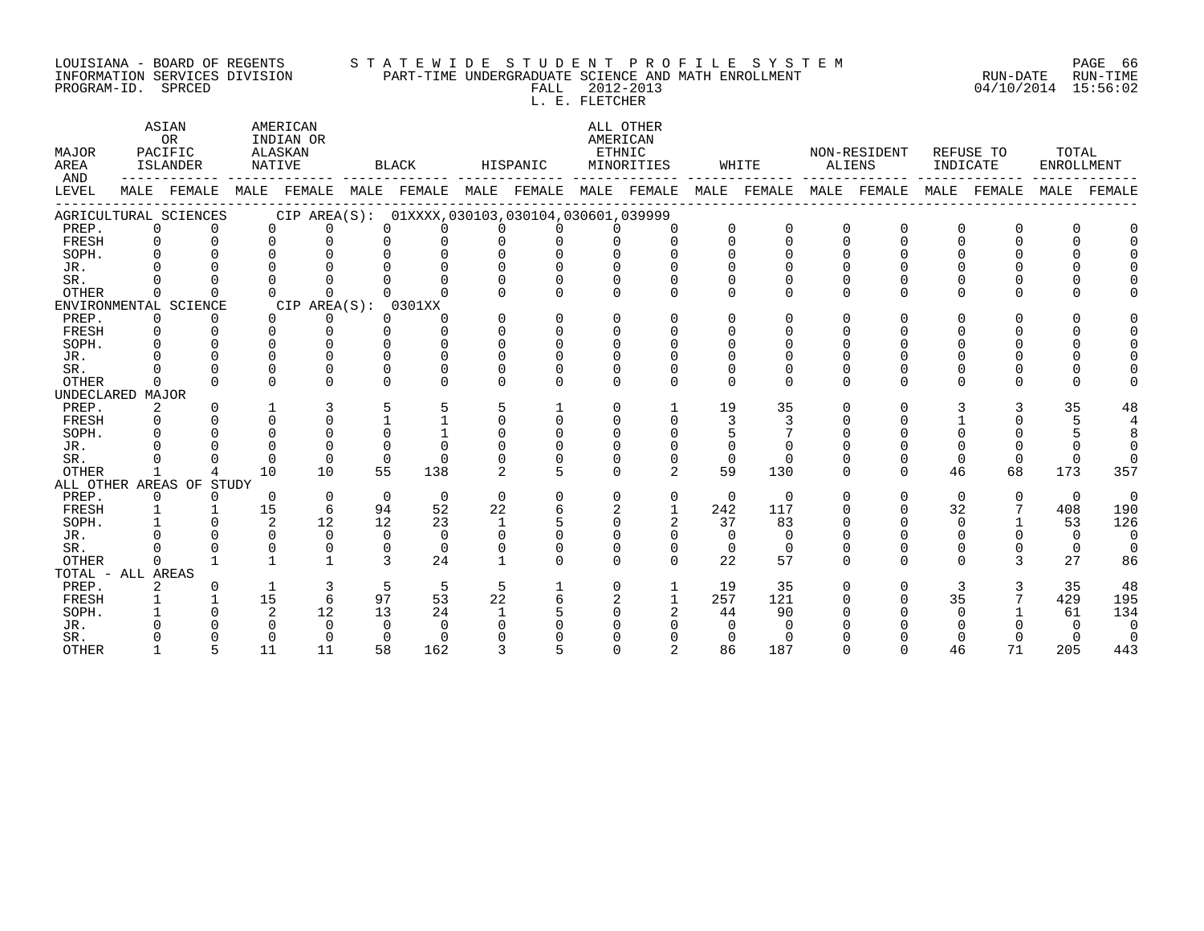LOUISIANA - BOARD OF REGENTS
INFORMATION SERVICES DIVISION
PROGRAM-ID. SPRCED

STATEWIDE STUDENT PROFILE SYSTEM
PART-TIME UNDERGRADUATE SCIENCE AND MATH ENROLLMENT
FALL 2012-2013
L. E. FLETCHER

RUN-DATE 04/10/2014 RUN-TIME 15:56:02

| MAJOR AREA AND LEVEL | ASIAN OR PACIFIC ISLANDER MALE | ASIAN OR PACIFIC ISLANDER FEMALE | AMERICAN INDIAN OR ALASKAN NATIVE MALE | AMERICAN INDIAN OR ALASKAN NATIVE FEMALE | BLACK MALE | BLACK FEMALE | HISPANIC MALE | HISPANIC FEMALE | ALL OTHER AMERICAN ETHNIC MINORITIES MALE | ALL OTHER AMERICAN ETHNIC MINORITIES FEMALE | WHITE MALE | WHITE FEMALE | NON-RESIDENT ALIENS MALE | NON-RESIDENT ALIENS FEMALE | REFUSE TO INDICATE MALE | REFUSE TO INDICATE FEMALE | TOTAL ENROLLMENT MALE | TOTAL ENROLLMENT FEMALE |
|---|---|---|---|---|---|---|---|---|---|---|---|---|---|---|---|---|---|---|
| AGRICULTURAL SCIENCES CIP AREA(S): 01XXXX,030103,030104,030601,039999 | | | | | | | | | | | | | | | | | | |
| PREP. | 0 | 0 | 0 | 0 | 0 | 0 | 0 | 0 | 0 | 0 | 0 | 0 | 0 | 0 | 0 | 0 | 0 | 0 |
| FRESH | 0 | 0 | 0 | 0 | 0 | 0 | 0 | 0 | 0 | 0 | 0 | 0 | 0 | 0 | 0 | 0 | 0 | 0 |
| SOPH. | 0 | 0 | 0 | 0 | 0 | 0 | 0 | 0 | 0 | 0 | 0 | 0 | 0 | 0 | 0 | 0 | 0 | 0 |
| JR. | 0 | 0 | 0 | 0 | 0 | 0 | 0 | 0 | 0 | 0 | 0 | 0 | 0 | 0 | 0 | 0 | 0 | 0 |
| SR. | 0 | 0 | 0 | 0 | 0 | 0 | 0 | 0 | 0 | 0 | 0 | 0 | 0 | 0 | 0 | 0 | 0 | 0 |
| OTHER | 0 | 0 | 0 | 0 | 0 | 0 | 0 | 0 | 0 | 0 | 0 | 0 | 0 | 0 | 0 | 0 | 0 | 0 |
| ENVIRONMENTAL SCIENCE CIP AREA(S): 0301XX | | | | | | | | | | | | | | | | | | |
| PREP. | 0 | 0 | 0 | 0 | 0 | 0 | 0 | 0 | 0 | 0 | 0 | 0 | 0 | 0 | 0 | 0 | 0 | 0 |
| FRESH | 0 | 0 | 0 | 0 | 0 | 0 | 0 | 0 | 0 | 0 | 0 | 0 | 0 | 0 | 0 | 0 | 0 | 0 |
| SOPH. | 0 | 0 | 0 | 0 | 0 | 0 | 0 | 0 | 0 | 0 | 0 | 0 | 0 | 0 | 0 | 0 | 0 | 0 |
| JR. | 0 | 0 | 0 | 0 | 0 | 0 | 0 | 0 | 0 | 0 | 0 | 0 | 0 | 0 | 0 | 0 | 0 | 0 |
| SR. | 0 | 0 | 0 | 0 | 0 | 0 | 0 | 0 | 0 | 0 | 0 | 0 | 0 | 0 | 0 | 0 | 0 | 0 |
| OTHER | 0 | 0 | 0 | 0 | 0 | 0 | 0 | 0 | 0 | 0 | 0 | 0 | 0 | 0 | 0 | 0 | 0 | 0 |
| UNDECLARED MAJOR | | | | | | | | | | | | | | | | | | |
| PREP. | 2 | 0 | 1 | 3 | 5 | 5 | 5 | 1 | 0 | 1 | 19 | 35 | 0 | 0 | 3 | 3 | 35 | 48 |
| FRESH | 0 | 0 | 0 | 0 | 1 | 1 | 0 | 0 | 0 | 0 | 3 | 3 | 0 | 0 | 1 | 0 | 5 | 4 |
| SOPH. | 0 | 0 | 0 | 0 | 0 | 1 | 0 | 0 | 0 | 0 | 5 | 7 | 0 | 0 | 0 | 0 | 5 | 8 |
| JR. | 0 | 0 | 0 | 0 | 0 | 0 | 0 | 0 | 0 | 0 | 0 | 0 | 0 | 0 | 0 | 0 | 0 | 0 |
| SR. | 0 | 0 | 0 | 0 | 0 | 0 | 0 | 0 | 0 | 0 | 0 | 0 | 0 | 0 | 0 | 0 | 0 | 0 |
| OTHER | 1 | 4 | 10 | 10 | 55 | 138 | 2 | 5 | 0 | 2 | 59 | 130 | 0 | 0 | 46 | 68 | 173 | 357 |
| ALL OTHER AREAS OF STUDY | | | | | | | | | | | | | | | | | | |
| PREP. | 0 | 0 | 0 | 0 | 0 | 0 | 0 | 0 | 0 | 0 | 0 | 0 | 0 | 0 | 0 | 0 | 0 | 0 |
| FRESH | 1 | 1 | 15 | 6 | 94 | 52 | 22 | 6 | 2 | 1 | 242 | 117 | 0 | 0 | 32 | 7 | 408 | 190 |
| SOPH. | 1 | 0 | 2 | 12 | 12 | 23 | 1 | 5 | 0 | 2 | 37 | 83 | 0 | 0 | 0 | 1 | 53 | 126 |
| JR. | 0 | 0 | 0 | 0 | 0 | 0 | 0 | 0 | 0 | 0 | 0 | 0 | 0 | 0 | 0 | 0 | 0 | 0 |
| SR. | 0 | 0 | 0 | 0 | 0 | 0 | 0 | 0 | 0 | 0 | 0 | 0 | 0 | 0 | 0 | 0 | 0 | 0 |
| OTHER | 0 | 1 | 1 | 1 | 3 | 24 | 1 | 0 | 0 | 0 | 22 | 57 | 0 | 0 | 0 | 3 | 27 | 86 |
| TOTAL - ALL AREAS | | | | | | | | | | | | | | | | | | |
| PREP. | 2 | 0 | 1 | 3 | 5 | 5 | 5 | 1 | 0 | 1 | 19 | 35 | 0 | 0 | 3 | 3 | 35 | 48 |
| FRESH | 1 | 1 | 15 | 6 | 97 | 53 | 22 | 6 | 2 | 1 | 257 | 121 | 0 | 0 | 35 | 7 | 429 | 195 |
| SOPH. | 1 | 0 | 2 | 12 | 13 | 24 | 1 | 5 | 0 | 2 | 44 | 90 | 0 | 0 | 0 | 1 | 61 | 134 |
| JR. | 0 | 0 | 0 | 0 | 0 | 0 | 0 | 0 | 0 | 0 | 0 | 0 | 0 | 0 | 0 | 0 | 0 | 0 |
| SR. | 0 | 0 | 0 | 0 | 0 | 0 | 0 | 0 | 0 | 0 | 0 | 0 | 0 | 0 | 0 | 0 | 0 | 0 |
| OTHER | 1 | 5 | 11 | 11 | 58 | 162 | 3 | 5 | 0 | 2 | 86 | 187 | 0 | 0 | 46 | 71 | 205 | 443 |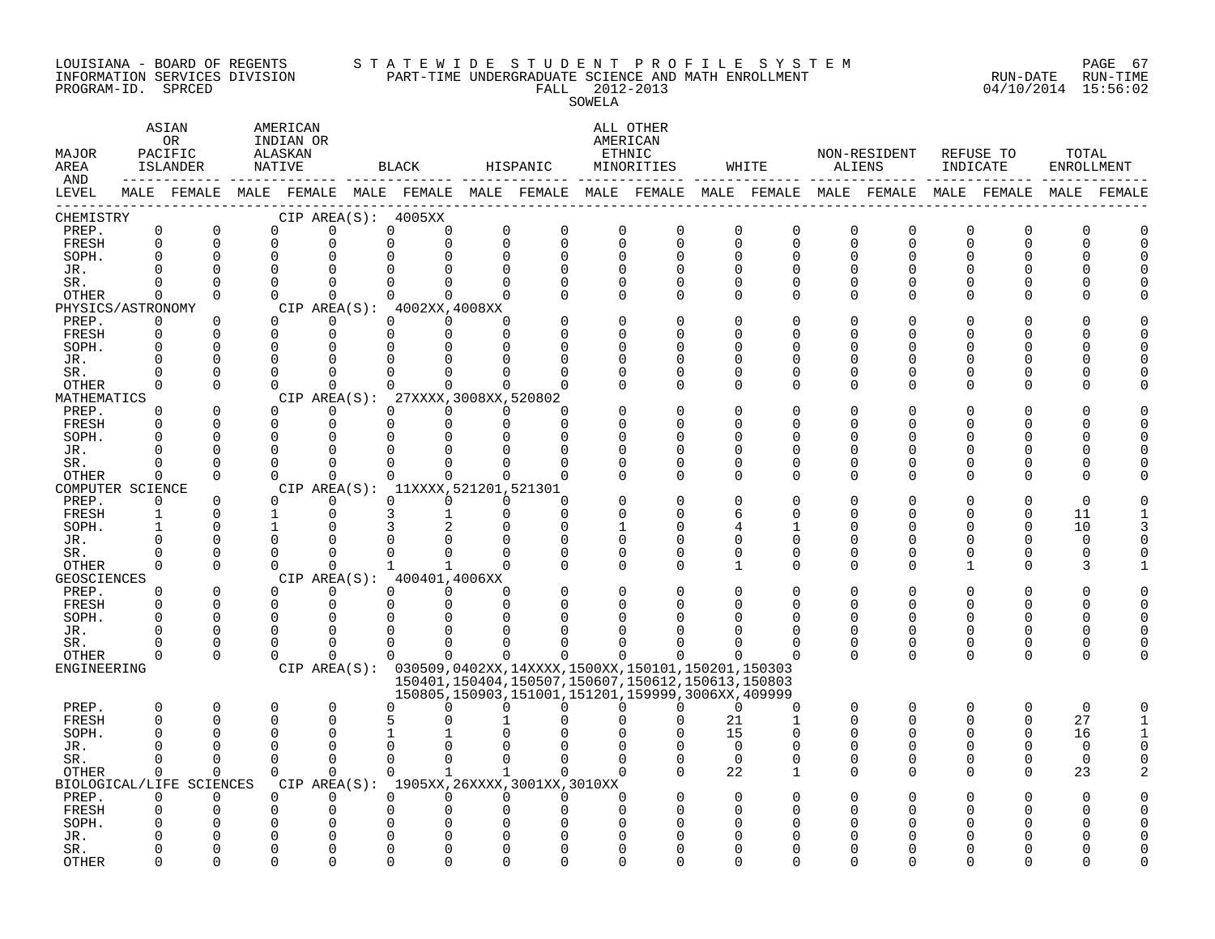LOUISIANA - BOARD OF REGENTS
INFORMATION SERVICES DIVISION
PROGRAM-ID. SPRCED

STATEWIDE STUDENT PROFILE SYSTEM
PART-TIME UNDERGRADUATE SCIENCE AND MATH ENROLLMENT
FALL 2012-2013
SOWELA

RUN-DATE 04/10/2014 RUN-TIME 15:56:02

| MAJOR AREA AND LEVEL | ASIAN OR PACIFIC ISLANDER MALE | ASIAN OR PACIFIC ISLANDER FEMALE | AMERICAN INDIAN OR ALASKAN NATIVE MALE | AMERICAN INDIAN OR ALASKAN NATIVE FEMALE | BLACK MALE | BLACK FEMALE | HISPANIC MALE | HISPANIC FEMALE | ALL OTHER AMERICAN ETHNIC MINORITIES MALE | ALL OTHER AMERICAN ETHNIC MINORITIES FEMALE | WHITE MALE | WHITE FEMALE | NON-RESIDENT ALIENS MALE | NON-RESIDENT ALIENS FEMALE | REFUSE TO INDICATE MALE | REFUSE TO INDICATE FEMALE | TOTAL ENROLLMENT MALE | TOTAL ENROLLMENT FEMALE |
|---|---|---|---|---|---|---|---|---|---|---|---|---|---|---|---|---|---|---|
| CHEMISTRY — CIP AREA(S): 4005XX | | | | | | | | | | | | | | | | | | |
| PREP. | 0 | 0 | 0 | 0 | 0 | 0 | 0 | 0 | 0 | 0 | 0 | 0 | 0 | 0 | 0 | 0 | 0 | 0 |
| FRESH | 0 | 0 | 0 | 0 | 0 | 0 | 0 | 0 | 0 | 0 | 0 | 0 | 0 | 0 | 0 | 0 | 0 | 0 |
| SOPH. | 0 | 0 | 0 | 0 | 0 | 0 | 0 | 0 | 0 | 0 | 0 | 0 | 0 | 0 | 0 | 0 | 0 | 0 |
| JR. | 0 | 0 | 0 | 0 | 0 | 0 | 0 | 0 | 0 | 0 | 0 | 0 | 0 | 0 | 0 | 0 | 0 | 0 |
| SR. | 0 | 0 | 0 | 0 | 0 | 0 | 0 | 0 | 0 | 0 | 0 | 0 | 0 | 0 | 0 | 0 | 0 | 0 |
| OTHER | 0 | 0 | 0 | 0 | 0 | 0 | 0 | 0 | 0 | 0 | 0 | 0 | 0 | 0 | 0 | 0 | 0 | 0 |
| PHYSICS/ASTRONOMY — CIP AREA(S): 4002XX,4008XX | | | | | | | | | | | | | | | | | | |
| PREP. | 0 | 0 | 0 | 0 | 0 | 0 | 0 | 0 | 0 | 0 | 0 | 0 | 0 | 0 | 0 | 0 | 0 | 0 |
| FRESH | 0 | 0 | 0 | 0 | 0 | 0 | 0 | 0 | 0 | 0 | 0 | 0 | 0 | 0 | 0 | 0 | 0 | 0 |
| SOPH. | 0 | 0 | 0 | 0 | 0 | 0 | 0 | 0 | 0 | 0 | 0 | 0 | 0 | 0 | 0 | 0 | 0 | 0 |
| JR. | 0 | 0 | 0 | 0 | 0 | 0 | 0 | 0 | 0 | 0 | 0 | 0 | 0 | 0 | 0 | 0 | 0 | 0 |
| SR. | 0 | 0 | 0 | 0 | 0 | 0 | 0 | 0 | 0 | 0 | 0 | 0 | 0 | 0 | 0 | 0 | 0 | 0 |
| OTHER | 0 | 0 | 0 | 0 | 0 | 0 | 0 | 0 | 0 | 0 | 0 | 0 | 0 | 0 | 0 | 0 | 0 | 0 |
| MATHEMATICS — CIP AREA(S): 27XXXX,3008XX,520802 | | | | | | | | | | | | | | | | | | |
| PREP. | 0 | 0 | 0 | 0 | 0 | 0 | 0 | 0 | 0 | 0 | 0 | 0 | 0 | 0 | 0 | 0 | 0 | 0 |
| FRESH | 0 | 0 | 0 | 0 | 0 | 0 | 0 | 0 | 0 | 0 | 0 | 0 | 0 | 0 | 0 | 0 | 0 | 0 |
| SOPH. | 0 | 0 | 0 | 0 | 0 | 0 | 0 | 0 | 0 | 0 | 0 | 0 | 0 | 0 | 0 | 0 | 0 | 0 |
| JR. | 0 | 0 | 0 | 0 | 0 | 0 | 0 | 0 | 0 | 0 | 0 | 0 | 0 | 0 | 0 | 0 | 0 | 0 |
| SR. | 0 | 0 | 0 | 0 | 0 | 0 | 0 | 0 | 0 | 0 | 0 | 0 | 0 | 0 | 0 | 0 | 0 | 0 |
| OTHER | 0 | 0 | 0 | 0 | 0 | 0 | 0 | 0 | 0 | 0 | 0 | 0 | 0 | 0 | 0 | 0 | 0 | 0 |
| COMPUTER SCIENCE — CIP AREA(S): 11XXXX,521201,521301 | | | | | | | | | | | | | | | | | | |
| PREP. | 0 | 0 | 0 | 0 | 0 | 0 | 0 | 0 | 0 | 0 | 0 | 0 | 0 | 0 | 0 | 0 | 0 | 0 |
| FRESH | 1 | 0 | 1 | 0 | 3 | 1 | 0 | 0 | 0 | 0 | 6 | 0 | 0 | 0 | 0 | 0 | 11 | 1 |
| SOPH. | 1 | 0 | 1 | 0 | 3 | 2 | 0 | 0 | 1 | 0 | 4 | 1 | 0 | 0 | 0 | 0 | 10 | 3 |
| JR. | 0 | 0 | 0 | 0 | 0 | 0 | 0 | 0 | 0 | 0 | 0 | 0 | 0 | 0 | 0 | 0 | 0 | 0 |
| SR. | 0 | 0 | 0 | 0 | 0 | 0 | 0 | 0 | 0 | 0 | 0 | 0 | 0 | 0 | 0 | 0 | 0 | 0 |
| OTHER | 0 | 0 | 0 | 0 | 1 | 1 | 0 | 0 | 0 | 0 | 1 | 0 | 0 | 0 | 1 | 0 | 3 | 1 |
| GEOSCIENCES — CIP AREA(S): 400401,4006XX | | | | | | | | | | | | | | | | | | |
| PREP. | 0 | 0 | 0 | 0 | 0 | 0 | 0 | 0 | 0 | 0 | 0 | 0 | 0 | 0 | 0 | 0 | 0 | 0 |
| FRESH | 0 | 0 | 0 | 0 | 0 | 0 | 0 | 0 | 0 | 0 | 0 | 0 | 0 | 0 | 0 | 0 | 0 | 0 |
| SOPH. | 0 | 0 | 0 | 0 | 0 | 0 | 0 | 0 | 0 | 0 | 0 | 0 | 0 | 0 | 0 | 0 | 0 | 0 |
| JR. | 0 | 0 | 0 | 0 | 0 | 0 | 0 | 0 | 0 | 0 | 0 | 0 | 0 | 0 | 0 | 0 | 0 | 0 |
| SR. | 0 | 0 | 0 | 0 | 0 | 0 | 0 | 0 | 0 | 0 | 0 | 0 | 0 | 0 | 0 | 0 | 0 | 0 |
| OTHER | 0 | 0 | 0 | 0 | 0 | 0 | 0 | 0 | 0 | 0 | 0 | 0 | 0 | 0 | 0 | 0 | 0 | 0 |
| ENGINEERING — CIP AREA(S): 030509,0402XX,14XXXX,1500XX,150101,150201,150303,150401,150404,150507,150607,150612,150613,150803,150805,150903,151001,151201,159999,3006XX,409999 | | | | | | | | | | | | | | | | | | |
| PREP. | 0 | 0 | 0 | 0 | 0 | 0 | 0 | 0 | 0 | 0 | 0 | 0 | 0 | 0 | 0 | 0 | 0 | 0 |
| FRESH | 0 | 0 | 0 | 0 | 5 | 0 | 1 | 0 | 0 | 0 | 21 | 1 | 0 | 0 | 0 | 0 | 27 | 1 |
| SOPH. | 0 | 0 | 0 | 0 | 1 | 1 | 0 | 0 | 0 | 0 | 15 | 0 | 0 | 0 | 0 | 0 | 16 | 1 |
| JR. | 0 | 0 | 0 | 0 | 0 | 0 | 0 | 0 | 0 | 0 | 0 | 0 | 0 | 0 | 0 | 0 | 0 | 0 |
| SR. | 0 | 0 | 0 | 0 | 0 | 0 | 0 | 0 | 0 | 0 | 0 | 0 | 0 | 0 | 0 | 0 | 0 | 0 |
| OTHER | 0 | 0 | 0 | 0 | 0 | 1 | 1 | 0 | 0 | 0 | 22 | 1 | 0 | 0 | 0 | 0 | 23 | 2 |
| BIOLOGICAL/LIFE SCIENCES — CIP AREA(S): 1905XX,26XXXX,3001XX,3010XX | | | | | | | | | | | | | | | | | | |
| PREP. | 0 | 0 | 0 | 0 | 0 | 0 | 0 | 0 | 0 | 0 | 0 | 0 | 0 | 0 | 0 | 0 | 0 | 0 |
| FRESH | 0 | 0 | 0 | 0 | 0 | 0 | 0 | 0 | 0 | 0 | 0 | 0 | 0 | 0 | 0 | 0 | 0 | 0 |
| SOPH. | 0 | 0 | 0 | 0 | 0 | 0 | 0 | 0 | 0 | 0 | 0 | 0 | 0 | 0 | 0 | 0 | 0 | 0 |
| JR. | 0 | 0 | 0 | 0 | 0 | 0 | 0 | 0 | 0 | 0 | 0 | 0 | 0 | 0 | 0 | 0 | 0 | 0 |
| SR. | 0 | 0 | 0 | 0 | 0 | 0 | 0 | 0 | 0 | 0 | 0 | 0 | 0 | 0 | 0 | 0 | 0 | 0 |
| OTHER | 0 | 0 | 0 | 0 | 0 | 0 | 0 | 0 | 0 | 0 | 0 | 0 | 0 | 0 | 0 | 0 | 0 | 0 |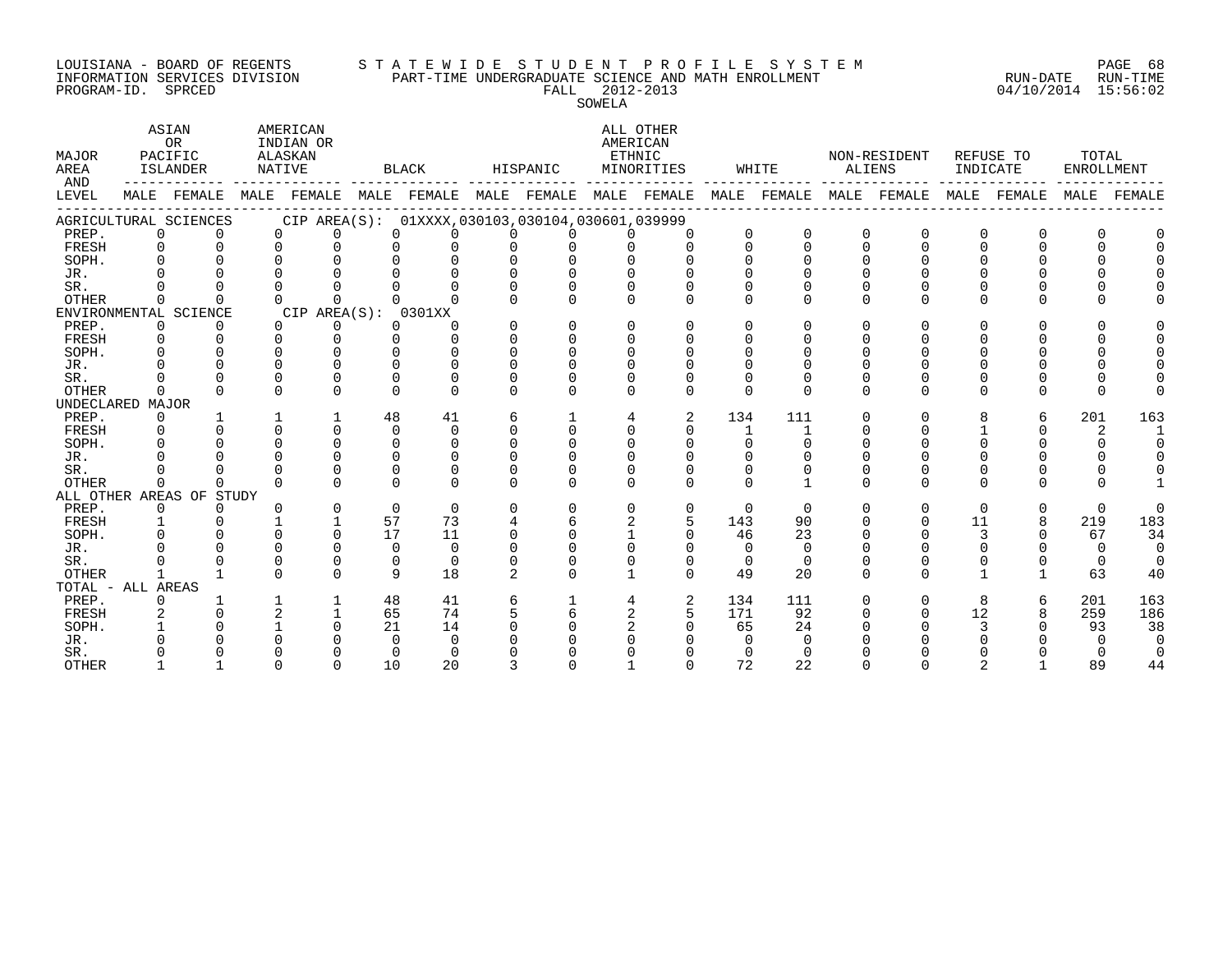LOUISIANA - BOARD OF REGENTS
INFORMATION SERVICES DIVISION
PROGRAM-ID. SPRCED

STATEWIDE STUDENT PROFILE SYSTEM
PART-TIME UNDERGRADUATE SCIENCE AND MATH ENROLLMENT
FALL 2012-2013
SOWELA

RUN-DATE 04/10/2014 RUN-TIME 15:56:02

| MAJOR AREA AND LEVEL | ASIAN OR PACIFIC ISLANDER | | AMERICAN INDIAN OR ALASKAN NATIVE | | BLACK | | HISPANIC | | ALL OTHER AMERICAN ETHNIC MINORITIES | | WHITE | | NON-RESIDENT ALIENS | | REFUSE TO INDICATE | | TOTAL ENROLLMENT | |
|---|---|---|---|---|---|---|---|---|---|---|---|---|---|---|---|---|---|---|
| | MALE | FEMALE | MALE | FEMALE | MALE | FEMALE | MALE | FEMALE | MALE | FEMALE | MALE | FEMALE | MALE | FEMALE | MALE | FEMALE | MALE | FEMALE |
| AGRICULTURAL SCIENCES CIP AREA(S): 01XXXX,030103,030104,030601,039999 | | | | | | | | | | | | | | | | | | |
| PREP. | 0 | 0 | 0 | 0 | 0 | 0 | 0 | 0 | 0 | 0 | 0 | 0 | 0 | 0 | 0 | 0 | 0 | 0 |
| FRESH | 0 | 0 | 0 | 0 | 0 | 0 | 0 | 0 | 0 | 0 | 0 | 0 | 0 | 0 | 0 | 0 | 0 | 0 |
| SOPH. | 0 | 0 | 0 | 0 | 0 | 0 | 0 | 0 | 0 | 0 | 0 | 0 | 0 | 0 | 0 | 0 | 0 | 0 |
| JR. | 0 | 0 | 0 | 0 | 0 | 0 | 0 | 0 | 0 | 0 | 0 | 0 | 0 | 0 | 0 | 0 | 0 | 0 |
| SR. | 0 | 0 | 0 | 0 | 0 | 0 | 0 | 0 | 0 | 0 | 0 | 0 | 0 | 0 | 0 | 0 | 0 | 0 |
| OTHER | 0 | 0 | 0 | 0 | 0 | 0 | 0 | 0 | 0 | 0 | 0 | 0 | 0 | 0 | 0 | 0 | 0 | 0 |
| ENVIRONMENTAL SCIENCE CIP AREA(S): 0301XX | | | | | | | | | | | | | | | | | | |
| PREP. | 0 | 0 | 0 | 0 | 0 | 0 | 0 | 0 | 0 | 0 | 0 | 0 | 0 | 0 | 0 | 0 | 0 | 0 |
| FRESH | 0 | 0 | 0 | 0 | 0 | 0 | 0 | 0 | 0 | 0 | 0 | 0 | 0 | 0 | 0 | 0 | 0 | 0 |
| SOPH. | 0 | 0 | 0 | 0 | 0 | 0 | 0 | 0 | 0 | 0 | 0 | 0 | 0 | 0 | 0 | 0 | 0 | 0 |
| JR. | 0 | 0 | 0 | 0 | 0 | 0 | 0 | 0 | 0 | 0 | 0 | 0 | 0 | 0 | 0 | 0 | 0 | 0 |
| SR. | 0 | 0 | 0 | 0 | 0 | 0 | 0 | 0 | 0 | 0 | 0 | 0 | 0 | 0 | 0 | 0 | 0 | 0 |
| OTHER | 0 | 0 | 0 | 0 | 0 | 0 | 0 | 0 | 0 | 0 | 0 | 0 | 0 | 0 | 0 | 0 | 0 | 0 |
| UNDECLARED MAJOR | | | | | | | | | | | | | | | | | | |
| PREP. | 0 | 1 | 1 | 1 | 48 | 41 | 6 | 1 | 4 | 2 | 134 | 111 | 0 | 0 | 8 | 6 | 201 | 163 |
| FRESH | 0 | 0 | 0 | 0 | 0 | 0 | 0 | 0 | 0 | 0 | 1 | 1 | 0 | 0 | 1 | 0 | 2 | 1 |
| SOPH. | 0 | 0 | 0 | 0 | 0 | 0 | 0 | 0 | 0 | 0 | 0 | 0 | 0 | 0 | 0 | 0 | 0 | 0 |
| JR. | 0 | 0 | 0 | 0 | 0 | 0 | 0 | 0 | 0 | 0 | 0 | 0 | 0 | 0 | 0 | 0 | 0 | 0 |
| SR. | 0 | 0 | 0 | 0 | 0 | 0 | 0 | 0 | 0 | 0 | 0 | 0 | 0 | 0 | 0 | 0 | 0 | 0 |
| OTHER | 0 | 0 | 0 | 0 | 0 | 0 | 0 | 0 | 0 | 0 | 0 | 1 | 0 | 0 | 0 | 0 | 0 | 1 |
| ALL OTHER AREAS OF STUDY | | | | | | | | | | | | | | | | | | |
| PREP. | 0 | 0 | 0 | 0 | 0 | 0 | 0 | 0 | 0 | 0 | 0 | 0 | 0 | 0 | 0 | 0 | 0 | 0 |
| FRESH | 1 | 0 | 1 | 1 | 57 | 73 | 4 | 6 | 2 | 5 | 143 | 90 | 0 | 0 | 11 | 8 | 219 | 183 |
| SOPH. | 0 | 0 | 0 | 0 | 17 | 11 | 0 | 0 | 1 | 0 | 46 | 23 | 0 | 0 | 3 | 0 | 67 | 34 |
| JR. | 0 | 0 | 0 | 0 | 0 | 0 | 0 | 0 | 0 | 0 | 0 | 0 | 0 | 0 | 0 | 0 | 0 | 0 |
| SR. | 0 | 0 | 0 | 0 | 0 | 0 | 0 | 0 | 0 | 0 | 0 | 0 | 0 | 0 | 0 | 0 | 0 | 0 |
| OTHER | 1 | 1 | 0 | 0 | 9 | 18 | 2 | 0 | 1 | 0 | 49 | 20 | 0 | 0 | 1 | 1 | 63 | 40 |
| TOTAL - ALL AREAS | | | | | | | | | | | | | | | | | | |
| PREP. | 0 | 1 | 1 | 1 | 48 | 41 | 6 | 1 | 4 | 2 | 134 | 111 | 0 | 0 | 8 | 6 | 201 | 163 |
| FRESH | 2 | 0 | 2 | 1 | 65 | 74 | 5 | 6 | 2 | 5 | 171 | 92 | 0 | 0 | 12 | 8 | 259 | 186 |
| SOPH. | 1 | 0 | 1 | 0 | 21 | 14 | 0 | 0 | 2 | 0 | 65 | 24 | 0 | 0 | 3 | 0 | 93 | 38 |
| JR. | 0 | 0 | 0 | 0 | 0 | 0 | 0 | 0 | 0 | 0 | 0 | 0 | 0 | 0 | 0 | 0 | 0 | 0 |
| SR. | 0 | 0 | 0 | 0 | 0 | 0 | 0 | 0 | 0 | 0 | 0 | 0 | 0 | 0 | 0 | 0 | 0 | 0 |
| OTHER | 1 | 1 | 0 | 0 | 10 | 20 | 3 | 0 | 1 | 0 | 72 | 22 | 0 | 0 | 2 | 1 | 89 | 44 |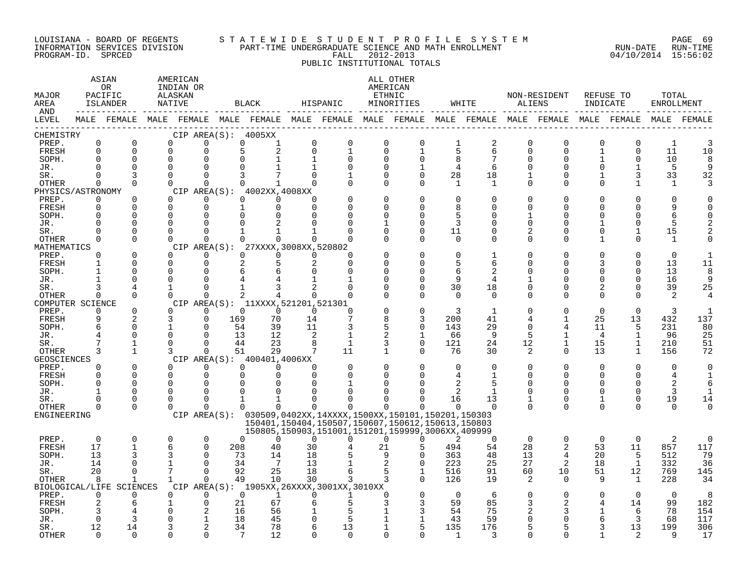LOUISIANA - BOARD OF REGENTS STATEWIDE STUDENT PROFILE SYSTEM
INFORMATION SERVICES DIVISION PART-TIME UNDERGRADUATE SCIENCE AND MATH ENROLLMENT
PROGRAM-ID. SPRCED FALL 2012-2013
PUBLIC INSTITUTIONAL TOTALS

RUN-DATE 04/10/2014 RUN-TIME 15:56:02

| MAJOR AREA AND LEVEL | ASIAN OR PACIFIC ISLANDER MALE | ASIAN OR PACIFIC ISLANDER FEMALE | AMERICAN INDIAN OR ALASKAN NATIVE MALE | AMERICAN INDIAN OR ALASKAN NATIVE FEMALE | BLACK MALE | BLACK FEMALE | HISPANIC MALE | HISPANIC FEMALE | ALL OTHER AMERICAN ETHNIC MINORITIES MALE | ALL OTHER AMERICAN ETHNIC MINORITIES FEMALE | WHITE MALE | WHITE FEMALE | NON-RESIDENT ALIENS MALE | NON-RESIDENT ALIENS FEMALE | REFUSE TO INDICATE MALE | REFUSE TO INDICATE FEMALE | TOTAL ENROLLMENT MALE | TOTAL ENROLLMENT FEMALE |
|---|---|---|---|---|---|---|---|---|---|---|---|---|---|---|---|---|---|---|
| CHEMISTRY | | | CIP AREA(S): 4005XX | | | | | | | | | | | | | | | |
| PREP. | 0 | 0 | 0 | 0 | 0 | 1 | 0 | 0 | 0 | 0 | 1 | 2 | 0 | 0 | 0 | 0 | 1 | 3 |
| FRESH | 0 | 0 | 0 | 0 | 5 | 2 | 0 | 1 | 0 | 1 | 5 | 6 | 0 | 0 | 1 | 0 | 11 | 10 |
| SOPH. | 0 | 0 | 0 | 0 | 0 | 1 | 1 | 0 | 0 | 0 | 8 | 7 | 0 | 0 | 1 | 0 | 10 | 8 |
| JR. | 0 | 0 | 0 | 0 | 0 | 1 | 1 | 0 | 0 | 1 | 4 | 6 | 0 | 0 | 0 | 1 | 5 | 9 |
| SR. | 0 | 3 | 0 | 0 | 3 | 7 | 0 | 1 | 0 | 0 | 28 | 18 | 1 | 0 | 1 | 3 | 33 | 32 |
| OTHER | 0 | 0 | 0 | 0 | 0 | 1 | 0 | 0 | 0 | 0 | 1 | 1 | 0 | 0 | 0 | 1 | 1 | 3 |
| PHYSICS/ASTRONOMY | | | CIP AREA(S): 4002XX,4008XX | | | | | | | | | | | | | | | |
| PREP. | 0 | 0 | 0 | 0 | 0 | 0 | 0 | 0 | 0 | 0 | 0 | 0 | 0 | 0 | 0 | 0 | 0 | 0 |
| FRESH | 0 | 0 | 0 | 0 | 1 | 0 | 0 | 0 | 0 | 0 | 8 | 0 | 0 | 0 | 0 | 0 | 9 | 0 |
| SOPH. | 0 | 0 | 0 | 0 | 0 | 0 | 0 | 0 | 0 | 0 | 5 | 0 | 1 | 0 | 0 | 0 | 6 | 0 |
| JR. | 0 | 0 | 0 | 0 | 0 | 2 | 0 | 0 | 1 | 0 | 3 | 0 | 0 | 0 | 1 | 0 | 5 | 2 |
| SR. | 0 | 0 | 0 | 0 | 1 | 1 | 1 | 0 | 0 | 0 | 11 | 0 | 2 | 0 | 0 | 1 | 15 | 2 |
| OTHER | 0 | 0 | 0 | 0 | 0 | 0 | 0 | 0 | 0 | 0 | 0 | 0 | 0 | 0 | 1 | 0 | 1 | 0 |
| MATHEMATICS | | | CIP AREA(S): 27XXXX,3008XX,520802 | | | | | | | | | | | | | | | |
| PREP. | 0 | 0 | 0 | 0 | 0 | 0 | 0 | 0 | 0 | 0 | 0 | 1 | 0 | 0 | 0 | 0 | 0 | 1 |
| FRESH | 1 | 0 | 0 | 0 | 2 | 5 | 2 | 0 | 0 | 0 | 5 | 6 | 0 | 0 | 3 | 0 | 13 | 11 |
| SOPH. | 1 | 0 | 0 | 0 | 6 | 6 | 0 | 0 | 0 | 0 | 6 | 2 | 0 | 0 | 0 | 0 | 13 | 8 |
| JR. | 1 | 0 | 0 | 0 | 4 | 4 | 1 | 1 | 0 | 0 | 9 | 4 | 1 | 0 | 0 | 0 | 16 | 9 |
| SR. | 3 | 4 | 1 | 0 | 1 | 3 | 2 | 0 | 0 | 0 | 30 | 18 | 0 | 0 | 2 | 0 | 39 | 25 |
| OTHER | 0 | 0 | 0 | 0 | 2 | 4 | 0 | 0 | 0 | 0 | 0 | 0 | 0 | 0 | 0 | 0 | 2 | 4 |
| COMPUTER SCIENCE | | | CIP AREA(S): 11XXXX,521201,521301 | | | | | | | | | | | | | | | |
| PREP. | 0 | 0 | 0 | 0 | 0 | 0 | 0 | 0 | 0 | 0 | 3 | 1 | 0 | 0 | 0 | 0 | 3 | 1 |
| FRESH | 9 | 2 | 3 | 0 | 169 | 70 | 14 | 7 | 8 | 3 | 200 | 41 | 4 | 1 | 25 | 13 | 432 | 137 |
| SOPH. | 6 | 0 | 1 | 0 | 54 | 39 | 11 | 3 | 5 | 0 | 143 | 29 | 0 | 4 | 11 | 5 | 231 | 80 |
| JR. | 4 | 0 | 0 | 0 | 13 | 12 | 2 | 1 | 2 | 1 | 66 | 9 | 5 | 1 | 4 | 1 | 96 | 25 |
| SR. | 7 | 1 | 0 | 0 | 44 | 23 | 8 | 1 | 3 | 0 | 121 | 24 | 12 | 1 | 15 | 1 | 210 | 51 |
| OTHER | 3 | 1 | 3 | 0 | 51 | 29 | 7 | 11 | 1 | 0 | 76 | 30 | 2 | 0 | 13 | 1 | 156 | 72 |
| GEOSCIENCES | | | CIP AREA(S): 400401,4006XX | | | | | | | | | | | | | | | |
| PREP. | 0 | 0 | 0 | 0 | 0 | 0 | 0 | 0 | 0 | 0 | 0 | 0 | 0 | 0 | 0 | 0 | 0 | 0 |
| FRESH | 0 | 0 | 0 | 0 | 0 | 0 | 0 | 0 | 0 | 0 | 4 | 1 | 0 | 0 | 0 | 0 | 4 | 1 |
| SOPH. | 0 | 0 | 0 | 0 | 0 | 0 | 0 | 1 | 0 | 0 | 2 | 5 | 0 | 0 | 0 | 0 | 2 | 6 |
| JR. | 1 | 0 | 0 | 0 | 0 | 0 | 0 | 0 | 0 | 0 | 2 | 1 | 0 | 0 | 0 | 0 | 3 | 1 |
| SR. | 0 | 0 | 0 | 0 | 1 | 1 | 0 | 0 | 0 | 0 | 16 | 13 | 1 | 0 | 1 | 0 | 19 | 14 |
| OTHER | 0 | 0 | 0 | 0 | 0 | 0 | 0 | 0 | 0 | 0 | 0 | 0 | 0 | 0 | 0 | 0 | 0 | 0 |
| ENGINEERING | | | CIP AREA(S): 030509,0402XX,14XXXX,1500XX,150101,150201,150303 150401,150404,150507,150607,150612,150613,150803 150805,150903,151001,151201,159999,3006XX,409999 | | | | | | | | | | | | | | | |
| PREP. | 0 | 0 | 0 | 0 | 0 | 0 | 0 | 0 | 0 | 0 | 2 | 0 | 0 | 0 | 0 | 0 | 2 | 0 |
| FRESH | 17 | 1 | 6 | 0 | 208 | 40 | 30 | 4 | 21 | 5 | 494 | 54 | 28 | 2 | 53 | 11 | 857 | 117 |
| SOPH. | 13 | 3 | 3 | 0 | 73 | 14 | 18 | 5 | 9 | 0 | 363 | 48 | 13 | 4 | 20 | 5 | 512 | 79 |
| JR. | 14 | 0 | 1 | 0 | 34 | 7 | 13 | 1 | 2 | 0 | 223 | 25 | 27 | 2 | 18 | 1 | 332 | 36 |
| SR. | 20 | 0 | 7 | 0 | 92 | 25 | 18 | 6 | 5 | 1 | 516 | 91 | 60 | 10 | 51 | 12 | 769 | 145 |
| OTHER | 8 | 1 | 1 | 0 | 49 | 10 | 30 | 3 | 3 | 0 | 126 | 19 | 2 | 0 | 9 | 1 | 228 | 34 |
| BIOLOGICAL/LIFE SCIENCES | | | CIP AREA(S): 1905XX,26XXXX,3001XX,3010XX | | | | | | | | | | | | | | | |
| PREP. | 0 | 0 | 0 | 0 | 0 | 1 | 0 | 1 | 0 | 0 | 0 | 6 | 0 | 0 | 0 | 0 | 0 | 8 |
| FRESH | 2 | 6 | 1 | 0 | 21 | 67 | 6 | 5 | 3 | 3 | 59 | 85 | 3 | 2 | 4 | 14 | 99 | 182 |
| SOPH. | 3 | 4 | 0 | 2 | 16 | 56 | 1 | 5 | 1 | 3 | 54 | 75 | 2 | 3 | 1 | 6 | 78 | 154 |
| JR. | 0 | 3 | 0 | 1 | 18 | 45 | 0 | 5 | 1 | 1 | 43 | 59 | 0 | 0 | 6 | 3 | 68 | 117 |
| SR. | 12 | 14 | 3 | 2 | 34 | 78 | 6 | 13 | 1 | 5 | 135 | 176 | 5 | 5 | 3 | 13 | 199 | 306 |
| OTHER | 0 | 0 | 0 | 0 | 7 | 12 | 0 | 0 | 0 | 0 | 1 | 3 | 0 | 0 | 1 | 2 | 9 | 17 |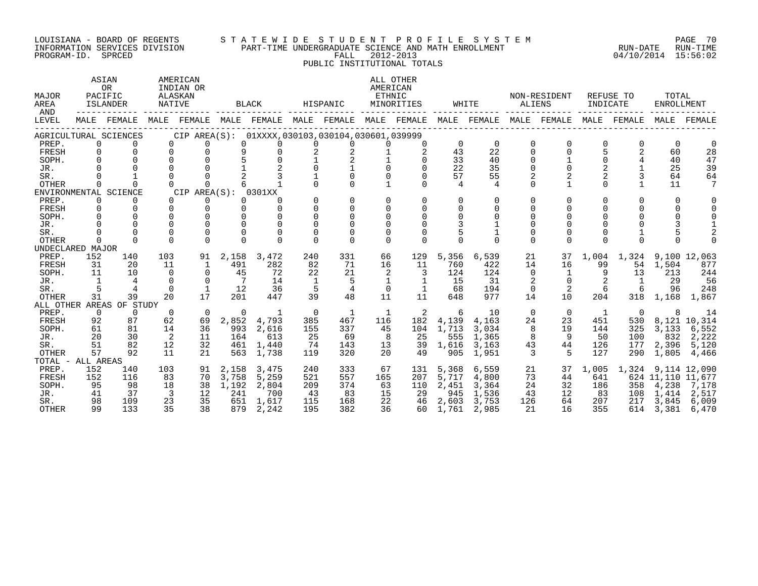LOUISIANA - BOARD OF REGENTS
INFORMATION SERVICES DIVISION
PROGRAM-ID. SPRCED

STATEWIDE STUDENT PROFILE SYSTEM
PART-TIME UNDERGRADUATE SCIENCE AND MATH ENROLLMENT
FALL 2012-2013
PUBLIC INSTITUTIONAL TOTALS

RUN-DATE 04/10/2014 RUN-TIME 15:56:02

| MAJOR AREA AND LEVEL | ASIAN OR PACIFIC ISLANDER | | AMERICAN INDIAN OR ALASKAN NATIVE | | BLACK | | HISPANIC | | ALL OTHER AMERICAN ETHNIC MINORITIES | | WHITE | | NON-RESIDENT ALIENS | | REFUSE TO INDICATE | | TOTAL ENROLLMENT | |
|---|---|---|---|---|---|---|---|---|---|---|---|---|---|---|---|---|---|---|
| | MALE | FEMALE | MALE | FEMALE | MALE | FEMALE | MALE | FEMALE | MALE | FEMALE | MALE | FEMALE | MALE | FEMALE | MALE | FEMALE | MALE | FEMALE |
| AGRICULTURAL SCIENCES CIP AREA(S): 01XXXX,030103,030104,030601,039999 | | | | | | | | | | | | | | | | | | |
| PREP. | 0 | 0 | 0 | 0 | 0 | 0 | 0 | 0 | 0 | 0 | 0 | 0 | 0 | 0 | 0 | 0 | 0 | 0 |
| FRESH | 0 | 0 | 0 | 0 | 9 | 0 | 2 | 2 | 1 | 2 | 43 | 22 | 0 | 0 | 5 | 2 | 60 | 28 |
| SOPH. | 0 | 0 | 0 | 0 | 5 | 0 | 1 | 2 | 1 | 0 | 33 | 40 | 0 | 1 | 0 | 4 | 40 | 47 |
| JR. | 0 | 0 | 0 | 0 | 1 | 2 | 0 | 1 | 0 | 0 | 22 | 35 | 0 | 0 | 2 | 1 | 25 | 39 |
| SR. | 0 | 1 | 0 | 0 | 2 | 3 | 1 | 0 | 0 | 0 | 57 | 55 | 2 | 2 | 2 | 3 | 64 | 64 |
| OTHER | 0 | 0 | 0 | 0 | 6 | 1 | 0 | 0 | 1 | 0 | 4 | 4 | 0 | 1 | 0 | 1 | 11 | 7 |
| ENVIRONMENTAL SCIENCE CIP AREA(S): 0301XX | | | | | | | | | | | | | | | | | | |
| PREP. | 0 | 0 | 0 | 0 | 0 | 0 | 0 | 0 | 0 | 0 | 0 | 0 | 0 | 0 | 0 | 0 | 0 | 0 |
| FRESH | 0 | 0 | 0 | 0 | 0 | 0 | 0 | 0 | 0 | 0 | 0 | 0 | 0 | 0 | 0 | 0 | 0 | 0 |
| SOPH. | 0 | 0 | 0 | 0 | 0 | 0 | 0 | 0 | 0 | 0 | 0 | 0 | 0 | 0 | 0 | 0 | 0 | 0 |
| JR. | 0 | 0 | 0 | 0 | 0 | 0 | 0 | 0 | 0 | 0 | 3 | 1 | 0 | 0 | 0 | 0 | 3 | 1 |
| SR. | 0 | 0 | 0 | 0 | 0 | 0 | 0 | 0 | 0 | 0 | 5 | 1 | 0 | 0 | 0 | 1 | 5 | 2 |
| OTHER | 0 | 0 | 0 | 0 | 0 | 0 | 0 | 0 | 0 | 0 | 0 | 0 | 0 | 0 | 0 | 0 | 0 | 0 |
| UNDECLARED MAJOR | | | | | | | | | | | | | | | | | | |
| PREP. | 152 | 140 | 103 | 91 | 2,158 | 3,472 | 240 | 331 | 66 | 129 | 5,356 | 6,539 | 21 | 37 | 1,004 | 1,324 | 9,100 | 12,063 |
| FRESH | 31 | 20 | 11 | 1 | 491 | 282 | 82 | 71 | 16 | 11 | 760 | 422 | 14 | 16 | 99 | 54 | 1,504 | 877 |
| SOPH. | 11 | 10 | 0 | 0 | 45 | 72 | 22 | 21 | 2 | 3 | 124 | 124 | 0 | 1 | 9 | 13 | 213 | 244 |
| JR. | 1 | 4 | 0 | 0 | 7 | 14 | 1 | 5 | 1 | 1 | 15 | 31 | 2 | 0 | 2 | 1 | 29 | 56 |
| SR. | 5 | 4 | 0 | 1 | 12 | 36 | 5 | 4 | 0 | 1 | 68 | 194 | 0 | 2 | 6 | 6 | 96 | 248 |
| OTHER | 31 | 39 | 20 | 17 | 201 | 447 | 39 | 48 | 11 | 11 | 648 | 977 | 14 | 10 | 204 | 318 | 1,168 | 1,867 |
| ALL OTHER AREAS OF STUDY | | | | | | | | | | | | | | | | | | |
| PREP. | 0 | 0 | 0 | 0 | 0 | 1 | 0 | 1 | 1 | 2 | 6 | 10 | 0 | 0 | 1 | 0 | 8 | 14 |
| FRESH | 92 | 87 | 62 | 69 | 2,852 | 4,793 | 385 | 467 | 116 | 182 | 4,139 | 4,163 | 24 | 23 | 451 | 530 | 8,121 | 10,314 |
| SOPH. | 61 | 81 | 14 | 36 | 993 | 2,616 | 155 | 337 | 45 | 104 | 1,713 | 3,034 | 8 | 19 | 144 | 325 | 3,133 | 6,552 |
| JR. | 20 | 30 | 2 | 11 | 164 | 613 | 25 | 69 | 8 | 25 | 555 | 1,365 | 8 | 9 | 50 | 100 | 832 | 2,222 |
| SR. | 51 | 82 | 12 | 32 | 461 | 1,440 | 74 | 143 | 13 | 39 | 1,616 | 3,163 | 43 | 44 | 126 | 177 | 2,396 | 5,120 |
| OTHER | 57 | 92 | 11 | 21 | 563 | 1,738 | 119 | 320 | 20 | 49 | 905 | 1,951 | 3 | 5 | 127 | 290 | 1,805 | 4,466 |
| TOTAL - ALL AREAS | | | | | | | | | | | | | | | | | | |
| PREP. | 152 | 140 | 103 | 91 | 2,158 | 3,475 | 240 | 333 | 67 | 131 | 5,368 | 6,559 | 21 | 37 | 1,005 | 1,324 | 9,114 | 12,090 |
| FRESH | 152 | 116 | 83 | 70 | 3,758 | 5,259 | 521 | 557 | 165 | 207 | 5,717 | 4,800 | 73 | 44 | 641 | 624 | 11,110 | 11,677 |
| SOPH. | 95 | 98 | 18 | 38 | 1,192 | 2,804 | 209 | 374 | 63 | 110 | 2,451 | 3,364 | 24 | 32 | 186 | 358 | 4,238 | 7,178 |
| JR. | 41 | 37 | 3 | 12 | 241 | 700 | 43 | 83 | 15 | 29 | 945 | 1,536 | 43 | 12 | 83 | 108 | 1,414 | 2,517 |
| SR. | 98 | 109 | 23 | 35 | 651 | 1,617 | 115 | 168 | 22 | 46 | 2,603 | 3,753 | 126 | 64 | 207 | 217 | 3,845 | 6,009 |
| OTHER | 99 | 133 | 35 | 38 | 879 | 2,242 | 195 | 382 | 36 | 60 | 1,761 | 2,985 | 21 | 16 | 355 | 614 | 3,381 | 6,470 |